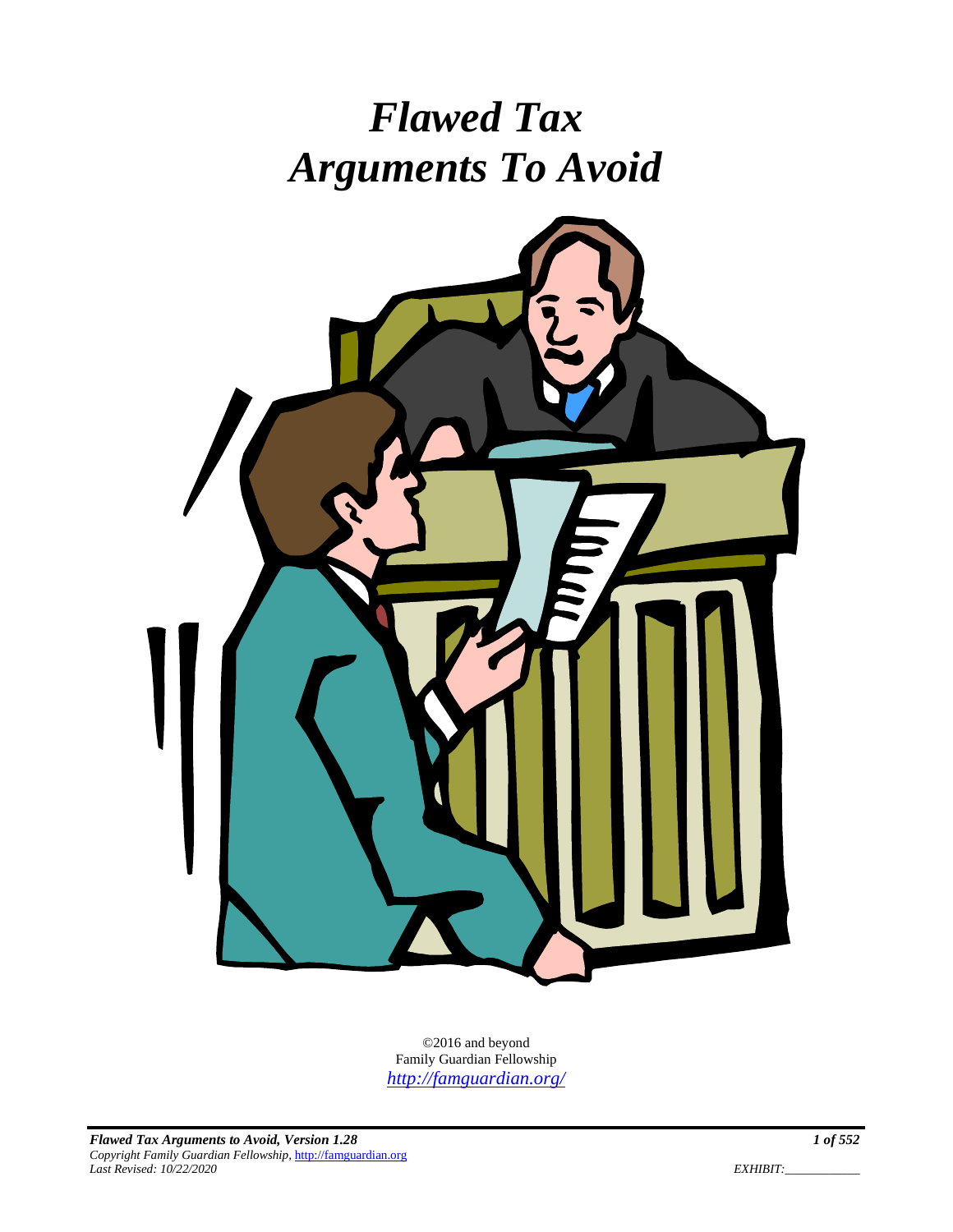# *Flawed Tax Arguments To Avoid*

©2016 and beyond
Family Guardian Fellowship
*http://famguardian.org/*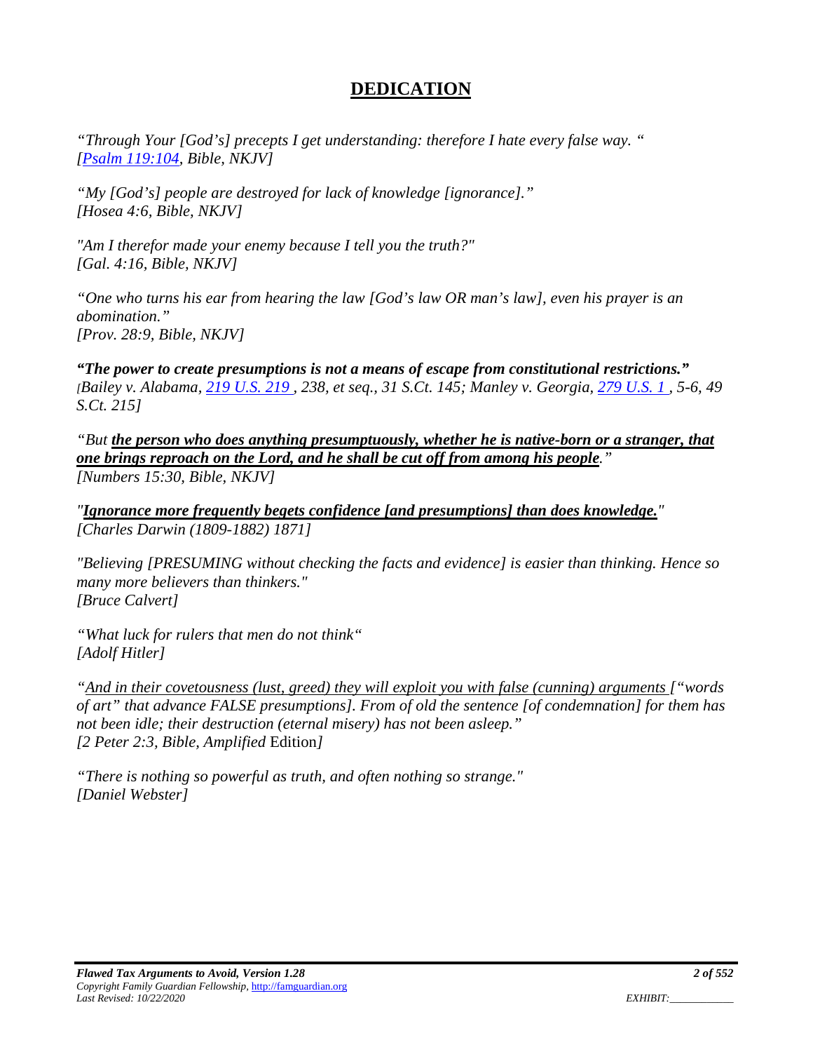# DEDICATION

*"Through Your [God's] precepts I get understanding: therefore I hate every false way. "*
*[Psalm 119:104, Bible, NKJV]*

*"My [God's] people are destroyed for lack of knowledge [ignorance]."*
*[Hosea 4:6, Bible, NKJV]*

*"Am I therefor made your enemy because I tell you the truth?"*
*[Gal. 4:16, Bible, NKJV]*

*"One who turns his ear from hearing the law [God's law OR man's law], even his prayer is an abomination."*
*[Prov. 28:9, Bible, NKJV]*

***"The power to create presumptions is not a means of escape from constitutional restrictions."***
*[Bailey v. Alabama, 219 U.S. 219 , 238, et seq., 31 S.Ct. 145; Manley v. Georgia, 279 U.S. 1 , 5-6, 49 S.Ct. 215]*

*"But* ***the person who does anything presumptuously, whether he is native-born or a stranger, that one brings reproach on the Lord, and he shall be cut off from among his people****."*
*[Numbers 15:30, Bible, NKJV]*

*"****Ignorance more frequently begets confidence [and presumptions] than does knowledge.****"*
*[Charles Darwin (1809-1882) 1871]*

*"Believing [PRESUMING without checking the facts and evidence] is easier than thinking. Hence so many more believers than thinkers."*
*[Bruce Calvert]*

*"What luck for rulers that men do not think"*
*[Adolf Hitler]*

*"And in their covetousness (lust, greed) they will exploit you with false (cunning) arguments ["words of art" that advance FALSE presumptions]. From of old the sentence [of condemnation] for them has not been idle; their destruction (eternal misery) has not been asleep."*
*[2 Peter 2:3, Bible, Amplified* Edition*]*

*"There is nothing so powerful as truth, and often nothing so strange."*
*[Daniel Webster]*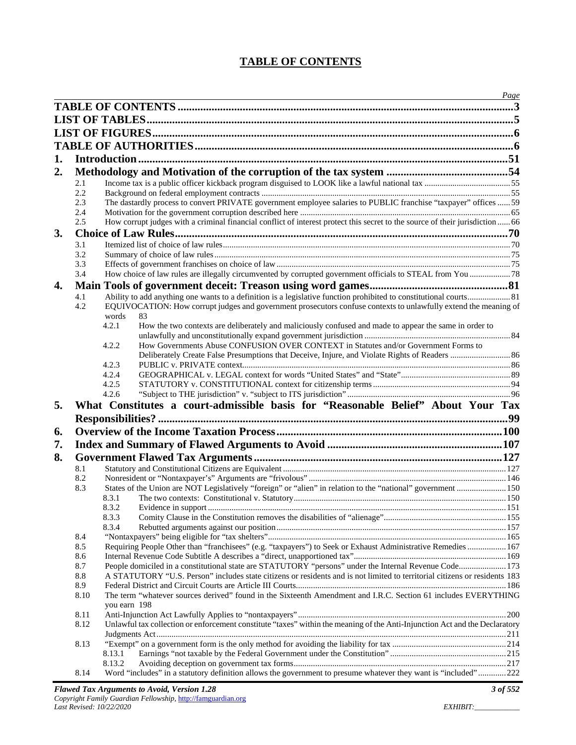# TABLE OF CONTENTS

| | | | Page |
|---|---|---|---|
| **TABLE OF CONTENTS** | | | **3** |
| **LIST OF TABLES** | | | **5** |
| **LIST OF FIGURES** | | | **6** |
| **TABLE OF AUTHORITIES** | | | **6** |
| **1.** | **Introduction** | | **51** |
| **2.** | **Methodology and Motivation of the corruption of the tax system** | | **54** |
| | 2.1 | Income tax is a public officer kickback program disguised to LOOK like a lawful national tax | 55 |
| | 2.2 | Background on federal employment contracts | 55 |
| | 2.3 | The dastardly process to convert PRIVATE government employee salaries to PUBLIC franchise "taxpayer" offices | 59 |
| | 2.4 | Motivation for the government corruption described here | 65 |
| | 2.5 | How corrupt judges with a criminal financial conflict of interest protect this secret to the source of their jurisdiction | 66 |
| **3.** | **Choice of Law Rules** | | **70** |
| | 3.1 | Itemized list of choice of law rules | 70 |
| | 3.2 | Summary of choice of law rules | 75 |
| | 3.3 | Effects of government franchises on choice of law | 75 |
| | 3.4 | How choice of law rules are illegally circumvented by corrupted government officials to STEAL from You | 78 |
| **4.** | **Main Tools of government deceit: Treason using word games** | | **81** |
| | 4.1 | Ability to add anything one wants to a definition is a legislative function prohibited to constitutional courts | 81 |
| | 4.2 | EQUIVOCATION: How corrupt judges and government prosecutors confuse contexts to unlawfully extend the meaning of words | 83 |
| | 4.2.1 | How the two contexts are deliberately and maliciously confused and made to appear the same in order to unlawfully and unconstitutionally expand government jurisdiction | 84 |
| | 4.2.2 | How Governments Abuse CONFUSION OVER CONTEXT in Statutes and/or Government Forms to Deliberately Create False Presumptions that Deceive, Injure, and Violate Rights of Readers | 86 |
| | 4.2.3 | PUBLIC v. PRIVATE context | 86 |
| | 4.2.4 | GEOGRAPHICAL v. LEGAL context for words "United States" and "State" | 89 |
| | 4.2.5 | STATUTORY v. CONSTITUTIONAL context for citizenship terms | 94 |
| | 4.2.6 | "Subject to THE jurisdiction" v. "subject to ITS jurisdiction" | 96 |
| **5.** | **What Constitutes a court-admissible basis for "Reasonable Belief" About Your Tax Responsibilities?** | | **99** |
| **6.** | **Overview of the Income Taxation Process** | | **100** |
| **7.** | **Index and Summary of Flawed Arguments to Avoid** | | **107** |
| **8.** | **Government Flawed Tax Arguments** | | **127** |
| | 8.1 | Statutory and Constitutional Citizens are Equivalent | 127 |
| | 8.2 | Nonresident or "Nontaxpayer's" Arguments are "frivolous" | 146 |
| | 8.3 | States of the Union are NOT Legislatively "foreign" or "alien" in relation to the "national" government | 150 |
| | 8.3.1 | The two contexts: Constitutional v. Statutory | 150 |
| | 8.3.2 | Evidence in support | 151 |
| | 8.3.3 | Comity Clause in the Constitution removes the disabilities of "alienage" | 155 |
| | 8.3.4 | Rebutted arguments against our position | 157 |
| | 8.4 | "Nontaxpayers" being eligible for "tax shelters" | 165 |
| | 8.5 | Requiring People Other than "franchisees" (e.g. "taxpayers") to Seek or Exhaust Administrative Remedies | 167 |
| | 8.6 | Internal Revenue Code Subtitle A describes a "direct, unapportioned tax" | 169 |
| | 8.7 | People domiciled in a constitutional state are STATUTORY "persons" under the Internal Revenue Code | 173 |
| | 8.8 | A STATUTORY "U.S. Person" includes state citizens or residents and is not limited to territorial citizens or residents | 183 |
| | 8.9 | Federal District and Circuit Courts are Article III Courts | 186 |
| | 8.10 | The term "whatever sources derived" found in the Sixteenth Amendment and I.R.C. Section 61 includes EVERYTHING you earn | 198 |
| | 8.11 | Anti-Injunction Act Lawfully Applies to "nontaxpayers" | 200 |
| | 8.12 | Unlawful tax collection or enforcement constitute "taxes" within the meaning of the Anti-Injunction Act and the Declaratory Judgments Act | 211 |
| | 8.13 | "Exempt" on a government form is the only method for avoiding the liability for tax | 214 |
| | 8.13.1 | Earnings "not taxable by the Federal Government under the Constitution" | 215 |
| | 8.13.2 | Avoiding deception on government tax forms | 217 |
| | 8.14 | Word "includes" in a statutory definition allows the government to presume whatever they want is "included" | 222 |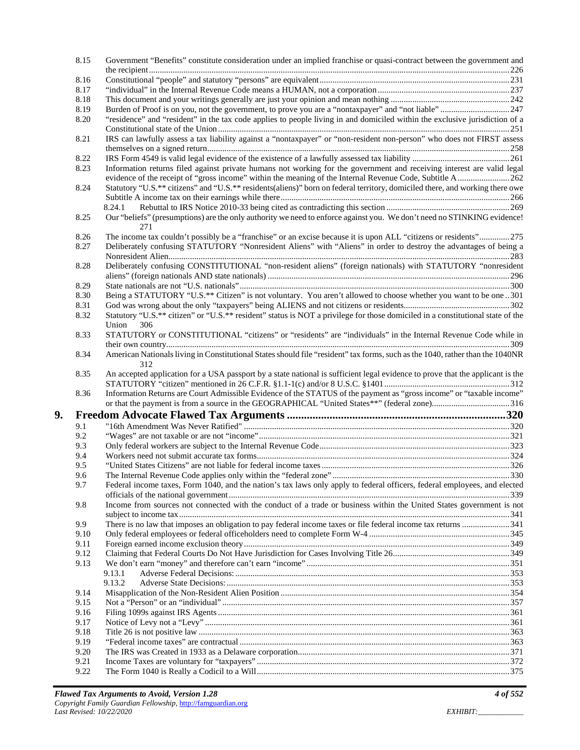8.15 Government “Benefits” constitute consideration under an implied franchise or quasi-contract between the government and the recipient ..... 226
8.16 Constitutional “people” and statutory “persons” are equivalent ..... 231
8.17 “individual” in the Internal Revenue Code means a HUMAN, not a corporation ..... 237
8.18 This document and your writings generally are just your opinion and mean nothing ..... 242
8.19 Burden of Proof is on you, not the government, to prove you are a “nontaxpayer” and “not liable” ..... 247
8.20 “residence” and “resident” in the tax code applies to people living in and domiciled within the exclusive jurisdiction of a Constitutional state of the Union ..... 251
8.21 IRS can lawfully assess a tax liability against a “nontaxpayer” or “non-resident non-person” who does not FIRST assess themselves on a signed return ..... 258
8.22 IRS Form 4549 is valid legal evidence of the existence of a lawfully assessed tax liability ..... 261
8.23 Information returns filed against private humans not working for the government and receiving interest are valid legal evidence of the receipt of “gross income” within the meaning of the Internal Revenue Code, Subtitle A ..... 262
8.24 Statutory “U.S.** citizens” and “U.S.** residents(aliens)” born on federal territory, domiciled there, and working there owe Subtitle A income tax on their earnings while there ..... 266
8.24.1 Rebuttal to IRS Notice 2010-33 being cited as contradicting this section ..... 269
8.25 Our “beliefs” (presumptions) are the only authority we need to enforce against you. We don’t need no STINKING evidence! 271
8.26 The income tax couldn’t possibly be a “franchise” or an excise because it is upon ALL “citizens or residents” ..... 275
8.27 Deliberately confusing STATUTORY “Nonresident Aliens” with “Aliens” in order to destroy the advantages of being a Nonresident Alien ..... 283
8.28 Deliberately confusing CONSTITUTIONAL “non-resident aliens” (foreign nationals) with STATUTORY “nonresident aliens” (foreign nationals AND state nationals) ..... 296
8.29 State nationals are not “U.S. nationals” ..... 300
8.30 Being a STATUTORY “U.S.** Citizen” is not voluntary. You aren’t allowed to choose whether you want to be one ..... 301
8.31 God was wrong about the only “taxpayers” being ALIENS and not citizens or residents ..... 302
8.32 Statutory “U.S.** citizen” or “U.S.** resident” status is NOT a privilege for those domiciled in a constitutional state of the Union 306
8.33 STATUTORY or CONSTITUTIONAL “citizens” or “residents” are “individuals” in the Internal Revenue Code while in their own country ..... 309
8.34 American Nationals living in Constitutional States should file “resident” tax forms, such as the 1040, rather than the 1040NR 312
8.35 An accepted application for a USA passport by a state national is sufficient legal evidence to prove that the applicant is the STATUTORY “citizen” mentioned in 26 C.F.R. §1.1-1(c) and/or 8 U.S.C. §1401 ..... 312
8.36 Information Returns are Court Admissible Evidence of the STATUS of the payment as “gross income” or “taxable income” or that the payment is from a source in the GEOGRAPHICAL “United States**” (federal zone) ..... 316

# 9. Freedom Advocate Flawed Tax Arguments ..... 320

9.1 "16th Amendment Was Never Ratified" ..... 320
9.2 “Wages” are not taxable or are not “income” ..... 321
9.3 Only federal workers are subject to the Internal Revenue Code ..... 323
9.4 Workers need not submit accurate tax forms ..... 324
9.5 “United States Citizens” are not liable for federal income taxes ..... 326
9.6 The Internal Revenue Code applies only within the “federal zone” ..... 330
9.7 Federal income taxes, Form 1040, and the nation’s tax laws only apply to federal officers, federal employees, and elected officials of the national government ..... 339
9.8 Income from sources not connected with the conduct of a trade or business within the United States government is not subject to income tax ..... 341
9.9 There is no law that imposes an obligation to pay federal income taxes or file federal income tax returns ..... 341
9.10 Only federal employees or federal officeholders need to complete Form W-4 ..... 345
9.11 Foreign earned income exclusion theory ..... 349
9.12 Claiming that Federal Courts Do Not Have Jurisdiction for Cases Involving Title 26 ..... 349
9.13 We don’t earn “money” and therefore can’t earn “income” ..... 351
9.13.1 Adverse Federal Decisions: ..... 353
9.13.2 Adverse State Decisions: ..... 353
9.14 Misapplication of the Non-Resident Alien Position ..... 354
9.15 Not a “Person” or an “individual” ..... 357
9.16 Filing 1099s against IRS Agents ..... 361
9.17 Notice of Levy not a “Levy” ..... 361
9.18 Title 26 is not positive law ..... 363
9.19 “Federal income taxes” are contractual ..... 363
9.20 The IRS was Created in 1933 as a Delaware corporation ..... 371
9.21 Income Taxes are voluntary for “taxpayers” ..... 372
9.22 The Form 1040 is Really a Codicil to a Will ..... 375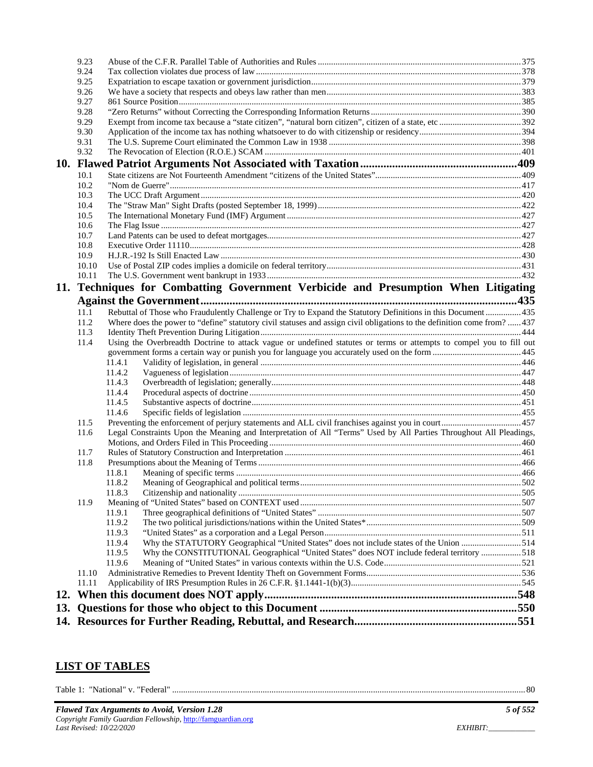9.23 Abuse of the C.F.R. Parallel Table of Authorities and Rules ... 375
9.24 Tax collection violates due process of law ... 378
9.25 Expatriation to escape taxation or government jurisdiction ... 379
9.26 We have a society that respects and obeys law rather than men ... 383
9.27 861 Source Position ... 385
9.28 "Zero Returns" without Correcting the Corresponding Information Returns ... 390
9.29 Exempt from income tax because a "state citizen", "natural born citizen", citizen of a state, etc ... 392
9.30 Application of the income tax has nothing whatsoever to do with citizenship or residency ... 394
9.31 The U.S. Supreme Court eliminated the Common Law in 1938 ... 398
9.32 The Revocation of Election (R.O.E.) SCAM ... 401

**10. Flawed Patriot Arguments Not Associated with Taxation ... 409**

10.1 State citizens are Not Fourteenth Amendment "citizens of the United States" ... 409
10.2 "Nom de Guerre" ... 417
10.3 The UCC Draft Argument ... 420
10.4 The "Straw Man" Sight Drafts (posted September 18, 1999) ... 422
10.5 The International Monetary Fund (IMF) Argument ... 427
10.6 The Flag Issue ... 427
10.7 Land Patents can be used to defeat mortgages ... 427
10.8 Executive Order 11110 ... 428
10.9 H.J.R.-192 Is Still Enacted Law ... 430
10.10 Use of Postal ZIP codes implies a domicile on federal territory ... 431
10.11 The U.S. Government went bankrupt in 1933 ... 432

**11. Techniques for Combatting Government Verbicide and Presumption When Litigating Against the Government ... 435**

11.1 Rebuttal of Those who Fraudulently Challenge or Try to Expand the Statutory Definitions in this Document ... 435
11.2 Where does the power to "define" statutory civil statuses and assign civil obligations to the definition come from? ... 437
11.3 Identity Theft Prevention During Litigation ... 444
11.4 Using the Overbreadth Doctrine to attack vague or undefined statutes or terms or attempts to compel you to fill out government forms a certain way or punish you for language you accurately used on the form ... 445
  11.4.1 Validity of legislation, in general ... 446
  11.4.2 Vagueness of legislation ... 447
  11.4.3 Overbreadth of legislation; generally ... 448
  11.4.4 Procedural aspects of doctrine ... 450
  11.4.5 Substantive aspects of doctrine ... 451
  11.4.6 Specific fields of legislation ... 455
11.5 Preventing the enforcement of perjury statements and ALL civil franchises against you in court ... 457
11.6 Legal Constraints Upon the Meaning and Interpretation of All "Terms" Used by All Parties Throughout All Pleadings, Motions, and Orders Filed in This Proceeding ... 460
11.7 Rules of Statutory Construction and Interpretation ... 461
11.8 Presumptions about the Meaning of Terms ... 466
  11.8.1 Meaning of specific terms ... 466
  11.8.2 Meaning of Geographical and political terms ... 502
  11.8.3 Citizenship and nationality ... 505
11.9 Meaning of "United States" based on CONTEXT used ... 507
  11.9.1 Three geographical definitions of "United States" ... 507
  11.9.2 The two political jurisdictions/nations within the United States* ... 509
  11.9.3 "United States" as a corporation and a Legal Person ... 511
  11.9.4 Why the STATUTORY Geographical "United States" does not include states of the Union ... 514
  11.9.5 Why the CONSTITUTIONAL Geographical "United States" does NOT include federal territory ... 518
  11.9.6 Meaning of "United States" in various contexts within the U.S. Code ... 521
11.10 Administrative Remedies to Prevent Identity Theft on Government Forms ... 536
11.11 Applicability of IRS Presumption Rules in 26 C.F.R. §1.1441-1(b)(3) ... 545

**12. When this document does NOT apply ... 548**

**13. Questions for those who object to this Document ... 550**

**14. Resources for Further Reading, Rebuttal, and Research ... 551**

## LIST OF TABLES

Table 1: "National" v. "Federal" ... 80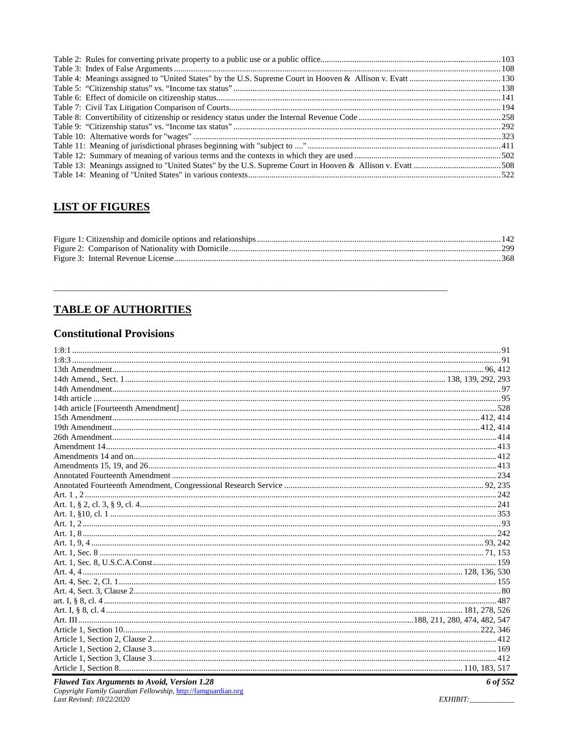Table 2: Rules for converting private property to a public use or a public office....103
Table 3: Index of False Arguments....108
Table 4: Meanings assigned to "United States" by the U.S. Supreme Court in Hooven & Allison v. Evatt....130
Table 5: "Citizenship status" vs. "Income tax status"....138
Table 6: Effect of domicile on citizenship status....141
Table 7: Civil Tax Litigation Comparison of Courts....194
Table 8: Convertibility of citizenship or residency status under the Internal Revenue Code....258
Table 9: "Citizenship status" vs. "Income tax status"....292
Table 10: Alternative words for "wages"....323
Table 11: Meaning of jurisdictional phrases beginning with "subject to ...."....411
Table 12: Summary of meaning of various terms and the contexts in which they are used....502
Table 13: Meanings assigned to "United States" by the U.S. Supreme Court in Hooven & Allison v. Evatt....508
Table 14: Meaning of "United States" in various contexts....522

## LIST OF FIGURES

Figure 1: Citizenship and domicile options and relationships....142
Figure 2: Comparison of Nationality with Domicile....299
Figure 3: Internal Revenue License....368

---

## TABLE OF AUTHORITIES

### Constitutional Provisions

1:8:1....91
1:8:3....91
13th Amendment....96, 412
14th Amend., Sect. 1....138, 139, 292, 293
14th Amendment....97
14th article....95
14th article [Fourteenth Amendment]....528
15th Amendment....412, 414
19th Amendment....412, 414
26th Amendment....414
Amendment 14....413
Amendments 14 and on....412
Amendments 15, 19, and 26....413
Annotated Fourteenth Amendment....234
Annotated Fourteenth Amendment, Congressional Research Service....92, 235
Art. 1 , 2....242
Art. 1, § 2, cl. 3, § 9, cl. 4....241
Art. 1, §10, cl. 1....353
Art. 1, 2....93
Art. 1, 8....242
Art. 1, 9, 4....93, 242
Art. 1, Sec. 8....71, 153
Art. 1, Sec. 8, U.S.C.A.Const....159
Art. 4, 4....128, 136, 530
Art. 4, Sec. 2, Cl. 1....155
Art. 4, Sect. 3, Clause 2....80
art. I, § 8, cl. 4....487
Art. I, § 8, cl. 4....181, 278, 526
Art. III....188, 211, 280, 474, 482, 547
Article 1, Section 10....222, 346
Article 1, Section 2, Clause 2....412
Article 1, Section 2, Clause 3....169
Article 1, Section 3, Clause 3....412
Article 1, Section 8....110, 183, 517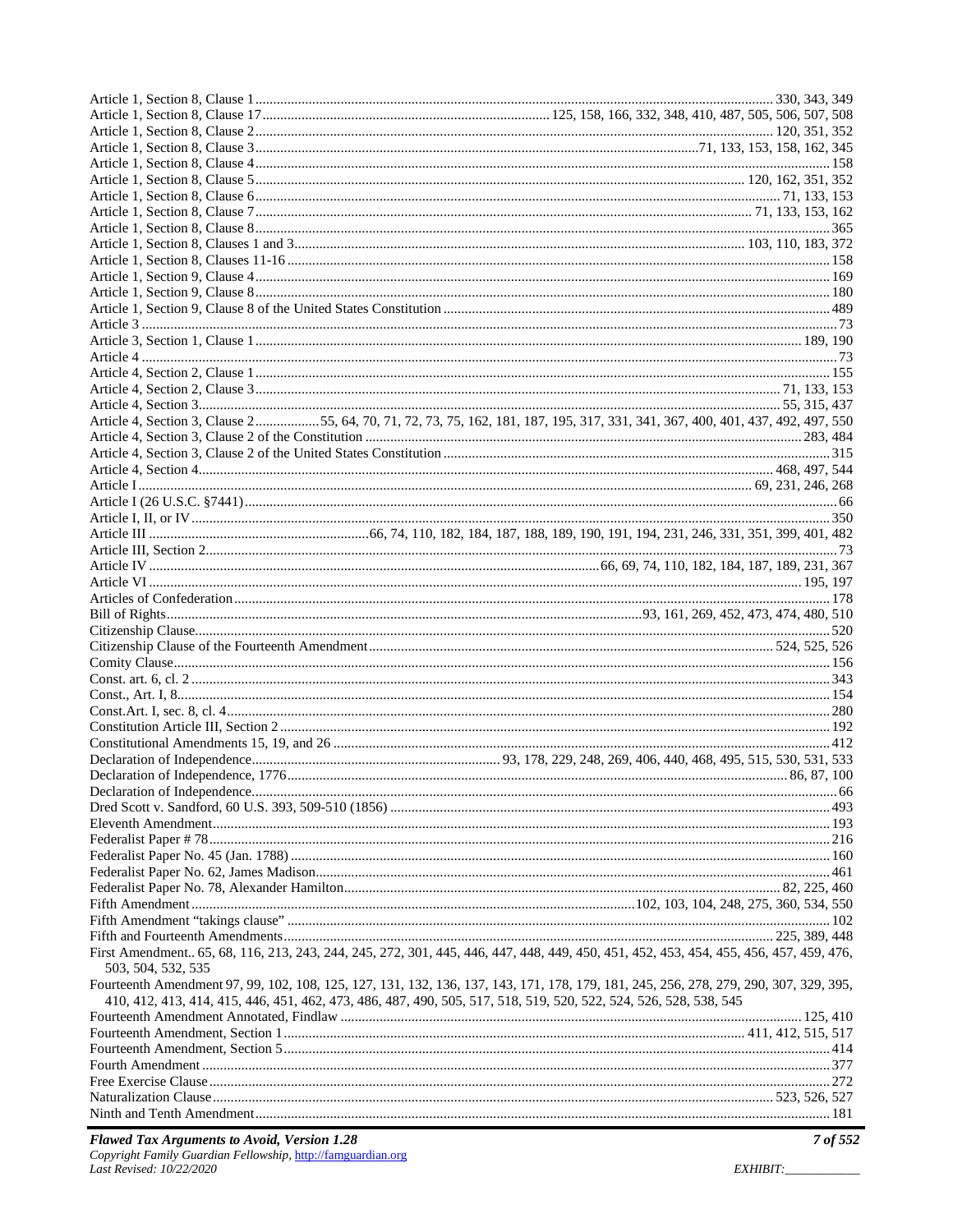Article 1, Section 8, Clause 1 ........ 330, 343, 349
Article 1, Section 8, Clause 17 ........ 125, 158, 166, 332, 348, 410, 487, 505, 506, 507, 508
Article 1, Section 8, Clause 2 ........ 120, 351, 352
Article 1, Section 8, Clause 3 ........ 71, 133, 153, 158, 162, 345
Article 1, Section 8, Clause 4 ........ 158
Article 1, Section 8, Clause 5 ........ 120, 162, 351, 352
Article 1, Section 8, Clause 6 ........ 71, 133, 153
Article 1, Section 8, Clause 7 ........ 71, 133, 153, 162
Article 1, Section 8, Clause 8 ........ 365
Article 1, Section 8, Clauses 1 and 3 ........ 103, 110, 183, 372
Article 1, Section 8, Clauses 11-16 ........ 158
Article 1, Section 9, Clause 4 ........ 169
Article 1, Section 9, Clause 8 ........ 180
Article 1, Section 9, Clause 8 of the United States Constitution ........ 489
Article 3 ........ 73
Article 3, Section 1, Clause 1 ........ 189, 190
Article 4 ........ 73
Article 4, Section 2, Clause 1 ........ 155
Article 4, Section 2, Clause 3 ........ 71, 133, 153
Article 4, Section 3 ........ 55, 315, 437
Article 4, Section 3, Clause 2 ........ 55, 64, 70, 71, 72, 73, 75, 162, 181, 187, 195, 317, 331, 341, 367, 400, 401, 437, 492, 497, 550
Article 4, Section 3, Clause 2 of the Constitution ........ 283, 484
Article 4, Section 3, Clause 2 of the United States Constitution ........ 315
Article 4, Section 4 ........ 468, 497, 544
Article I ........ 69, 231, 246, 268
Article I (26 U.S.C. §7441) ........ 66
Article I, II, or IV ........ 350
Article III ........ 66, 74, 110, 182, 184, 187, 188, 189, 190, 191, 194, 231, 246, 331, 351, 399, 401, 482
Article III, Section 2 ........ 73
Article IV ........ 66, 69, 74, 110, 182, 184, 187, 189, 231, 367
Article VI ........ 195, 197
Articles of Confederation ........ 178
Bill of Rights ........ 93, 161, 269, 452, 473, 474, 480, 510
Citizenship Clause ........ 520
Citizenship Clause of the Fourteenth Amendment ........ 524, 525, 526
Comity Clause ........ 156
Const. art. 6, cl. 2 ........ 343
Const., Art. I, 8 ........ 154
Const.Art. I, sec. 8, cl. 4 ........ 280
Constitution Article III, Section 2 ........ 192
Constitutional Amendments 15, 19, and 26 ........ 412
Declaration of Independence ........ 93, 178, 229, 248, 269, 406, 440, 468, 495, 515, 530, 531, 533
Declaration of Independence, 1776 ........ 86, 87, 100
Declaration of Independence ........ 66
Dred Scott v. Sandford, 60 U.S. 393, 509-510 (1856) ........ 493
Eleventh Amendment ........ 193
Federalist Paper # 78 ........ 216
Federalist Paper No. 45 (Jan. 1788) ........ 160
Federalist Paper No. 62, James Madison ........ 461
Federalist Paper No. 78, Alexander Hamilton ........ 82, 225, 460
Fifth Amendment ........ 102, 103, 104, 248, 275, 360, 534, 550
Fifth Amendment "takings clause" ........ 102
Fifth and Fourteenth Amendments ........ 225, 389, 448
First Amendment.. 65, 68, 116, 213, 243, 244, 245, 272, 301, 445, 446, 447, 448, 449, 450, 451, 452, 453, 454, 455, 456, 457, 459, 476, 503, 504, 532, 535
Fourteenth Amendment 97, 99, 102, 108, 125, 127, 131, 132, 136, 137, 143, 171, 178, 179, 181, 245, 256, 278, 279, 290, 307, 329, 395, 410, 412, 413, 414, 415, 446, 451, 462, 473, 486, 487, 490, 505, 517, 518, 519, 520, 522, 524, 526, 528, 538, 545
Fourteenth Amendment Annotated, Findlaw ........ 125, 410
Fourteenth Amendment, Section 1 ........ 411, 412, 515, 517
Fourteenth Amendment, Section 5 ........ 414
Fourth Amendment ........ 377
Free Exercise Clause ........ 272
Naturalization Clause ........ 523, 526, 527
Ninth and Tenth Amendment ........ 181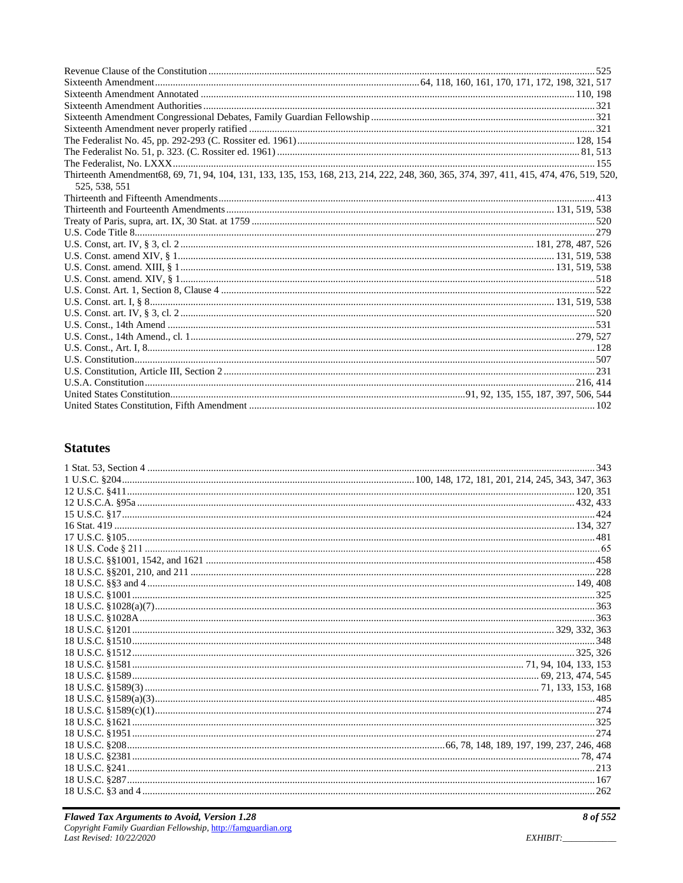Revenue Clause of the Constitution ........ 525
Sixteenth Amendment ........ 64, 118, 160, 161, 170, 171, 172, 198, 321, 517
Sixteenth Amendment Annotated ........ 110, 198
Sixteenth Amendment Authorities ........ 321
Sixteenth Amendment Congressional Debates, Family Guardian Fellowship ........ 321
Sixteenth Amendment never properly ratified ........ 321
The Federalist No. 45, pp. 292-293 (C. Rossiter ed. 1961) ........ 128, 154
The Federalist No. 51, p. 323. (C. Rossiter ed. 1961) ........ 81, 513
The Federalist, No. LXXX ........ 155
Thirteenth Amendment68, 69, 71, 94, 104, 131, 133, 135, 153, 168, 213, 214, 222, 248, 360, 365, 374, 397, 411, 415, 474, 476, 519, 520, 525, 538, 551
Thirteenth and Fifteenth Amendments ........ 413
Thirteenth and Fourteenth Amendments ........ 131, 519, 538
Treaty of Paris, supra, art. IX, 30 Stat. at 1759 ........ 520
U.S. Code Title 8 ........ 279
U.S. Const, art. IV, § 3, cl. 2 ........ 181, 278, 487, 526
U.S. Const. amend XIV, § 1 ........ 131, 519, 538
U.S. Const. amend. XIII, § 1 ........ 131, 519, 538
U.S. Const. amend. XIV, § 1 ........ 518
U.S. Const. Art. 1, Section 8, Clause 4 ........ 522
U.S. Const. art. I, § 8 ........ 131, 519, 538
U.S. Const. art. IV, § 3, cl. 2 ........ 520
U.S. Const., 14th Amend ........ 531
U.S. Const., 14th Amend., cl. 1 ........ 279, 527
U.S. Const., Art. I, 8 ........ 128
U.S. Constitution ........ 507
U.S. Constitution, Article III, Section 2 ........ 231
U.S.A. Constitution ........ 216, 414
United States Constitution ........ 91, 92, 135, 155, 187, 397, 506, 544
United States Constitution, Fifth Amendment ........ 102

## Statutes

1 Stat. 53, Section 4 ........ 343
1 U.S.C. §204 ........ 100, 148, 172, 181, 201, 214, 245, 343, 347, 363
12 U.S.C. §411 ........ 120, 351
12 U.S.C.A. §95a ........ 432, 433
15 U.S.C. §17 ........ 424
16 Stat. 419 ........ 134, 327
17 U.S.C. §105 ........ 481
18 U.S. Code § 211 ........ 65
18 U.S.C. §§1001, 1542, and 1621 ........ 458
18 U.S.C. §§201, 210, and 211 ........ 228
18 U.S.C. §§3 and 4 ........ 149, 408
18 U.S.C. §1001 ........ 325
18 U.S.C. §1028(a)(7) ........ 363
18 U.S.C. §1028A ........ 363
18 U.S.C. §1201 ........ 329, 332, 363
18 U.S.C. §1510 ........ 348
18 U.S.C. §1512 ........ 325, 326
18 U.S.C. §1581 ........ 71, 94, 104, 133, 153
18 U.S.C. §1589 ........ 69, 213, 474, 545
18 U.S.C. §1589(3) ........ 71, 133, 153, 168
18 U.S.C. §1589(a)(3) ........ 485
18 U.S.C. §1589(c)(1) ........ 274
18 U.S.C. §1621 ........ 325
18 U.S.C. §1951 ........ 274
18 U.S.C. §208 ........ 66, 78, 148, 189, 197, 199, 237, 246, 468
18 U.S.C. §2381 ........ 78, 474
18 U.S.C. §241 ........ 213
18 U.S.C. §287 ........ 167
18 U.S.C. §3 and 4 ........ 262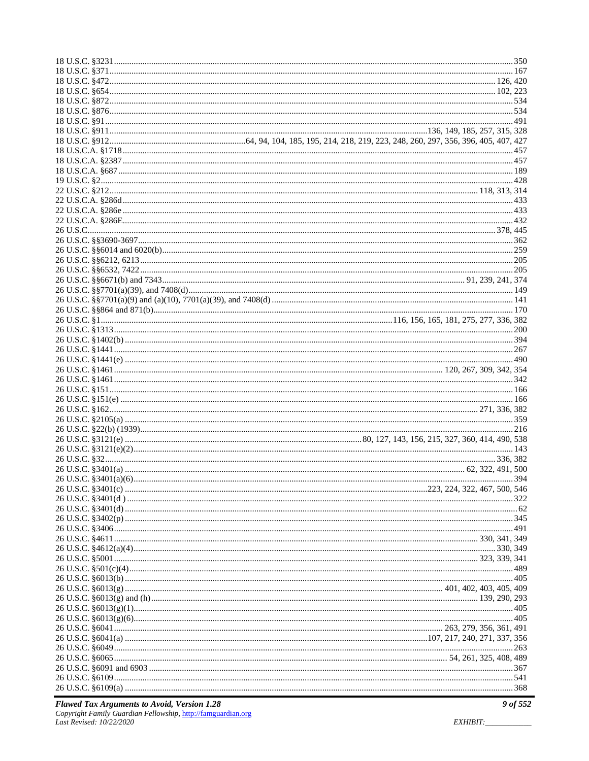18 U.S.C. §3231 ........................................................................................................................................................... 350
18 U.S.C. §371 ............................................................................................................................................................. 167
18 U.S.C. §472 ....................................................................................................................................................... 126, 420
18 U.S.C. §654 ....................................................................................................................................................... 102, 223
18 U.S.C. §872 ............................................................................................................................................................. 534
18 U.S.C. §876 ............................................................................................................................................................. 534
18 U.S.C. §91 ............................................................................................................................................................... 491
18 U.S.C. §911 ........................................................................................................................... 136, 149, 185, 257, 315, 328
18 U.S.C. §912 ............................................................ 64, 94, 104, 185, 195, 214, 218, 219, 223, 248, 260, 297, 356, 396, 405, 407, 427
18 U.S.C.A. §1718 ....................................................................................................................................................... 457
18 U.S.C.A. §2387 ....................................................................................................................................................... 457
18 U.S.C.A. §687 ......................................................................................................................................................... 189
19 U.S.C. §2 ................................................................................................................................................................. 428
22 U.S.C. §212 ................................................................................................................................................. 118, 313, 314
22 U.S.C.A. §286d ....................................................................................................................................................... 433
22 U.S.C.A. §286e ....................................................................................................................................................... 433
22 U.S.C.A. §286E ....................................................................................................................................................... 432
26 U.S.C. ........................................................................................................................................................... 378, 445
26 U.S.C. §§3690-3697 ................................................................................................................................................ 362
26 U.S.C. §§6014 and 6020(b) ..................................................................................................................................... 259
26 U.S.C. §§6212, 6213 ............................................................................................................................................... 205
26 U.S.C. §§6532, 7422 ............................................................................................................................................... 205
26 U.S.C. §§6671(b) and 7343 ........................................................................................................................ 91, 239, 241, 374
26 U.S.C. §§7701(a)(39), and 7408(d) ......................................................................................................................... 149
26 U.S.C. §§7701(a)(9) and (a)(10), 7701(a)(39), and 7408(d) .................................................................................. 141
26 U.S.C. §§864 and 871(b) ......................................................................................................................................... 170
26 U.S.C. §1 ..................................................................................................................... 116, 156, 165, 181, 275, 277, 336, 382
26 U.S.C. §1313 ........................................................................................................................................................... 200
26 U.S.C. §1402(b) ...................................................................................................................................................... 394
26 U.S.C. §1441 ........................................................................................................................................................... 267
26 U.S.C. §1441(e) ...................................................................................................................................................... 490
26 U.S.C. §1461 ............................................................................................................................... 120, 267, 309, 342, 354
26 U.S.C. §1461 ........................................................................................................................................................... 342
26 U.S.C. §151 ............................................................................................................................................................. 166
26 U.S.C. §151(e) ........................................................................................................................................................ 166
26 U.S.C. §162 ....................................................................................................................................................... 271, 336, 382
26 U.S.C. §2105(a) ...................................................................................................................................................... 359
26 U.S.C. §22(b) (1939) ............................................................................................................................................... 216
26 U.S.C. §3121(e) ............................................................................................................... 80, 127, 143, 156, 215, 327, 360, 414, 490, 538
26 U.S.C. §3121(e)(2) .................................................................................................................................................. 143
26 U.S.C. §32 ......................................................................................................................................................... 336, 382
26 U.S.C. §3401(a) ...................................................................................................................................... 62, 322, 491, 500
26 U.S.C. §3401(a)(6) .................................................................................................................................................. 394
26 U.S.C. §3401(c) ................................................................................................................................ 223, 224, 322, 467, 500, 546
26 U.S.C. §3401(d ) ..................................................................................................................................................... 322
26 U.S.C. §3401(d) ......................................................................................................................................................... 62
26 U.S.C. §3402(p) ...................................................................................................................................................... 345
26 U.S.C. §3406 ........................................................................................................................................................... 491
26 U.S.C. §4611 ..................................................................................................................................................... 330, 341, 349
26 U.S.C. §4612(a)(4) ............................................................................................................................................. 330, 349
26 U.S.C. §5001 ..................................................................................................................................................... 323, 339, 341
26 U.S.C. §501(c)(4) ..................................................................................................................................................... 489
26 U.S.C. §6013(b) ...................................................................................................................................................... 405
26 U.S.C. §6013(g) ........................................................................................................................... 401, 402, 403, 405, 409
26 U.S.C. §6013(g) and (h) .......................................................................................................................... 139, 290, 293
26 U.S.C. §6013(g)(1) .................................................................................................................................................. 405
26 U.S.C. §6013(g)(6) .................................................................................................................................................. 405
26 U.S.C. §6041 ............................................................................................................................... 263, 279, 356, 361, 491
26 U.S.C. §6041(a) ..................................................................................................................... 107, 217, 240, 271, 337, 356
26 U.S.C. §6049 ........................................................................................................................................................... 263
26 U.S.C. §6065 ..................................................................................................................................... 54, 261, 325, 408, 489
26 U.S.C. §6091 and 6903 ............................................................................................................................................ 367
26 U.S.C. §6109 ........................................................................................................................................................... 541
26 U.S.C. §6109(a) ...................................................................................................................................................... 368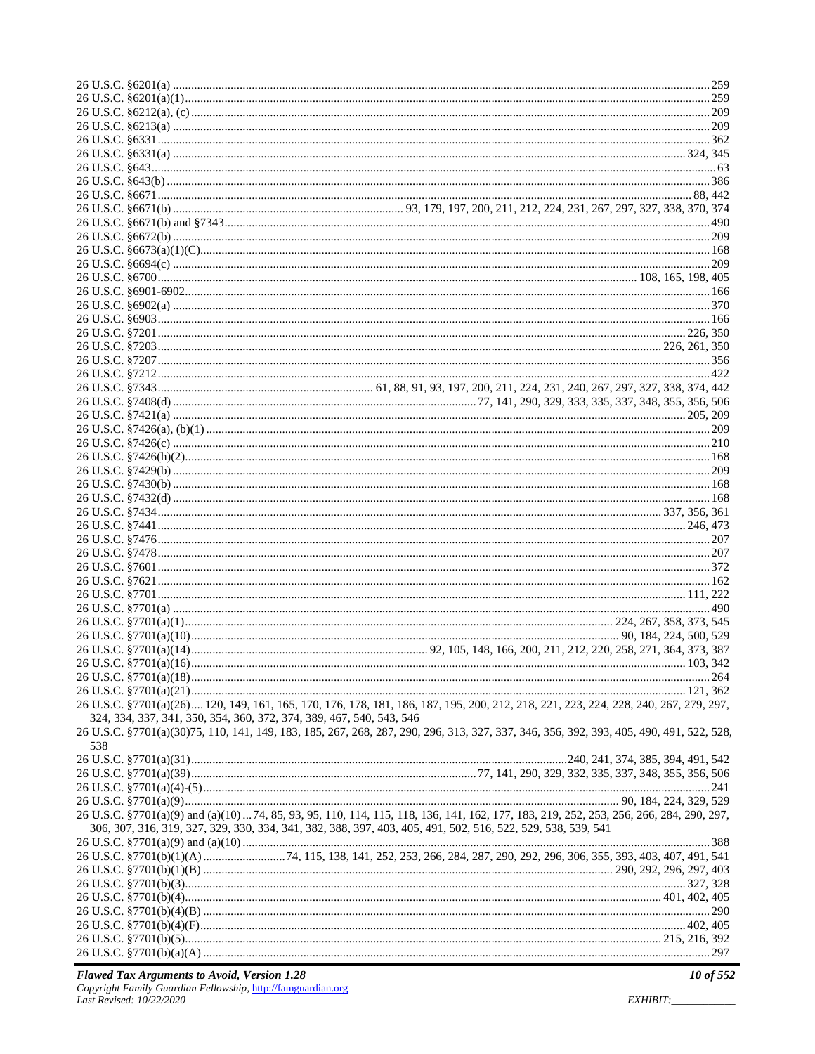26 U.S.C. §6201(a) ........................................................................ 259
26 U.S.C. §6201(a)(1)........................................................................ 259
26 U.S.C. §6212(a), (c) ........................................................................ 209
26 U.S.C. §6213(a) ........................................................................ 209
26 U.S.C. §6331........................................................................ 362
26 U.S.C. §6331(a) ........................................................................ 324, 345
26 U.S.C. §643........................................................................ 63
26 U.S.C. §643(b) ........................................................................ 386
26 U.S.C. §6671........................................................................ 88, 442
26 U.S.C. §6671(b) ........................................................................ 93, 179, 197, 200, 211, 212, 224, 231, 267, 297, 327, 338, 370, 374
26 U.S.C. §6671(b) and §7343........................................................................ 490
26 U.S.C. §6672(b) ........................................................................ 209
26 U.S.C. §6673(a)(1)(C)........................................................................ 168
26 U.S.C. §6694(c) ........................................................................ 209
26 U.S.C. §6700........................................................................ 108, 165, 198, 405
26 U.S.C. §6901-6902........................................................................ 166
26 U.S.C. §6902(a) ........................................................................ 370
26 U.S.C. §6903........................................................................ 166
26 U.S.C. §7201........................................................................ 226, 350
26 U.S.C. §7203........................................................................ 226, 261, 350
26 U.S.C. §7207........................................................................ 356
26 U.S.C. §7212........................................................................ 422
26 U.S.C. §7343........................................................................ 61, 88, 91, 93, 197, 200, 211, 224, 231, 240, 267, 297, 327, 338, 374, 442
26 U.S.C. §7408(d) ........................................................................ 77, 141, 290, 329, 333, 335, 337, 348, 355, 356, 506
26 U.S.C. §7421(a) ........................................................................ 205, 209
26 U.S.C. §7426(a), (b)(1) ........................................................................ 209
26 U.S.C. §7426(c) ........................................................................ 210
26 U.S.C. §7426(h)(2)........................................................................ 168
26 U.S.C. §7429(b) ........................................................................ 209
26 U.S.C. §7430(b) ........................................................................ 168
26 U.S.C. §7432(d) ........................................................................ 168
26 U.S.C. §7434........................................................................ 337, 356, 361
26 U.S.C. §7441........................................................................ 246, 473
26 U.S.C. §7476........................................................................ 207
26 U.S.C. §7478........................................................................ 207
26 U.S.C. §7601........................................................................ 372
26 U.S.C. §7621........................................................................ 162
26 U.S.C. §7701........................................................................ 111, 222
26 U.S.C. §7701(a) ........................................................................ 490
26 U.S.C. §7701(a)(1)........................................................................ 224, 267, 358, 373, 545
26 U.S.C. §7701(a)(10)........................................................................ 90, 184, 224, 500, 529
26 U.S.C. §7701(a)(14)........................................................................ 92, 105, 148, 166, 200, 211, 212, 220, 258, 271, 364, 373, 387
26 U.S.C. §7701(a)(16)........................................................................ 103, 342
26 U.S.C. §7701(a)(18)........................................................................ 264
26 U.S.C. §7701(a)(21)........................................................................ 121, 362
26 U.S.C. §7701(a)(26).... 120, 149, 161, 165, 170, 176, 178, 181, 186, 187, 195, 200, 212, 218, 221, 223, 224, 228, 240, 267, 279, 297, 324, 334, 337, 341, 350, 354, 360, 372, 374, 389, 467, 540, 543, 546
26 U.S.C. §7701(a)(30)75, 110, 141, 149, 183, 185, 267, 268, 287, 290, 296, 313, 327, 337, 346, 356, 392, 393, 405, 490, 491, 522, 528, 538
26 U.S.C. §7701(a)(31)........................................................................ 240, 241, 374, 385, 394, 491, 542
26 U.S.C. §7701(a)(39)........................................................................ 77, 141, 290, 329, 332, 335, 337, 348, 355, 356, 506
26 U.S.C. §7701(a)(4)-(5)........................................................................ 241
26 U.S.C. §7701(a)(9)........................................................................ 90, 184, 224, 329, 529
26 U.S.C. §7701(a)(9) and (a)(10) ... 74, 85, 93, 95, 110, 114, 115, 118, 136, 141, 162, 177, 183, 219, 252, 253, 256, 266, 284, 290, 297, 306, 307, 316, 319, 327, 329, 330, 334, 341, 382, 388, 397, 403, 405, 491, 502, 516, 522, 529, 538, 539, 541
26 U.S.C. §7701(a)(9) and (a)(10) ........................................................................ 388
26 U.S.C. §7701(b)(1)(A) ........................................................................ 74, 115, 138, 141, 252, 253, 266, 284, 287, 290, 292, 296, 306, 355, 393, 403, 407, 491, 541
26 U.S.C. §7701(b)(1)(B) ........................................................................ 290, 292, 296, 297, 403
26 U.S.C. §7701(b)(3)........................................................................ 327, 328
26 U.S.C. §7701(b)(4)........................................................................ 401, 402, 405
26 U.S.C. §7701(b)(4)(B) ........................................................................ 290
26 U.S.C. §7701(b)(4)(F)........................................................................ 402, 405
26 U.S.C. §7701(b)(5)........................................................................ 215, 216, 392
26 U.S.C. §7701(b)(a)(A) ........................................................................ 297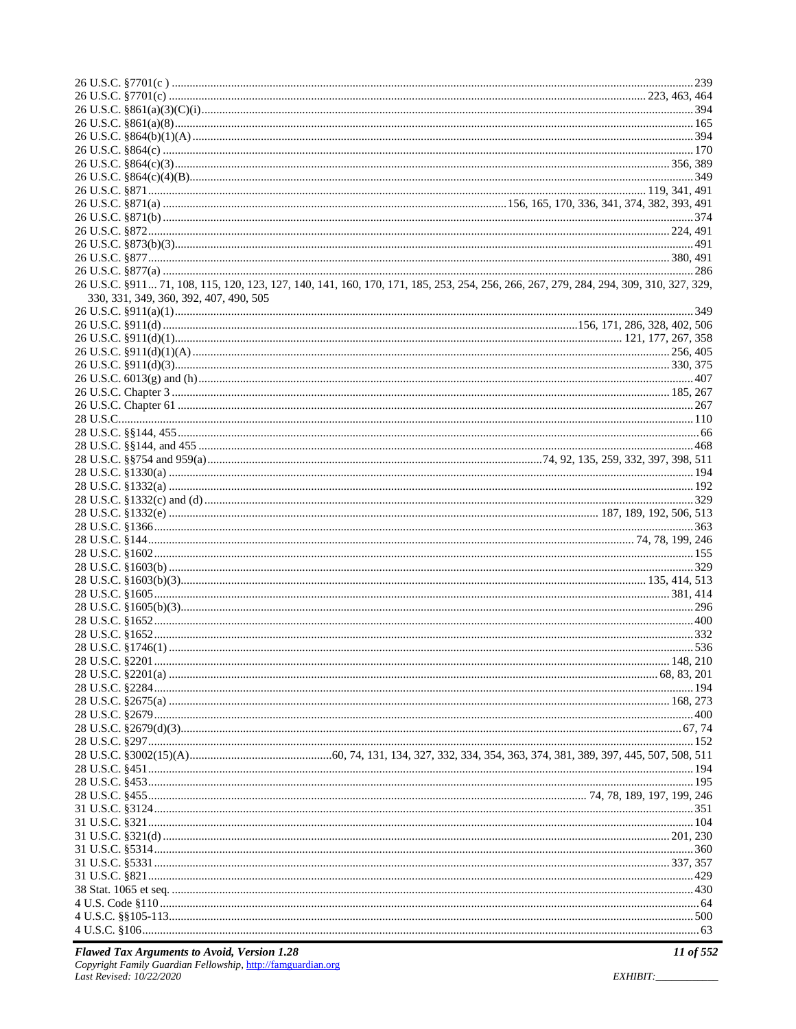26 U.S.C. §7701(c ) ........................................................................................................................................................ 239
26 U.S.C. §7701(c) ............................................................................................................................................ 223, 463, 464
26 U.S.C. §861(a)(3)(C)(i).................................................................................................................................................. 394
26 U.S.C. §861(a)(8).......................................................................................................................................................... 165
26 U.S.C. §864(b)(1)(A) .................................................................................................................................................... 394
26 U.S.C. §864(c) .............................................................................................................................................................. 170
26 U.S.C. §864(c)(3)................................................................................................................................................. 356, 389
26 U.S.C. §864(c)(4)(B)..................................................................................................................................................... 349
26 U.S.C. §871......................................................................................................................................................... 119, 341, 491
26 U.S.C. §871(a) ................................................................................................................156, 165, 170, 336, 341, 374, 382, 393, 491
26 U.S.C. §871(b) .............................................................................................................................................................. 374
26 U.S.C. §872............................................................................................................................................................ 224, 491
26 U.S.C. §873(b)(3).......................................................................................................................................................... 491
26 U.S.C. §877............................................................................................................................................................ 380, 491
26 U.S.C. §877(a) .............................................................................................................................................................. 286
26 U.S.C. §911... 71, 108, 115, 120, 123, 127, 140, 141, 160, 170, 171, 185, 253, 254, 256, 266, 267, 279, 284, 294, 309, 310, 327, 329, 330, 331, 349, 360, 392, 407, 490, 505
26 U.S.C. §911(a)(1).......................................................................................................................................................... 349
26 U.S.C. §911(d) ....................................................................................................................156, 171, 286, 328, 402, 506
26 U.S.C. §911(d)(1)........................................................................................................................................ 121, 177, 267, 358
26 U.S.C. §911(d)(1)(A) ............................................................................................................................................ 256, 405
26 U.S.C. §911(d)(3).................................................................................................................................................. 330, 375
26 U.S.C. 6013(g) and (h).................................................................................................................................................. 407
26 U.S.C. Chapter 3 .................................................................................................................................................. 185, 267
26 U.S.C. Chapter 61 ......................................................................................................................................................... 267
28 U.S.C.............................................................................................................................................................................. 110
28 U.S.C. §§144, 455............................................................................................................................................................ 66
28 U.S.C. §§144, and 455 .................................................................................................................................................. 468
28 U.S.C. §§754 and 959(a)...............................................................................74, 92, 135, 259, 332, 397, 398, 511
28 U.S.C. §1330(a) ............................................................................................................................................................. 194
28 U.S.C. §1332(a) ............................................................................................................................................................. 192
28 U.S.C. §1332(c) and (d)................................................................................................................................................. 329
28 U.S.C. §1332(e) .......................................................................................................................... 187, 189, 192, 506, 513
28 U.S.C. §1366.................................................................................................................................................................. 363
28 U.S.C. §144.......................................................................................................................................... 74, 78, 199, 246
28 U.S.C. §1602.................................................................................................................................................................. 155
28 U.S.C. §1603(b) ............................................................................................................................................................. 329
28 U.S.C. §1603(b)(3)....................................................................................................................................... 135, 414, 513
28 U.S.C. §1605.......................................................................................................................................................... 381, 414
28 U.S.C. §1605(b)(3)........................................................................................................................................................ 296
28 U.S.C. §1652.................................................................................................................................................................. 400
28 U.S.C. §1652.................................................................................................................................................................. 332
28 U.S.C. §1746(1) ............................................................................................................................................................. 536
28 U.S.C. §2201.......................................................................................................................................................... 148, 210
28 U.S.C. §2201(a) ............................................................................................................................................... 68, 83, 201
28 U.S.C. §2284.................................................................................................................................................................. 194
28 U.S.C. §2675(a) ..................................................................................................................................................... 168, 273
28 U.S.C. §2679.................................................................................................................................................................. 400
28 U.S.C. §2679(d)(3)............................................................................................................................................... 67, 74
28 U.S.C. §297.................................................................................................................................................................... 152
28 U.S.C. §3002(15)(A)...............................................60, 74, 131, 134, 327, 332, 334, 354, 363, 374, 381, 389, 397, 445, 507, 508, 511
28 U.S.C. §451.................................................................................................................................................................... 194
28 U.S.C. §453.................................................................................................................................................................... 195
28 U.S.C. §455.................................................................................................................................. 74, 78, 189, 197, 199, 246
31 U.S.C. §3124.................................................................................................................................................................. 351
31 U.S.C. §321.................................................................................................................................................................... 104
31 U.S.C. §321(d) ....................................................................................................................................................... 201, 230
31 U.S.C. §5314.................................................................................................................................................................. 360
31 U.S.C. §5331.......................................................................................................................................................... 337, 357
31 U.S.C. §821.................................................................................................................................................................... 429
38 Stat. 1065 et seq. ............................................................................................................................................................ 430
4 U.S. Code §110 .................................................................................................................................................................. 64
4 U.S.C. §§105-113............................................................................................................................................................ 500
4 U.S.C. §106........................................................................................................................................................................ 63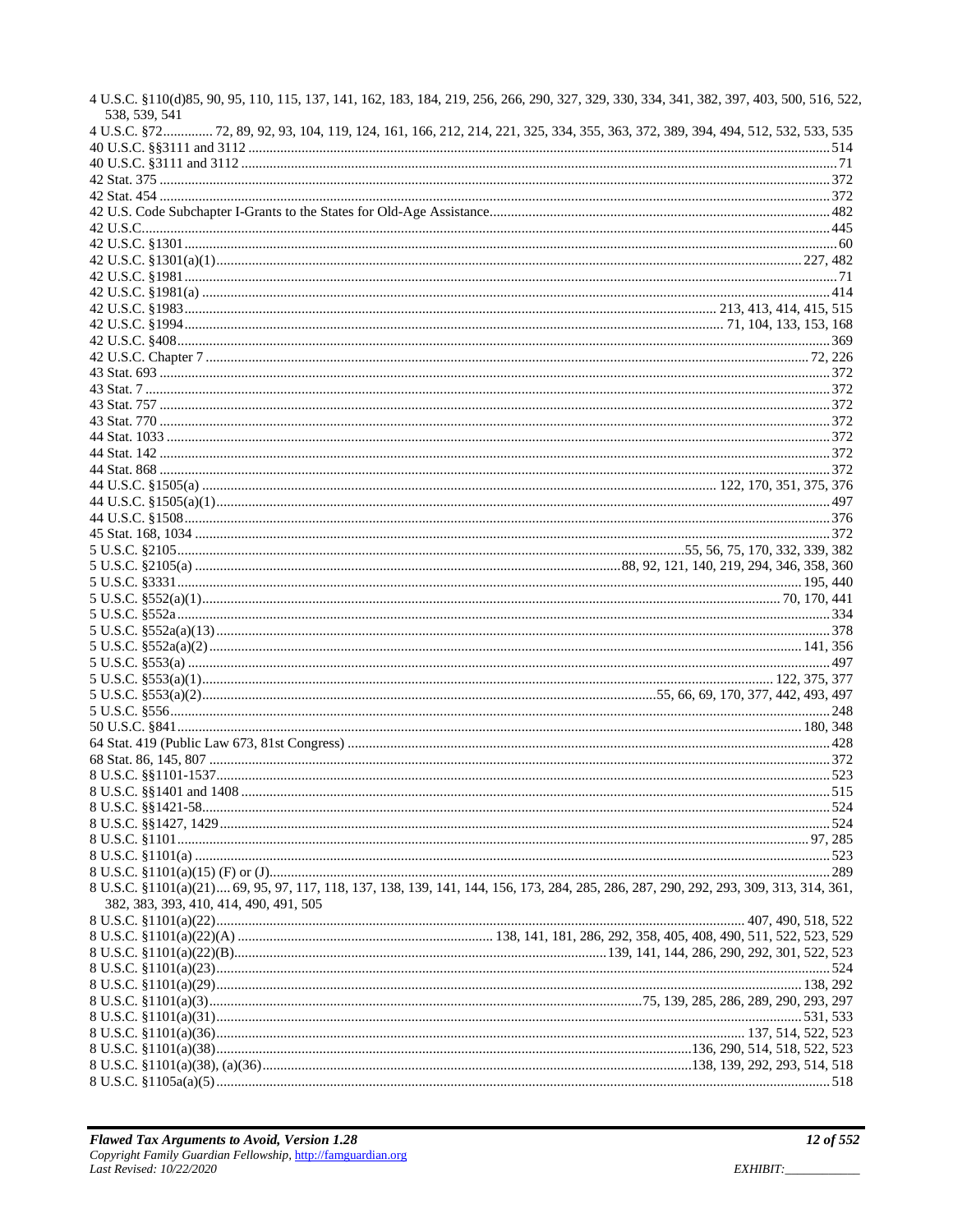4 U.S.C. §110(d)85, 90, 95, 110, 115, 137, 141, 162, 183, 184, 219, 256, 266, 290, 327, 329, 330, 334, 341, 382, 397, 403, 500, 516, 522, 538, 539, 541
4 U.S.C. §72............. 72, 89, 92, 93, 104, 119, 124, 161, 166, 212, 214, 221, 325, 334, 355, 363, 372, 389, 394, 494, 512, 532, 533, 535
40 U.S.C. §§3111 and 3112 ........................................................................................................................................514
40 U.S.C. §3111 and 3112 ..........................................................................................................................................71
42 Stat. 375 ...............................................................................................................................................................372
42 Stat. 454 ...............................................................................................................................................................372
42 U.S. Code Subchapter I-Grants to the States for Old-Age Assistance......................................................................................482
42 U.S.C.....................................................................................................................................................................445
42 U.S.C. §1301 .........................................................................................................................................................60
42 U.S.C. §1301(a)(1)...................................................................................................................................227, 482
42 U.S.C. §1981 .........................................................................................................................................................71
42 U.S.C. §1981(a) ...................................................................................................................................................414
42 U.S.C. §1983..................................................................................................................................213, 413, 414, 415, 515
42 U.S.C. §1994..................................................................................................................................71, 104, 133, 153, 168
42 U.S.C. §408...........................................................................................................................................................369
42 U.S.C. Chapter 7 .............................................................................................................................................72, 226
43 Stat. 693 ...............................................................................................................................................................372
43 Stat. 7 ...................................................................................................................................................................372
43 Stat. 757 ...............................................................................................................................................................372
43 Stat. 770 ...............................................................................................................................................................372
44 Stat. 1033 .............................................................................................................................................................372
44 Stat. 142 ...............................................................................................................................................................372
44 Stat. 868 ...............................................................................................................................................................372
44 U.S.C. §1505(a) ......................................................................................................................122, 170, 351, 375, 376
44 U.S.C. §1505(a)(1)...............................................................................................................................................497
44 U.S.C. §1508.........................................................................................................................................................376
45 Stat. 168, 1034 .....................................................................................................................................................372
5 U.S.C. §2105.............................................................................................................55, 56, 75, 170, 332, 339, 382
5 U.S.C. §2105(a) ......................................................................................................88, 92, 121, 140, 219, 294, 346, 358, 360
5 U.S.C. §3331.....................................................................................................................................................195, 440
5 U.S.C. §552(a)(1)...........................................................................................................................................70, 170, 441
5 U.S.C. §552a.............................................................................................................................................................334
5 U.S.C. §552a(a)(13)..................................................................................................................................................378
5 U.S.C. §552a(a)(2)...............................................................................................................................................141, 356
5 U.S.C. §553(a) ........................................................................................................................................................497
5 U.S.C. §553(a)(1)...........................................................................................................................................122, 375, 377
5 U.S.C. §553(a)(2)...............................................................................................55, 66, 69, 170, 377, 442, 493, 497
5 U.S.C. §556..............................................................................................................................................................248
50 U.S.C. §841.....................................................................................................................................................180, 348
64 Stat. 419 (Public Law 673, 81st Congress) .........................................................................................................428
68 Stat. 86, 145, 807 ..................................................................................................................................................372
8 U.S.C. §§1101-1537................................................................................................................................................523
8 U.S.C. §§1401 and 1408 ..........................................................................................................................................515
8 U.S.C. §§1421-58.....................................................................................................................................................524
8 U.S.C. §§1427, 1429.................................................................................................................................................524
8 U.S.C. §1101.......................................................................................................................................................97, 285
8 U.S.C. §1101(a) ......................................................................................................................................................523
8 U.S.C. §1101(a)(15) (F) or (J)...................................................................................................................................289
8 U.S.C. §1101(a)(21).... 69, 95, 97, 117, 118, 137, 138, 139, 141, 144, 156, 173, 284, 285, 286, 287, 290, 292, 293, 309, 313, 314, 361, 382, 383, 393, 410, 414, 490, 491, 505
8 U.S.C. §1101(a)(22)...................................................................................................................................407, 490, 518, 522
8 U.S.C. §1101(a)(22)(A) ..........................................................................138, 141, 181, 286, 292, 358, 405, 408, 490, 511, 522, 523, 529
8 U.S.C. §1101(a)(22)(B)..............................................................................................139, 141, 144, 286, 290, 292, 301, 522, 523
8 U.S.C. §1101(a)(23).................................................................................................................................................524
8 U.S.C. §1101(a)(29)...........................................................................................................................................138, 292
8 U.S.C. §1101(a)(3)...........................................................................................................75, 139, 285, 286, 289, 290, 293, 297
8 U.S.C. §1101(a)(31)...........................................................................................................................................531, 533
8 U.S.C. §1101(a)(36)..................................................................................................................................137, 514, 522, 523
8 U.S.C. §1101(a)(38)...........................................................................................................................136, 290, 514, 518, 522, 523
8 U.S.C. §1101(a)(38), (a)(36)...................................................................................................138, 139, 292, 293, 514, 518
8 U.S.C. §1105a(a)(5).................................................................................................................................................518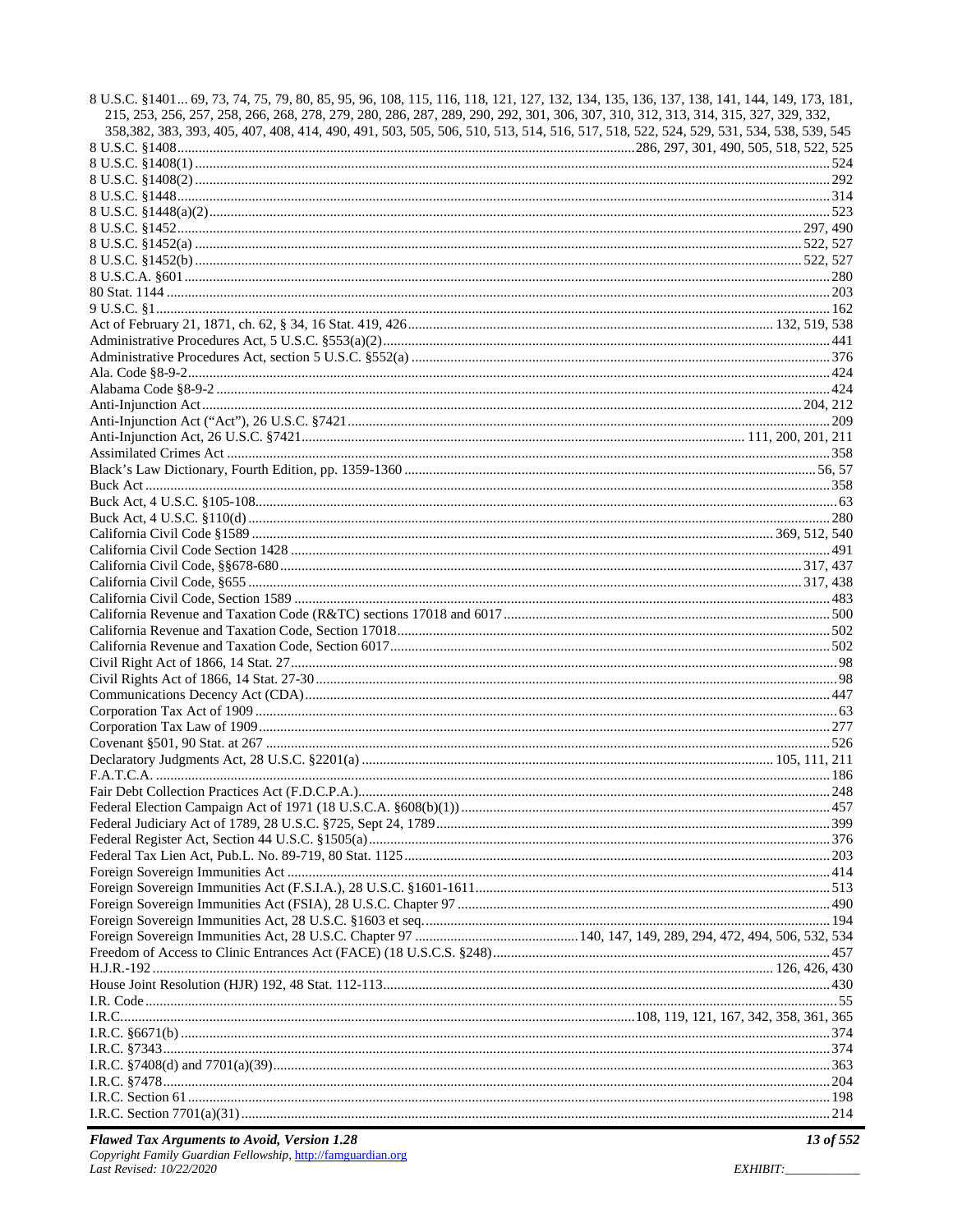8 U.S.C. §1401... 69, 73, 74, 75, 79, 80, 85, 95, 96, 108, 115, 116, 118, 121, 127, 132, 134, 135, 136, 137, 138, 141, 144, 149, 173, 181, 215, 253, 256, 257, 258, 266, 268, 278, 279, 280, 286, 287, 289, 290, 292, 301, 306, 307, 310, 312, 313, 314, 315, 327, 329, 332, 358,382, 383, 393, 405, 407, 408, 414, 490, 491, 503, 505, 506, 510, 513, 514, 516, 517, 518, 522, 524, 529, 531, 534, 538, 539, 545

8 U.S.C. §1408 ..... 286, 297, 301, 490, 505, 518, 522, 525

8 U.S.C. §1408(1) ..... 524

8 U.S.C. §1408(2) ..... 292

8 U.S.C. §1448 ..... 314

8 U.S.C. §1448(a)(2) ..... 523

8 U.S.C. §1452 ..... 297, 490

8 U.S.C. §1452(a) ..... 522, 527

8 U.S.C. §1452(b) ..... 522, 527

8 U.S.C.A. §601 ..... 280

80 Stat. 1144 ..... 203

9 U.S.C. §1 ..... 162

Act of February 21, 1871, ch. 62, § 34, 16 Stat. 419, 426 ..... 132, 519, 538

Administrative Procedures Act, 5 U.S.C. §553(a)(2) ..... 441

Administrative Procedures Act, section 5 U.S.C. §552(a) ..... 376

Ala. Code §8-9-2 ..... 424

Alabama Code §8-9-2 ..... 424

Anti-Injunction Act ..... 204, 212

Anti-Injunction Act ("Act"), 26 U.S.C. §7421 ..... 209

Anti-Injunction Act, 26 U.S.C. §7421 ..... 111, 200, 201, 211

Assimilated Crimes Act ..... 358

Black's Law Dictionary, Fourth Edition, pp. 1359-1360 ..... 56, 57

Buck Act ..... 358

Buck Act, 4 U.S.C. §105-108 ..... 63

Buck Act, 4 U.S.C. §110(d) ..... 280

California Civil Code §1589 ..... 369, 512, 540

California Civil Code Section 1428 ..... 491

California Civil Code, §§678-680 ..... 317, 437

California Civil Code, §655 ..... 317, 438

California Civil Code, Section 1589 ..... 483

California Revenue and Taxation Code (R&TC) sections 17018 and 6017 ..... 500

California Revenue and Taxation Code, Section 17018 ..... 502

California Revenue and Taxation Code, Section 6017 ..... 502

Civil Right Act of 1866, 14 Stat. 27 ..... 98

Civil Rights Act of 1866, 14 Stat. 27-30 ..... 98

Communications Decency Act (CDA) ..... 447

Corporation Tax Act of 1909 ..... 63

Corporation Tax Law of 1909 ..... 277

Covenant §501, 90 Stat. at 267 ..... 526

Declaratory Judgments Act, 28 U.S.C. §2201(a) ..... 105, 111, 211

F.A.T.C.A. ..... 186

Fair Debt Collection Practices Act (F.D.C.P.A.) ..... 248

Federal Election Campaign Act of 1971 (18 U.S.C.A. §608(b)(1)) ..... 457

Federal Judiciary Act of 1789, 28 U.S.C. §725, Sept 24, 1789 ..... 399

Federal Register Act, Section 44 U.S.C. §1505(a) ..... 376

Federal Tax Lien Act, Pub.L. No. 89-719, 80 Stat. 1125 ..... 203

Foreign Sovereign Immunities Act ..... 414

Foreign Sovereign Immunities Act (F.S.I.A.), 28 U.S.C. §1601-1611 ..... 513

Foreign Sovereign Immunities Act (FSIA), 28 U.S.C. Chapter 97 ..... 490

Foreign Sovereign Immunities Act, 28 U.S.C. §1603 et seq. ..... 194

Foreign Sovereign Immunities Act, 28 U.S.C. Chapter 97 ..... 140, 147, 149, 289, 294, 472, 494, 506, 532, 534

Freedom of Access to Clinic Entrances Act (FACE) (18 U.S.C.S. §248) ..... 457

H.J.R.-192 ..... 126, 426, 430

House Joint Resolution (HJR) 192, 48 Stat. 112-113 ..... 430

I.R. Code ..... 55

I.R.C. ..... 108, 119, 121, 167, 342, 358, 361, 365

I.R.C. §6671(b) ..... 374

I.R.C. §7343 ..... 374

I.R.C. §7408(d) and 7701(a)(39) ..... 363

I.R.C. §7478 ..... 204

I.R.C. Section 61 ..... 198

I.R.C. Section 7701(a)(31) ..... 214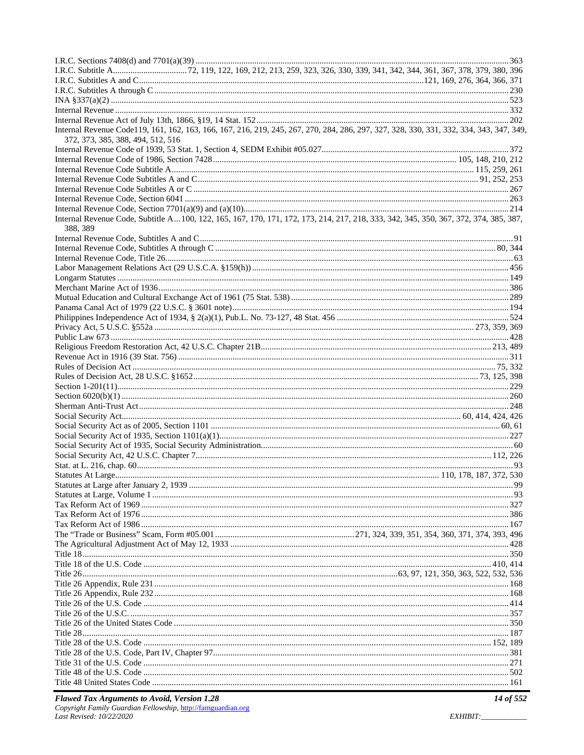I.R.C. Sections 7408(d) and 7701(a)(39) ............................................................ 363
I.R.C. Subtitle A.................................72, 119, 122, 169, 212, 213, 259, 323, 326, 330, 339, 341, 342, 344, 361, 367, 378, 379, 380, 396
I.R.C. Subtitles A and C.................................................................................121, 169, 276, 364, 366, 371
I.R.C. Subtitles A through C ............................................................ 230
INA §337(a)(2) ............................................................ 523
Internal Revenue ............................................................ 332
Internal Revenue Act of July 13th, 1866, §19, 14 Stat. 152 ............................................................ 202
Internal Revenue Code119, 161, 162, 163, 166, 167, 216, 219, 245, 267, 270, 284, 286, 297, 327, 328, 330, 331, 332, 334, 343, 347, 349, 372, 373, 385, 388, 494, 512, 516
Internal Revenue Code of 1939, 53 Stat. 1, Section 4, SEDM Exhibit #05.027 ............................................................ 372
Internal Revenue Code of 1986, Section 7428 ............................................................ 105, 148, 210, 212
Internal Revenue Code Subtitle A ............................................................ 115, 259, 261
Internal Revenue Code Subtitles A and C ............................................................ 91, 252, 253
Internal Revenue Code Subtitles A or C ............................................................ 267
Internal Revenue Code, Section 6041 ............................................................ 263
Internal Revenue Code, Section 7701(a)(9) and (a)(10) ............................................................ 214
Internal Revenue Code, Subtitle A...100, 122, 165, 167, 170, 171, 172, 173, 214, 217, 218, 333, 342, 345, 350, 367, 372, 374, 385, 387, 388, 389
Internal Revenue Code, Subtitles A and C ............................................................ 91
Internal Revenue Code, Subtitles A through C ............................................................ 80, 344
Internal Revenue Code, Title 26 ............................................................ 63
Labor Management Relations Act (29 U.S.C.A. §159(h)) ............................................................ 456
Longarm Statutes ............................................................ 149
Merchant Marine Act of 1936 ............................................................ 386
Mutual Education and Cultural Exchange Act of 1961 (75 Stat. 538) ............................................................ 289
Panama Canal Act of 1979 (22 U.S.C. § 3601 note) ............................................................ 194
Philippines Independence Act of 1934, § 2(a)(1), Pub.L. No. 73-127, 48 Stat. 456 ............................................................ 524
Privacy Act, 5 U.S.C. §552a ............................................................ 273, 359, 369
Public Law 673 ............................................................ 428
Religious Freedom Restoration Act, 42 U.S.C. Chapter 21B ............................................................ 213, 489
Revenue Act in 1916 (39 Stat. 756) ............................................................ 311
Rules of Decision Act ............................................................ 75, 332
Rules of Decision Act, 28 U.S.C. §1652 ............................................................ 73, 125, 398
Section 1-201(11) ............................................................ 229
Section 6020(b)(1) ............................................................ 260
Sherman Anti-Trust Act ............................................................ 248
Social Security Act ............................................................ 60, 414, 424, 426
Social Security Act as of 2005, Section 1101 ............................................................ 60, 61
Social Security Act of 1935, Section 1101(a)(1) ............................................................ 227
Social Security Act of 1935, Social Security Administration ............................................................ 60
Social Security Act, 42 U.S.C. Chapter 7 ............................................................ 112, 226
Stat. at L. 216, chap. 60 ............................................................ 93
Statutes At Large ............................................................ 110, 178, 187, 372, 530
Statutes at Large after January 2, 1939 ............................................................ 99
Statutes at Large, Volume 1 ............................................................ 93
Tax Reform Act of 1969 ............................................................ 327
Tax Reform Act of 1976 ............................................................ 386
Tax Reform Act of 1986 ............................................................ 167
The "Trade or Business" Scam, Form #05.001 ............................................................ 271, 324, 339, 351, 354, 360, 371, 374, 393, 496
The Agricultural Adjustment Act of May 12, 1933 ............................................................ 428
Title 18 ............................................................ 350
Title 18 of the U.S. Code ............................................................ 410, 414
Title 26 ............................................................ 63, 97, 121, 350, 363, 522, 532, 536
Title 26 Appendix, Rule 231 ............................................................ 168
Title 26 Appendix, Rule 232 ............................................................ 168
Title 26 of the U.S. Code ............................................................ 414
Title 26 of the U.S.C. ............................................................ 357
Title 26 of the United States Code ............................................................ 350
Title 28 ............................................................ 187
Title 28 of the U.S. Code ............................................................ 152, 189
Title 28 of the U.S. Code, Part IV, Chapter 97 ............................................................ 381
Title 31 of the U.S. Code ............................................................ 271
Title 48 of the U.S. Code ............................................................ 502
Title 48 United States Code ............................................................ 161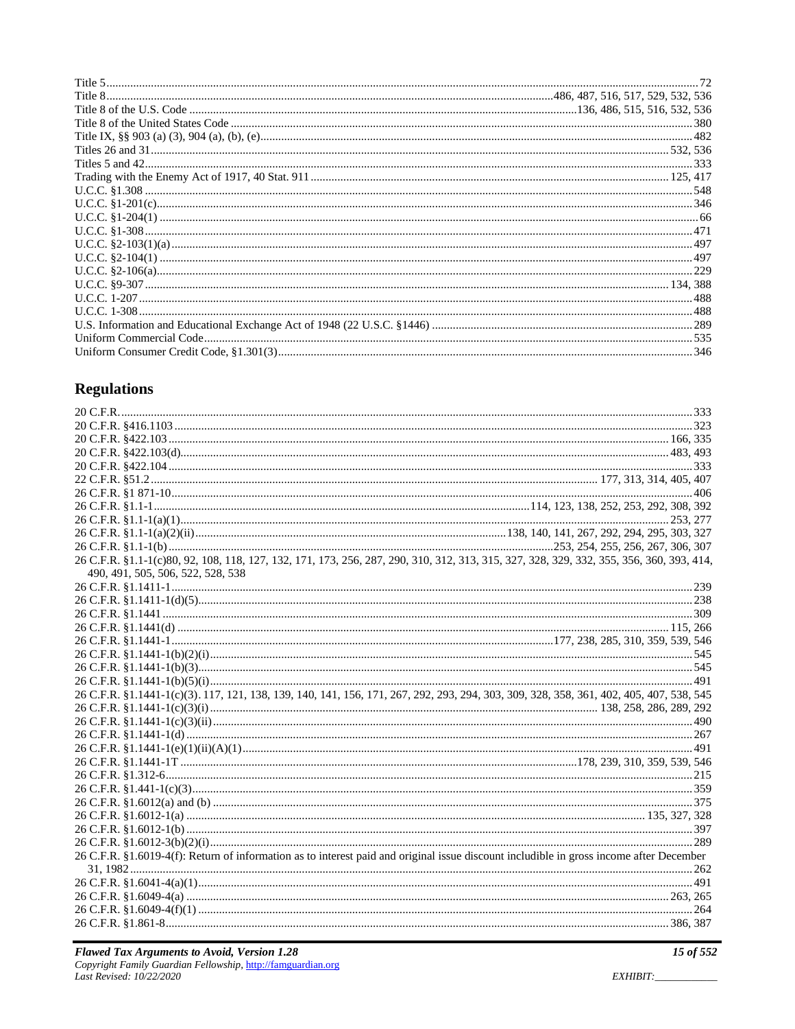Title 5 ... 72
Title 8 ... 486, 487, 516, 517, 529, 532, 536
Title 8 of the U.S. Code ... 136, 486, 515, 516, 532, 536
Title 8 of the United States Code ... 380
Title IX, §§ 903 (a) (3), 904 (a), (b), (e) ... 482
Titles 26 and 31 ... 532, 536
Titles 5 and 42 ... 333
Trading with the Enemy Act of 1917, 40 Stat. 911 ... 125, 417
U.C.C. §1.308 ... 548
U.C.C. §1-201(c) ... 346
U.C.C. §1-204(1) ... 66
U.C.C. §1-308 ... 471
U.C.C. §2-103(1)(a) ... 497
U.C.C. §2-104(1) ... 497
U.C.C. §2-106(a) ... 229
U.C.C. §9-307 ... 134, 388
U.C.C. 1-207 ... 488
U.C.C. 1-308 ... 488
U.S. Information and Educational Exchange Act of 1948 (22 U.S.C. §1446) ... 289
Uniform Commercial Code ... 535
Uniform Consumer Credit Code, §1.301(3) ... 346

## Regulations

20 C.F.R. ... 333
20 C.F.R. §416.1103 ... 323
20 C.F.R. §422.103 ... 166, 335
20 C.F.R. §422.103(d) ... 483, 493
20 C.F.R. §422.104 ... 333
22 C.F.R. §51.2 ... 177, 313, 314, 405, 407
26 C.F.R. §1 871-10 ... 406
26 C.F.R. §1.1-1 ... 114, 123, 138, 252, 253, 292, 308, 392
26 C.F.R. §1.1-1(a)(1) ... 253, 277
26 C.F.R. §1.1-1(a)(2)(ii) ... 138, 140, 141, 267, 292, 294, 295, 303, 327
26 C.F.R. §1.1-1(b) ... 253, 254, 255, 256, 267, 306, 307
26 C.F.R. §1.1-1(c)80, 92, 108, 118, 127, 132, 171, 173, 256, 287, 290, 310, 312, 313, 315, 327, 328, 329, 332, 355, 356, 360, 393, 414, 490, 491, 505, 506, 522, 528, 538
26 C.F.R. §1.1411-1 ... 239
26 C.F.R. §1.1411-1(d)(5) ... 238
26 C.F.R. §1.1441 ... 309
26 C.F.R. §1.1441(d) ... 115, 266
26 C.F.R. §1.1441-1 ... 177, 238, 285, 310, 359, 539, 546
26 C.F.R. §1.1441-1(b)(2)(i) ... 545
26 C.F.R. §1.1441-1(b)(3) ... 545
26 C.F.R. §1.1441-1(b)(5)(i) ... 491
26 C.F.R. §1.1441-1(c)(3). 117, 121, 138, 139, 140, 141, 156, 171, 267, 292, 293, 294, 303, 309, 328, 358, 361, 402, 405, 407, 538, 545
26 C.F.R. §1.1441-1(c)(3)(i) ... 138, 258, 286, 289, 292
26 C.F.R. §1.1441-1(c)(3)(ii) ... 490
26 C.F.R. §1.1441-1(d) ... 267
26 C.F.R. §1.1441-1(e)(1)(ii)(A)(1) ... 491
26 C.F.R. §1.1441-1T ... 178, 239, 310, 359, 539, 546
26 C.F.R. §1.312-6 ... 215
26 C.F.R. §1.441-1(c)(3) ... 359
26 C.F.R. §1.6012(a) and (b) ... 375
26 C.F.R. §1.6012-1(a) ... 135, 327, 328
26 C.F.R. §1.6012-1(b) ... 397
26 C.F.R. §1.6012-3(b)(2)(i) ... 289
26 C.F.R. §1.6019-4(f): Return of information as to interest paid and original issue discount includible in gross income after December 31, 1982 ... 262
26 C.F.R. §1.6041-4(a)(1) ... 491
26 C.F.R. §1.6049-4(a) ... 263, 265
26 C.F.R. §1.6049-4(f)(1) ... 264
26 C.F.R. §1.861-8 ... 386, 387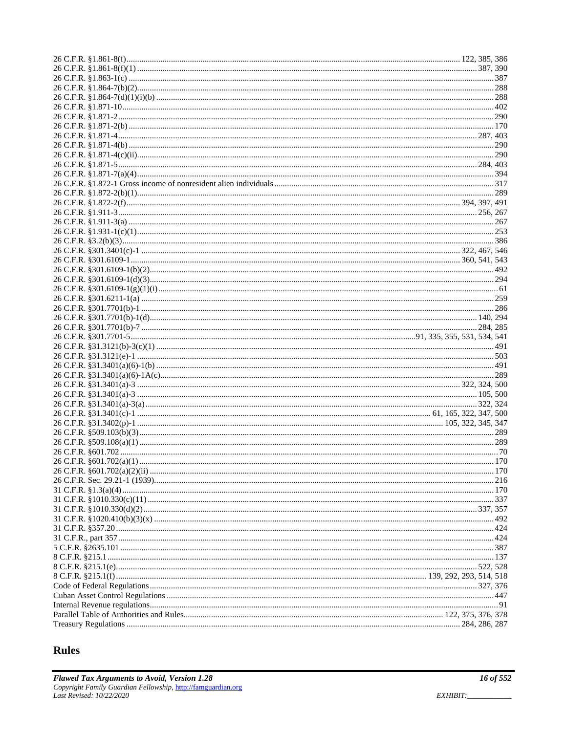26 C.F.R. §1.861-8(f) ........................................................ 122, 385, 386
26 C.F.R. §1.861-8(f)(1) ........................................................ 387, 390
26 C.F.R. §1.863-1(c) ........................................................ 387
26 C.F.R. §1.864-7(b)(2) ........................................................ 288
26 C.F.R. §1.864-7(d)(1)(i)(b) ........................................................ 288
26 C.F.R. §1.871-10 ........................................................ 402
26 C.F.R. §1.871-2 ........................................................ 290
26 C.F.R. §1.871-2(b) ........................................................ 170
26 C.F.R. §1.871-4 ........................................................ 287, 403
26 C.F.R. §1.871-4(b) ........................................................ 290
26 C.F.R. §1.871-4(c)(ii) ........................................................ 290
26 C.F.R. §1.871-5 ........................................................ 284, 403
26 C.F.R. §1.871-7(a)(4) ........................................................ 394
26 C.F.R. §1.872-1 Gross income of nonresident alien individuals ........................................................ 317
26 C.F.R. §1.872-2(b)(1) ........................................................ 289
26 C.F.R. §1.872-2(f) ........................................................ 394, 397, 491
26 C.F.R. §1.911-3 ........................................................ 256, 267
26 C.F.R. §1.911-3(a) ........................................................ 267
26 C.F.R. §1.931-1(c)(1) ........................................................ 253
26 C.F.R. §3.2(b)(3) ........................................................ 386
26 C.F.R. §301.3401(c)-1 ........................................................ 322, 467, 546
26 C.F.R. §301.6109-1 ........................................................ 360, 541, 543
26 C.F.R. §301.6109-1(b)(2) ........................................................ 492
26 C.F.R. §301.6109-1(d)(3) ........................................................ 294
26 C.F.R. §301.6109-1(g)(1)(i) ........................................................ 61
26 C.F.R. §301.6211-1(a) ........................................................ 259
26 C.F.R. §301.7701(b)-1 ........................................................ 286
26 C.F.R. §301.7701(b)-1(d) ........................................................ 140, 294
26 C.F.R. §301.7701(b)-7 ........................................................ 284, 285
26 C.F.R. §301.7701-5 ........................................................ 91, 335, 355, 531, 534, 541
26 C.F.R. §31.3121(b)-3(c)(1) ........................................................ 491
26 C.F.R. §31.3121(e)-1 ........................................................ 503
26 C.F.R. §31.3401(a)(6)-1(b) ........................................................ 491
26 C.F.R. §31.3401(a)(6)-1A(c) ........................................................ 289
26 C.F.R. §31.3401(a)-3 ........................................................ 322, 324, 500
26 C.F.R. §31.3401(a)-3 ........................................................ 105, 500
26 C.F.R. §31.3401(a)-3(a) ........................................................ 322, 324
26 C.F.R. §31.3401(c)-1 ........................................................ 61, 165, 322, 347, 500
26 C.F.R. §31.3402(p)-1 ........................................................ 105, 322, 345, 347
26 C.F.R. §509.103(b)(3) ........................................................ 289
26 C.F.R. §509.108(a)(1) ........................................................ 289
26 C.F.R. §601.702 ........................................................ 70
26 C.F.R. §601.702(a)(1) ........................................................ 170
26 C.F.R. §601.702(a)(2)(ii) ........................................................ 170
26 C.F.R. Sec. 29.21-1 (1939) ........................................................ 216
31 C.F.R. §1.3(a)(4) ........................................................ 170
31 C.F.R. §1010.330(c)(11) ........................................................ 337
31 C.F.R. §1010.330(d)(2) ........................................................ 337, 357
31 C.F.R. §1020.410(b)(3)(x) ........................................................ 492
31 C.F.R. §357.20 ........................................................ 424
31 C.F.R., part 357 ........................................................ 424
5 C.F.R. §2635.101 ........................................................ 387
8 C.F.R. §215.1 ........................................................ 137
8 C.F.R. §215.1(e) ........................................................ 522, 528
8 C.F.R. §215.1(f) ........................................................ 139, 292, 293, 514, 518
Code of Federal Regulations ........................................................ 327, 376
Cuban Asset Control Regulations ........................................................ 447
Internal Revenue regulations ........................................................ 91
Parallel Table of Authorities and Rules ........................................................ 122, 375, 376, 378
Treasury Regulations ........................................................ 284, 286, 287

## Rules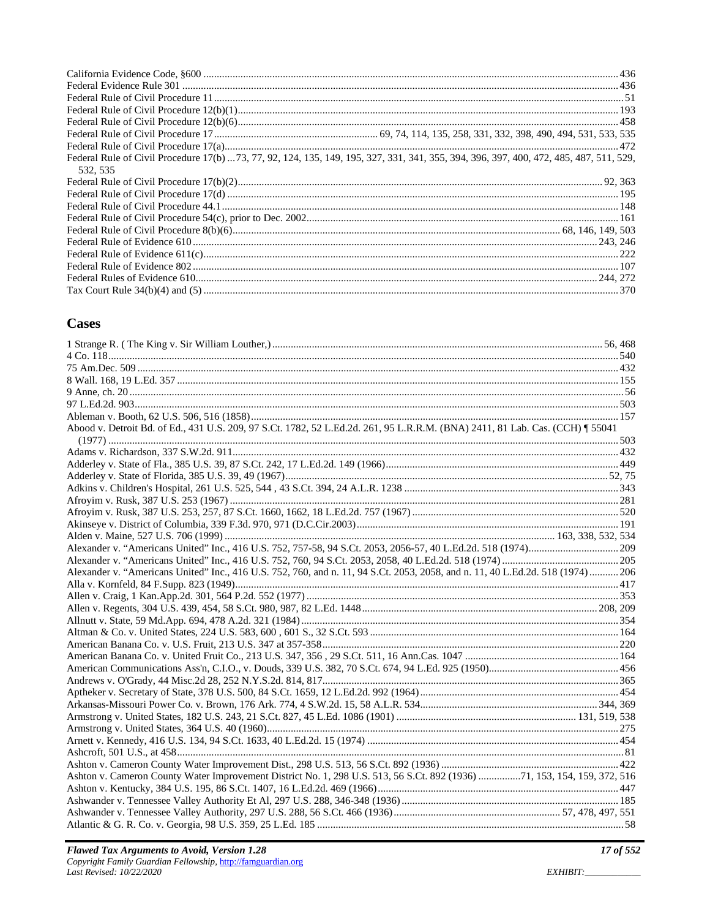California Evidence Code, §600 .......... 436
Federal Evidence Rule 301 .......... 436
Federal Rule of Civil Procedure 11 .......... 51
Federal Rule of Civil Procedure 12(b)(1) .......... 193
Federal Rule of Civil Procedure 12(b)(6) .......... 458
Federal Rule of Civil Procedure 17 .......... 69, 74, 114, 135, 258, 331, 332, 398, 490, 494, 531, 533, 535
Federal Rule of Civil Procedure 17(a) .......... 472
Federal Rule of Civil Procedure 17(b) ...73, 77, 92, 124, 135, 149, 195, 327, 331, 341, 355, 394, 396, 397, 400, 472, 485, 487, 511, 529, 532, 535
Federal Rule of Civil Procedure 17(b)(2) .......... 92, 363
Federal Rule of Civil Procedure 17(d) .......... 195
Federal Rule of Civil Procedure 44.1 .......... 148
Federal Rule of Civil Procedure 54(c), prior to Dec. 2002 .......... 161
Federal Rule of Civil Procedure 8(b)(6) .......... 68, 146, 149, 503
Federal Rule of Evidence 610 .......... 243, 246
Federal Rule of Evidence 611(c) .......... 222
Federal Rule of Evidence 802 .......... 107
Federal Rules of Evidence 610 .......... 244, 272
Tax Court Rule 34(b)(4) and (5) .......... 370

## Cases

1 Strange R. ( The King v. Sir William Louther,) .......... 56, 468
4 Co. 118 .......... 540
75 Am.Dec. 509 .......... 432
8 Wall. 168, 19 L.Ed. 357 .......... 155
9 Anne, ch. 20 .......... 56
97 L.Ed.2d. 903 .......... 503
Ableman v. Booth, 62 U.S. 506, 516 (1858) .......... 157
Abood v. Detroit Bd. of Ed., 431 U.S. 209, 97 S.Ct. 1782, 52 L.Ed.2d. 261, 95 L.R.R.M. (BNA) 2411, 81 Lab. Cas. (CCH) ¶ 55041 (1977) .......... 503
Adams v. Richardson, 337 S.W.2d. 911 .......... 432
Adderley v. State of Fla., 385 U.S. 39, 87 S.Ct. 242, 17 L.Ed.2d. 149 (1966) .......... 449
Adderley v. State of Florida, 385 U.S. 39, 49 (1967) .......... 52, 75
Adkins v. Children's Hospital, 261 U.S. 525, 544 , 43 S.Ct. 394, 24 A.L.R. 1238 .......... 343
Afroyim v. Rusk, 387 U.S. 253 (1967) .......... 281
Afroyim v. Rusk, 387 U.S. 253, 257, 87 S.Ct. 1660, 1662, 18 L.Ed.2d. 757 (1967) .......... 520
Akinseye v. District of Columbia, 339 F.3d. 970, 971 (D.C.Cir.2003) .......... 191
Alden v. Maine, 527 U.S. 706 (1999) .......... 163, 338, 532, 534
Alexander v. "Americans United" Inc., 416 U.S. 752, 757-58, 94 S.Ct. 2053, 2056-57, 40 L.Ed.2d. 518 (1974) .......... 209
Alexander v. "Americans United" Inc., 416 U.S. 752, 760, 94 S.Ct. 2053, 2058, 40 L.Ed.2d. 518 (1974) .......... 205
Alexander v. "Americans United" Inc., 416 U.S. 752, 760, and n. 11, 94 S.Ct. 2053, 2058, and n. 11, 40 L.Ed.2d. 518 (1974) .......... 206
Alla v. Kornfeld, 84 F.Supp. 823 (1949) .......... 417
Allen v. Craig, 1 Kan.App.2d. 301, 564 P.2d. 552 (1977) .......... 353
Allen v. Regents, 304 U.S. 439, 454, 58 S.Ct. 980, 987, 82 L.Ed. 1448 .......... 208, 209
Allnutt v. State, 59 Md.App. 694, 478 A.2d. 321 (1984) .......... 354
Altman & Co. v. United States, 224 U.S. 583, 600 , 601 S., 32 S.Ct. 593 .......... 164
American Banana Co. v. U.S. Fruit, 213 U.S. 347 at 357-358 .......... 220
American Banana Co. v. United Fruit Co., 213 U.S. 347, 356 , 29 S.Ct. 511, 16 Ann.Cas. 1047 .......... 164
American Communications Ass'n, C.I.O., v. Douds, 339 U.S. 382, 70 S.Ct. 674, 94 L.Ed. 925 (1950) .......... 456
Andrews v. O'Grady, 44 Misc.2d 28, 252 N.Y.S.2d. 814, 817 .......... 365
Aptheker v. Secretary of State, 378 U.S. 500, 84 S.Ct. 1659, 12 L.Ed.2d. 992 (1964) .......... 454
Arkansas-Missouri Power Co. v. Brown, 176 Ark. 774, 4 S.W.2d. 15, 58 A.L.R. 534 .......... 344, 369
Armstrong v. United States, 182 U.S. 243, 21 S.Ct. 827, 45 L.Ed. 1086 (1901) .......... 131, 519, 538
Armstrong v. United States, 364 U.S. 40 (1960) .......... 275
Arnett v. Kennedy, 416 U.S. 134, 94 S.Ct. 1633, 40 L.Ed.2d. 15 (1974) .......... 454
Ashcroft, 501 U.S., at 458 .......... 81
Ashton v. Cameron County Water Improvement Dist., 298 U.S. 513, 56 S.Ct. 892 (1936) .......... 422
Ashton v. Cameron County Water Improvement District No. 1, 298 U.S. 513, 56 S.Ct. 892 (1936) .......... 71, 153, 154, 159, 372, 516
Ashton v. Kentucky, 384 U.S. 195, 86 S.Ct. 1407, 16 L.Ed.2d. 469 (1966) .......... 447
Ashwander v. Tennessee Valley Authority Et Al, 297 U.S. 288, 346-348 (1936) .......... 185
Ashwander v. Tennessee Valley Authority, 297 U.S. 288, 56 S.Ct. 466 (1936) .......... 57, 478, 497, 551
Atlantic & G. R. Co. v. Georgia, 98 U.S. 359, 25 L.Ed. 185 .......... 58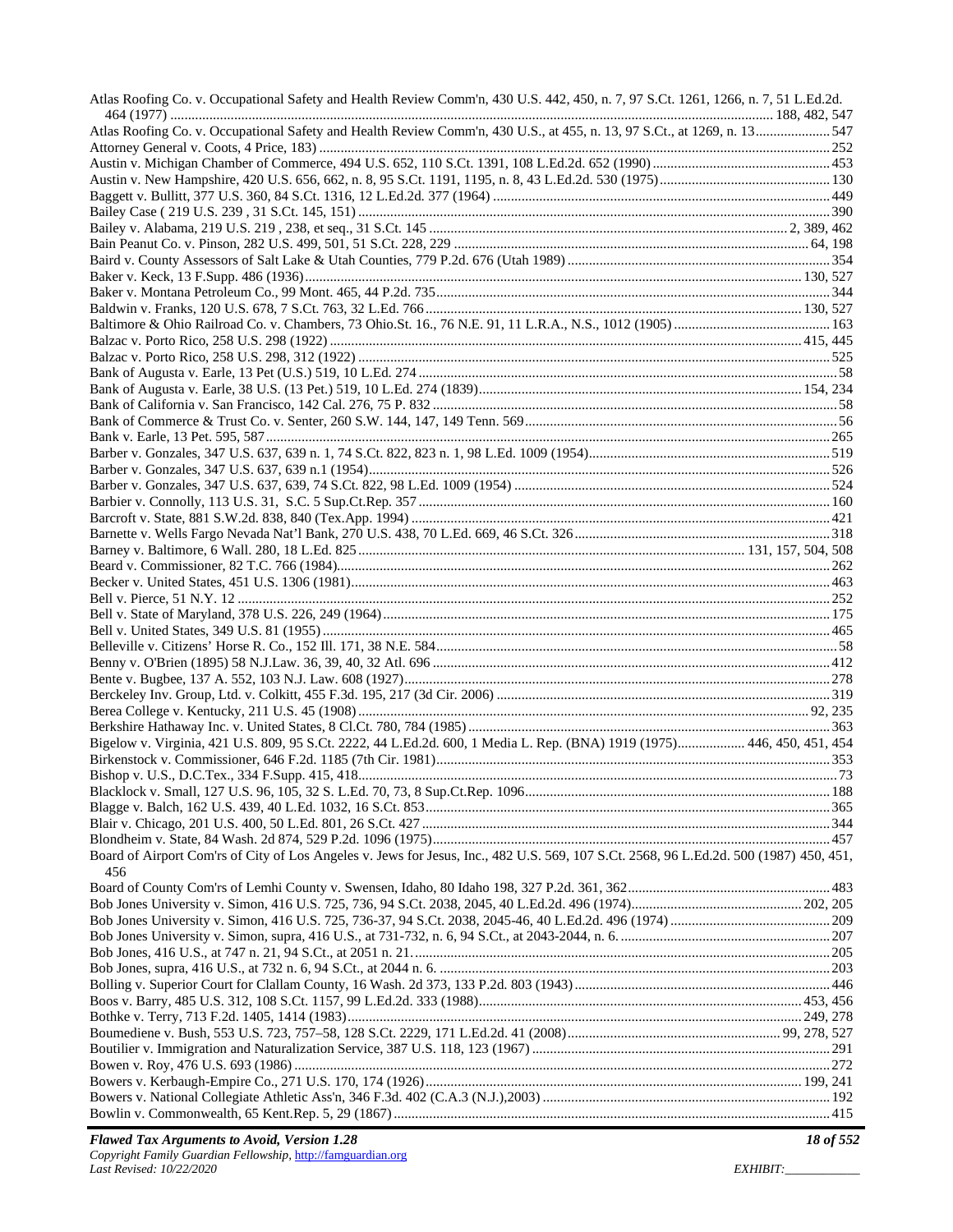Atlas Roofing Co. v. Occupational Safety and Health Review Comm'n, 430 U.S. 442, 450, n. 7, 97 S.Ct. 1261, 1266, n. 7, 51 L.Ed.2d. 464 (1977) ........ 188, 482, 547

Atlas Roofing Co. v. Occupational Safety and Health Review Comm'n, 430 U.S., at 455, n. 13, 97 S.Ct., at 1269, n. 13 ........ 547

Attorney General v. Coots, 4 Price, 183) ........ 252

Austin v. Michigan Chamber of Commerce, 494 U.S. 652, 110 S.Ct. 1391, 108 L.Ed.2d. 652 (1990) ........ 453

Austin v. New Hampshire, 420 U.S. 656, 662, n. 8, 95 S.Ct. 1191, 1195, n. 8, 43 L.Ed.2d. 530 (1975) ........ 130

Baggett v. Bullitt, 377 U.S. 360, 84 S.Ct. 1316, 12 L.Ed.2d. 377 (1964) ........ 449

Bailey Case ( 219 U.S. 239 , 31 S.Ct. 145, 151) ........ 390

Bailey v. Alabama, 219 U.S. 219 , 238, et seq., 31 S.Ct. 145 ........ 2, 389, 462

Bain Peanut Co. v. Pinson, 282 U.S. 499, 501, 51 S.Ct. 228, 229 ........ 64, 198

Baird v. County Assessors of Salt Lake & Utah Counties, 779 P.2d. 676 (Utah 1989) ........ 354

Baker v. Keck, 13 F.Supp. 486 (1936) ........ 130, 527

Baker v. Montana Petroleum Co., 99 Mont. 465, 44 P.2d. 735 ........ 344

Baldwin v. Franks, 120 U.S. 678, 7 S.Ct. 763, 32 L.Ed. 766 ........ 130, 527

Baltimore & Ohio Railroad Co. v. Chambers, 73 Ohio.St. 16., 76 N.E. 91, 11 L.R.A., N.S., 1012 (1905) ........ 163

Balzac v. Porto Rico, 258 U.S. 298 (1922) ........ 415, 445

Balzac v. Porto Rico, 258 U.S. 298, 312 (1922) ........ 525

Bank of Augusta v. Earle, 13 Pet (U.S.) 519, 10 L.Ed. 274 ........ 58

Bank of Augusta v. Earle, 38 U.S. (13 Pet.) 519, 10 L.Ed. 274 (1839) ........ 154, 234

Bank of California v. San Francisco, 142 Cal. 276, 75 P. 832 ........ 58

Bank of Commerce & Trust Co. v. Senter, 260 S.W. 144, 147, 149 Tenn. 569 ........ 56

Bank v. Earle, 13 Pet. 595, 587 ........ 265

Barber v. Gonzales, 347 U.S. 637, 639 n. 1, 74 S.Ct. 822, 823 n. 1, 98 L.Ed. 1009 (1954) ........ 519

Barber v. Gonzales, 347 U.S. 637, 639 n.1 (1954) ........ 526

Barber v. Gonzales, 347 U.S. 637, 639, 74 S.Ct. 822, 98 L.Ed. 1009 (1954) ........ 524

Barbier v. Connolly, 113 U.S. 31, S.C. 5 Sup.Ct.Rep. 357 ........ 160

Barcroft v. State, 881 S.W.2d. 838, 840 (Tex.App. 1994) ........ 421

Barnette v. Wells Fargo Nevada Nat'l Bank, 270 U.S. 438, 70 L.Ed. 669, 46 S.Ct. 326 ........ 318

Barney v. Baltimore, 6 Wall. 280, 18 L.Ed. 825 ........ 131, 157, 504, 508

Beard v. Commissioner, 82 T.C. 766 (1984) ........ 262

Becker v. United States, 451 U.S. 1306 (1981) ........ 463

Bell v. Pierce, 51 N.Y. 12 ........ 252

Bell v. State of Maryland, 378 U.S. 226, 249 (1964) ........ 175

Bell v. United States, 349 U.S. 81 (1955) ........ 465

Belleville v. Citizens' Horse R. Co., 152 Ill. 171, 38 N.E. 584 ........ 58

Benny v. O'Brien (1895) 58 N.J.Law. 36, 39, 40, 32 Atl. 696 ........ 412

Bente v. Bugbee, 137 A. 552, 103 N.J. Law. 608 (1927) ........ 278

Berckeley Inv. Group, Ltd. v. Colkitt, 455 F.3d. 195, 217 (3d Cir. 2006) ........ 319

Berea College v. Kentucky, 211 U.S. 45 (1908) ........ 92, 235

Berkshire Hathaway Inc. v. United States, 8 Cl.Ct. 780, 784 (1985) ........ 363

Bigelow v. Virginia, 421 U.S. 809, 95 S.Ct. 2222, 44 L.Ed.2d. 600, 1 Media L. Rep. (BNA) 1919 (1975) ........ 446, 450, 451, 454

Birkenstock v. Commissioner, 646 F.2d. 1185 (7th Cir. 1981) ........ 353

Bishop v. U.S., D.C.Tex., 334 F.Supp. 415, 418 ........ 73

Blacklock v. Small, 127 U.S. 96, 105, 32 S. L.Ed. 70, 73, 8 Sup.Ct.Rep. 1096 ........ 188

Blagge v. Balch, 162 U.S. 439, 40 L.Ed. 1032, 16 S.Ct. 853 ........ 365

Blair v. Chicago, 201 U.S. 400, 50 L.Ed. 801, 26 S.Ct. 427 ........ 344

Blondheim v. State, 84 Wash. 2d 874, 529 P.2d. 1096 (1975) ........ 457

Board of Airport Com'rs of City of Los Angeles v. Jews for Jesus, Inc., 482 U.S. 569, 107 S.Ct. 2568, 96 L.Ed.2d. 500 (1987) 450, 451, 456

Board of County Com'rs of Lemhi County v. Swensen, Idaho, 80 Idaho 198, 327 P.2d. 361, 362 ........ 483

Bob Jones University v. Simon, 416 U.S. 725, 736, 94 S.Ct. 2038, 2045, 40 L.Ed.2d. 496 (1974) ........ 202, 205

Bob Jones University v. Simon, 416 U.S. 725, 736-37, 94 S.Ct. 2038, 2045-46, 40 L.Ed.2d. 496 (1974) ........ 209

Bob Jones University v. Simon, supra, 416 U.S., at 731-732, n. 6, 94 S.Ct., at 2043-2044, n. 6. ........ 207

Bob Jones, 416 U.S., at 747 n. 21, 94 S.Ct., at 2051 n. 21. ........ 205

Bob Jones, supra, 416 U.S., at 732 n. 6, 94 S.Ct., at 2044 n. 6. ........ 203

Bolling v. Superior Court for Clallam County, 16 Wash. 2d 373, 133 P.2d. 803 (1943) ........ 446

Boos v. Barry, 485 U.S. 312, 108 S.Ct. 1157, 99 L.Ed.2d. 333 (1988) ........ 453, 456

Bothke v. Terry, 713 F.2d. 1405, 1414 (1983) ........ 249, 278

Boumediene v. Bush, 553 U.S. 723, 757–58, 128 S.Ct. 2229, 171 L.Ed.2d. 41 (2008) ........ 99, 278, 527

Boutilier v. Immigration and Naturalization Service, 387 U.S. 118, 123 (1967) ........ 291

Bowen v. Roy, 476 U.S. 693 (1986) ........ 272

Bowers v. Kerbaugh-Empire Co., 271 U.S. 170, 174 (1926) ........ 199, 241

Bowers v. National Collegiate Athletic Ass'n, 346 F.3d. 402 (C.A.3 (N.J.),2003) ........ 192

Bowlin v. Commonwealth, 65 Kent.Rep. 5, 29 (1867) ........ 415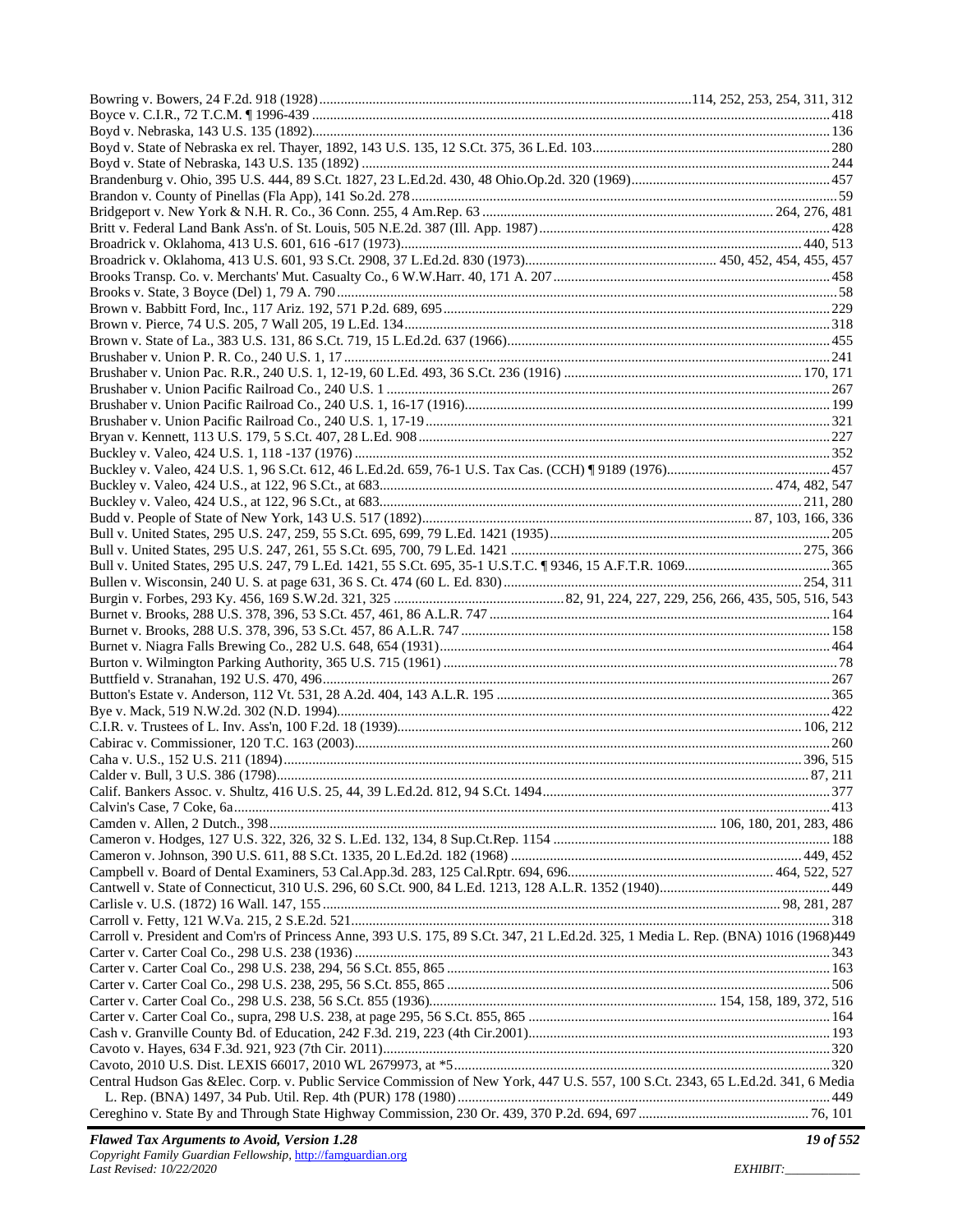Bowring v. Bowers, 24 F.2d. 918 (1928) ........ 114, 252, 253, 254, 311, 312
Boyce v. C.I.R., 72 T.C.M. ¶ 1996-439 ........ 418
Boyd v. Nebraska, 143 U.S. 135 (1892) ........ 136
Boyd v. State of Nebraska ex rel. Thayer, 1892, 143 U.S. 135, 12 S.Ct. 375, 36 L.Ed. 103 ........ 280
Boyd v. State of Nebraska, 143 U.S. 135 (1892) ........ 244
Brandenburg v. Ohio, 395 U.S. 444, 89 S.Ct. 1827, 23 L.Ed.2d. 430, 48 Ohio.Op.2d. 320 (1969) ........ 457
Brandon v. County of Pinellas (Fla App), 141 So.2d. 278 ........ 59
Bridgeport v. New York & N.H. R. Co., 36 Conn. 255, 4 Am.Rep. 63 ........ 264, 276, 481
Britt v. Federal Land Bank Ass'n. of St. Louis, 505 N.E.2d. 387 (Ill. App. 1987) ........ 428
Broadrick v. Oklahoma, 413 U.S. 601, 616 -617 (1973) ........ 440, 513
Broadrick v. Oklahoma, 413 U.S. 601, 93 S.Ct. 2908, 37 L.Ed.2d. 830 (1973) ........ 450, 452, 454, 455, 457
Brooks Transp. Co. v. Merchants' Mut. Casualty Co., 6 W.W.Harr. 40, 171 A. 207 ........ 458
Brooks v. State, 3 Boyce (Del) 1, 79 A. 790 ........ 58
Brown v. Babbitt Ford, Inc., 117 Ariz. 192, 571 P.2d. 689, 695 ........ 229
Brown v. Pierce, 74 U.S. 205, 7 Wall 205, 19 L.Ed. 134 ........ 318
Brown v. State of La., 383 U.S. 131, 86 S.Ct. 719, 15 L.Ed.2d. 637 (1966) ........ 455
Brushaber v. Union P. R. Co., 240 U.S. 1, 17 ........ 241
Brushaber v. Union Pac. R.R., 240 U.S. 1, 12-19, 60 L.Ed. 493, 36 S.Ct. 236 (1916) ........ 170, 171
Brushaber v. Union Pacific Railroad Co., 240 U.S. 1 ........ 267
Brushaber v. Union Pacific Railroad Co., 240 U.S. 1, 16-17 (1916) ........ 199
Brushaber v. Union Pacific Railroad Co., 240 U.S. 1, 17-19 ........ 321
Bryan v. Kennett, 113 U.S. 179, 5 S.Ct. 407, 28 L.Ed. 908 ........ 227
Buckley v. Valeo, 424 U.S. 1, 118 -137 (1976) ........ 352
Buckley v. Valeo, 424 U.S. 1, 96 S.Ct. 612, 46 L.Ed.2d. 659, 76-1 U.S. Tax Cas. (CCH) ¶ 9189 (1976) ........ 457
Buckley v. Valeo, 424 U.S., at 122, 96 S.Ct., at 683 ........ 474, 482, 547
Buckley v. Valeo, 424 U.S., at 122, 96 S.Ct., at 683 ........ 211, 280
Budd v. People of State of New York, 143 U.S. 517 (1892) ........ 87, 103, 166, 336
Bull v. United States, 295 U.S. 247, 259, 55 S.Ct. 695, 699, 79 L.Ed. 1421 (1935) ........ 205
Bull v. United States, 295 U.S. 247, 261, 55 S.Ct. 695, 700, 79 L.Ed. 1421 ........ 275, 366
Bull v. United States, 295 U.S. 247, 79 L.Ed. 1421, 55 S.Ct. 695, 35-1 U.S.T.C. ¶ 9346, 15 A.F.T.R. 1069 ........ 365
Bullen v. Wisconsin, 240 U. S. at page 631, 36 S. Ct. 474 (60 L. Ed. 830) ........ 254, 311
Burgin v. Forbes, 293 Ky. 456, 169 S.W.2d. 321, 325 ........ 82, 91, 224, 227, 229, 256, 266, 435, 505, 516, 543
Burnet v. Brooks, 288 U.S. 378, 396, 53 S.Ct. 457, 461, 86 A.L.R. 747 ........ 164
Burnet v. Brooks, 288 U.S. 378, 396, 53 S.Ct. 457, 86 A.L.R. 747 ........ 158
Burnet v. Niagra Falls Brewing Co., 282 U.S. 648, 654 (1931) ........ 464
Burton v. Wilmington Parking Authority, 365 U.S. 715 (1961) ........ 78
Buttfield v. Stranahan, 192 U.S. 470, 496 ........ 267
Button's Estate v. Anderson, 112 Vt. 531, 28 A.2d. 404, 143 A.L.R. 195 ........ 365
Bye v. Mack, 519 N.W.2d. 302 (N.D. 1994) ........ 422
C.I.R. v. Trustees of L. Inv. Ass'n, 100 F.2d. 18 (1939) ........ 106, 212
Cabirac v. Commissioner, 120 T.C. 163 (2003) ........ 260
Caha v. U.S., 152 U.S. 211 (1894) ........ 396, 515
Calder v. Bull, 3 U.S. 386 (1798) ........ 87, 211
Calif. Bankers Assoc. v. Shultz, 416 U.S. 25, 44, 39 L.Ed.2d. 812, 94 S.Ct. 1494 ........ 377
Calvin's Case, 7 Coke, 6a ........ 413
Camden v. Allen, 2 Dutch., 398 ........ 106, 180, 201, 283, 486
Cameron v. Hodges, 127 U.S. 322, 326, 32 S. L.Ed. 132, 134, 8 Sup.Ct.Rep. 1154 ........ 188
Cameron v. Johnson, 390 U.S. 611, 88 S.Ct. 1335, 20 L.Ed.2d. 182 (1968) ........ 449, 452
Campbell v. Board of Dental Examiners, 53 Cal.App.3d. 283, 125 Cal.Rptr. 694, 696 ........ 464, 522, 527
Cantwell v. State of Connecticut, 310 U.S. 296, 60 S.Ct. 900, 84 L.Ed. 1213, 128 A.L.R. 1352 (1940) ........ 449
Carlisle v. U.S. (1872) 16 Wall. 147, 155 ........ 98, 281, 287
Carroll v. Fetty, 121 W.Va. 215, 2 S.E.2d. 521 ........ 318
Carroll v. President and Com'rs of Princess Anne, 393 U.S. 175, 89 S.Ct. 347, 21 L.Ed.2d. 325, 1 Media L. Rep. (BNA) 1016 (1968) ........ 449
Carter v. Carter Coal Co., 298 U.S. 238 (1936) ........ 343
Carter v. Carter Coal Co., 298 U.S. 238, 294, 56 S.Ct. 855, 865 ........ 163
Carter v. Carter Coal Co., 298 U.S. 238, 295, 56 S.Ct. 855, 865 ........ 506
Carter v. Carter Coal Co., 298 U.S. 238, 56 S.Ct. 855 (1936) ........ 154, 158, 189, 372, 516
Carter v. Carter Coal Co., supra, 298 U.S. 238, at page 295, 56 S.Ct. 855, 865 ........ 164
Cash v. Granville County Bd. of Education, 242 F.3d. 219, 223 (4th Cir.2001) ........ 193
Cavoto v. Hayes, 634 F.3d. 921, 923 (7th Cir. 2011) ........ 320
Cavoto, 2010 U.S. Dist. LEXIS 66017, 2010 WL 2679973, at *5 ........ 320
Central Hudson Gas &Elec. Corp. v. Public Service Commission of New York, 447 U.S. 557, 100 S.Ct. 2343, 65 L.Ed.2d. 341, 6 Media L. Rep. (BNA) 1497, 34 Pub. Util. Rep. 4th (PUR) 178 (1980) ........ 449
Cereghino v. State By and Through State Highway Commission, 230 Or. 439, 370 P.2d. 694, 697 ........ 76, 101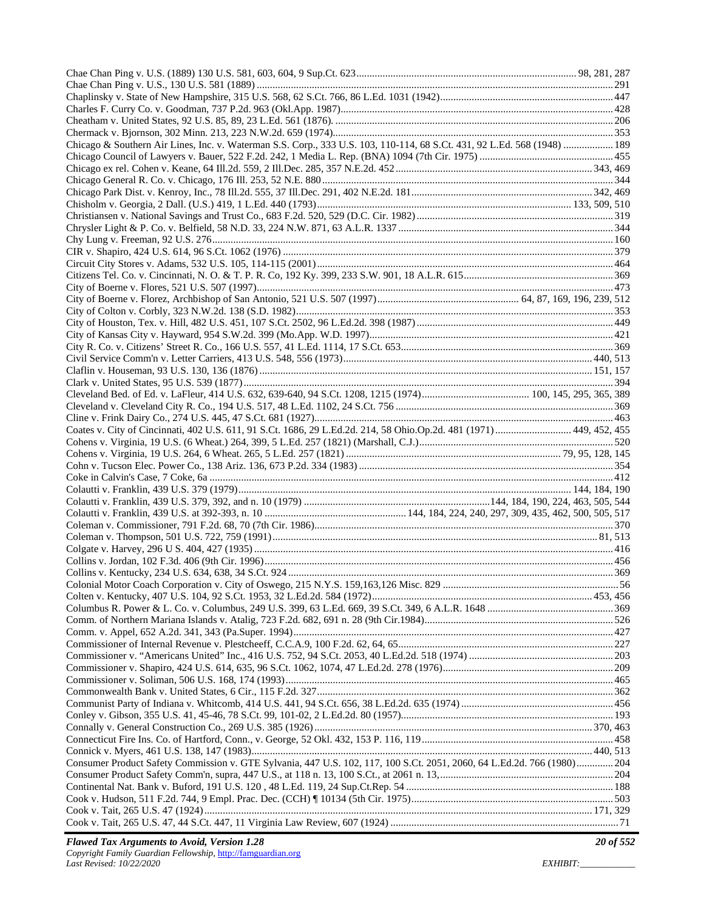Chae Chan Ping v. U.S. (1889) 130 U.S. 581, 603, 604, 9 Sup.Ct. 623 .......... 98, 281, 287
Chae Chan Ping v. U.S., 130 U.S. 581 (1889) .......... 291
Chaplinsky v. State of New Hampshire, 315 U.S. 568, 62 S.Ct. 766, 86 L.Ed. 1031 (1942) .......... 447
Charles F. Curry Co. v. Goodman, 737 P.2d. 963 (Okl.App. 1987) .......... 428
Cheatham v. United States, 92 U.S. 85, 89, 23 L.Ed. 561 (1876) .......... 206
Chermack v. Bjornson, 302 Minn. 213, 223 N.W.2d. 659 (1974) .......... 353
Chicago & Southern Air Lines, Inc. v. Waterman S.S. Corp., 333 U.S. 103, 110-114, 68 S.Ct. 431, 92 L.Ed. 568 (1948) .......... 189
Chicago Council of Lawyers v. Bauer, 522 F.2d. 242, 1 Media L. Rep. (BNA) 1094 (7th Cir. 1975) .......... 455
Chicago ex rel. Cohen v. Keane, 64 Ill.2d. 559, 2 Ill.Dec. 285, 357 N.E.2d. 452 .......... 343, 469
Chicago General R. Co. v. Chicago, 176 Ill. 253, 52 N.E. 880 .......... 344
Chicago Park Dist. v. Kenroy, Inc., 78 Ill.2d. 555, 37 Ill.Dec. 291, 402 N.E.2d. 181 .......... 342, 469
Chisholm v. Georgia, 2 Dall. (U.S.) 419, 1 L.Ed. 440 (1793) .......... 133, 509, 510
Christiansen v. National Savings and Trust Co., 683 F.2d. 520, 529 (D.C. Cir. 1982) .......... 319
Chrysler Light & P. Co. v. Belfield, 58 N.D. 33, 224 N.W. 871, 63 A.L.R. 1337 .......... 344
Chy Lung v. Freeman, 92 U.S. 276 .......... 160
CIR v. Shapiro, 424 U.S. 614, 96 S.Ct. 1062 (1976) .......... 379
Circuit City Stores v. Adams, 532 U.S. 105, 114-115 (2001) .......... 464
Citizens Tel. Co. v. Cincinnati, N. O. & T. P. R. Co, 192 Ky. 399, 233 S.W. 901, 18 A.L.R. 615 .......... 369
City of Boerne v. Flores, 521 U.S. 507 (1997) .......... 473
City of Boerne v. Florez, Archbishop of San Antonio, 521 U.S. 507 (1997) .......... 64, 87, 169, 196, 239, 512
City of Colton v. Corbly, 323 N.W.2d. 138 (S.D. 1982) .......... 353
City of Houston, Tex. v. Hill, 482 U.S. 451, 107 S.Ct. 2502, 96 L.Ed.2d. 398 (1987) .......... 449
City of Kansas City v. Hayward, 954 S.W.2d. 399 (Mo.App. W.D. 1997) .......... 421
City R. Co. v. Citizens' Street R. Co., 166 U.S. 557, 41 L.Ed. 1114, 17 S.Ct. 653 .......... 369
Civil Service Comm'n v. Letter Carriers, 413 U.S. 548, 556 (1973) .......... 440, 513
Claflin v. Houseman, 93 U.S. 130, 136 (1876) .......... 151, 157
Clark v. United States, 95 U.S. 539 (1877) .......... 394
Cleveland Bed. of Ed. v. LaFleur, 414 U.S. 632, 639-640, 94 S.Ct. 1208, 1215 (1974) .......... 100, 145, 295, 365, 389
Cleveland v. Cleveland City R. Co., 194 U.S. 517, 48 L.Ed. 1102, 24 S.Ct. 756 .......... 369
Cline v. Frink Dairy Co., 274 U.S. 445, 47 S.Ct. 681 (1927) .......... 463
Coates v. City of Cincinnati, 402 U.S. 611, 91 S.Ct. 1686, 29 L.Ed.2d. 214, 58 Ohio.Op.2d. 481 (1971) .......... 449, 452, 455
Cohens v. Virginia, 19 U.S. (6 Wheat.) 264, 399, 5 L.Ed. 257 (1821) (Marshall, C.J.) .......... 520
Cohens v. Virginia, 19 U.S. 264, 6 Wheat. 265, 5 L.Ed. 257 (1821) .......... 79, 95, 128, 145
Cohn v. Tucson Elec. Power Co., 138 Ariz. 136, 673 P.2d. 334 (1983) .......... 354
Coke in Calvin's Case, 7 Coke, 6a .......... 412
Colautti v. Franklin, 439 U.S. 379 (1979) .......... 144, 184, 190
Colautti v. Franklin, 439 U.S. 379, 392, and n. 10 (1979) .......... 144, 184, 190, 224, 463, 505, 544
Colautti v. Franklin, 439 U.S. at 392-393, n. 10 .......... 144, 184, 224, 240, 297, 309, 435, 462, 500, 505, 517
Coleman v. Commissioner, 791 F.2d. 68, 70 (7th Cir. 1986) .......... 370
Coleman v. Thompson, 501 U.S. 722, 759 (1991) .......... 81, 513
Colgate v. Harvey, 296 U S. 404, 427 (1935) .......... 416
Collins v. Jordan, 102 F.3d. 406 (9th Cir. 1996) .......... 456
Collins v. Kentucky, 234 U.S. 634, 638, 34 S.Ct. 924 .......... 369
Colonial Motor Coach Corporation v. City of Oswego, 215 N.Y.S. 159,163,126 Misc. 829 .......... 56
Colten v. Kentucky, 407 U.S. 104, 92 S.Ct. 1953, 32 L.Ed.2d. 584 (1972) .......... 453, 456
Columbus R. Power & L. Co. v. Columbus, 249 U.S. 399, 63 L.Ed. 669, 39 S.Ct. 349, 6 A.L.R. 1648 .......... 369
Comm. of Northern Mariana Islands v. Atalig, 723 F.2d. 682, 691 n. 28 (9th Cir.1984) .......... 526
Comm. v. Appel, 652 A.2d. 341, 343 (Pa.Super. 1994) .......... 427
Commissioner of Internal Revenue v. Plestcheeff, C.C.A.9, 100 F.2d. 62, 64, 65 .......... 227
Commissioner v. "Americans United" Inc., 416 U.S. 752, 94 S.Ct. 2053, 40 L.Ed.2d. 518 (1974) .......... 203
Commissioner v. Shapiro, 424 U.S. 614, 635, 96 S.Ct. 1062, 1074, 47 L.Ed.2d. 278 (1976) .......... 209
Commissioner v. Soliman, 506 U.S. 168, 174 (1993) .......... 465
Commonwealth Bank v. United States, 6 Cir., 115 F.2d. 327 .......... 362
Communist Party of Indiana v. Whitcomb, 414 U.S. 441, 94 S.Ct. 656, 38 L.Ed.2d. 635 (1974) .......... 456
Conley v. Gibson, 355 U.S. 41, 45-46, 78 S.Ct. 99, 101-02, 2 L.Ed.2d. 80 (1957) .......... 193
Connally v. General Construction Co., 269 U.S. 385 (1926) .......... 370, 463
Connecticut Fire Ins. Co. of Hartford, Conn., v. George, 52 Okl. 432, 153 P. 116, 119 .......... 458
Connick v. Myers, 461 U.S. 138, 147 (1983) .......... 440, 513
Consumer Product Safety Commission v. GTE Sylvania, 447 U.S. 102, 117, 100 S.Ct. 2051, 2060, 64 L.Ed.2d. 766 (1980) .......... 204
Consumer Product Safety Comm'n, supra, 447 U.S., at 118 n. 13, 100 S.Ct., at 2061 n. 13, .......... 204
Continental Nat. Bank v. Buford, 191 U.S. 120 , 48 L.Ed. 119, 24 Sup.Ct.Rep. 54 .......... 188
Cook v. Hudson, 511 F.2d. 744, 9 Empl. Prac. Dec. (CCH) ¶ 10134 (5th Cir. 1975) .......... 503
Cook v. Tait, 265 U.S. 47 (1924) .......... 171, 329
Cook v. Tait, 265 U.S. 47, 44 S.Ct. 447, 11 Virginia Law Review, 607 (1924) .......... 71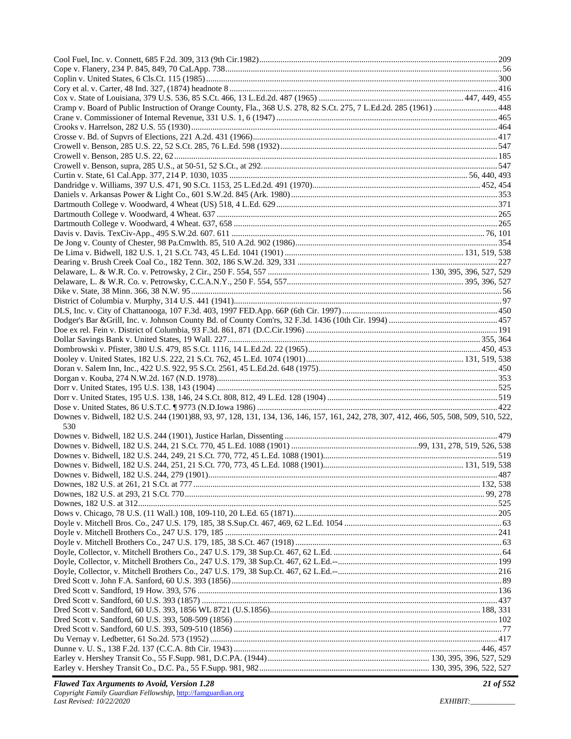Cool Fuel, Inc. v. Connett, 685 F.2d. 309, 313 (9th Cir.1982)....209
Cope v. Flanery, 234 P. 845, 849, 70 CaLApp. 738....56
Coplin v. United States, 6 Cls.Ct. 115 (1985)....300
Cory et al. v. Carter, 48 Ind. 327, (1874) headnote 8....416
Cox v. State of Louisiana, 379 U.S. 536, 85 S.Ct. 466, 13 L.Ed.2d. 487 (1965)....447, 449, 455
Cramp v. Board of Public Instruction of Orange County, Fla., 368 U.S. 278, 82 S.Ct. 275, 7 L.Ed.2d. 285 (1961)....448
Crane v. Commissioner of Internal Revenue, 331 U.S. 1, 6 (1947)....465
Crooks v. Harrelson, 282 U.S. 55 (1930)....464
Crosse v. Bd. of Supvrs of Elections, 221 A.2d. 431 (1966)....417
Crowell v. Benson, 285 U.S. 22, 52 S.Ct. 285, 76 L.Ed. 598 (1932)....547
Crowell v. Benson, 285 U.S. 22, 62....185
Crowell v. Benson, supra, 285 U.S., at 50-51, 52 S.Ct., at 292....547
Curtin v. State, 61 Cal.App. 377, 214 P. 1030, 1035....56, 440, 493
Dandridge v. Williams, 397 U.S. 471, 90 S.Ct. 1153, 25 L.Ed.2d. 491 (1970)....452, 454
Daniels v. Arkansas Power & Light Co., 601 S.W.2d. 845 (Ark. 1980)....353
Dartmouth College v. Woodward, 4 Wheat (US) 518, 4 L.Ed. 629....371
Dartmouth College v. Woodward, 4 Wheat. 637....265
Dartmouth College v. Woodward, 4 Wheat. 637, 658....265
Davis v. Davis. TexCiv-App., 495 S.W.2d. 607. 611....76, 101
De Jong v. County of Chester, 98 Pa.Cmwlth. 85, 510 A.2d. 902 (1986)....354
De Lima v. Bidwell, 182 U.S. 1, 21 S.Ct. 743, 45 L.Ed. 1041 (1901)....131, 519, 538
Dearing v. Brush Creek Coal Co., 182 Tenn. 302, 186 S.W.2d. 329, 331....227
Delaware, L. & W.R. Co. v. Petrowsky, 2 Cir., 250 F. 554, 557....130, 395, 396, 527, 529
Delaware, L. & W.R. Co. v. Petrowsky, C.C.A.N.Y., 250 F. 554, 557....395, 396, 527
Dike v. State, 38 Minn. 366, 38 N.W. 95....56
District of Columbia v. Murphy, 314 U.S. 441 (1941)....97
DLS, Inc. v. City of Chattanooga, 107 F.3d. 403, 1997 FED.App. 66P (6th Cir. 1997)....450
Dodger's Bar &Grill, Inc. v. Johnson County Bd. of County Com'rs, 32 F.3d. 1436 (10th Cir. 1994)....457
Doe ex rel. Fein v. District of Columbia, 93 F.3d. 861, 871 (D.C.Cir.1996)....191
Dollar Savings Bank v. United States, 19 Wall. 227....355, 364
Dombrowski v. Pfister, 380 U.S. 479, 85 S.Ct. 1116, 14 L.Ed.2d. 22 (1965)....450, 453
Dooley v. United States, 182 U.S. 222, 21 S.Ct. 762, 45 L.Ed. 1074 (1901)....131, 519, 538
Doran v. Salem Inn, Inc., 422 U.S. 922, 95 S.Ct. 2561, 45 L.Ed.2d. 648 (1975)....450
Dorgan v. Kouba, 274 N.W.2d. 167 (N.D. 1978)....353
Dorr v. United States, 195 U.S. 138, 143 (1904)....525
Dorr v. United States, 195 U.S. 138, 146, 24 S.Ct. 808, 812, 49 L.Ed. 128 (1904)....519
Dose v. United States, 86 U.S.T.C. ¶ 9773 (N.D.Iowa 1986)....422
Downes v. Bidwell, 182 U.S. 244 (1901)88, 93, 97, 128, 131, 134, 136, 146, 157, 161, 242, 278, 307, 412, 466, 505, 508, 509, 510, 522, 530
Downes v. Bidwell, 182 U.S. 244 (1901), Justice Harlan, Dissenting....479
Downes v. Bidwell, 182 U.S. 244, 21 S.Ct. 770, 45 L.Ed. 1088 (1901)....99, 131, 278, 519, 526, 538
Downes v. Bidwell, 182 U.S. 244, 249, 21 S.Ct. 770, 772, 45 L.Ed. 1088 (1901)....519
Downes v. Bidwell, 182 U.S. 244, 251, 21 S.Ct. 770, 773, 45 L.Ed. 1088 (1901)....131, 519, 538
Downes v. Bidwell, 182 U.S. 244, 279 (1901)....487
Downes, 182 U.S. at 261, 21 S.Ct. at 777....132, 538
Downes, 182 U.S. at 293, 21 S.Ct. 770....99, 278
Downes, 182 U.S. at 312....525
Dows v. Chicago, 78 U.S. (11 Wall.) 108, 109-110, 20 L.Ed. 65 (1871)....205
Doyle v. Mitchell Bros. Co., 247 U.S. 179, 185, 38 S.Sup.Ct. 467, 469, 62 L.Ed. 1054....63
Doyle v. Mitchell Brothers Co., 247 U.S. 179, 185....241
Doyle v. Mitchell Brothers Co., 247 U.S. 179, 185, 38 S.Ct. 467 (1918)....63
Doyle, Collector, v. Mitchell Brothers Co., 247 U.S. 179, 38 Sup.Ct. 467, 62 L.Ed.....64
Doyle, Collector, v. Mitchell Brothers Co., 247 U.S. 179, 38 Sup.Ct. 467, 62 L.Ed.--....199
Doyle, Collector, v. Mitchell Brothers Co., 247 U.S. 179, 38 Sup.Ct. 467, 62 L.Ed.--....216
Dred Scott v. John F.A. Sanford, 60 U.S. 393 (1856)....89
Dred Scott v. Sandford, 19 How. 393, 576....136
Dred Scott v. Sandford, 60 U.S. 393 (1857)....437
Dred Scott v. Sandford, 60 U.S. 393, 1856 WL 8721 (U.S.1856)....188, 331
Dred Scott v. Sandford, 60 U.S. 393, 508-509 (1856)....102
Dred Scott v. Sandford, 60 U.S. 393, 509-510 (1856)....77
Du Vernay v. Ledbetter, 61 So.2d. 573 (1952)....417
Dunne v. U. S., 138 F.2d. 137 (C.C.A. 8th Cir. 1943)....446, 457
Earley v. Hershey Transit Co., 55 F.Supp. 981, D.C.PA. (1944)....130, 395, 396, 527, 529
Earley v. Hershey Transit Co., D.C. Pa., 55 F.Supp. 981, 982....130, 395, 396, 522, 527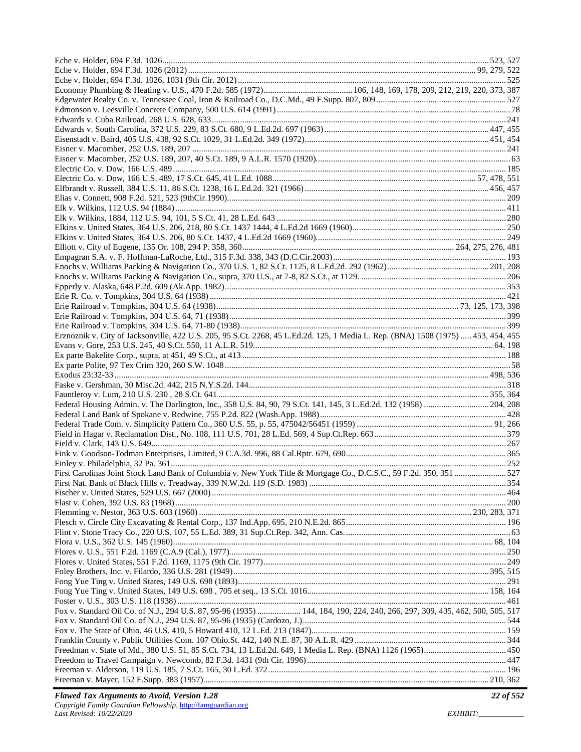Eche v. Holder, 694 F.3d. 1026....................................................................................................................................523, 527
Eche v. Holder, 694 F.3d. 1026 (2012)...................................................................................................................99, 279, 522
Eche v. Holder, 694 F.3d. 1026, 1031 (9th Cir. 2012).............................................................................................................525
Economy Plumbing & Heating v. U.S., 470 F.2d. 585 (1972).........................................106, 148, 169, 178, 209, 212, 219, 220, 373, 387
Edgewater Realty Co. v. Tennessee Coal, Iron & Railroad Co., D.C.Md., 49 F.Supp. 807, 809..................................................527
Edmonson v. Leesville Concrete Company, 500 U.S. 614 (1991).................................................................................................78
Edwards v. Cuba Railroad, 268 U.S. 628, 633..........................................................................................................................241
Edwards v. South Carolina, 372 U.S. 229, 83 S.Ct. 680, 9 L.Ed.2d. 697 (1963)...............................................................447, 455
Eisenstadt v. Baird, 405 U.S. 438, 92 S.Ct. 1029, 31 L.Ed.2d. 349 (1972)......................................................................451, 454
Eisner v. Macomber, 252 U.S. 189, 207 ..................................................................................................................................241
Eisner v. Macomber, 252 U.S. 189, 207, 40 S.Ct. 189, 9 A.L.R. 1570 (1920)................................................................................63
Electric Co. v. Dow, 166 U.S. 489 ............................................................................................................................................185
Electric Co. v. Dow, 166 U.S. 489, 17 S.Ct. 645, 41 L.Ed. 1088..............................................................................57, 478, 551
Elfbrandt v. Russell, 384 U.S. 11, 86 S.Ct. 1238, 16 L.Ed.2d. 321 (1966)....................................................................456, 457
Elias v. Connett, 908 F.2d. 521, 523 (9thCir.1990)...................................................................................................................209
Elk v. Wilkins, 112 U.S. 94 (1884)...........................................................................................................................................411
Elk v. Wilkins, 1884, 112 U.S. 94, 101, 5 S.Ct. 41, 28 L.Ed. 643 ...........................................................................................280
Elkins v. United States, 364 U.S. 206, 218, 80 S.Ct. 1437 1444, 4 L.Ed.2d 1669 (1960)..........................................................250
Elkins v. United States, 364 U.S. 206, 80 S.Ct. 1437, 4 L.Ed.2d 1669 (1960)............................................................................249
Elliott v. City of Eugene, 135 Or. 108, 294 P. 358, 360................................................................................264, 275, 276, 481
Empagran S.A. v. F. Hoffman-LaRoche, Ltd., 315 F.3d. 338, 343 (D.C.Cir.2003).....................................................................193
Enochs v. Williams Packing & Navigation Co., 370 U.S. 1, 82 S.Ct. 1125, 8 L.Ed.2d. 292 (1962)...................................201, 208
Enochs v. Williams Packing & Navigation Co., supra, 370 U.S., at 7-8, 82 S.Ct., at 1129. ....................................................206
Epperly v. Alaska, 648 P.2d. 609 (Ak.App. 1982)...................................................................................................................353
Erie R. Co. v. Tompkins, 304 U.S. 64 (1938) ..........................................................................................................................421
Erie Railroad v. Tompkins, 304 U.S. 64 (1938).................................................................................................73, 125, 173, 398
Erie Railroad v. Tompkins, 304 U.S. 64, 71 (1938)................................................................................................................399
Erie Railroad v. Tompkins, 304 U.S. 64, 71-80 (1938)............................................................................................................399
Erznoznik v. City of Jacksonville, 422 U.S. 205, 95 S.Ct. 2268, 45 L.Ed.2d. 125, 1 Media L. Rep. (BNA) 1508 (1975) ..... 453, 454, 455
Evans v. Gore, 253 U.S. 245, 40 S.Ct. 550, 11 A.L.R. 519...............................................................................................64, 198
Ex parte Bakelite Corp., supra, at 451, 49 S.Ct., at 413 ..........................................................................................................188
Ex parte Polite, 97 Tex Crim 320, 260 S.W. 1048 ......................................................................................................................58
Exodus 23:32-33 ...........................................................................................................................................................498, 536
Faske v. Gershman, 30 Misc.2d. 442, 215 N.Y.S.2d. 144.........................................................................................................318
Fauntleroy v. Lum, 210 U.S. 230 , 28 S.Ct. 641 ............................................................................................................355, 364
Federal Housing Admin. v. The Darlington, Inc., 358 U.S. 84, 90, 79 S.Ct. 141, 145, 3 L.Ed.2d. 132 (1958) ..........................204, 208
Federal Land Bank of Spokane v. Redwine, 755 P.2d. 822 (Wash.App. 1988)...........................................................................428
Federal Trade Com. v. Simplicity Pattern Co., 360 U.S. 55, p. 55, 475042/56451 (1959) ...............................................91, 266
Field in Hagar v. Reclamation Dist., No. 108, 111 U.S. 701, 28 L.Ed. 569, 4 Sup.Ct.Rep. 663...................................................379
Field v. Clark, 143 U.S. 649.....................................................................................................................................................267
Fink v. Goodson-Todman Enterprises, Limited, 9 C.A.3d. 996, 88 Cal.Rptr. 679, 690...............................................................365
Finley v. Philadelphia, 32 Pa. 361.............................................................................................................................................252
First Carolinas Joint Stock Land Bank of Columbia v. New York Title & Mortgage Co., D.C.S.C., 59 F.2d. 350, 351 ......................527
First Nat. Bank of Black Hills v. Treadway, 339 N.W.2d. 119 (S.D. 1983) ...............................................................................354
Fischer v. United States, 529 U.S. 667 (2000) ..........................................................................................................................464
Flast v. Cohen, 392 U.S. 83 (1968)...........................................................................................................................................200
Flemming v. Nestor, 363 U.S. 603 (1960) ...................................................................................................230, 283, 371
Flesch v. Circle City Excavating & Rental Corp., 137 Ind.App. 695, 210 N.E.2d. 865...............................................................196
Flint v. Stone Tracy Co., 220 U.S. 107, 55 L.Ed. 389, 31 Sup.Ct.Rep. 342, Ann. Cas. ...............................................................63
Flora v. U.S., 362 U.S. 145 (1960).....................................................................................................................................68, 104
Flores v. U.S., 551 F.2d. 1169 (C.A.9 (Cal.), 1977)...................................................................................................................250
Flores v. United States, 551 F.2d. 1169, 1175 (9th Cir. 1977)...................................................................................................249
Foley Brothers, Inc. v. Filardo, 336 U.S. 281 (1949).......................................................................................................395, 515
Fong Yue Ting v. United States, 149 U.S. 698 (1893)...............................................................................................................291
Fong Yue Ting v. United States, 149 U.S. 698 , 705 et seq., 13 S.Ct. 1016..........................................................................158, 164
Foster v. U.S., 303 U.S. 118 (1938) ..........................................................................................................................................461
Fox v. Standard Oil Co. of N.J., 294 U.S. 87, 95-96 (1935) .................... 144, 184, 190, 224, 240, 266, 297, 309, 435, 462, 500, 505, 517
Fox v. Standard Oil Co. of N.J., 294 U.S. 87, 95-96 (1935) (Cardozo, J.)...................................................................................544
Fox v. The State of Ohio, 46 U.S. 410, 5 Howard 410, 12 L.Ed. 213 (1847)..............................................................................159
Franklin County v. Public Utilities Com. 107 Ohio.St. 442, 140 N.E. 87, 30 A.L.R. 429 ............................................................344
Freedman v. State of Md., 380 U.S. 51, 85 S.Ct. 734, 13 L.Ed.2d. 649, 1 Media L. Rep. (BNA) 1126 (1965).............................450
Freedom to Travel Campaign v. Newcomb, 82 F.3d. 1431 (9th Cir. 1996).................................................................................447
Freeman v. Alderson, 119 U.S. 185, 7 S.Ct. 165, 30 L.Ed. 372.................................................................................................196
Freeman v. Mayer, 152 F.Supp. 383 (1957)........................................................................................................................210, 362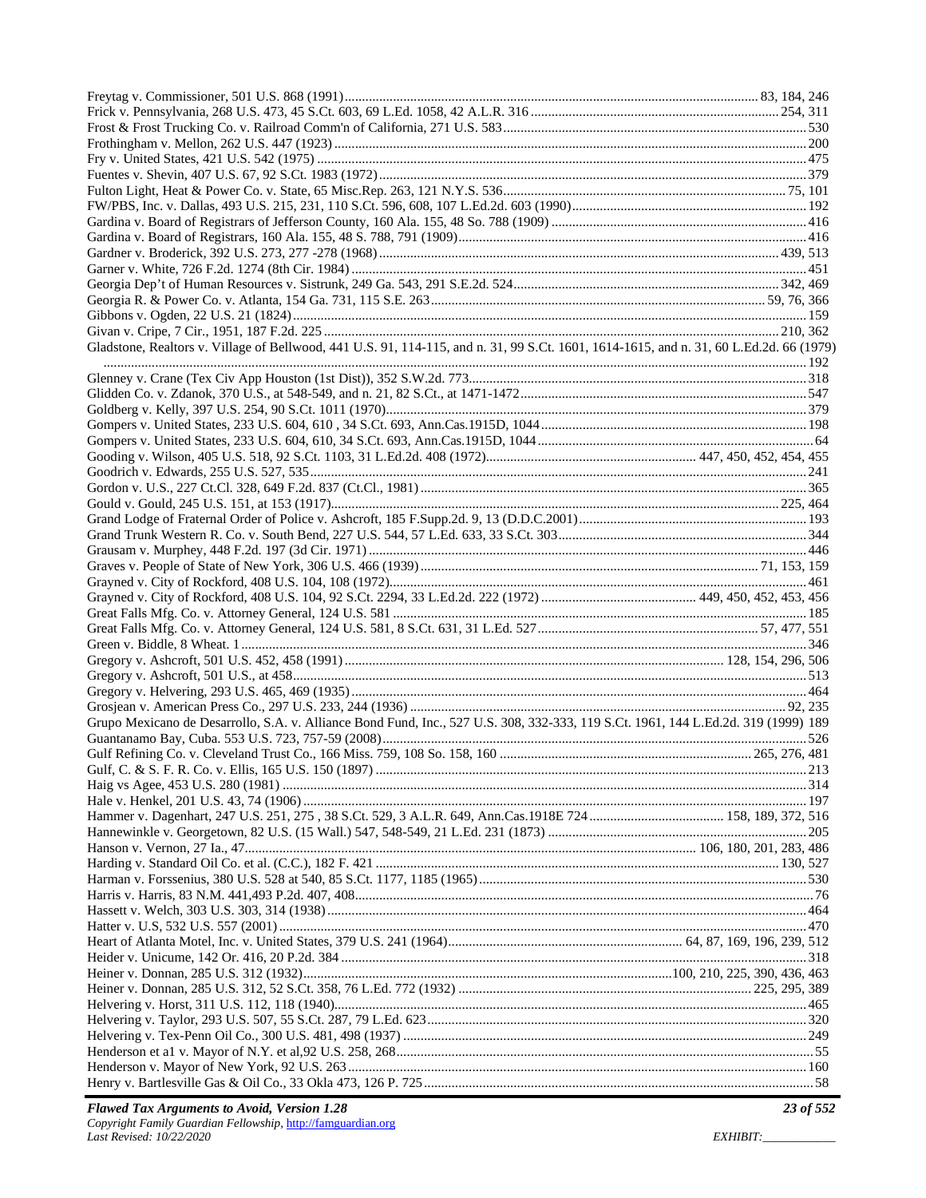Freytag v. Commissioner, 501 U.S. 868 (1991) ..... 83, 184, 246
Frick v. Pennsylvania, 268 U.S. 473, 45 S.Ct. 603, 69 L.Ed. 1058, 42 A.L.R. 316 ..... 254, 311
Frost & Frost Trucking Co. v. Railroad Comm'n of California, 271 U.S. 583 ..... 530
Frothingham v. Mellon, 262 U.S. 447 (1923) ..... 200
Fry v. United States, 421 U.S. 542 (1975) ..... 475
Fuentes v. Shevin, 407 U.S. 67, 92 S.Ct. 1983 (1972) ..... 379
Fulton Light, Heat & Power Co. v. State, 65 Misc.Rep. 263, 121 N.Y.S. 536 ..... 75, 101
FW/PBS, Inc. v. Dallas, 493 U.S. 215, 231, 110 S.Ct. 596, 608, 107 L.Ed.2d. 603 (1990) ..... 192
Gardina v. Board of Registrars of Jefferson County, 160 Ala. 155, 48 So. 788 (1909) ..... 416
Gardina v. Board of Registrars, 160 Ala. 155, 48 S. 788, 791 (1909) ..... 416
Gardner v. Broderick, 392 U.S. 273, 277 -278 (1968) ..... 439, 513
Garner v. White, 726 F.2d. 1274 (8th Cir. 1984) ..... 451
Georgia Dep't of Human Resources v. Sistrunk, 249 Ga. 543, 291 S.E.2d. 524 ..... 342, 469
Georgia R. & Power Co. v. Atlanta, 154 Ga. 731, 115 S.E. 263 ..... 59, 76, 366
Gibbons v. Ogden, 22 U.S. 21 (1824) ..... 159
Givan v. Cripe, 7 Cir., 1951, 187 F.2d. 225 ..... 210, 362
Gladstone, Realtors v. Village of Bellwood, 441 U.S. 91, 114-115, and n. 31, 99 S.Ct. 1601, 1614-1615, and n. 31, 60 L.Ed.2d. 66 (1979) ..... 192
Glenney v. Crane (Tex Civ App Houston (1st Dist)), 352 S.W.2d. 773 ..... 318
Glidden Co. v. Zdanok, 370 U.S., at 548-549, and n. 21, 82 S.Ct., at 1471-1472 ..... 547
Goldberg v. Kelly, 397 U.S. 254, 90 S.Ct. 1011 (1970) ..... 379
Gompers v. United States, 233 U.S. 604, 610 , 34 S.Ct. 693, Ann.Cas.1915D, 1044 ..... 198
Gompers v. United States, 233 U.S. 604, 610, 34 S.Ct. 693, Ann.Cas.1915D, 1044 ..... 64
Gooding v. Wilson, 405 U.S. 518, 92 S.Ct. 1103, 31 L.Ed.2d. 408 (1972) ..... 447, 450, 452, 454, 455
Goodrich v. Edwards, 255 U.S. 527, 535 ..... 241
Gordon v. U.S., 227 Ct.Cl. 328, 649 F.2d. 837 (Ct.Cl., 1981) ..... 365
Gould v. Gould, 245 U.S. 151, at 153 (1917) ..... 225, 464
Grand Lodge of Fraternal Order of Police v. Ashcroft, 185 F.Supp.2d. 9, 13 (D.D.C.2001) ..... 193
Grand Trunk Western R. Co. v. South Bend, 227 U.S. 544, 57 L.Ed. 633, 33 S.Ct. 303 ..... 344
Grausam v. Murphey, 448 F.2d. 197 (3d Cir. 1971) ..... 446
Graves v. People of State of New York, 306 U.S. 466 (1939) ..... 71, 153, 159
Grayned v. City of Rockford, 408 U.S. 104, 108 (1972) ..... 461
Grayned v. City of Rockford, 408 U.S. 104, 92 S.Ct. 2294, 33 L.Ed.2d. 222 (1972) ..... 449, 450, 452, 453, 456
Great Falls Mfg. Co. v. Attorney General, 124 U.S. 581 ..... 185
Great Falls Mfg. Co. v. Attorney General, 124 U.S. 581, 8 S.Ct. 631, 31 L.Ed. 527 ..... 57, 477, 551
Green v. Biddle, 8 Wheat. 1 ..... 346
Gregory v. Ashcroft, 501 U.S. 452, 458 (1991) ..... 128, 154, 296, 506
Gregory v. Ashcroft, 501 U.S., at 458 ..... 513
Gregory v. Helvering, 293 U.S. 465, 469 (1935) ..... 464
Grosjean v. American Press Co., 297 U.S. 233, 244 (1936) ..... 92, 235
Grupo Mexicano de Desarrollo, S.A. v. Alliance Bond Fund, Inc., 527 U.S. 308, 332-333, 119 S.Ct. 1961, 144 L.Ed.2d. 319 (1999) 189
Guantanamo Bay, Cuba. 553 U.S. 723, 757-59 (2008) ..... 526
Gulf Refining Co. v. Cleveland Trust Co., 166 Miss. 759, 108 So. 158, 160 ..... 265, 276, 481
Gulf, C. & S. F. R. Co. v. Ellis, 165 U.S. 150 (1897) ..... 213
Haig vs Agee, 453 U.S. 280 (1981) ..... 314
Hale v. Henkel, 201 U.S. 43, 74 (1906) ..... 197
Hammer v. Dagenhart, 247 U.S. 251, 275 , 38 S.Ct. 529, 3 A.L.R. 649, Ann.Cas.1918E 724 ..... 158, 189, 372, 516
Hannewinkle v. Georgetown, 82 U.S. (15 Wall.) 547, 548-549, 21 L.Ed. 231 (1873) ..... 205
Hanson v. Vernon, 27 Ia., 47 ..... 106, 180, 201, 283, 486
Harding v. Standard Oil Co. et al. (C.C.), 182 F. 421 ..... 130, 527
Harman v. Forssenius, 380 U.S. 528 at 540, 85 S.Ct. 1177, 1185 (1965) ..... 530
Harris v. Harris, 83 N.M. 441,493 P.2d. 407, 408 ..... 76
Hassett v. Welch, 303 U.S. 303, 314 (1938) ..... 464
Hatter v. U.S, 532 U.S. 557 (2001) ..... 470
Heart of Atlanta Motel, Inc. v. United States, 379 U.S. 241 (1964) ..... 64, 87, 169, 196, 239, 512
Heider v. Unicume, 142 Or. 416, 20 P.2d. 384 ..... 318
Heiner v. Donnan, 285 U.S. 312 (1932) ..... 100, 210, 225, 390, 436, 463
Heiner v. Donnan, 285 U.S. 312, 52 S.Ct. 358, 76 L.Ed. 772 (1932) ..... 225, 295, 389
Helvering v. Horst, 311 U.S. 112, 118 (1940) ..... 465
Helvering v. Taylor, 293 U.S. 507, 55 S.Ct. 287, 79 L.Ed. 623 ..... 320
Helvering v. Tex-Penn Oil Co.), 300 U.S. 481, 498 (1937) ..... 249
Henderson et a1 v. Mayor of N.Y. et al,92 U.S. 258, 268 ..... 55
Henderson v. Mayor of New York, 92 U.S. 263 ..... 160
Henry v. Bartlesville Gas & Oil Co., 33 Okla 473, 126 P. 725 ..... 58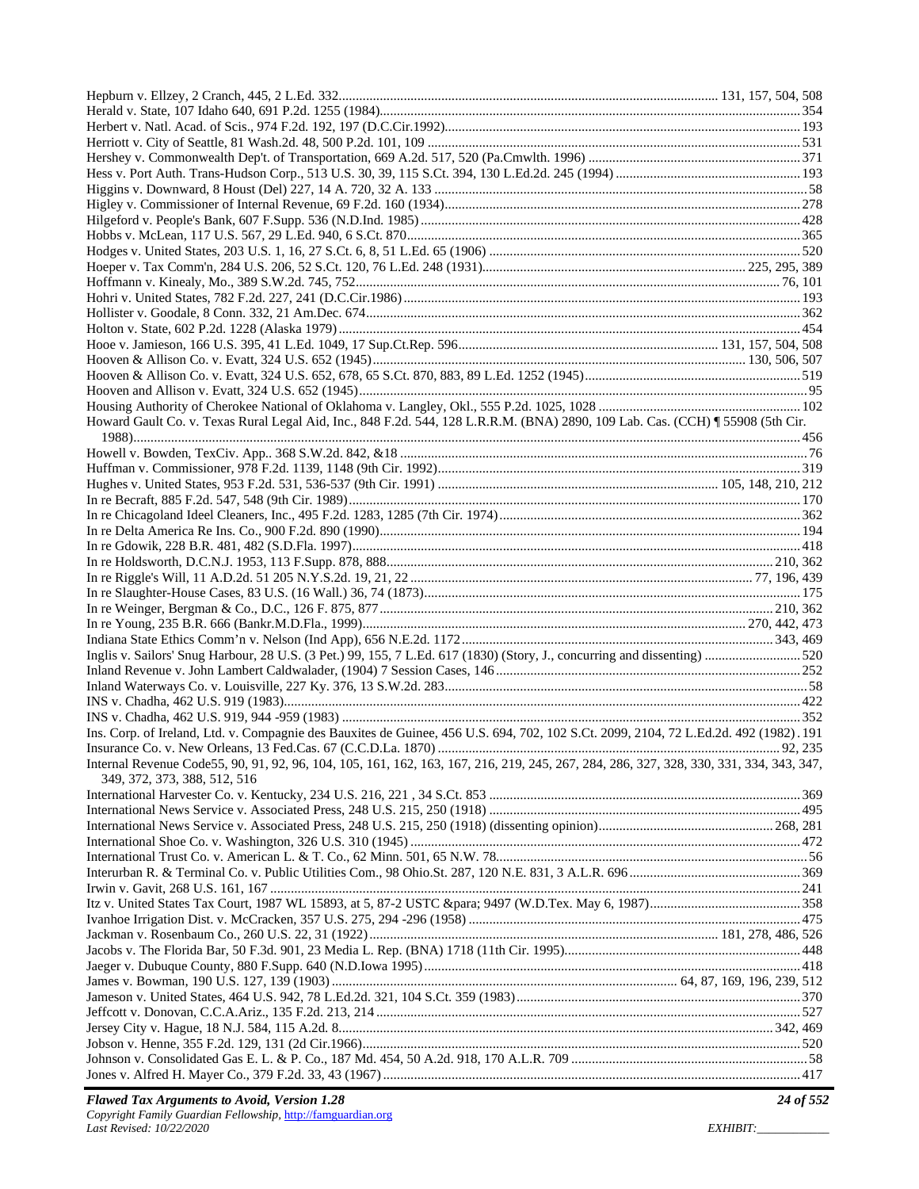Hepburn v. Ellzey, 2 Cranch, 445, 2 L.Ed. 332 .......... 131, 157, 504, 508
Herald v. State, 107 Idaho 640, 691 P.2d. 1255 (1984) .......... 354
Herbert v. Natl. Acad. of Scis., 974 F.2d. 192, 197 (D.C.Cir.1992) .......... 193
Herriott v. City of Seattle, 81 Wash.2d. 48, 500 P.2d. 101, 109 .......... 531
Hershey v. Commonwealth Dep't. of Transportation, 669 A.2d. 517, 520 (Pa.Cmwlth. 1996) .......... 371
Hess v. Port Auth. Trans-Hudson Corp., 513 U.S. 30, 39, 115 S.Ct. 394, 130 L.Ed.2d. 245 (1994) .......... 193
Higgins v. Downward, 8 Houst (Del) 227, 14 A. 720, 32 A. 133 .......... 58
Higley v. Commissioner of Internal Revenue, 69 F.2d. 160 (1934) .......... 278
Hilgeford v. People's Bank, 607 F.Supp. 536 (N.D.Ind. 1985) .......... 428
Hobbs v. McLean, 117 U.S. 567, 29 L.Ed. 940, 6 S.Ct. 870 .......... 365
Hodges v. United States, 203 U.S. 1, 16, 27 S.Ct. 6, 8, 51 L.Ed. 65 (1906) .......... 520
Hoeper v. Tax Comm'n, 284 U.S. 206, 52 S.Ct. 120, 76 L.Ed. 248 (1931) .......... 225, 295, 389
Hoffmann v. Kinealy, Mo., 389 S.W.2d. 745, 752 .......... 76, 101
Hohri v. United States, 782 F.2d. 227, 241 (D.C.Cir.1986) .......... 193
Hollister v. Goodale, 8 Conn. 332, 21 Am.Dec. 674 .......... 362
Holton v. State, 602 P.2d. 1228 (Alaska 1979) .......... 454
Hooe v. Jamieson, 166 U.S. 395, 41 L.Ed. 1049, 17 Sup.Ct.Rep. 596 .......... 131, 157, 504, 508
Hooven & Allison Co. v. Evatt, 324 U.S. 652 (1945) .......... 130, 506, 507
Hooven & Allison Co. v. Evatt, 324 U.S. 652, 678, 65 S.Ct. 870, 883, 89 L.Ed. 1252 (1945) .......... 519
Hooven and Allison v. Evatt, 324 U.S. 652 (1945) .......... 95
Housing Authority of Cherokee National of Oklahoma v. Langley, Okl., 555 P.2d. 1025, 1028 .......... 102
Howard Gault Co. v. Texas Rural Legal Aid, Inc., 848 F.2d. 544, 128 L.R.R.M. (BNA) 2890, 109 Lab. Cas. (CCH) ¶ 55908 (5th Cir. 1988) .......... 456
Howell v. Bowden, TexCiv. App.. 368 S.W.2d. 842, &18 .......... 76
Huffman v. Commissioner, 978 F.2d. 1139, 1148 (9th Cir. 1992) .......... 319
Hughes v. United States, 953 F.2d. 531, 536-537 (9th Cir. 1991) .......... 105, 148, 210, 212
In re Becraft, 885 F.2d. 547, 548 (9th Cir. 1989) .......... 170
In re Chicagoland Ideel Cleaners, Inc., 495 F.2d. 1283, 1285 (7th Cir. 1974) .......... 362
In re Delta America Re Ins. Co., 900 F.2d. 890 (1990) .......... 194
In re Gdowik, 228 B.R. 481, 482 (S.D.Fla. 1997) .......... 418
In re Holdsworth, D.C.N.J. 1953, 113 F.Supp. 878, 888 .......... 210, 362
In re Riggle's Will, 11 A.D.2d. 51 205 N.Y.S.2d. 19, 21, 22 .......... 77, 196, 439
In re Slaughter-House Cases, 83 U.S. (16 Wall.) 36, 74 (1873) .......... 175
In re Weinger, Bergman & Co., D.C., 126 F. 875, 877 .......... 210, 362
In re Young, 235 B.R. 666 (Bankr.M.D.Fla., 1999) .......... 270, 442, 473
Indiana State Ethics Comm'n v. Nelson (Ind App), 656 N.E.2d. 1172 .......... 343, 469
Inglis v. Sailors' Snug Harbour, 28 U.S. (3 Pet.) 99, 155, 7 L.Ed. 617 (1830) (Story, J., concurring and dissenting) .......... 520
Inland Revenue v. John Lambert Caldwalader, (1904) 7 Session Cases, 146 .......... 252
Inland Waterways Co. v. Louisville, 227 Ky. 376, 13 S.W.2d. 283 .......... 58
INS v. Chadha, 462 U.S. 919 (1983) .......... 422
INS v. Chadha, 462 U.S. 919, 944 -959 (1983) .......... 352
Ins. Corp. of Ireland, Ltd. v. Compagnie des Bauxites de Guinee, 456 U.S. 694, 702, 102 S.Ct. 2099, 2104, 72 L.Ed.2d. 492 (1982) . 191
Insurance Co. v. New Orleans, 13 Fed.Cas. 67 (C.C.D.La. 1870) .......... 92, 235
Internal Revenue Code55, 90, 91, 92, 96, 104, 105, 161, 162, 163, 167, 216, 219, 245, 267, 284, 286, 327, 328, 330, 331, 334, 343, 347, 349, 372, 373, 388, 512, 516
International Harvester Co. v. Kentucky, 234 U.S. 216, 221 , 34 S.Ct. 853 .......... 369
International News Service v. Associated Press, 248 U.S. 215, 250 (1918) .......... 495
International News Service v. Associated Press, 248 U.S. 215, 250 (1918) (dissenting opinion) .......... 268, 281
International Shoe Co. v. Washington, 326 U.S. 310 (1945) .......... 472
International Trust Co. v. American L. & T. Co., 62 Minn. 501, 65 N.W. 78 .......... 56
Interurban R. & Terminal Co. v. Public Utilities Com., 98 Ohio.St. 287, 120 N.E. 831, 3 A.L.R. 696 .......... 369
Irwin v. Gavit, 268 U.S. 161, 167 .......... 241
Itz v. United States Tax Court, 1987 WL 15893, at 5, 87-2 USTC &para; 9497 (W.D.Tex. May 6, 1987) .......... 358
Ivanhoe Irrigation Dist. v. McCracken, 357 U.S. 275, 294 -296 (1958) .......... 475
Jackman v. Rosenbaum Co., 260 U.S. 22, 31 (1922) .......... 181, 278, 486, 526
Jacobs v. The Florida Bar, 50 F.3d. 901, 23 Media L. Rep. (BNA) 1718 (11th Cir. 1995) .......... 448
Jaeger v. Dubuque County, 880 F.Supp. 640 (N.D.Iowa 1995) .......... 418
James v. Bowman, 190 U.S. 127, 139 (1903) .......... 64, 87, 169, 196, 239, 512
Jameson v. United States, 464 U.S. 942, 78 L.Ed.2d. 321, 104 S.Ct. 359 (1983) .......... 370
Jeffcott v. Donovan, C.C.A.Ariz., 135 F.2d. 213, 214 .......... 527
Jersey City v. Hague, 18 N.J. 584, 115 A.2d. 8 .......... 342, 469
Jobson v. Henne, 355 F.2d. 129, 131 (2d Cir.1966) .......... 520
Johnson v. Consolidated Gas E. L. & P. Co., 187 Md. 454, 50 A.2d. 918, 170 A.L.R. 709 .......... 58
Jones v. Alfred H. Mayer Co., 379 F.2d. 33, 43 (1967) .......... 417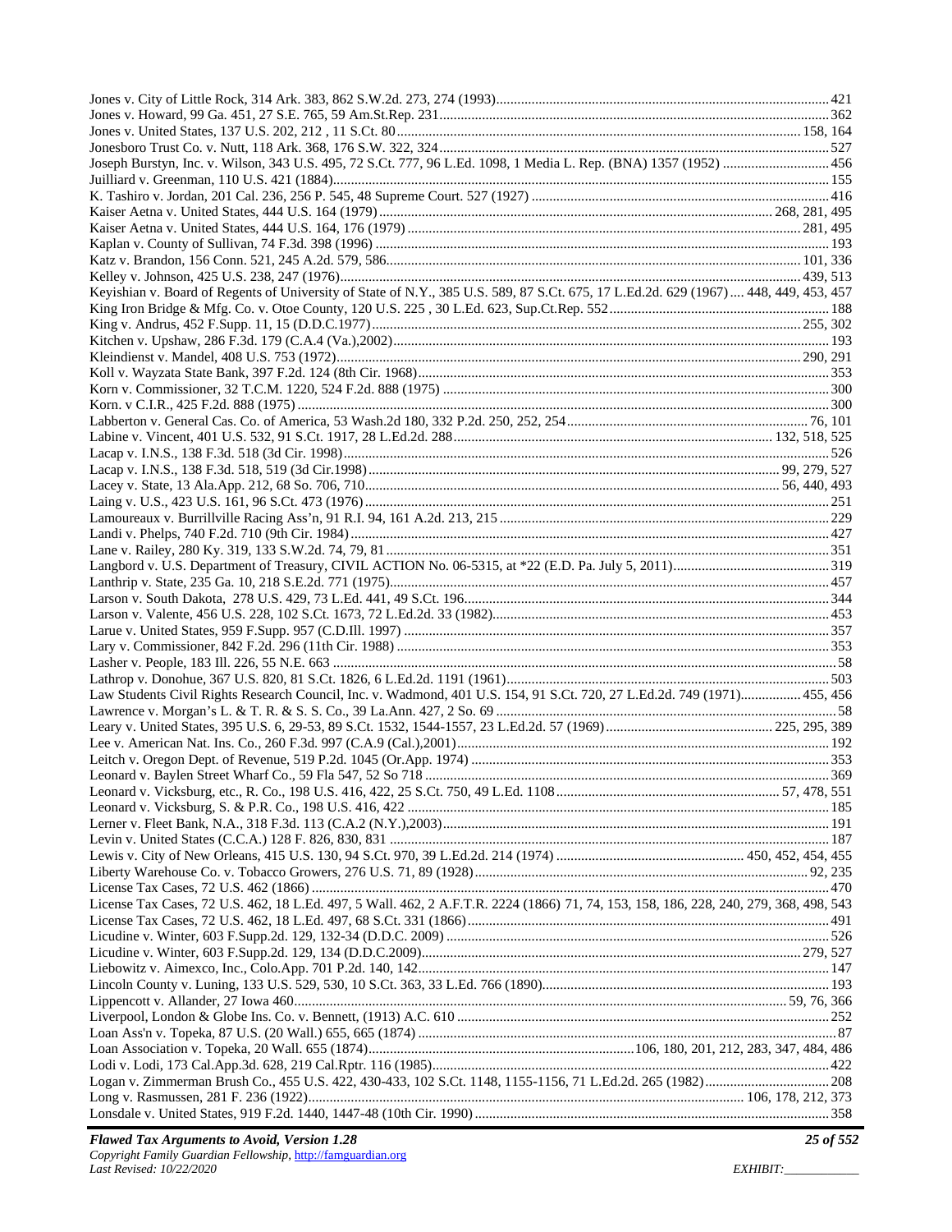Jones v. City of Little Rock, 314 Ark. 383, 862 S.W.2d. 273, 274 (1993)....421
Jones v. Howard, 99 Ga. 451, 27 S.E. 765, 59 Am.St.Rep. 231....362
Jones v. United States, 137 U.S. 202, 212 , 11 S.Ct. 80....158, 164
Jonesboro Trust Co. v. Nutt, 118 Ark. 368, 176 S.W. 322, 324....527
Joseph Burstyn, Inc. v. Wilson, 343 U.S. 495, 72 S.Ct. 777, 96 L.Ed. 1098, 1 Media L. Rep. (BNA) 1357 (1952)....456
Juilliard v. Greenman, 110 U.S. 421 (1884)....155
K. Tashiro v. Jordan, 201 Cal. 236, 256 P. 545, 48 Supreme Court. 527 (1927)....416
Kaiser Aetna v. United States, 444 U.S. 164 (1979)....268, 281, 495
Kaiser Aetna v. United States, 444 U.S. 164, 176 (1979)....281, 495
Kaplan v. County of Sullivan, 74 F.3d. 398 (1996)....193
Katz v. Brandon, 156 Conn. 521, 245 A.2d. 579, 586....101, 336
Kelley v. Johnson, 425 U.S. 238, 247 (1976)....439, 513
Keyishian v. Board of Regents of University of State of N.Y., 385 U.S. 589, 87 S.Ct. 675, 17 L.Ed.2d. 629 (1967)....448, 449, 453, 457
King Iron Bridge & Mfg. Co. v. Otoe County, 120 U.S. 225 , 30 L.Ed. 623, Sup.Ct.Rep. 552....188
King v. Andrus, 452 F.Supp. 11, 15 (D.D.C.1977)....255, 302
Kitchen v. Upshaw, 286 F.3d. 179 (C.A.4 (Va.),2002)....193
Kleindienst v. Mandel, 408 U.S. 753 (1972)....290, 291
Koll v. Wayzata State Bank, 397 F.2d. 124 (8th Cir. 1968)....353
Korn v. Commissioner, 32 T.C.M. 1220, 524 F.2d. 888 (1975)....300
Korn. v C.I.R., 425 F.2d. 888 (1975)....300
Labberton v. General Cas. Co. of America, 53 Wash.2d 180, 332 P.2d. 250, 252, 254....76, 101
Labine v. Vincent, 401 U.S. 532, 91 S.Ct. 1917, 28 L.Ed.2d. 288....132, 518, 525
Lacap v. I.N.S., 138 F.3d. 518 (3d Cir. 1998)....526
Lacap v. I.N.S., 138 F.3d. 518, 519 (3d Cir.1998)....99, 279, 527
Lacey v. State, 13 Ala.App. 212, 68 So. 706, 710....56, 440, 493
Laing v. U.S., 423 U.S. 161, 96 S.Ct. 473 (1976)....251
Lamoureaux v. Burrillville Racing Ass'n, 91 R.I. 94, 161 A.2d. 213, 215....229
Landi v. Phelps, 740 F.2d. 710 (9th Cir. 1984)....427
Lane v. Railey, 280 Ky. 319, 133 S.W.2d. 74, 79, 81....351
Langbord v. U.S. Department of Treasury, CIVIL ACTION No. 06-5315, at *22 (E.D. Pa. July 5, 2011)....319
Lanthrip v. State, 235 Ga. 10, 218 S.E.2d. 771 (1975)....457
Larson v. South Dakota, 278 U.S. 429, 73 L.Ed. 441, 49 S.Ct. 196....344
Larson v. Valente, 456 U.S. 228, 102 S.Ct. 1673, 72 L.Ed.2d. 33 (1982)....453
Larue v. United States, 959 F.Supp. 957 (C.D.Ill. 1997)....357
Lary v. Commissioner, 842 F.2d. 296 (11th Cir. 1988)....353
Lasher v. People, 183 Ill. 226, 55 N.E. 663....58
Lathrop v. Donohue, 367 U.S. 820, 81 S.Ct. 1826, 6 L.Ed.2d. 1191 (1961)....503
Law Students Civil Rights Research Council, Inc. v. Wadmond, 401 U.S. 154, 91 S.Ct. 720, 27 L.Ed.2d. 749 (1971)....455, 456
Lawrence v. Morgan's L. & T. R. & S. S. Co., 39 La.Ann. 427, 2 So. 69....58
Leary v. United States, 395 U.S. 6, 29-53, 89 S.Ct. 1532, 1544-1557, 23 L.Ed.2d. 57 (1969)....225, 295, 389
Lee v. American Nat. Ins. Co., 260 F.3d. 997 (C.A.9 (Cal.),2001)....192
Leitch v. Oregon Dept. of Revenue, 519 P.2d. 1045 (Or.App. 1974)....353
Leonard v. Baylen Street Wharf Co., 59 Fla 547, 52 So 718....369
Leonard v. Vicksburg, etc., R. Co., 198 U.S. 416, 422, 25 S.Ct. 750, 49 L.Ed. 1108....57, 478, 551
Leonard v. Vicksburg, S. & P.R. Co., 198 U.S. 416, 422....185
Lerner v. Fleet Bank, N.A., 318 F.3d. 113 (C.A.2 (N.Y.),2003)....191
Levin v. United States (C.C.A.) 128 F. 826, 830, 831....187
Lewis v. City of New Orleans, 415 U.S. 130, 94 S.Ct. 970, 39 L.Ed.2d. 214 (1974)....450, 452, 454, 455
Liberty Warehouse Co. v. Tobacco Growers, 276 U.S. 71, 89 (1928)....92, 235
License Tax Cases, 72 U.S. 462 (1866)....470
License Tax Cases, 72 U.S. 462, 18 L.Ed. 497, 5 Wall. 462, 2 A.F.T.R. 2224 (1866) 71, 74, 153, 158, 186, 228, 240, 279, 368, 498, 543
License Tax Cases, 72 U.S. 462, 18 L.Ed. 497, 68 S.Ct. 331 (1866)....491
Licudine v. Winter, 603 F.Supp.2d. 129, 132-34 (D.D.C. 2009)....526
Licudine v. Winter, 603 F.Supp.2d. 129, 134 (D.D.C.2009)....279, 527
Liebowitz v. Aimexco, Inc., Colo.App. 701 P.2d. 140, 142....147
Lincoln County v. Luning, 133 U.S. 529, 530, 10 S.Ct. 363, 33 L.Ed. 766 (1890)....193
Lippencott v. Allander, 27 Iowa 460....59, 76, 366
Liverpool, London & Globe Ins. Co. v. Bennett, (1913) A.C. 610....252
Loan Ass'n v. Topeka, 87 U.S. (20 Wall.) 655, 665 (1874)....87
Loan Association v. Topeka, 20 Wall. 655 (1874)....106, 180, 201, 212, 283, 347, 484, 486
Lodi v. Lodi, 173 Cal.App.3d. 628, 219 Cal.Rptr. 116 (1985)....422
Logan v. Zimmerman Brush Co., 455 U.S. 422, 430-433, 102 S.Ct. 1148, 1155-1156, 71 L.Ed.2d. 265 (1982)....208
Long v. Rasmussen, 281 F. 236 (1922)....106, 178, 212, 373
Lonsdale v. United States, 919 F.2d. 1440, 1447-48 (10th Cir. 1990)....358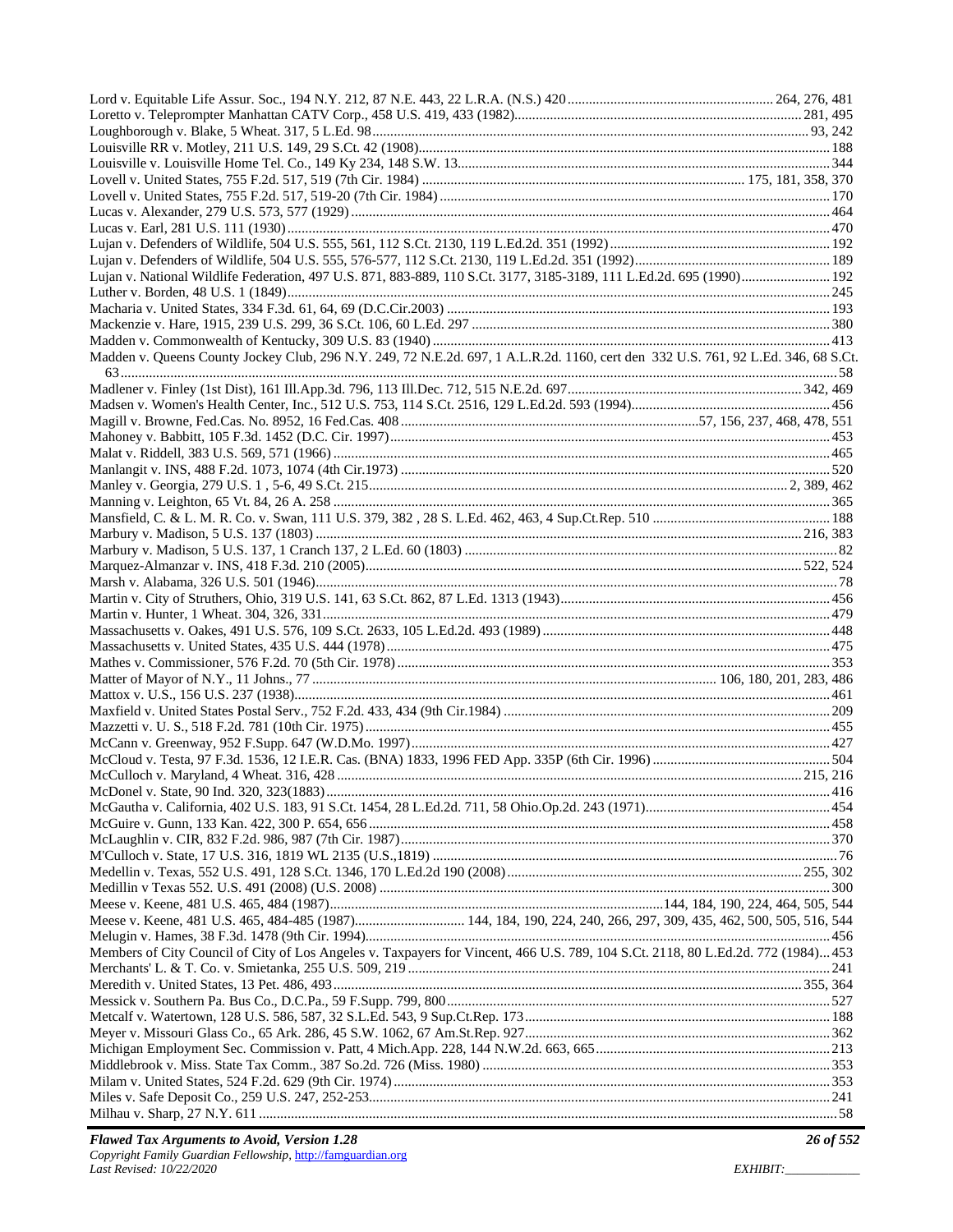Lord v. Equitable Life Assur. Soc., 194 N.Y. 212, 87 N.E. 443, 22 L.R.A. (N.S.) 420 ........ 264, 276, 481
Loretto v. Teleprompter Manhattan CATV Corp., 458 U.S. 419, 433 (1982) ........ 281, 495
Loughborough v. Blake, 5 Wheat. 317, 5 L.Ed. 98 ........ 93, 242
Louisville RR v. Motley, 211 U.S. 149, 29 S.Ct. 42 (1908) ........ 188
Louisville v. Louisville Home Tel. Co., 149 Ky 234, 148 S.W. 13 ........ 344
Lovell v. United States, 755 F.2d. 517, 519 (7th Cir. 1984) ........ 175, 181, 358, 370
Lovell v. United States, 755 F.2d. 517, 519-20 (7th Cir. 1984) ........ 170
Lucas v. Alexander, 279 U.S. 573, 577 (1929) ........ 464
Lucas v. Earl, 281 U.S. 111 (1930) ........ 470
Lujan v. Defenders of Wildlife, 504 U.S. 555, 561, 112 S.Ct. 2130, 119 L.Ed.2d. 351 (1992) ........ 192
Lujan v. Defenders of Wildlife, 504 U.S. 555, 576-577, 112 S.Ct. 2130, 119 L.Ed.2d. 351 (1992) ........ 189
Lujan v. National Wildlife Federation, 497 U.S. 871, 883-889, 110 S.Ct. 3177, 3185-3189, 111 L.Ed.2d. 695 (1990) ........ 192
Luther v. Borden, 48 U.S. 1 (1849) ........ 245
Macharia v. United States, 334 F.3d. 61, 64, 69 (D.C.Cir.2003) ........ 193
Mackenzie v. Hare, 1915, 239 U.S. 299, 36 S.Ct. 106, 60 L.Ed. 297 ........ 380
Madden v. Commonwealth of Kentucky, 309 U.S. 83 (1940) ........ 413
Madden v. Queens County Jockey Club, 296 N.Y. 249, 72 N.E.2d. 697, 1 A.L.R.2d. 1160, cert den 332 U.S. 761, 92 L.Ed. 346, 68 S.Ct. 63 ........ 58
Madlener v. Finley (1st Dist), 161 Ill.App.3d. 796, 113 Ill.Dec. 712, 515 N.E.2d. 697 ........ 342, 469
Madsen v. Women's Health Center, Inc., 512 U.S. 753, 114 S.Ct. 2516, 129 L.Ed.2d. 593 (1994) ........ 456
Magill v. Browne, Fed.Cas. No. 8952, 16 Fed.Cas. 408 ........ 57, 156, 237, 468, 478, 551
Mahoney v. Babbitt, 105 F.3d. 1452 (D.C. Cir. 1997) ........ 453
Malat v. Riddell, 383 U.S. 569, 571 (1966) ........ 465
Manlangit v. INS, 488 F.2d. 1073, 1074 (4th Cir.1973) ........ 520
Manley v. Georgia, 279 U.S. 1 , 5-6, 49 S.Ct. 215 ........ 2, 389, 462
Manning v. Leighton, 65 Vt. 84, 26 A. 258 ........ 365
Mansfield, C. & L. M. R. Co. v. Swan, 111 U.S. 379, 382 , 28 S. L.Ed. 462, 463, 4 Sup.Ct.Rep. 510 ........ 188
Marbury v. Madison, 5 U.S. 137 (1803) ........ 216, 383
Marbury v. Madison, 5 U.S. 137, 1 Cranch 137, 2 L.Ed. 60 (1803) ........ 82
Marquez-Almanzar v. INS, 418 F.3d. 210 (2005) ........ 522, 524
Marsh v. Alabama, 326 U.S. 501 (1946) ........ 78
Martin v. City of Struthers, Ohio, 319 U.S. 141, 63 S.Ct. 862, 87 L.Ed. 1313 (1943) ........ 456
Martin v. Hunter, 1 Wheat. 304, 326, 331 ........ 479
Massachusetts v. Oakes, 491 U.S. 576, 109 S.Ct. 2633, 105 L.Ed.2d. 493 (1989) ........ 448
Massachusetts v. United States, 435 U.S. 444 (1978) ........ 475
Mathes v. Commissioner, 576 F.2d. 70 (5th Cir. 1978) ........ 353
Matter of Mayor of N.Y., 11 Johns., 77 ........ 106, 180, 201, 283, 486
Mattox v. U.S., 156 U.S. 237 (1938) ........ 461
Maxfield v. United States Postal Serv., 752 F.2d. 433, 434 (9th Cir.1984) ........ 209
Mazzetti v. U. S., 518 F.2d. 781 (10th Cir. 1975) ........ 455
McCann v. Greenway, 952 F.Supp. 647 (W.D.Mo. 1997) ........ 427
McCloud v. Testa, 97 F.3d. 1536, 12 I.E.R. Cas. (BNA) 1833, 1996 FED App. 335P (6th Cir. 1996) ........ 504
McCulloch v. Maryland, 4 Wheat. 316, 428 ........ 215, 216
McDonel v. State, 90 Ind. 320, 323(1883) ........ 416
McGautha v. California, 402 U.S. 183, 91 S.Ct. 1454, 28 L.Ed.2d. 711, 58 Ohio.Op.2d. 243 (1971) ........ 454
McGuire v. Gunn, 133 Kan. 422, 300 P. 654, 656 ........ 458
McLaughlin v. CIR, 832 F.2d. 986, 987 (7th Cir. 1987) ........ 370
M'Culloch v. State, 17 U.S. 316, 1819 WL 2135 (U.S.,1819) ........ 76
Medellin v. Texas, 552 U.S. 491, 128 S.Ct. 1346, 170 L.Ed.2d 190 (2008) ........ 255, 302
Medillin v Texas 552. U.S. 491 (2008) (U.S. 2008) ........ 300
Meese v. Keene, 481 U.S. 465, 484 (1987) ........ 144, 184, 190, 224, 464, 505, 544
Meese v. Keene, 481 U.S. 465, 484-485 (1987) ........ 144, 184, 190, 224, 240, 266, 297, 309, 435, 462, 500, 505, 516, 544
Melugin v. Hames, 38 F.3d. 1478 (9th Cir. 1994) ........ 456
Members of City Council of City of Los Angeles v. Taxpayers for Vincent, 466 U.S. 789, 104 S.Ct. 2118, 80 L.Ed.2d. 772 (1984) ... 453
Merchants' L. & T. Co. v. Smietanka, 255 U.S. 509, 219 ........ 241
Meredith v. United States, 13 Pet. 486, 493 ........ 355, 364
Messick v. Southern Pa. Bus Co., D.C.Pa., 59 F.Supp. 799, 800 ........ 527
Metcalf v. Watertown, 128 U.S. 586, 587, 32 S.Ed. 543, 9 Sup.Ct.Rep. 173 ........ 188
Meyer v. Missouri Glass Co., 65 Ark. 286, 45 S.W. 1062, 67 Am.St.Rep. 927 ........ 362
Michigan Employment Sec. Commission v. Patt, 4 Mich.App. 228, 144 N.W.2d. 663, 665 ........ 213
Middlebrook v. Miss. State Tax Comm., 387 So.2d. 726 (Miss. 1980) ........ 353
Milam v. United States, 524 F.2d. 629 (9th Cir. 1974) ........ 353
Miles v. Safe Deposit Co., 259 U.S. 247, 252-253 ........ 241
Milhau v. Sharp, 27 N.Y. 611 ........ 58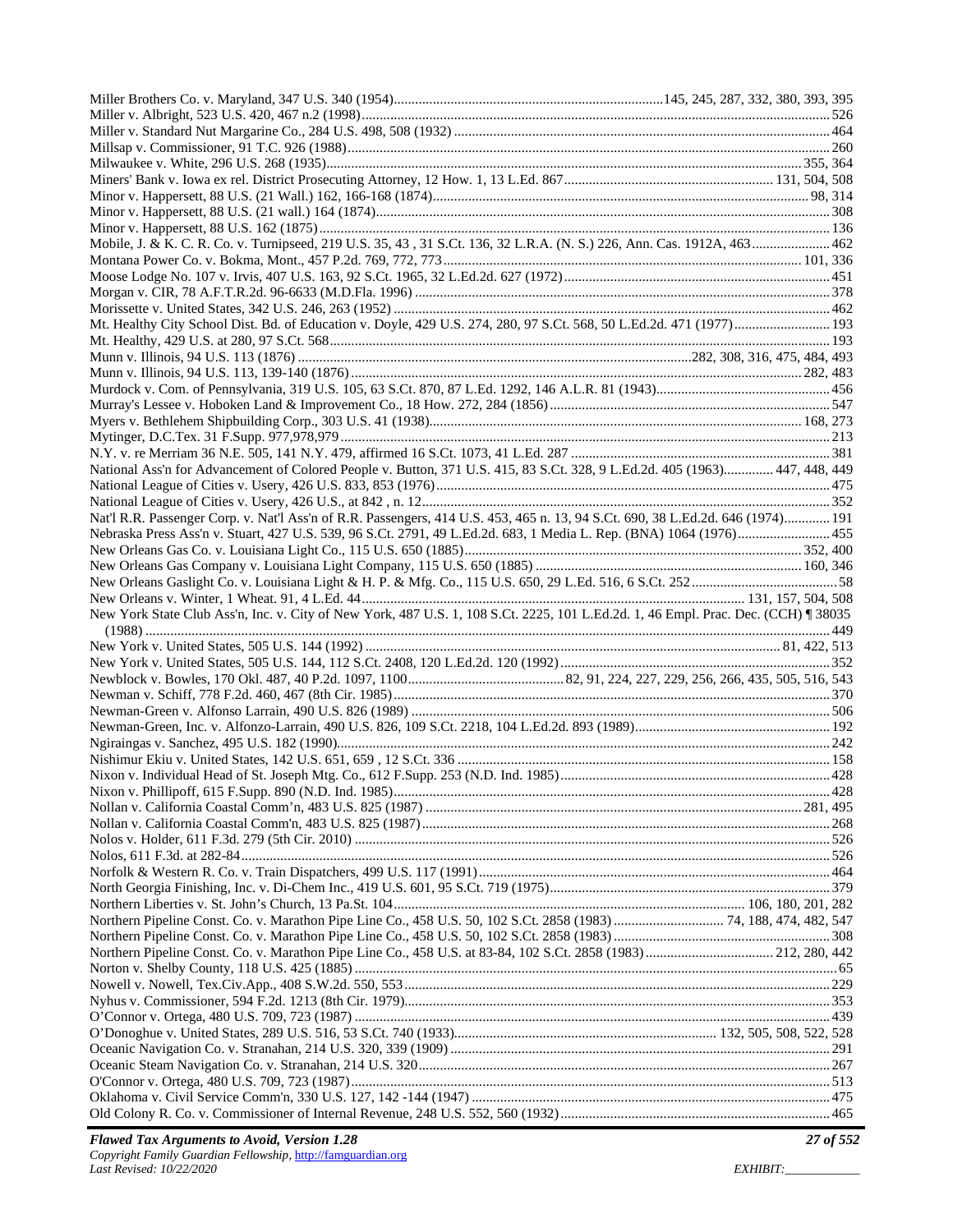Miller Brothers Co. v. Maryland, 347 U.S. 340 (1954)............................................................................145, 245, 287, 332, 380, 393, 395
Miller v. Albright, 523 U.S. 420, 467 n.2 (1998)..........................................................................................................................................526
Miller v. Standard Nut Margarine Co., 284 U.S. 498, 508 (1932) ..................................................................................................................464
Millsap v. Commissioner, 91 T.C. 926 (1988).................................................................................................................................................260
Milwaukee v. White, 296 U.S. 268 (1935)................................................................................................................................................355, 364
Miners' Bank v. Iowa ex rel. District Prosecuting Attorney, 12 How. 1, 13 L.Ed. 867.............................................................131, 504, 508
Minor v. Happersett, 88 U.S. (21 Wall.) 162, 166-168 (1874)...........................................................................................................98, 314
Minor v. Happersett, 88 U.S. (21 wall.) 164 (1874)............................................................................................................................................308
Minor v. Happersett, 88 U.S. 162 (1875)...............................................................................................................................................................136
Mobile, J. & K. C. R. Co. v. Turnipseed, 219 U.S. 35, 43 , 31 S.Ct. 136, 32 L.R.A. (N. S.) 226, Ann. Cas. 1912A, 463.......................462
Montana Power Co. v. Bokma, Mont., 457 P.2d. 769, 772, 773...........................................................................................................101, 336
Moose Lodge No. 107 v. Irvis, 407 U.S. 163, 92 S.Ct. 1965, 32 L.Ed.2d. 627 (1972)..........................................................................451
Morgan v. CIR, 78 A.F.T.R.2d. 96-6633 (M.D.Fla. 1996) ..................................................................................................................................378
Morissette v. United States, 342 U.S. 246, 263 (1952) ........................................................................................................................................462
Mt. Healthy City School Dist. Bd. of Education v. Doyle, 429 U.S. 274, 280, 97 S.Ct. 568, 50 L.Ed.2d. 471 (1977)...........................193
Mt. Healthy, 429 U.S. at 280, 97 S.Ct. 568...........................................................................................................................................................193
Munn v. Illinois, 94 U.S. 113 (1876) ..........................................................................................................282, 308, 316, 475, 484, 493
Munn v. Illinois, 94 U.S. 113, 139-140 (1876) .......................................................................................................................................282, 483
Murdock v. Com. of Pennsylvania, 319 U.S. 105, 63 S.Ct. 870, 87 L.Ed. 1292, 146 A.L.R. 81 (1943).................................................456
Murray's Lessee v. Hoboken Land & Improvement Co., 18 How. 272, 284 (1856)...............................................................................547
Myers v. Bethlehem Shipbuilding Corp., 303 U.S. 41 (1938).......................................................................................................168, 273
Mytinger, D.C.Tex. 31 F.Supp. 977,978,979.........................................................................................................................................213
N.Y. v. re Merriam 36 N.E. 505, 141 N.Y. 479, affirmed 16 S.Ct. 1073, 41 L.Ed. 287 ..........................................................................381
National Ass'n for Advancement of Colored People v. Button, 371 U.S. 415, 83 S.Ct. 328, 9 L.Ed.2d. 405 (1963).............. 447, 448, 449
National League of Cities v. Usery, 426 U.S. 833, 853 (1976)...............................................................................................................475
National League of Cities v. Usery, 426 U.S., at 842 , n. 12...................................................................................................................352
Nat'l R.R. Passenger Corp. v. Nat'l Ass'n of R.R. Passengers, 414 U.S. 453, 465 n. 13, 94 S.Ct. 690, 38 L.Ed.2d. 646 (1974).............191
Nebraska Press Ass'n v. Stuart, 427 U.S. 539, 96 S.Ct. 2791, 49 L.Ed.2d. 683, 1 Media L. Rep. (BNA) 1064 (1976)..........................455
New Orleans Gas Co. v. Louisiana Light Co., 115 U.S. 650 (1885)...........................................................................................352, 400
New Orleans Gas Company v. Louisiana Light Company, 115 U.S. 650 (1885) .......................................................................160, 346
New Orleans Gaslight Co. v. Louisiana Light & H. P. & Mfg. Co., 115 U.S. 650, 29 L.Ed. 516, 6 S.Ct. 252.........................................58
New Orleans v. Winter, 1 Wheat. 91, 4 L.Ed. 44.......................................................................................................131, 157, 504, 508
New York State Club Ass'n, Inc. v. City of New York, 487 U.S. 1, 108 S.Ct. 2225, 101 L.Ed.2d. 1, 46 Empl. Prac. Dec. (CCH) ¶ 38035 (1988) .......................................................................................................................................................................................449
New York v. United States, 505 U.S. 144 (1992) ..........................................................................................................................81, 422, 513
New York v. United States, 505 U.S. 144, 112 S.Ct. 2408, 120 L.Ed.2d. 120 (1992)..........................................................................352
Newblock v. Bowles, 170 Okl. 487, 40 P.2d. 1097, 1100..........................................82, 91, 224, 227, 229, 256, 266, 435, 505, 516, 543
Newman v. Schiff, 778 F.2d. 460, 467 (8th Cir. 1985)..........................................................................................................................370
Newman-Green v. Alfonso Larrain, 490 U.S. 826 (1989) ......................................................................................................................506
Newman-Green, Inc. v. Alfonzo-Larrain, 490 U.S. 826, 109 S.Ct. 2218, 104 L.Ed.2d. 893 (1989).....................................................192
Ngiraingas v. Sanchez, 495 U.S. 182 (1990).........................................................................................................................................242
Nishimur Ekiu v. United States, 142 U.S. 651, 659 , 12 S.Ct. 336 .......................................................................................................158
Nixon v. Individual Head of St. Joseph Mtg. Co., 612 F.Supp. 253 (N.D. Ind. 1985).........................................................................428
Nixon v. Phillipoff, 615 F.Supp. 890 (N.D. Ind. 1985).........................................................................................................................428
Nollan v. California Coastal Comm'n, 483 U.S. 825 (1987) .........................................................................................................281, 495
Nollan v. California Coastal Comm'n, 483 U.S. 825 (1987).................................................................................................................268
Nolos v. Holder, 611 F.3d. 279 (5th Cir. 2010) ......................................................................................................................................526
Nolos, 611 F.3d. at 282-84......................................................................................................................................................................526
Norfolk & Western R. Co. v. Train Dispatchers, 499 U.S. 117 (1991)..................................................................................................464
North Georgia Finishing, Inc. v. Di-Chem Inc., 419 U.S. 601, 95 S.Ct. 719 (1975)...............................................................................379
Northern Liberties v. St. John's Church, 13 Pa.St. 104..................................................................................................106, 180, 201, 282
Northern Pipeline Const. Co. v. Marathon Pipe Line Co., 458 U.S. 50, 102 S.Ct. 2858 (1983) .............................. 74, 188, 474, 482, 547
Northern Pipeline Const. Co. v. Marathon Pipe Line Co., 458 U.S. 50, 102 S.Ct. 2858 (1983) ............................................................308
Northern Pipeline Const. Co. v. Marathon Pipe Line Co., 458 U.S. at 83-84, 102 S.Ct. 2858 (1983)...................................212, 280, 442
Norton v. Shelby County, 118 U.S. 425 (1885) .........................................................................................................................................65
Nowell v. Nowell, Tex.Civ.App., 408 S.W.2d. 550, 553.......................................................................................................................229
Nyhus v. Commissioner, 594 F.2d. 1213 (8th Cir. 1979).......................................................................................................................353
O'Connor v. Ortega, 480 U.S. 709, 723 (1987) .....................................................................................................................................439
O'Donoghue v. United States, 289 U.S. 516, 53 S.Ct. 740 (1933)..........................................................................132, 505, 508, 522, 528
Oceanic Navigation Co. v. Stranahan, 214 U.S. 320, 339 (1909) .........................................................................................................291
Oceanic Steam Navigation Co. v. Stranahan, 214 U.S. 320..................................................................................................................267
O'Connor v. Ortega, 480 U.S. 709, 723 (1987).....................................................................................................................................513
Oklahoma v. Civil Service Comm'n, 330 U.S. 127, 142 -144 (1947) ....................................................................................................475
Old Colony R. Co. v. Commissioner of Internal Revenue, 248 U.S. 552, 560 (1932)...........................................................................465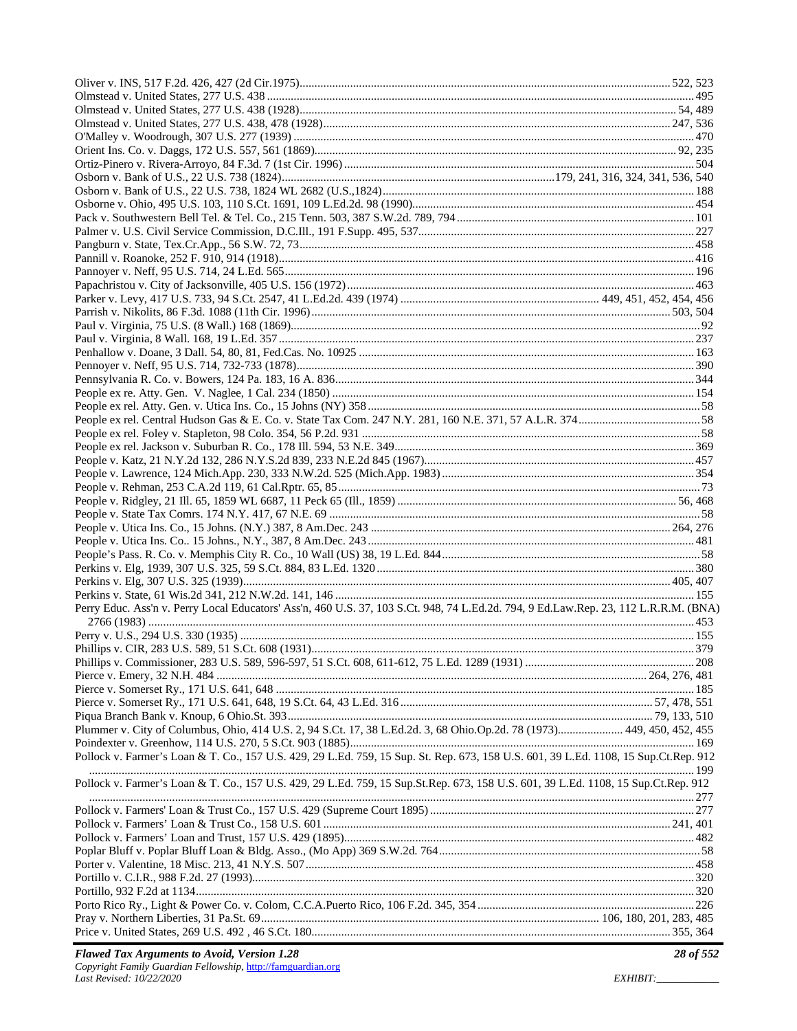Oliver v. INS, 517 F.2d. 426, 427 (2d Cir.1975)........................................................................................................................... 522, 523
Olmstead v. United States, 277 U.S. 438 ............................................................................................................................................ 495
Olmstead v. United States, 277 U.S. 438 (1928)........................................................................................................................... 54, 489
Olmstead v. United States, 277 U.S. 438, 478 (1928).................................................................................................................. 247, 536
O'Malley v. Woodrough, 307 U.S. 277 (1939) .................................................................................................................................... 470
Orient Ins. Co. v. Daggs, 172 U.S. 557, 561 (1869)...................................................................................................................... 92, 235
Ortiz-Pinero v. Rivera-Arroyo, 84 F.3d. 7 (1st Cir. 1996) ................................................................................................................... 504
Osborn v. Bank of U.S., 22 U.S. 738 (1824)..........................................................................................179, 241, 316, 324, 341, 536, 540
Osborn v. Bank of U.S., 22 U.S. 738, 1824 WL 2682 (U.S.,1824)...................................................................................................... 188
Osborne v. Ohio, 495 U.S. 103, 110 S.Ct. 1691, 109 L.Ed.2d. 98 (1990)............................................................................................ 454
Pack v. Southwestern Bell Tel. & Tel. Co., 215 Tenn. 503, 387 S.W.2d. 789, 794 .............................................................................. 101
Palmer v. U.S. Civil Service Commission, D.C.Ill., 191 F.Supp. 495, 537........................................................................................... 227
Pangburn v. State, Tex.Cr.App., 56 S.W. 72, 73.................................................................................................................................. 458
Pannill v. Roanoke, 252 F. 910, 914 (1918).......................................................................................................................................... 416
Pannoyer v. Neff, 95 U.S. 714, 24 L.Ed. 565........................................................................................................................................ 196
Papachristou v. City of Jacksonville, 405 U.S. 156 (1972)................................................................................................................... 463
Parker v. Levy, 417 U.S. 733, 94 S.Ct. 2547, 41 L.Ed.2d. 439 (1974) .................................................................. 449, 451, 452, 454, 456
Parrish v. Nikolits, 86 F.3d. 1088 (11th Cir. 1996)........................................................................................................................ 503, 504
Paul v. Virginia, 75 U.S. (8 Wall.) 168 (1869)......................................................................................................................................... 92
Paul v. Virginia, 8 Wall. 168, 19 L.Ed. 357 .......................................................................................................................................... 237
Penhallow v. Doane, 3 Dall. 54, 80, 81, Fed.Cas. No. 10925 ............................................................................................................... 163
Pennoyer v. Neff, 95 U.S. 714, 732-733 (1878).................................................................................................................................... 390
Pennsylvania R. Co. v. Bowers, 124 Pa. 183, 16 A. 836....................................................................................................................... 344
People ex re. Atty. Gen. V. Naglee, 1 Cal. 234 (1850) ........................................................................................................................ 154
People ex rel. Atty. Gen. v. Utica Ins. Co., 15 Johns (NY) 358.............................................................................................................. 58
People ex rel. Central Hudson Gas & E. Co. v. State Tax Com. 247 N.Y. 281, 160 N.E. 371, 57 A.L.R. 374......................................... 58
People ex rel. Foley v. Stapleton, 98 Colo. 354, 56 P.2d. 931 ................................................................................................................ 58
People ex rel. Jackson v. Suburban R. Co., 178 Ill. 594, 53 N.E. 349................................................................................................... 369
People v. Katz, 21 N.Y.2d 132, 286 N.Y.S.2d 839, 233 N.E.2d 845 (1967).......................................................................................... 457
People v. Lawrence, 124 Mich.App. 230, 333 N.W.2d. 525 (Mich.App. 1983).................................................................................... 354
People v. Rehman, 253 C.A.2d 119, 61 Cal.Rptr. 65, 85........................................................................................................................ 73
People v. Ridgley, 21 Ill. 65, 1859 WL 6687, 11 Peck 65 (Ill., 1859) ............................................................................................. 56, 468
People v. State Tax Comrs. 174 N.Y. 417, 67 N.E. 69 ........................................................................................................................... 58
People v. Utica Ins. Co., 15 Johns. (N.Y.) 387, 8 Am.Dec. 243 ................................................................................................... 264, 276
People v. Utica Ins. Co.. 15 Johns., N.Y., 387, 8 Am.Dec. 243............................................................................................................. 481
People's Pass. R. Co. v. Memphis City R. Co., 10 Wall (US) 38, 19 L.Ed. 844...................................................................................... 58
Perkins v. Elg, 1939, 307 U.S. 325, 59 S.Ct. 884, 83 L.Ed. 1320.......................................................................................................... 380
Perkins v. Elg, 307 U.S. 325 (1939)............................................................................................................................................... 405, 407
Perkins v. State, 61 Wis.2d 341, 212 N.W.2d. 141, 146 ....................................................................................................................... 155
Perry Educ. Ass'n v. Perry Local Educators' Ass'n, 460 U.S. 37, 103 S.Ct. 948, 74 L.Ed.2d. 794, 9 Ed.Law.Rep. 23, 112 L.R.R.M. (BNA) 2766 (1983) ........................................................................................................................................................................ 453
Perry v. U.S., 294 U.S. 330 (1935) ...................................................................................................................................................... 155
Phillips v. CIR, 283 U.S. 589, 51 S.Ct. 608 (1931)............................................................................................................................... 379
Phillips v. Commissioner, 283 U.S. 589, 596-597, 51 S.Ct. 608, 611-612, 75 L.Ed. 1289 (1931) ........................................................ 208
Pierce v. Emery, 32 N.H. 484 ...................................................................................................................................... 264, 276, 481
Pierce v. Somerset Ry., 171 U.S. 641, 648 ........................................................................................................................................... 185
Pierce v. Somerset Ry., 171 U.S. 641, 648, 19 S.Ct. 64, 43 L.Ed. 316 .................................................................................... 57, 478, 551
Piqua Branch Bank v. Knoup, 6 Ohio.St. 393.......................................................................................................................... 79, 133, 510
Plummer v. City of Columbus, Ohio, 414 U.S. 2, 94 S.Ct. 17, 38 L.Ed.2d. 3, 68 Ohio.Op.2d. 78 (1973)..................... 449, 450, 452, 455
Poindexter v. Greenhow, 114 U.S. 270, 5 S.Ct. 903 (1885)................................................................................................................. 169
Pollock v. Farmer's Loan & T. Co., 157 U.S. 429, 29 L.Ed. 759, 15 Sup. St. Rep. 673, 158 U.S. 601, 39 L.Ed. 1108, 15 Sup.Ct.Rep. 912 ........................................................................................................................................................................................ 199
Pollock v. Farmer's Loan & T. Co., 157 U.S. 429, 29 L.Ed. 759, 15 Sup.St.Rep. 673, 158 U.S. 601, 39 L.Ed. 1108, 15 Sup.Ct.Rep. 912 ........................................................................................................................................................................................ 277
Pollock v. Farmers' Loan & Trust Co., 157 U.S. 429 (Supreme Court 1895) ........................................................................................ 277
Pollock v. Farmers' Loan & Trust Co., 158 U.S. 601 ................................................................................................................... 241, 401
Pollock v. Farmers' Loan and Trust, 157 U.S. 429 (1895).................................................................................................................... 482
Poplar Bluff v. Poplar Bluff Loan & Bldg. Asso., (Mo App) 369 S.W.2d. 764....................................................................................... 58
Porter v. Valentine, 18 Misc. 213, 41 N.Y.S. 507................................................................................................................................. 458
Portillo v. C.I.R., 988 F.2d. 27 (1993)................................................................................................................................................... 320
Portillo, 932 F.2d at 1134...................................................................................................................................................................... 320
Porto Rico Ry., Light & Power Co. v. Colom, C.C.A.Puerto Rico, 106 F.2d. 345, 354 ........................................................................ 226
Pray v. Northern Liberties, 31 Pa.St. 69................................................................................................................ 106, 180, 201, 283, 485
Price v. United States, 269 U.S. 492 , 46 S.Ct. 180....................................................................................................................... 355, 364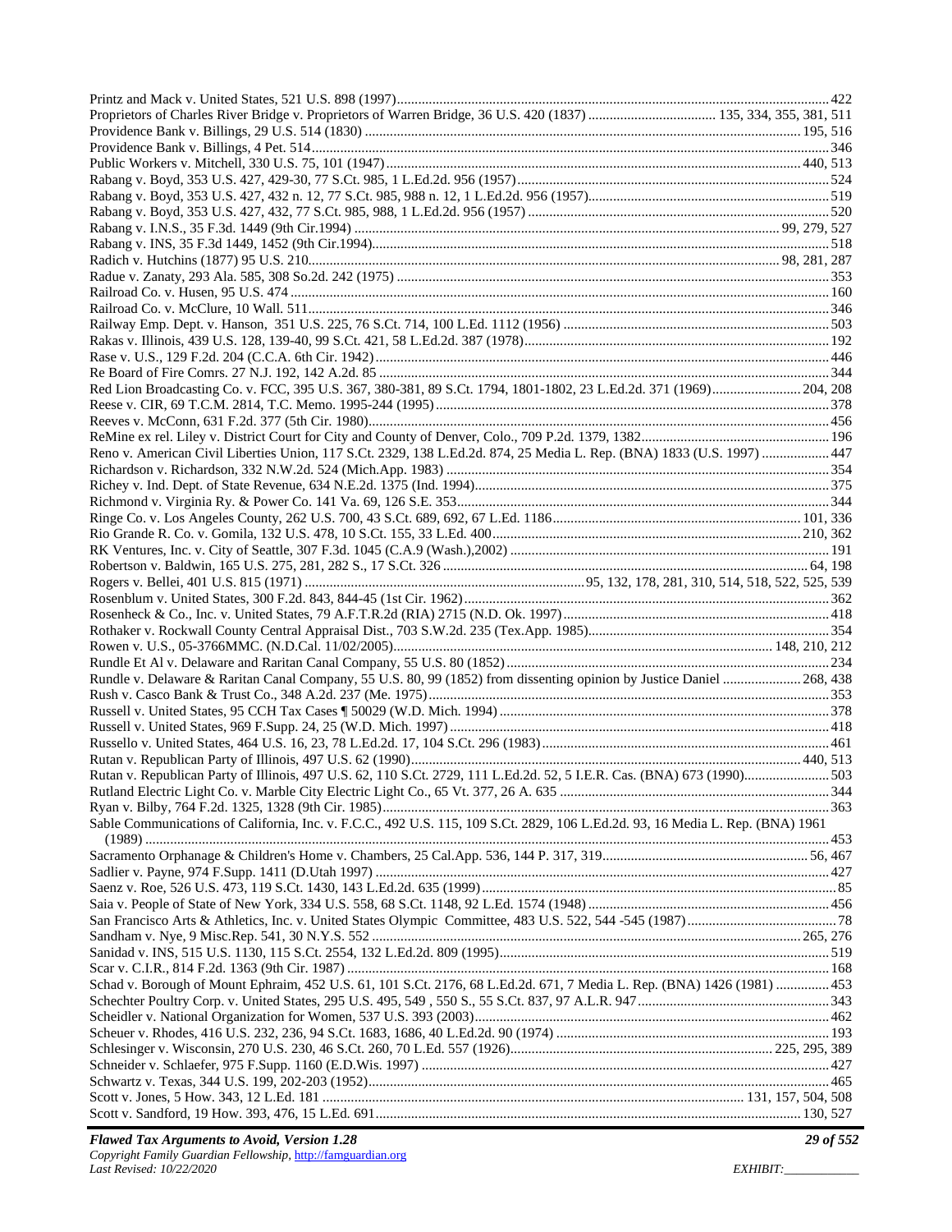Printz and Mack v. United States, 521 U.S. 898 (1997) ........ 422
Proprietors of Charles River Bridge v. Proprietors of Warren Bridge, 36 U.S. 420 (1837) ........ 135, 334, 355, 381, 511
Providence Bank v. Billings, 29 U.S. 514 (1830) ........ 195, 516
Providence Bank v. Billings, 4 Pet. 514 ........ 346
Public Workers v. Mitchell, 330 U.S. 75, 101 (1947) ........ 440, 513
Rabang v. Boyd, 353 U.S. 427, 429-30, 77 S.Ct. 985, 1 L.Ed.2d. 956 (1957) ........ 524
Rabang v. Boyd, 353 U.S. 427, 432 n. 12, 77 S.Ct. 985, 988 n. 12, 1 L.Ed.2d. 956 (1957) ........ 519
Rabang v. Boyd, 353 U.S. 427, 432, 77 S.Ct. 985, 988, 1 L.Ed.2d. 956 (1957) ........ 520
Rabang v. I.N.S., 35 F.3d. 1449 (9th Cir.1994) ........ 99, 279, 527
Rabang v. INS, 35 F.3d 1449, 1452 (9th Cir.1994) ........ 518
Radich v. Hutchins (1877) 95 U.S. 210 ........ 98, 281, 287
Radue v. Zanaty, 293 Ala. 585, 308 So.2d. 242 (1975) ........ 353
Railroad Co. v. Husen, 95 U.S. 474 ........ 160
Railroad Co. v. McClure, 10 Wall. 511 ........ 346
Railway Emp. Dept. v. Hanson, 351 U.S. 225, 76 S.Ct. 714, 100 L.Ed. 1112 (1956) ........ 503
Rakas v. Illinois, 439 U.S. 128, 139-40, 99 S.Ct. 421, 58 L.Ed.2d. 387 (1978) ........ 192
Rase v. U.S., 129 F.2d. 204 (C.C.A. 6th Cir. 1942) ........ 446
Re Board of Fire Comrs. 27 N.J. 192, 142 A.2d. 85 ........ 344
Red Lion Broadcasting Co. v. FCC, 395 U.S. 367, 380-381, 89 S.Ct. 1794, 1801-1802, 23 L.Ed.2d. 371 (1969) ........ 204, 208
Reese v. CIR, 69 T.C.M. 2814, T.C. Memo. 1995-244 (1995) ........ 378
Reeves v. McConn, 631 F.2d. 377 (5th Cir. 1980) ........ 456
ReMine ex rel. Liley v. District Court for City and County of Denver, Colo., 709 P.2d. 1379, 1382 ........ 196
Reno v. American Civil Liberties Union, 117 S.Ct. 2329, 138 L.Ed.2d. 874, 25 Media L. Rep. (BNA) 1833 (U.S. 1997) ........ 447
Richardson v. Richardson, 332 N.W.2d. 524 (Mich.App. 1983) ........ 354
Richey v. Ind. Dept. of State Revenue, 634 N.E.2d. 1375 (Ind. 1994) ........ 375
Richmond v. Virginia Ry. & Power Co. 141 Va. 69, 126 S.E. 353 ........ 344
Ringe Co. v. Los Angeles County, 262 U.S. 700, 43 S.Ct. 689, 692, 67 L.Ed. 1186 ........ 101, 336
Rio Grande R. Co. v. Gomila, 132 U.S. 478, 10 S.Ct. 155, 33 L.Ed. 400 ........ 210, 362
RK Ventures, Inc. v. City of Seattle, 307 F.3d. 1045 (C.A.9 (Wash.),2002) ........ 191
Robertson v. Baldwin, 165 U.S. 275, 281, 282 S., 17 S.Ct. 326 ........ 64, 198
Rogers v. Bellei, 401 U.S. 815 (1971) ........ 95, 132, 178, 281, 310, 514, 518, 522, 525, 539
Rosenblum v. United States, 300 F.2d. 843, 844-45 (1st Cir. 1962) ........ 362
Rosenheck & Co., Inc. v. United States, 79 A.F.T.R.2d (RIA) 2715 (N.D. Ok. 1997) ........ 418
Rothaker v. Rockwall County Central Appraisal Dist., 703 S.W.2d. 235 (Tex.App. 1985) ........ 354
Rowen v. U.S., 05-3766MMC. (N.D.Cal. 11/02/2005) ........ 148, 210, 212
Rundle Et Al v. Delaware and Raritan Canal Company, 55 U.S. 80 (1852) ........ 234
Rundle v. Delaware & Raritan Canal Company, 55 U.S. 80, 99 (1852) from dissenting opinion by Justice Daniel ........ 268, 438
Rush v. Casco Bank & Trust Co., 348 A.2d. 237 (Me. 1975) ........ 353
Russell v. United States, 95 CCH Tax Cases ¶ 50029 (W.D. Mich. 1994) ........ 378
Russell v. United States, 969 F.Supp. 24, 25 (W.D. Mich. 1997) ........ 418
Russello v. United States, 464 U.S. 16, 23, 78 L.Ed.2d. 17, 104 S.Ct. 296 (1983) ........ 461
Rutan v. Republican Party of Illinois, 497 U.S. 62 (1990) ........ 440, 513
Rutan v. Republican Party of Illinois, 497 U.S. 62, 110 S.Ct. 2729, 111 L.Ed.2d. 52, 5 I.E.R. Cas. (BNA) 673 (1990) ........ 503
Rutland Electric Light Co. v. Marble City Electric Light Co., 65 Vt. 377, 26 A. 635 ........ 344
Ryan v. Bilby, 764 F.2d. 1325, 1328 (9th Cir. 1985) ........ 363
Sable Communications of California, Inc. v. F.C.C., 492 U.S. 115, 109 S.Ct. 2829, 106 L.Ed.2d. 93, 16 Media L. Rep. (BNA) 1961 (1989) ........ 453
Sacramento Orphanage & Children's Home v. Chambers, 25 Cal.App. 536, 144 P. 317, 319 ........ 56, 467
Sadlier v. Payne, 974 F.Supp. 1411 (D.Utah 1997) ........ 427
Saenz v. Roe, 526 U.S. 473, 119 S.Ct. 1430, 143 L.Ed.2d. 635 (1999) ........ 85
Saia v. People of State of New York, 334 U.S. 558, 68 S.Ct. 1148, 92 L.Ed. 1574 (1948) ........ 456
San Francisco Arts & Athletics, Inc. v. United States Olympic Committee, 483 U.S. 522, 544 -545 (1987) ........ 78
Sandham v. Nye, 9 Misc.Rep. 541, 30 N.Y.S. 552 ........ 265, 276
Sanidad v. INS, 515 U.S. 1130, 115 S.Ct. 2554, 132 L.Ed.2d. 809 (1995) ........ 519
Scar v. C.I.R., 814 F.2d. 1363 (9th Cir. 1987) ........ 168
Schad v. Borough of Mount Ephraim, 452 U.S. 61, 101 S.Ct. 2176, 68 L.Ed.2d. 671, 7 Media L. Rep. (BNA) 1426 (1981) ........ 453
Schechter Poultry Corp. v. United States, 295 U.S. 495, 549 , 550 S., 55 S.Ct. 837, 97 A.L.R. 947 ........ 343
Scheidler v. National Organization for Women, 537 U.S. 393 (2003) ........ 462
Scheuer v. Rhodes, 416 U.S. 232, 236, 94 S.Ct. 1683, 1686, 40 L.Ed.2d. 90 (1974) ........ 193
Schlesinger v. Wisconsin, 270 U.S. 230, 46 S.Ct. 260, 70 L.Ed. 557 (1926) ........ 225, 295, 389
Schneider v. Schlaefer, 975 F.Supp. 1160 (E.D.Wis. 1997) ........ 427
Schwartz v. Texas, 344 U.S. 199, 202-203 (1952) ........ 465
Scott v. Jones, 5 How. 343, 12 L.Ed. 181 ........ 131, 157, 504, 508
Scott v. Sandford, 19 How. 393, 476, 15 L.Ed. 691 ........ 130, 527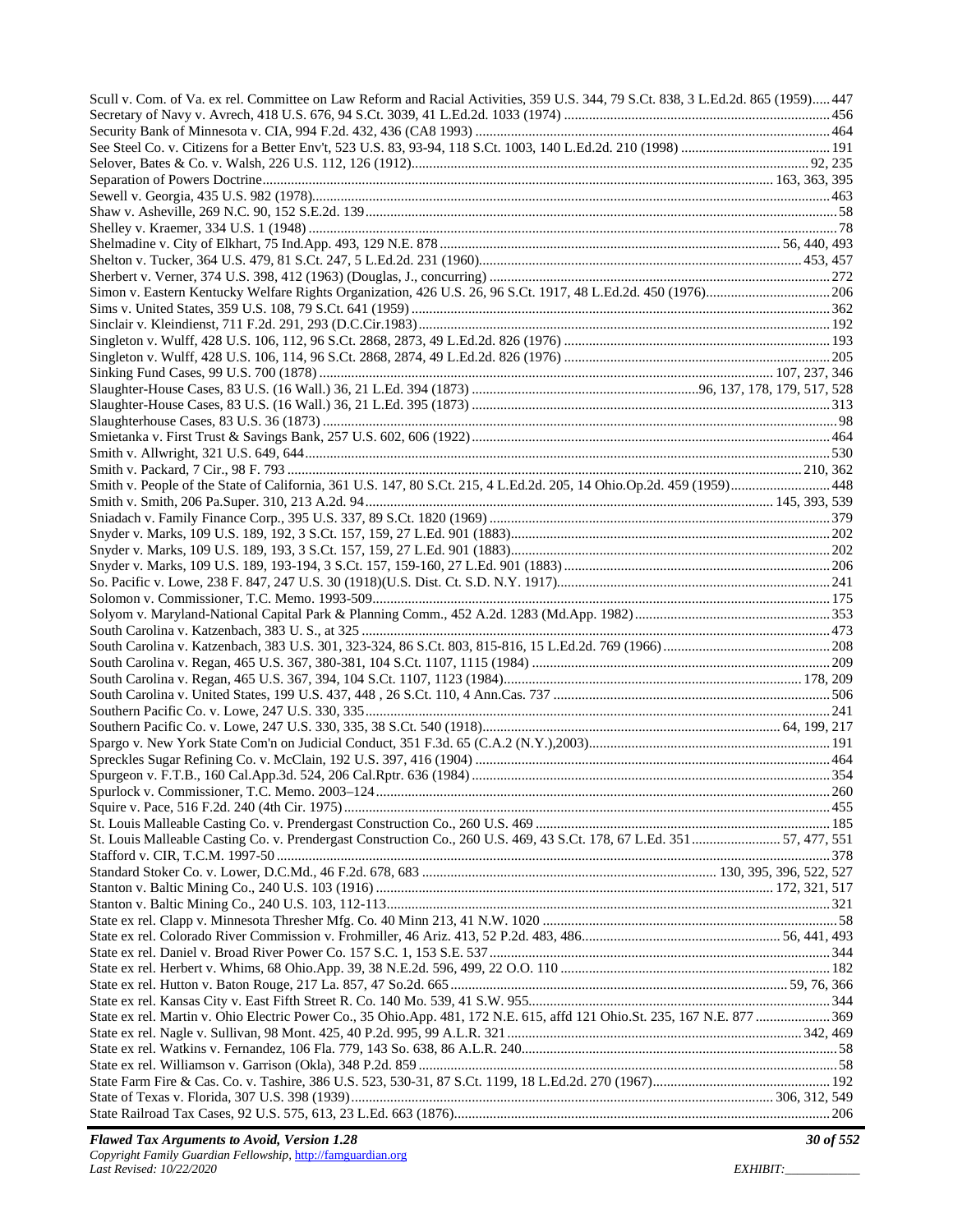Scull v. Com. of Va. ex rel. Committee on Law Reform and Racial Activities, 359 U.S. 344, 79 S.Ct. 838, 3 L.Ed.2d. 865 (1959)..... 447
Secretary of Navy v. Avrech, 418 U.S. 676, 94 S.Ct. 3039, 41 L.Ed.2d. 1033 (1974) ........................................................................ 456
Security Bank of Minnesota v. CIA, 994 F.2d. 432, 436 (CA8 1993) ................................................................................................. 464
See Steel Co. v. Citizens for a Better Env't, 523 U.S. 83, 93-94, 118 S.Ct. 1003, 140 L.Ed.2d. 210 (1998) ........................................ 191
Selover, Bates & Co. v. Walsh, 226 U.S. 112, 126 (1912)............................................................................................................ 92, 235
Separation of Powers Doctrine.......................................................................................................................................... 163, 363, 395
Sewell v. Georgia, 435 U.S. 982 (1978)............................................................................................................................................... 463
Shaw v. Asheville, 269 N.C. 90, 152 S.E.2d. 139 ................................................................................................................................. 58
Shelley v. Kraemer, 334 U.S. 1 (1948) ................................................................................................................................................. 78
Shelmadine v. City of Elkhart, 75 Ind.App. 493, 129 N.E. 878 ............................................................................................ 56, 440, 493
Shelton v. Tucker, 364 U.S. 479, 81 S.Ct. 247, 5 L.Ed.2d. 231 (1960)......................................................................................... 453, 457
Sherbert v. Verner, 374 U.S. 398, 412 (1963) (Douglas, J., concurring) ............................................................................................. 272
Simon v. Eastern Kentucky Welfare Rights Organization, 426 U.S. 26, 96 S.Ct. 1917, 48 L.Ed.2d. 450 (1976)................................. 206
Sims v. United States, 359 U.S. 108, 79 S.Ct. 641 (1959) ................................................................................................................... 362
Sinclair v. Kleindienst, 711 F.2d. 291, 293 (D.C.Cir.1983)................................................................................................................. 192
Singleton v. Wulff, 428 U.S. 106, 112, 96 S.Ct. 2868, 2873, 49 L.Ed.2d. 826 (1976) ......................................................................... 193
Singleton v. Wulff, 428 U.S. 106, 114, 96 S.Ct. 2868, 2874, 49 L.Ed.2d. 826 (1976) ......................................................................... 205
Sinking Fund Cases, 99 U.S. 700 (1878) ..................................................................................................................... 107, 237, 346
Slaughter-House Cases, 83 U.S. (16 Wall.) 36, 21 L.Ed. 394 (1873) ...............................................................96, 137, 178, 179, 517, 528
Slaughter-House Cases, 83 U.S. (16 Wall.) 36, 21 L.Ed. 395 (1873) .................................................................................................. 313
Slaughterhouse Cases, 83 U.S. 36 (1873) .............................................................................................................................................. 98
Smietanka v. First Trust & Savings Bank, 257 U.S. 602, 606 (1922)................................................................................................... 464
Smith v. Allwright, 321 U.S. 649, 644................................................................................................................................................. 530
Smith v. Packard, 7 Cir., 98 F. 793 ............................................................................................................................................ 210, 362
Smith v. People of the State of California, 361 U.S. 147, 80 S.Ct. 215, 4 L.Ed.2d. 205, 14 Ohio.Op.2d. 459 (1959)........................... 448
Smith v. Smith, 206 Pa.Super. 310, 213 A.2d. 94................................................................................................................ 145, 393, 539
Sniadach v. Family Finance Corp., 395 U.S. 337, 89 S.Ct. 1820 (1969) .............................................................................................. 379
Snyder v. Marks, 109 U.S. 189, 192, 3 S.Ct. 157, 159, 27 L.Ed. 901 (1883)........................................................................................ 202
Snyder v. Marks, 109 U.S. 189, 193, 3 S.Ct. 157, 159, 27 L.Ed. 901 (1883)........................................................................................ 202
Snyder v. Marks, 109 U.S. 189, 193-194, 3 S.Ct. 157, 159-160, 27 L.Ed. 901 (1883) ......................................................................... 206
So. Pacific v. Lowe, 238 F. 847, 247 U.S. 30 (1918)(U.S. Dist. Ct. S.D. N.Y. 1917)........................................................................... 241
Solomon v. Commissioner, T.C. Memo. 1993-509............................................................................................................................... 175
Solyom v. Maryland-National Capital Park & Planning Comm., 452 A.2d. 1283 (Md.App. 1982)...................................................... 353
South Carolina v. Katzenbach, 383 U. S., at 325 .................................................................................................................................. 473
South Carolina v. Katzenbach, 383 U.S. 301, 323-324, 86 S.Ct. 803, 815-816, 15 L.Ed.2d. 769 (1966) .............................................. 208
South Carolina v. Regan, 465 U.S. 367, 380-381, 104 S.Ct. 1107, 1115 (1984) .................................................................................. 209
South Carolina v. Regan, 465 U.S. 367, 394, 104 S.Ct. 1107, 1123 (1984)................................................................................. 178, 209
South Carolina v. United States, 199 U.S. 437, 448 , 26 S.Ct. 110, 4 Ann.Cas. 737 ............................................................................ 506
Southern Pacific Co. v. Lowe, 247 U.S. 330, 335................................................................................................................................. 241
Southern Pacific Co. v. Lowe, 247 U.S. 330, 335, 38 S.Ct. 540 (1918)................................................................................. 64, 199, 217
Spargo v. New York State Com'n on Judicial Conduct, 351 F.3d. 65 (C.A.2 (N.Y.),2003).................................................................. 191
Spreckles Sugar Refining Co. v. McClain, 192 U.S. 397, 416 (1904) ................................................................................................... 464
Spurgeon v. F.T.B., 160 Cal.App.3d. 524, 206 Cal.Rptr. 636 (1984) ................................................................................................... 354
Spurlock v. Commissioner, T.C. Memo. 2003–124 ............................................................................................................................. 260
Squire v. Pace, 516 F.2d. 240 (4th Cir. 1975) ...................................................................................................................................... 455
St. Louis Malleable Casting Co. v. Prendergast Construction Co., 260 U.S. 469 ................................................................................ 185
St. Louis Malleable Casting Co. v. Prendergast Construction Co., 260 U.S. 469, 43 S.Ct. 178, 67 L.Ed. 351 ......................... 57, 477, 551
Stafford v. CIR, T.C.M. 1997-50 .......................................................................................................................................................... 378
Standard Stoker Co. v. Lower, D.C.Md., 46 F.2d. 678, 683 ................................................................................. 130, 395, 396, 522, 527
Stanton v. Baltic Mining Co., 240 U.S. 103 (1916) ..................................................................................................................... 172, 321, 517
Stanton v. Baltic Mining Co., 240 U.S. 103, 112-113........................................................................................................................... 321
State ex rel. Clapp v. Minnesota Thresher Mfg. Co. 40 Minn 213, 41 N.W. 1020 ................................................................................. 58
State ex rel. Colorado River Commission v. Frohmiller, 46 Ariz. 413, 52 P.2d. 483, 486...................................................... 56, 441, 493
State ex rel. Daniel v. Broad River Power Co. 157 S.C. 1, 153 S.E. 537 ............................................................................................. 344
State ex rel. Herbert v. Whims, 68 Ohio.App. 39, 38 N.E.2d. 596, 499, 22 O.O. 110 .......................................................................... 182
State ex rel. Hutton v. Baton Rouge, 217 La. 857, 47 So.2d. 665 ................................................................................................ 59, 76, 366
State ex rel. Kansas City v. East Fifth Street R. Co. 140 Mo. 539, 41 S.W. 955................................................................................... 344
State ex rel. Martin v. Ohio Electric Power Co., 35 Ohio.App. 481, 172 N.E. 615, affd 121 Ohio.St. 235, 167 N.E. 877 .................... 369
State ex rel. Nagle v. Sullivan, 98 Mont. 425, 40 P.2d. 995, 99 A.L.R. 321 ................................................................................ 342, 469
State ex rel. Watkins v. Fernandez, 106 Fla. 779, 143 So. 638, 86 A.L.R. 240...................................................................................... 58
State ex rel. Williamson v. Garrison (Okla), 348 P.2d. 859 ................................................................................................................... 58
State Farm Fire & Cas. Co. v. Tashire, 386 U.S. 523, 530-31, 87 S.Ct. 1199, 18 L.Ed.2d. 270 (1967)................................................ 192
State of Texas v. Florida, 307 U.S. 398 (1939) ..................................................................................................................... 306, 312, 549
State Railroad Tax Cases, 92 U.S. 575, 613, 23 L.Ed. 663 (1876)....................................................................................................... 206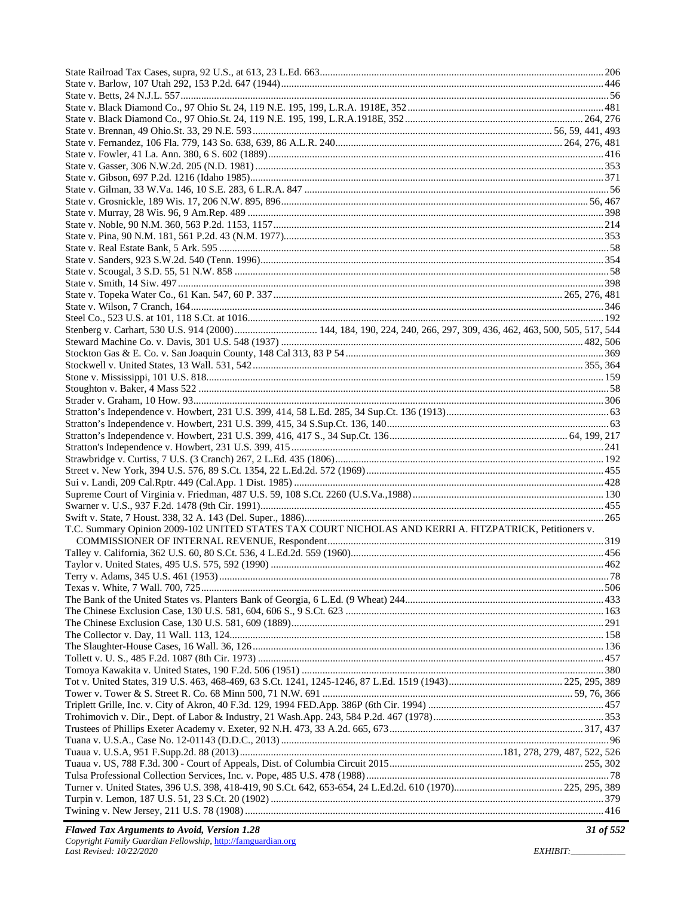State Railroad Tax Cases, supra, 92 U.S., at 613, 23 L.Ed. 663 ........ 206
State v. Barlow, 107 Utah 292, 153 P.2d. 647 (1944) ........ 446
State v. Betts, 24 N.J.L. 557 ........ 56
State v. Black Diamond Co., 97 Ohio St. 24, 119 N.E. 195, 199, L.R.A. 1918E, 352 ........ 481
State v. Black Diamond Co., 97 Ohio.St. 24, 119 N.E. 195, 199, L.R.A.1918E, 352 ........ 264, 276
State v. Brennan, 49 Ohio.St. 33, 29 N.E. 593 ........ 56, 59, 441, 493
State v. Fernandez, 106 Fla. 779, 143 So. 638, 639, 86 A.L.R. 240 ........ 264, 276, 481
State v. Fowler, 41 La. Ann. 380, 6 S. 602 (1889) ........ 416
State v. Gasser, 306 N.W.2d. 205 (N.D. 1981) ........ 353
State v. Gibson, 697 P.2d. 1216 (Idaho 1985) ........ 371
State v. Gilman, 33 W.Va. 146, 10 S.E. 283, 6 L.R.A. 847 ........ 56
State v. Grosnickle, 189 Wis. 17, 206 N.W. 895, 896 ........ 56, 467
State v. Murray, 28 Wis. 96, 9 Am.Rep. 489 ........ 398
State v. Noble, 90 N.M. 360, 563 P.2d. 1153, 1157 ........ 214
State v. Pina, 90 N.M. 181, 561 P.2d. 43 (N.M. 1977) ........ 353
State v. Real Estate Bank, 5 Ark. 595 ........ 58
State v. Sanders, 923 S.W.2d. 540 (Tenn. 1996) ........ 354
State v. Scougal, 3 S.D. 55, 51 N.W. 858 ........ 58
State v. Smith, 14 Siw. 497 ........ 398
State v. Topeka Water Co., 61 Kan. 547, 60 P. 337 ........ 265, 276, 481
State v. Wilson, 7 Cranch, 164 ........ 346
Steel Co., 523 U.S. at 101, 118 S.Ct. at 1016 ........ 192
Stenberg v. Carhart, 530 U.S. 914 (2000) ........ 144, 184, 190, 224, 240, 266, 297, 309, 436, 462, 463, 500, 505, 517, 544
Steward Machine Co. v. Davis, 301 U.S. 548 (1937) ........ 482, 506
Stockton Gas & E. Co. v. San Joaquin County, 148 Cal 313, 83 P 54 ........ 369
Stockwell v. United States, 13 Wall. 531, 542 ........ 355, 364
Stone v. Mississippi, 101 U.S. 818 ........ 159
Stoughton v. Baker, 4 Mass 522 ........ 58
Strader v. Graham, 10 How. 93 ........ 306
Stratton's Independence v. Howbert, 231 U.S. 399, 414, 58 L.Ed. 285, 34 Sup.Ct. 136 (1913) ........ 63
Stratton's Independence v. Howbert, 231 U.S. 399, 415, 34 S.Sup.Ct. 136, 140 ........ 63
Stratton's Independence v. Howbert, 231 U.S. 399, 416, 417 S., 34 Sup.Ct. 136 ........ 64, 199, 217
Stratton's Independence v. Howbert, 231 U.S. 399, 415 ........ 241
Strawbridge v. Curtiss, 7 U.S. (3 Cranch) 267, 2 L.Ed. 435 (1806) ........ 192
Street v. New York, 394 U.S. 576, 89 S.Ct. 1354, 22 L.Ed.2d. 572 (1969) ........ 455
Sui v. Landi, 209 Cal.Rptr. 449 (Cal.App. 1 Dist. 1985) ........ 428
Supreme Court of Virginia v. Friedman, 487 U.S. 59, 108 S.Ct. 2260 (U.S.Va.,1988) ........ 130
Swarner v. U.S., 937 F.2d. 1478 (9th Cir. 1991) ........ 455
Swift v. State, 7 Houst. 338, 32 A. 143 (Del. Super., 1886) ........ 265
T.C. Summary Opinion 2009-102 UNITED STATES TAX COURT NICHOLAS AND KERRI A. FITZPATRICK, Petitioners v. COMMISSIONER OF INTERNAL REVENUE, Respondent ........ 319
Talley v. California, 362 U.S. 60, 80 S.Ct. 536, 4 L.Ed.2d. 559 (1960) ........ 456
Taylor v. United States, 495 U.S. 575, 592 (1990) ........ 462
Terry v. Adams, 345 U.S. 461 (1953) ........ 78
Texas v. White, 7 Wall. 700, 725 ........ 506
The Bank of the United States vs. Planters Bank of Georgia, 6 L.Ed. (9 Wheat) 244 ........ 433
The Chinese Exclusion Case, 130 U.S. 581, 604, 606 S., 9 S.Ct. 623 ........ 163
The Chinese Exclusion Case, 130 U.S. 581, 609 (1889) ........ 291
The Collector v. Day, 11 Wall. 113, 124 ........ 158
The Slaughter-House Cases, 16 Wall. 36, 126 ........ 136
Tollett v. U. S., 485 F.2d. 1087 (8th Cir. 1973) ........ 457
Tomoya Kawakita v. United States, 190 F.2d. 506 (1951) ........ 380
Tot v. United States, 319 U.S. 463, 468-469, 63 S.Ct. 1241, 1245-1246, 87 L.Ed. 1519 (1943) ........ 225, 295, 389
Tower v. Tower & S. Street R. Co. 68 Minn 500, 71 N.W. 691 ........ 59, 76, 366
Triplett Grille, Inc. v. City of Akron, 40 F.3d. 129, 1994 FED.App. 386P (6th Cir. 1994) ........ 457
Trohimovich v. Dir., Dept. of Labor & Industry, 21 Wash.App. 243, 584 P.2d. 467 (1978) ........ 353
Trustees of Phillips Exeter Academy v. Exeter, 92 N.H. 473, 33 A.2d. 665, 673 ........ 317, 437
Tuana v. U.S.A., Case No. 12-01143 (D.D.C., 2013) ........ 96
Tuaua v. U.S.A, 951 F.Supp.2d. 88 (2013) ........ 181, 278, 279, 487, 522, 526
Tuaua v. US, 788 F.3d. 300 - Court of Appeals, Dist. of Columbia Circuit 2015 ........ 255, 302
Tulsa Professional Collection Services, Inc. v. Pope, 485 U.S. 478 (1988) ........ 78
Turner v. United States, 396 U.S. 398, 418-419, 90 S.Ct. 642, 653-654, 24 L.Ed.2d. 610 (1970) ........ 225, 295, 389
Turpin v. Lemon, 187 U.S. 51, 23 S.Ct. 20 (1902) ........ 379
Twining v. New Jersey, 211 U.S. 78 (1908) ........ 416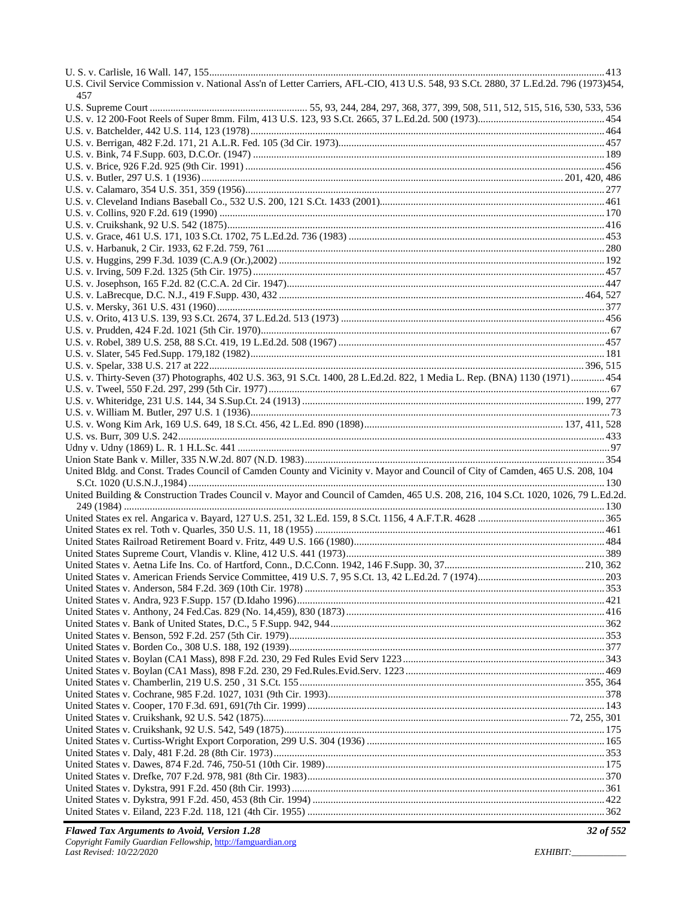U. S. v. Carlisle, 16 Wall. 147, 155 ..... 413
U.S. Civil Service Commission v. National Ass'n of Letter Carriers, AFL-CIO, 413 U.S. 548, 93 S.Ct. 2880, 37 L.Ed.2d. 796 (1973) ..... 454, 457
U.S. Supreme Court ..... 55, 93, 244, 284, 297, 368, 377, 399, 508, 511, 512, 515, 516, 530, 533, 536
U.S. v. 12 200-Foot Reels of Super 8mm. Film, 413 U.S. 123, 93 S.Ct. 2665, 37 L.Ed.2d. 500 (1973) ..... 454
U.S. v. Batchelder, 442 U.S. 114, 123 (1978) ..... 464
U.S. v. Berrigan, 482 F.2d. 171, 21 A.L.R. Fed. 105 (3d Cir. 1973) ..... 457
U.S. v. Bink, 74 F.Supp. 603, D.C.Or. (1947) ..... 189
U.S. v. Brice, 926 F.2d. 925 (9th Cir. 1991) ..... 456
U.S. v. Butler, 297 U.S. 1 (1936) ..... 201, 420, 486
U.S. v. Calamaro, 354 U.S. 351, 359 (1956) ..... 277
U.S. v. Cleveland Indians Baseball Co., 532 U.S. 200, 121 S.Ct. 1433 (2001) ..... 461
U.S. v. Collins, 920 F.2d. 619 (1990) ..... 170
U.S. v. Cruikshank, 92 U.S. 542 (1875) ..... 416
U.S. v. Grace, 461 U.S. 171, 103 S.Ct. 1702, 75 L.Ed.2d. 736 (1983) ..... 453
U.S. v. Harbanuk, 2 Cir. 1933, 62 F.2d. 759, 761 ..... 280
U.S. v. Huggins, 299 F.3d. 1039 (C.A.9 (Or.),2002) ..... 192
U.S. v. Irving, 509 F.2d. 1325 (5th Cir. 1975) ..... 457
U.S. v. Josephson, 165 F.2d. 82 (C.C.A. 2d Cir. 1947) ..... 447
U.S. v. LaBrecque, D.C. N.J., 419 F.Supp. 430, 432 ..... 464, 527
U.S. v. Mersky, 361 U.S. 431 (1960) ..... 377
U.S. v. Orito, 413 U.S. 139, 93 S.Ct. 2674, 37 L.Ed.2d. 513 (1973) ..... 456
U.S. v. Prudden, 424 F.2d. 1021 (5th Cir. 1970) ..... 67
U.S. v. Robel, 389 U.S. 258, 88 S.Ct. 419, 19 L.Ed.2d. 508 (1967) ..... 457
U.S. v. Slater, 545 Fed.Supp. 179,182 (1982) ..... 181
U.S. v. Spelar, 338 U.S. 217 at 222 ..... 396, 515
U.S. v. Thirty-Seven (37) Photographs, 402 U.S. 363, 91 S.Ct. 1400, 28 L.Ed.2d. 822, 1 Media L. Rep. (BNA) 1130 (1971) ..... 454
U.S. v. Tweel, 550 F.2d. 297, 299 (5th Cir. 1977) ..... 67
U.S. v. Whiteridge, 231 U.S. 144, 34 S.Sup.Ct. 24 (1913) ..... 199, 277
U.S. v. William M. Butler, 297 U.S. 1 (1936) ..... 73
U.S. v. Wong Kim Ark, 169 U.S. 649, 18 S.Ct. 456, 42 L.Ed. 890 (1898) ..... 137, 411, 528
U.S. vs. Burr, 309 U.S. 242 ..... 433
Udny v. Udny (1869) L. R. 1 H.L.Sc. 441 ..... 97
Union State Bank v. Miller, 335 N.W.2d. 807 (N.D. 1983) ..... 354
United Bldg. and Const. Trades Council of Camden County and Vicinity v. Mayor and Council of City of Camden, 465 U.S. 208, 104 S.Ct. 1020 (U.S.N.J.,1984) ..... 130
United Building & Construction Trades Council v. Mayor and Council of Camden, 465 U.S. 208, 216, 104 S.Ct. 1020, 1026, 79 L.Ed.2d. 249 (1984) ..... 130
United States ex rel. Angarica v. Bayard, 127 U.S. 251, 32 L.Ed. 159, 8 S.Ct. 1156, 4 A.F.T.R. 4628 ..... 365
United States ex rel. Toth v. Quarles, 350 U.S. 11, 18 (1955) ..... 461
United States Railroad Retirement Board v. Fritz, 449 U.S. 166 (1980) ..... 484
United States Supreme Court, Vlandis v. Kline, 412 U.S. 441 (1973) ..... 389
United States v. Aetna Life Ins. Co. of Hartford, Conn., D.C.Conn. 1942, 146 F.Supp. 30, 37 ..... 210, 362
United States v. American Friends Service Committee, 419 U.S. 7, 95 S.Ct. 13, 42 L.Ed.2d. 7 (1974) ..... 203
United States v. Anderson, 584 F.2d. 369 (10th Cir. 1978) ..... 353
United States v. Andra, 923 F.Supp. 157 (D.Idaho 1996) ..... 421
United States v. Anthony, 24 Fed.Cas. 829 (No. 14,459), 830 (1873) ..... 416
United States v. Bank of United States, D.C., 5 F.Supp. 942, 944 ..... 362
United States v. Benson, 592 F.2d. 257 (5th Cir. 1979) ..... 353
United States v. Borden Co., 308 U.S. 188, 192 (1939) ..... 377
United States v. Boylan (CA1 Mass), 898 F.2d. 230, 29 Fed Rules Evid Serv 1223 ..... 343
United States v. Boylan (CA1 Mass), 898 F.2d. 230, 29 Fed.Rules.Evid.Serv. 1223 ..... 469
United States v. Chamberlin, 219 U.S. 250 , 31 S.Ct. 155 ..... 355, 364
United States v. Cochrane, 985 F.2d. 1027, 1031 (9th Cir. 1993) ..... 378
United States v. Cooper, 170 F.3d. 691, 691(7th Cir. 1999) ..... 143
United States v. Cruikshank, 92 U.S. 542 (1875) ..... 72, 255, 301
United States v. Cruikshank, 92 U.S. 542, 549 (1875) ..... 175
United States v. Curtiss-Wright Export Corporation, 299 U.S. 304 (1936) ..... 165
United States v. Daly, 481 F.2d. 28 (8th Cir. 1973) ..... 353
United States v. Dawes, 874 F.2d. 746, 750-51 (10th Cir. 1989) ..... 175
United States v. Drefke, 707 F.2d. 978, 981 (8th Cir. 1983) ..... 370
United States v. Dykstra, 991 F.2d. 450 (8th Cir. 1993) ..... 361
United States v. Dykstra, 991 F.2d. 450, 453 (8th Cir. 1994) ..... 422
United States v. Eiland, 223 F.2d. 118, 121 (4th Cir. 1955) ..... 362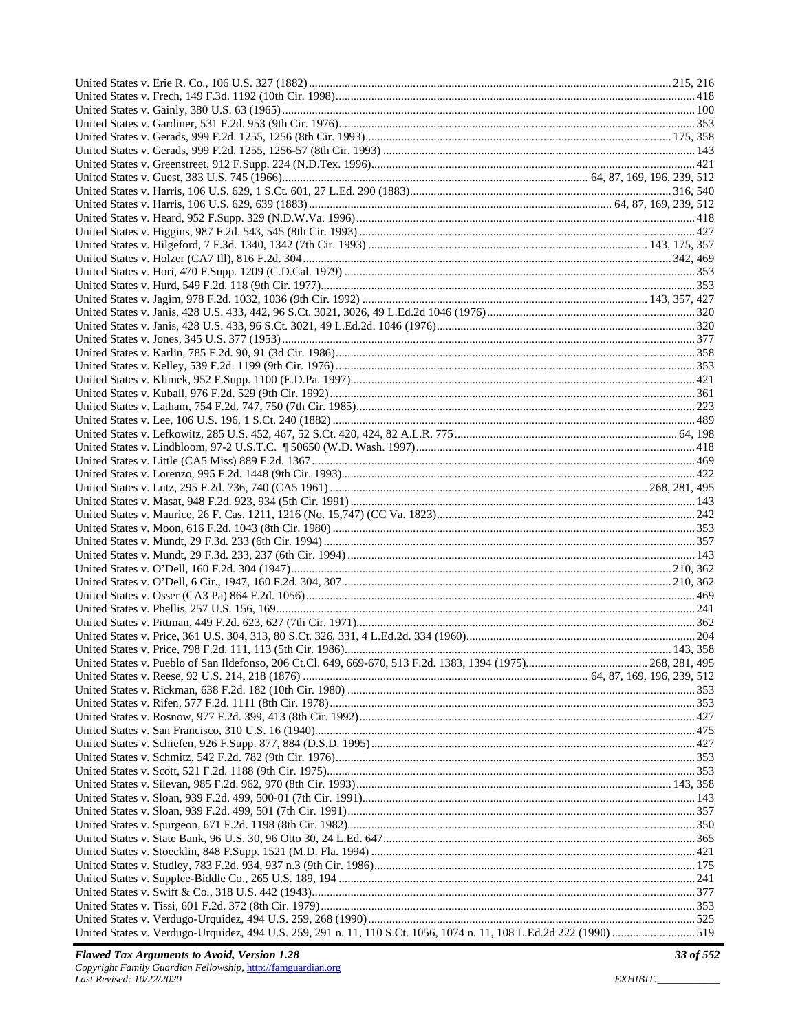United States v. Erie R. Co., 106 U.S. 327 (1882)........................................................................................................215, 216
United States v. Frech, 149 F.3d. 1192 (10th Cir. 1998)...........................................................................................................418
United States v. Gainly, 380 U.S. 63 (1965)..............................................................................................................................100
United States v. Gardiner, 531 F.2d. 953 (9th Cir. 1976)...........................................................................................................353
United States v. Gerads, 999 F.2d. 1255, 1256 (8th Cir. 1993)..........................................................................................175, 358
United States v. Gerads, 999 F.2d. 1255, 1256-57 (8th Cir. 1993) ...........................................................................................143
United States v. Greenstreet, 912 F.Supp. 224 (N.D.Tex. 1996)................................................................................................421
United States v. Guest, 383 U.S. 745 (1966)...................................................................................... 64, 87, 169, 196, 239, 512
United States v. Harris, 106 U.S. 629, 1 S.Ct. 601, 27 L.Ed. 290 (1883).......................................................................316, 540
United States v. Harris, 106 U.S. 629, 639 (1883)...................................................................................... 64, 87, 169, 239, 512
United States v. Heard, 952 F.Supp. 329 (N.D.W.Va. 1996)......................................................................................................418
United States v. Higgins, 987 F.2d. 543, 545 (8th Cir. 1993) .....................................................................................................427
United States v. Hilgeford, 7 F.3d. 1340, 1342 (7th Cir. 1993) ..........................................................................................143, 175, 357
United States v. Holzer (CA7 Ill), 816 F.2d. 304.........................................................................................................342, 469
United States v. Hori, 470 F.Supp. 1209 (C.D.Cal. 1979) .........................................................................................................353
United States v. Hurd, 549 F.2d. 118 (9th Cir. 1977)..................................................................................................................353
United States v. Jagim, 978 F.2d. 1032, 1036 (9th Cir. 1992) ....................................................................................143, 357, 427
United States v. Janis, 428 U.S. 433, 442, 96 S.Ct. 3021, 3026, 49 L.Ed.2d 1046 (1976)........................................................320
United States v. Janis, 428 U.S. 433, 96 S.Ct. 3021, 49 L.Ed.2d. 1046 (1976)..........................................................................320
United States v. Jones, 345 U.S. 377 (1953)...............................................................................................................................377
United States v. Karlin, 785 F.2d. 90, 91 (3d Cir. 1986)............................................................................................................358
United States v. Kelley, 539 F.2d. 1199 (9th Cir. 1976) .............................................................................................................353
United States v. Klimek, 952 F.Supp. 1100 (E.D.Pa. 1997)........................................................................................................421
United States v. Kuball, 976 F.2d. 529 (9th Cir. 1992)...............................................................................................................361
United States v. Latham, 754 F.2d. 747, 750 (7th Cir. 1985)......................................................................................................223
United States v. Lee, 106 U.S. 196, 1 S.Ct. 240 (1882) .............................................................................................................489
United States v. Lefkowitz, 285 U.S. 452, 467, 52 S.Ct. 420, 424, 82 A.L.R. 775..............................................................64, 198
United States v. Lindbloom, 97-2 U.S.T.C. ¶50650 (W.D. Wash. 1997)...................................................................................418
United States v. Little (CA5 Miss) 889 F.2d. 1367...................................................................................................................469
United States v. Lorenzo, 995 F.2d. 1448 (9th Cir. 1993)...........................................................................................................422
United States v. Lutz, 295 F.2d. 736, 740 (CA5 1961)........................................................................................268, 281, 495
United States v. Masat, 948 F.2d. 923, 934 (5th Cir. 1991) ........................................................................................................143
United States v. Maurice, 26 F. Cas. 1211, 1216 (No. 15,747) (CC Va. 1823)...........................................................................242
United States v. Moon, 616 F.2d. 1043 (8th Cir. 1980) .............................................................................................................353
United States v. Mundt, 29 F.3d. 233 (6th Cir. 1994) .................................................................................................................357
United States v. Mundt, 29 F.3d. 233, 237 (6th Cir. 1994) ........................................................................................................143
United States v. O'Dell, 160 F.2d. 304 (1947)....................................................................................................................210, 362
United States v. O'Dell, 6 Cir., 1947, 160 F.2d. 304, 307.................................................................................................210, 362
United States v. Osser (CA3 Pa) 864 F.2d. 1056)......................................................................................................................469
United States v. Phellis, 257 U.S. 156, 169................................................................................................................................241
United States v. Pittman, 449 F.2d. 623, 627 (7th Cir. 1971)......................................................................................................362
United States v. Price, 361 U.S. 304, 313, 80 S.Ct. 326, 331, 4 L.Ed.2d. 334 (1960)................................................................204
United States v. Price, 798 F.2d. 111, 113 (5th Cir. 1986).................................................................................................143, 358
United States v. Pueblo of San Ildefonso, 206 Ct.Cl. 649, 669-670, 513 F.2d. 1383, 1394 (1975)..............................268, 281, 495
United States v. Reese, 92 U.S. 214, 218 (1876) ................................................................................. 64, 87, 169, 196, 239, 512
United States v. Rickman, 638 F.2d. 182 (10th Cir. 1980) .........................................................................................................353
United States v. Rifen, 577 F.2d. 1111 (8th Cir. 1978)...............................................................................................................353
United States v. Rosnow, 977 F.2d. 399, 413 (8th Cir. 1992).....................................................................................................427
United States v. San Francisco, 310 U.S. 16 (1940)....................................................................................................................475
United States v. Schiefen, 926 F.Supp. 877, 884 (D.S.D. 1995) .................................................................................................427
United States v. Schmitz, 542 F.2d. 782 (9th Cir. 1976).............................................................................................................353
United States v. Scott, 521 F.2d. 1188 (9th Cir. 1975)................................................................................................................353
United States v. Silevan, 985 F.2d. 962, 970 (8th Cir. 1993)...............................................................................................143, 358
United States v. Sloan, 939 F.2d. 499, 500-01 (7th Cir. 1991)....................................................................................................143
United States v. Sloan, 939 F.2d. 499, 501 (7th Cir. 1991).........................................................................................................357
United States v. Spurgeon, 671 F.2d. 1198 (8th Cir. 1982).........................................................................................................350
United States v. State Bank, 96 U.S. 30, 96 Otto 30, 24 L.Ed. 647.............................................................................................365
United States v. Stoecklin, 848 F.Supp. 1521 (M.D. Fla. 1994) .................................................................................................421
United States v. Studley, 783 F.2d. 934, 937 n.3 (9th Cir. 1986)................................................................................................175
United States v. Supplee-Biddle Co., 265 U.S. 189, 194 ............................................................................................................241
United States v. Swift & Co., 318 U.S. 442 (1943).....................................................................................................................377
United States v. Tissi, 601 F.2d. 372 (8th Cir. 1979)..................................................................................................................353
United States v. Verdugo-Urquidez, 494 U.S. 259, 268 (1990)..................................................................................................525
United States v. Verdugo-Urquidez, 494 U.S. 259, 291 n. 11, 110 S.Ct. 1056, 1074 n. 11, 108 L.Ed.2d 222 (1990) ...................519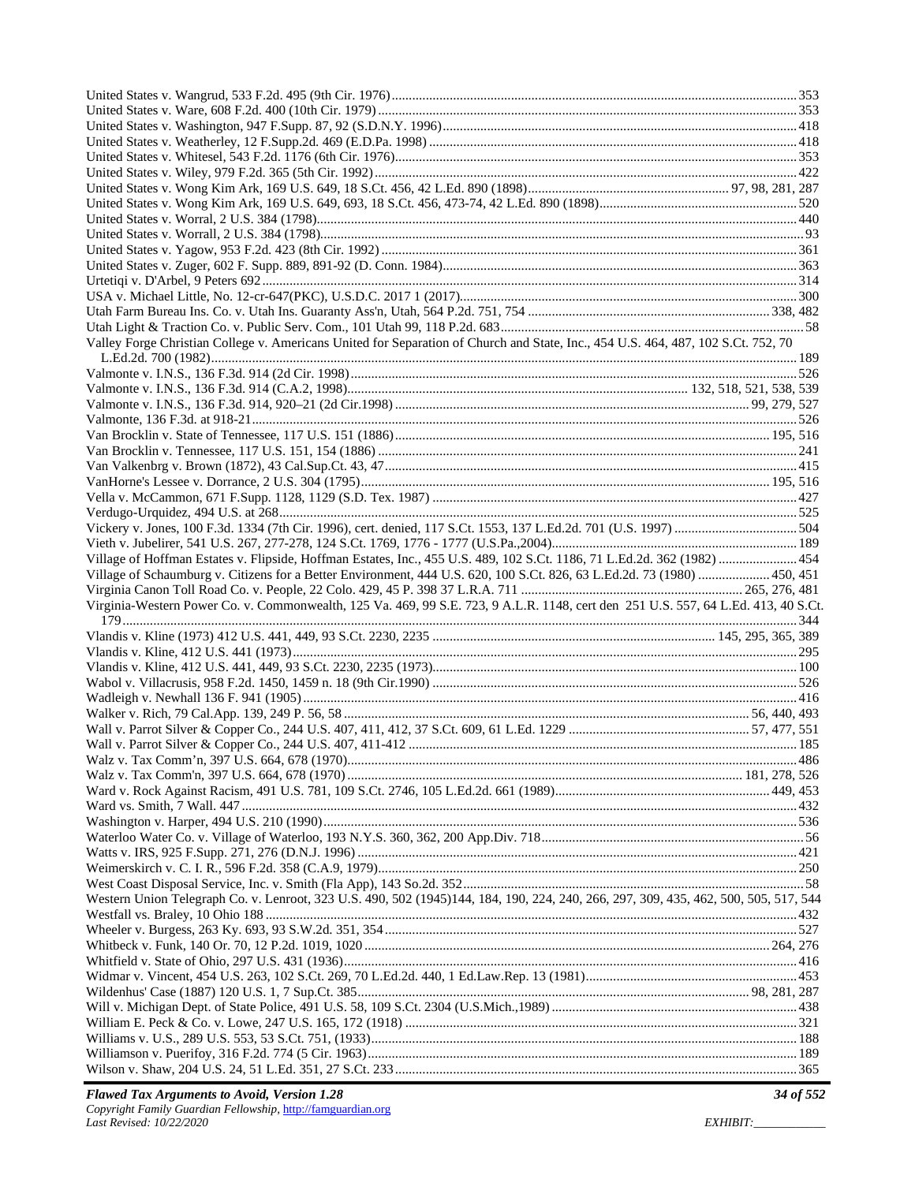United States v. Wangrud, 533 F.2d. 495 (9th Cir. 1976) .......... 353
United States v. Ware, 608 F.2d. 400 (10th Cir. 1979) .......... 353
United States v. Washington, 947 F.Supp. 87, 92 (S.D.N.Y. 1996) .......... 418
United States v. Weatherley, 12 F.Supp.2d. 469 (E.D.Pa. 1998) .......... 418
United States v. Whitesel, 543 F.2d. 1176 (6th Cir. 1976) .......... 353
United States v. Wiley, 979 F.2d. 365 (5th Cir. 1992) .......... 422
United States v. Wong Kim Ark, 169 U.S. 649, 18 S.Ct. 456, 42 L.Ed. 890 (1898) .......... 97, 98, 281, 287
United States v. Wong Kim Ark, 169 U.S. 649, 693, 18 S.Ct. 456, 473-74, 42 L.Ed. 890 (1898) .......... 520
United States v. Worral, 2 U.S. 384 (1798) .......... 440
United States v. Worrall, 2 U.S. 384 (1798) .......... 93
United States v. Yagow, 953 F.2d. 423 (8th Cir. 1992) .......... 361
United States v. Zuger, 602 F. Supp. 889, 891-92 (D. Conn. 1984) .......... 363
Urtetiqi v. D'Arbel, 9 Peters 692 .......... 314
USA v. Michael Little, No. 12-cr-647(PKC), U.S.D.C. 2017 1 (2017) .......... 300
Utah Farm Bureau Ins. Co. v. Utah Ins. Guaranty Ass'n, Utah, 564 P.2d. 751, 754 .......... 338, 482
Utah Light & Traction Co. v. Public Serv. Com., 101 Utah 99, 118 P.2d. 683 .......... 58
Valley Forge Christian College v. Americans United for Separation of Church and State, Inc., 454 U.S. 464, 487, 102 S.Ct. 752, 70 L.Ed.2d. 700 (1982) .......... 189
Valmonte v. I.N.S., 136 F.3d. 914 (2d Cir. 1998) .......... 526
Valmonte v. I.N.S., 136 F.3d. 914 (C.A.2, 1998) .......... 132, 518, 521, 538, 539
Valmonte v. I.N.S., 136 F.3d. 914, 920–21 (2d Cir.1998) .......... 99, 279, 527
Valmonte, 136 F.3d. at 918-21 .......... 526
Van Brocklin v. State of Tennessee, 117 U.S. 151 (1886) .......... 195, 516
Van Brocklin v. Tennessee, 117 U.S. 151, 154 (1886) .......... 241
Van Valkenbrg v. Brown (1872), 43 Cal.Sup.Ct. 43, 47 .......... 415
VanHorne's Lessee v. Dorrance, 2 U.S. 304 (1795) .......... 195, 516
Vella v. McCammon, 671 F.Supp. 1128, 1129 (S.D. Tex. 1987) .......... 427
Verdugo-Urquidez, 494 U.S. at 268 .......... 525
Vickery v. Jones, 100 F.3d. 1334 (7th Cir. 1996), cert. denied, 117 S.Ct. 1553, 137 L.Ed.2d. 701 (U.S. 1997) .......... 504
Vieth v. Jubelirer, 541 U.S. 267, 277-278, 124 S.Ct. 1769, 1776 - 1777 (U.S.Pa.,2004) .......... 189
Village of Hoffman Estates v. Flipside, Hoffman Estates, Inc., 455 U.S. 489, 102 S.Ct. 1186, 71 L.Ed.2d. 362 (1982) .......... 454
Village of Schaumburg v. Citizens for a Better Environment, 444 U.S. 620, 100 S.Ct. 826, 63 L.Ed.2d. 73 (1980) .......... 450, 451
Virginia Canon Toll Road Co. v. People, 22 Colo. 429, 45 P. 398 37 L.R.A. 711 .......... 265, 276, 481
Virginia-Western Power Co. v. Commonwealth, 125 Va. 469, 99 S.E. 723, 9 A.L.R. 1148, cert den 251 U.S. 557, 64 L.Ed. 413, 40 S.Ct. 179 .......... 344
Vlandis v. Kline (1973) 412 U.S. 441, 449, 93 S.Ct. 2230, 2235 .......... 145, 295, 365, 389
Vlandis v. Kline, 412 U.S. 441 (1973) .......... 295
Vlandis v. Kline, 412 U.S. 441, 449, 93 S.Ct. 2230, 2235 (1973) .......... 100
Wabol v. Villacrusis, 958 F.2d. 1450, 1459 n. 18 (9th Cir.1990) .......... 526
Wadleigh v. Newhall 136 F. 941 (1905) .......... 416
Walker v. Rich, 79 Cal.App. 139, 249 P. 56, 58 .......... 56, 440, 493
Wall v. Parrot Silver & Copper Co., 244 U.S. 407, 411, 412, 37 S.Ct. 609, 61 L.Ed. 1229 .......... 57, 477, 551
Wall v. Parrot Silver & Copper Co., 244 U.S. 407, 411-412 .......... 185
Walz v. Tax Comm'n, 397 U.S. 664, 678 (1970) .......... 486
Walz v. Tax Comm'n, 397 U.S. 664, 678 (1970) .......... 181, 278, 526
Ward v. Rock Against Racism, 491 U.S. 781, 109 S.Ct. 2746, 105 L.Ed.2d. 661 (1989) .......... 449, 453
Ward vs. Smith, 7 Wall. 447 .......... 432
Washington v. Harper, 494 U.S. 210 (1990) .......... 536
Waterloo Water Co. v. Village of Waterloo, 193 N.Y.S. 360, 362, 200 App.Div. 718 .......... 56
Watts v. IRS, 925 F.Supp. 271, 276 (D.N.J. 1996) .......... 421
Weimerskirch v. C. I. R., 596 F.2d. 358 (C.A.9, 1979) .......... 250
West Coast Disposal Service, Inc. v. Smith (Fla App), 143 So.2d. 352 .......... 58
Western Union Telegraph Co. v. Lenroot, 323 U.S. 490, 502 (1945)144, 184, 190, 224, 240, 266, 297, 309, 435, 462, 500, 505, 517, 544
Westfall vs. Braley, 10 Ohio 188 .......... 432
Wheeler v. Burgess, 263 Ky. 693, 93 S.W.2d. 351, 354 .......... 527
Whitbeck v. Funk, 140 Or. 70, 12 P.2d. 1019, 1020 .......... 264, 276
Whitfield v. State of Ohio, 297 U.S. 431 (1936) .......... 416
Widmar v. Vincent, 454 U.S. 263, 102 S.Ct. 269, 70 L.Ed.2d. 440, 1 Ed.Law.Rep. 13 (1981) .......... 453
Wildenhus' Case (1887) 120 U.S. 1, 7 Sup.Ct. 385 .......... 98, 281, 287
Will v. Michigan Dept. of State Police, 491 U.S. 58, 109 S.Ct. 2304 (U.S.Mich.,1989) .......... 438
William E. Peck & Co. v. Lowe, 247 U.S. 165, 172 (1918) .......... 321
Williams v. U.S., 289 U.S. 553, 53 S.Ct. 751, (1933) .......... 188
Williamson v. Puerifoy, 316 F.2d. 774 (5 Cir. 1963) .......... 189
Wilson v. Shaw, 204 U.S. 24, 51 L.Ed. 351, 27 S.Ct. 233 .......... 365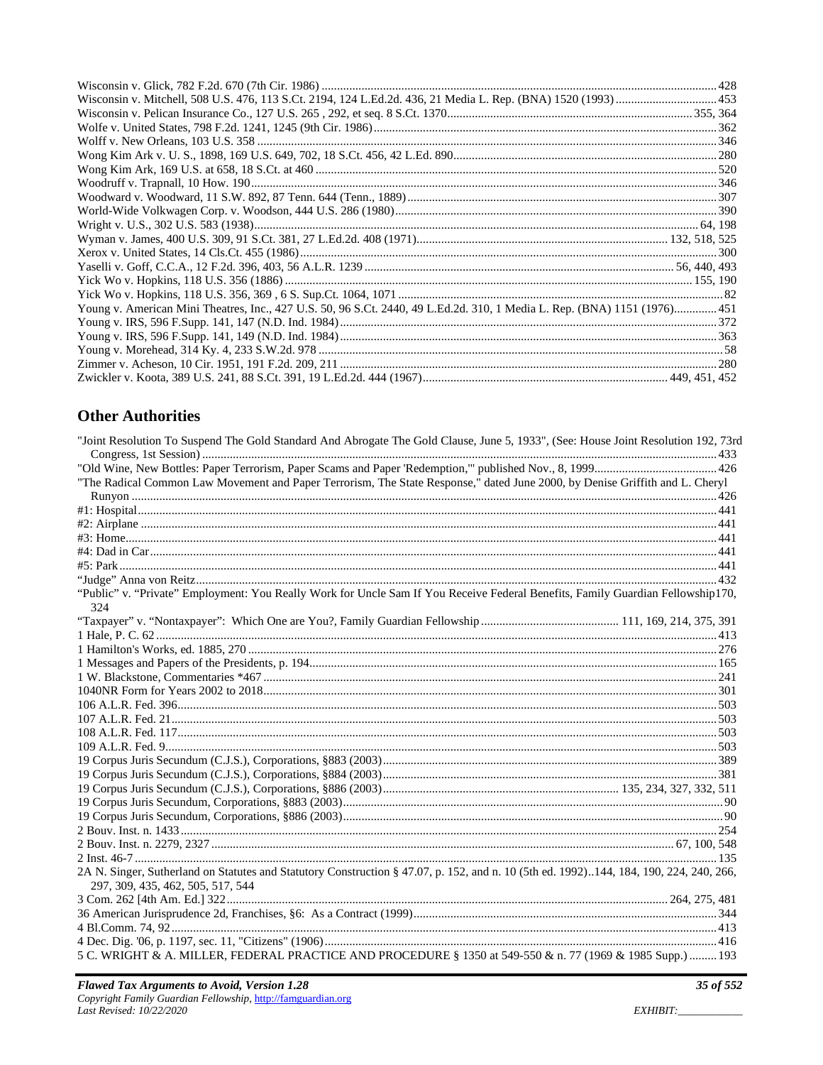Wisconsin v. Glick, 782 F.2d. 670 (7th Cir. 1986) ........................................................ 428
Wisconsin v. Mitchell, 508 U.S. 476, 113 S.Ct. 2194, 124 L.Ed.2d. 436, 21 Media L. Rep. (BNA) 1520 (1993) ........ 453
Wisconsin v. Pelican Insurance Co., 127 U.S. 265 , 292, et seq. 8 S.Ct. 1370 ........................................ 355, 364
Wolfe v. United States, 798 F.2d. 1241, 1245 (9th Cir. 1986) ........................................................ 362
Wolff v. New Orleans, 103 U.S. 358 ........................................................ 346
Wong Kim Ark v. U. S., 1898, 169 U.S. 649, 702, 18 S.Ct. 456, 42 L.Ed. 890 ........................................ 280
Wong Kim Ark, 169 U.S. at 658, 18 S.Ct. at 460 ........................................................ 520
Woodruff v. Trapnall, 10 How. 190 ........................................................ 346
Woodward v. Woodward, 11 S.W. 892, 87 Tenn. 644 (Tenn., 1889) ........................................ 307
World-Wide Volkwagen Corp. v. Woodson, 444 U.S. 286 (1980) ........................................ 390
Wright v. U.S., 302 U.S. 583 (1938) ........................................................ 64, 198
Wyman v. James, 400 U.S. 309, 91 S.Ct. 381, 27 L.Ed.2d. 408 (1971) ........................................ 132, 518, 525
Xerox v. United States, 14 Cls.Ct. 455 (1986) ........................................................ 300
Yaselli v. Goff, C.C.A., 12 F.2d. 396, 403, 56 A.L.R. 1239 ........................................ 56, 440, 493
Yick Wo v. Hopkins, 118 U.S. 356 (1886) ........................................................ 155, 190
Yick Wo v. Hopkins, 118 U.S. 356, 369 , 6 S. Sup.Ct. 1064, 1071 ........................................ 82
Young v. American Mini Theatres, Inc., 427 U.S. 50, 96 S.Ct. 2440, 49 L.Ed.2d. 310, 1 Media L. Rep. (BNA) 1151 (1976) ........ 451
Young v. IRS, 596 F.Supp. 141, 147 (N.D. Ind. 1984) ........................................................ 372
Young v. IRS, 596 F.Supp. 141, 149 (N.D. Ind. 1984) ........................................................ 363
Young v. Morehead, 314 Ky. 4, 233 S.W.2d. 978 ........................................................ 58
Zimmer v. Acheson, 10 Cir. 1951, 191 F.2d. 209, 211 ........................................................ 280
Zwickler v. Koota, 389 U.S. 241, 88 S.Ct. 391, 19 L.Ed.2d. 444 (1967) ........................................ 449, 451, 452

## Other Authorities

"Joint Resolution To Suspend The Gold Standard And Abrogate The Gold Clause, June 5, 1933", (See: House Joint Resolution 192, 73rd Congress, 1st Session) ........................................................ 433
"Old Wine, New Bottles: Paper Terrorism, Paper Scams and Paper 'Redemption,'" published Nov., 8, 1999 ........................ 426
"The Radical Common Law Movement and Paper Terrorism, The State Response," dated June 2000, by Denise Griffith and L. Cheryl Runyon ........................................................ 426
#1: Hospital ........................................................ 441
#2: Airplane ........................................................ 441
#3: Home ........................................................ 441
#4: Dad in Car ........................................................ 441
#5: Park ........................................................ 441
"Judge" Anna von Reitz ........................................................ 432
"Public" v. "Private" Employment: You Really Work for Uncle Sam If You Receive Federal Benefits, Family Guardian Fellowship170, 324
"Taxpayer" v. "Nontaxpayer": Which One are You?, Family Guardian Fellowship ........................ 111, 169, 214, 375, 391
1 Hale, P. C. 62 ........................................................ 413
1 Hamilton's Works, ed. 1885, 270 ........................................................ 276
1 Messages and Papers of the Presidents, p. 194 ........................................................ 165
1 W. Blackstone, Commentaries *467 ........................................................ 241
1040NR Form for Years 2002 to 2018 ........................................................ 301
106 A.L.R. Fed. 396 ........................................................ 503
107 A.L.R. Fed. 21 ........................................................ 503
108 A.L.R. Fed. 117 ........................................................ 503
109 A.L.R. Fed. 9 ........................................................ 503
19 Corpus Juris Secundum (C.J.S.), Corporations, §883 (2003) ........................................ 389
19 Corpus Juris Secundum (C.J.S.), Corporations, §884 (2003) ........................................ 381
19 Corpus Juris Secundum (C.J.S.), Corporations, §886 (2003) ........................ 135, 234, 327, 332, 511
19 Corpus Juris Secundum, Corporations, §883 (2003) ........................................ 90
19 Corpus Juris Secundum, Corporations, §886 (2003) ........................................ 90
2 Bouv. Inst. n. 1433 ........................................................ 254
2 Bouv. Inst. n. 2279, 2327 ........................................................ 67, 100, 548
2 Inst. 46-7 ........................................................ 135
2A N. Singer, Sutherland on Statutes and Statutory Construction § 47.07, p. 152, and n. 10 (5th ed. 1992)..144, 184, 190, 224, 240, 266, 297, 309, 435, 462, 505, 517, 544
3 Com. 262 [4th Am. Ed.] 322 ........................................................ 264, 275, 481
36 American Jurisprudence 2d, Franchises, §6: As a Contract (1999) ........................................ 344
4 Bl.Comm. 74, 92 ........................................................ 413
4 Dec. Dig. '06, p. 1197, sec. 11, "Citizens" (1906) ........................................ 416
5 C. WRIGHT & A. MILLER, FEDERAL PRACTICE AND PROCEDURE § 1350 at 549-550 & n. 77 (1969 & 1985 Supp.) ......... 193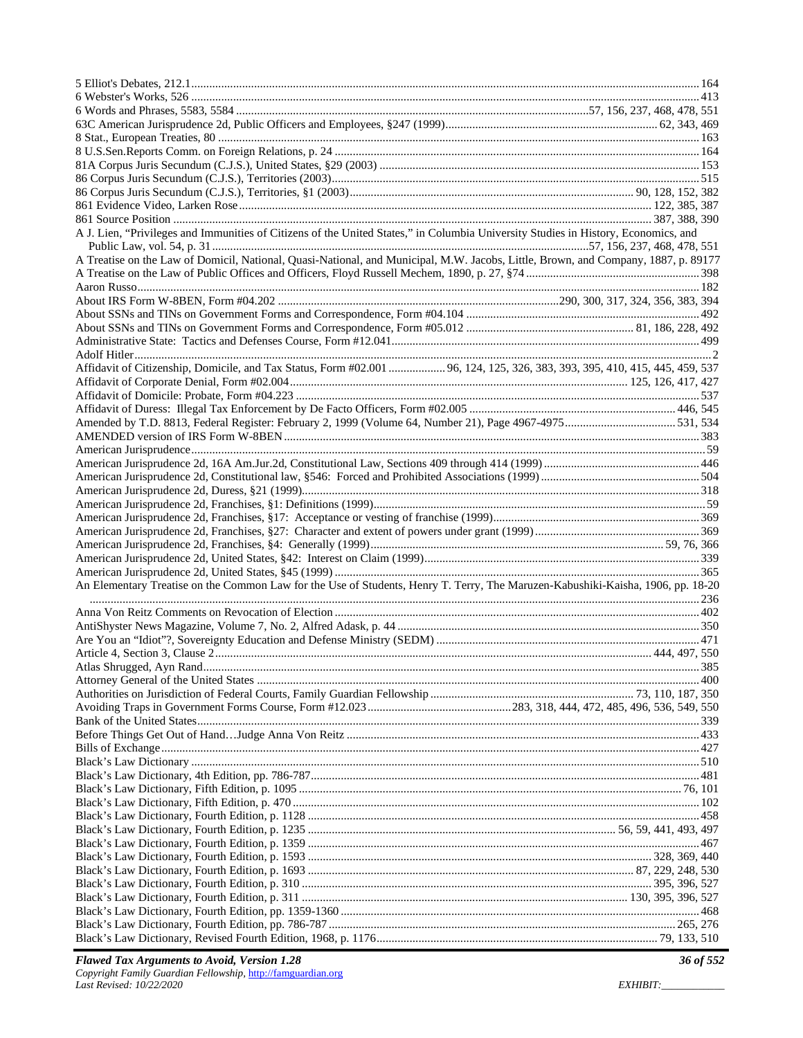5 Elliot's Debates, 212.1 ... 164
6 Webster's Works, 526 ... 413
6 Words and Phrases, 5583, 5584 ... 57, 156, 237, 468, 478, 551
63C American Jurisprudence 2d, Public Officers and Employees, §247 (1999) ... 62, 343, 469
8 Stat., European Treaties, 80 ... 163
8 U.S.Sen.Reports Comm. on Foreign Relations, p. 24 ... 164
81A Corpus Juris Secundum (C.J.S.), United States, §29 (2003) ... 153
86 Corpus Juris Secundum (C.J.S.), Territories (2003) ... 515
86 Corpus Juris Secundum (C.J.S.), Territories, §1 (2003) ... 90, 128, 152, 382
861 Evidence Video, Larken Rose ... 122, 385, 387
861 Source Position ... 387, 388, 390
A J. Lien, "Privileges and Immunities of Citizens of the United States," in Columbia University Studies in History, Economics, and Public Law, vol. 54, p. 31 ... 57, 156, 237, 468, 478, 551
A Treatise on the Law of Domicil, National, Quasi-National, and Municipal, M.W. Jacobs, Little, Brown, and Company, 1887, p. 89 ... 177
A Treatise on the Law of Public Offices and Officers, Floyd Russell Mechem, 1890, p. 27, §74 ... 398
Aaron Russo ... 182
About IRS Form W-8BEN, Form #04.202 ... 290, 300, 317, 324, 356, 383, 394
About SSNs and TINs on Government Forms and Correspondence, Form #04.104 ... 492
About SSNs and TINs on Government Forms and Correspondence, Form #05.012 ... 81, 186, 228, 492
Administrative State: Tactics and Defenses Course, Form #12.041 ... 499
Adolf Hitler ... 2
Affidavit of Citizenship, Domicile, and Tax Status, Form #02.001 ... 96, 124, 125, 326, 383, 393, 395, 410, 415, 445, 459, 537
Affidavit of Corporate Denial, Form #02.004 ... 125, 126, 417, 427
Affidavit of Domicile: Probate, Form #04.223 ... 537
Affidavit of Duress: Illegal Tax Enforcement by De Facto Officers, Form #02.005 ... 446, 545
Amended by T.D. 8813, Federal Register: February 2, 1999 (Volume 64, Number 21), Page 4967-4975 ... 531, 534
AMENDED version of IRS Form W-8BEN ... 383
American Jurisprudence ... 59
American Jurisprudence 2d, 16A Am.Jur.2d, Constitutional Law, Sections 409 through 414 (1999) ... 446
American Jurisprudence 2d, Constitutional law, §546: Forced and Prohibited Associations (1999) ... 504
American Jurisprudence 2d, Duress, §21 (1999) ... 318
American Jurisprudence 2d, Franchises, §1: Definitions (1999) ... 59
American Jurisprudence 2d, Franchises, §17: Acceptance or vesting of franchise (1999) ... 369
American Jurisprudence 2d, Franchises, §27: Character and extent of powers under grant (1999) ... 369
American Jurisprudence 2d, Franchises, §4: Generally (1999) ... 59, 76, 366
American Jurisprudence 2d, United States, §42: Interest on Claim (1999) ... 339
American Jurisprudence 2d, United States, §45 (1999) ... 365
An Elementary Treatise on the Common Law for the Use of Students, Henry T. Terry, The Maruzen-Kabushiki-Kaisha, 1906, pp. 18-20 ... 236
Anna Von Reitz Comments on Revocation of Election ... 402
AntiShyster News Magazine, Volume 7, No. 2, Alfred Adask, p. 44 ... 350
Are You an "Idiot"?, Sovereignty Education and Defense Ministry (SEDM) ... 471
Article 4, Section 3, Clause 2 ... 444, 497, 550
Atlas Shrugged, Ayn Rand ... 385
Attorney General of the United States ... 400
Authorities on Jurisdiction of Federal Courts, Family Guardian Fellowship ... 73, 110, 187, 350
Avoiding Traps in Government Forms Course, Form #12.023 ... 283, 318, 444, 472, 485, 496, 536, 549, 550
Bank of the United States ... 339
Before Things Get Out of Hand…Judge Anna Von Reitz ... 433
Bills of Exchange ... 427
Black's Law Dictionary ... 510
Black's Law Dictionary, 4th Edition, pp. 786-787 ... 481
Black's Law Dictionary, Fifth Edition, p. 1095 ... 76, 101
Black's Law Dictionary, Fifth Edition, p. 470 ... 102
Black's Law Dictionary, Fourth Edition, p. 1128 ... 458
Black's Law Dictionary, Fourth Edition, p. 1235 ... 56, 59, 441, 493, 497
Black's Law Dictionary, Fourth Edition, p. 1359 ... 467
Black's Law Dictionary, Fourth Edition, p. 1593 ... 328, 369, 440
Black's Law Dictionary, Fourth Edition, p. 1693 ... 87, 229, 248, 530
Black's Law Dictionary, Fourth Edition, p. 310 ... 395, 396, 527
Black's Law Dictionary, Fourth Edition, p. 311 ... 130, 395, 396, 527
Black's Law Dictionary, Fourth Edition, pp. 1359-1360 ... 468
Black's Law Dictionary, Fourth Edition, pp. 786-787 ... 265, 276
Black's Law Dictionary, Revised Fourth Edition, 1968, p. 1176 ... 79, 133, 510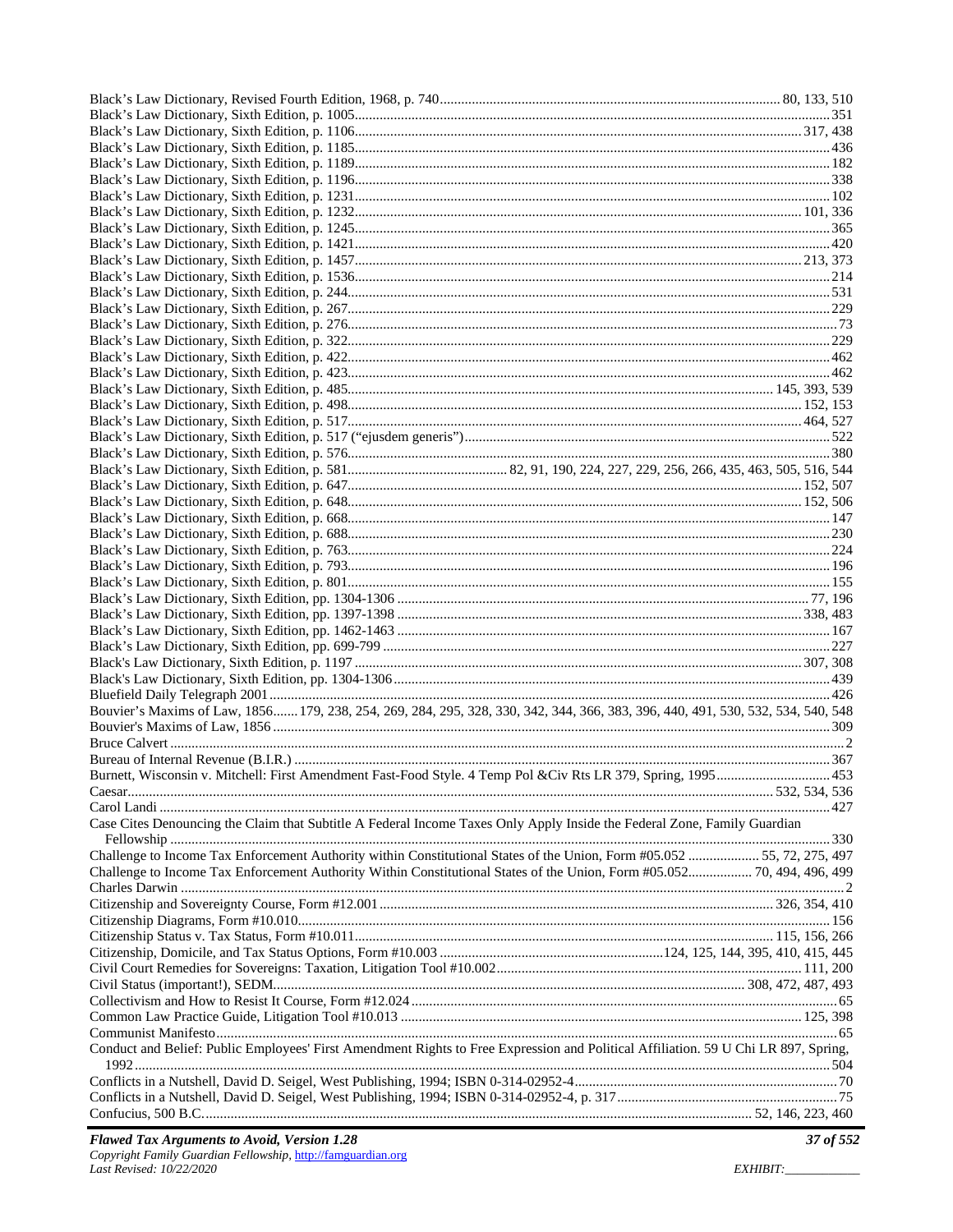Black's Law Dictionary, Revised Fourth Edition, 1968, p. 740 .......... 80, 133, 510
Black's Law Dictionary, Sixth Edition, p. 1005 .......... 351
Black's Law Dictionary, Sixth Edition, p. 1106 .......... 317, 438
Black's Law Dictionary, Sixth Edition, p. 1185 .......... 436
Black's Law Dictionary, Sixth Edition, p. 1189 .......... 182
Black's Law Dictionary, Sixth Edition, p. 1196 .......... 338
Black's Law Dictionary, Sixth Edition, p. 1231 .......... 102
Black's Law Dictionary, Sixth Edition, p. 1232 .......... 101, 336
Black's Law Dictionary, Sixth Edition, p. 1245 .......... 365
Black's Law Dictionary, Sixth Edition, p. 1421 .......... 420
Black's Law Dictionary, Sixth Edition, p. 1457 .......... 213, 373
Black's Law Dictionary, Sixth Edition, p. 1536 .......... 214
Black's Law Dictionary, Sixth Edition, p. 244 .......... 531
Black's Law Dictionary, Sixth Edition, p. 267 .......... 229
Black's Law Dictionary, Sixth Edition, p. 276 .......... 73
Black's Law Dictionary, Sixth Edition, p. 322 .......... 229
Black's Law Dictionary, Sixth Edition, p. 422 .......... 462
Black's Law Dictionary, Sixth Edition, p. 423 .......... 462
Black's Law Dictionary, Sixth Edition, p. 485 .......... 145, 393, 539
Black's Law Dictionary, Sixth Edition, p. 498 .......... 152, 153
Black's Law Dictionary, Sixth Edition, p. 517 .......... 464, 527
Black's Law Dictionary, Sixth Edition, p. 517 ("ejusdem generis") .......... 522
Black's Law Dictionary, Sixth Edition, p. 576 .......... 380
Black's Law Dictionary, Sixth Edition, p. 581 .......... 82, 91, 190, 224, 227, 229, 256, 266, 435, 463, 505, 516, 544
Black's Law Dictionary, Sixth Edition, p. 647 .......... 152, 507
Black's Law Dictionary, Sixth Edition, p. 648 .......... 152, 506
Black's Law Dictionary, Sixth Edition, p. 668 .......... 147
Black's Law Dictionary, Sixth Edition, p. 688 .......... 230
Black's Law Dictionary, Sixth Edition, p. 763 .......... 224
Black's Law Dictionary, Sixth Edition, p. 793 .......... 196
Black's Law Dictionary, Sixth Edition, p. 801 .......... 155
Black's Law Dictionary, Sixth Edition, pp. 1304-1306 .......... 77, 196
Black's Law Dictionary, Sixth Edition, pp. 1397-1398 .......... 338, 483
Black's Law Dictionary, Sixth Edition, pp. 1462-1463 .......... 167
Black's Law Dictionary, Sixth Edition, pp. 699-799 .......... 227
Black's Law Dictionary, Sixth Edition, p. 1197 .......... 307, 308
Black's Law Dictionary, Sixth Edition, pp. 1304-1306 .......... 439
Bluefield Daily Telegraph 2001 .......... 426
Bouvier's Maxims of Law, 1856 .......... 179, 238, 254, 269, 284, 295, 328, 330, 342, 344, 366, 383, 396, 440, 491, 530, 532, 534, 540, 548
Bouvier's Maxims of Law, 1856 .......... 309
Bruce Calvert .......... 2
Bureau of Internal Revenue (B.I.R.) .......... 367
Burnett, Wisconsin v. Mitchell: First Amendment Fast-Food Style. 4 Temp Pol &Civ Rts LR 379, Spring, 1995 .......... 453
Caesar .......... 532, 534, 536
Carol Landi .......... 427
Case Cites Denouncing the Claim that Subtitle A Federal Income Taxes Only Apply Inside the Federal Zone, Family Guardian Fellowship .......... 330
Challenge to Income Tax Enforcement Authority within Constitutional States of the Union, Form #05.052 .......... 55, 72, 275, 497
Challenge to Income Tax Enforcement Authority Within Constitutional States of the Union, Form #05.052 .......... 70, 494, 496, 499
Charles Darwin .......... 2
Citizenship and Sovereignty Course, Form #12.001 .......... 326, 354, 410
Citizenship Diagrams, Form #10.010 .......... 156
Citizenship Status v. Tax Status, Form #10.011 .......... 115, 156, 266
Citizenship, Domicile, and Tax Status Options, Form #10.003 .......... 124, 125, 144, 395, 410, 415, 445
Civil Court Remedies for Sovereigns: Taxation, Litigation Tool #10.002 .......... 111, 200
Civil Status (important!), SEDM .......... 308, 472, 487, 493
Collectivism and How to Resist It Course, Form #12.024 .......... 65
Common Law Practice Guide, Litigation Tool #10.013 .......... 125, 398
Communist Manifesto .......... 65
Conduct and Belief: Public Employees' First Amendment Rights to Free Expression and Political Affiliation. 59 U Chi LR 897, Spring, 1992 .......... 504
Conflicts in a Nutshell, David D. Seigel, West Publishing, 1994; ISBN 0-314-02952-4 .......... 70
Conflicts in a Nutshell, David D. Seigel, West Publishing, 1994; ISBN 0-314-02952-4, p. 317 .......... 75
Confucius, 500 B.C. .......... 52, 146, 223, 460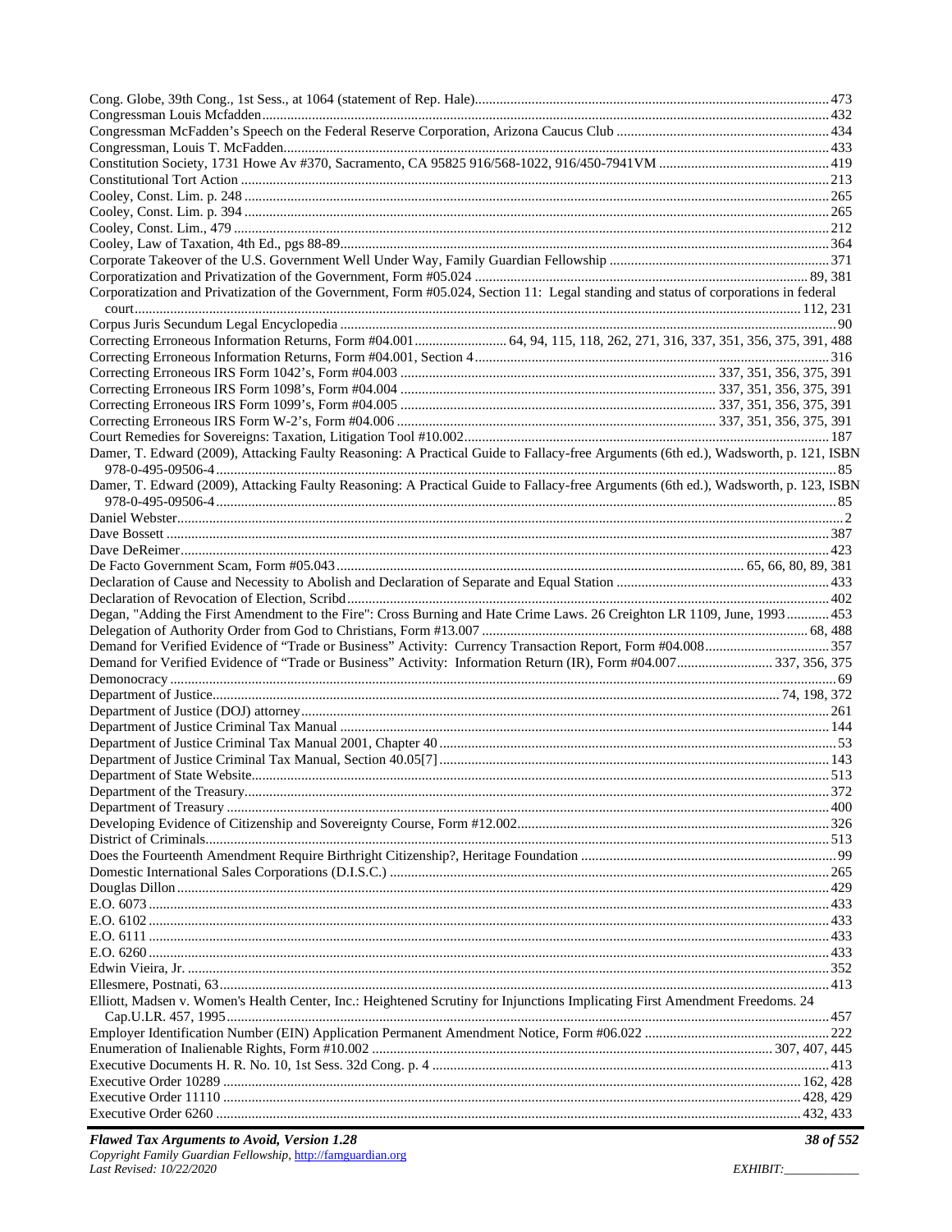Cong. Globe, 39th Cong., 1st Sess., at 1064 (statement of Rep. Hale)................ 473
Congressman Louis Mcfadden................ 432
Congressman McFadden's Speech on the Federal Reserve Corporation, Arizona Caucus Club ................ 434
Congressman, Louis T. McFadden................ 433
Constitution Society, 1731 Howe Av #370, Sacramento, CA 95825 916/568-1022, 916/450-7941VM ................ 419
Constitutional Tort Action ................ 213
Cooley, Const. Lim. p. 248 ................ 265
Cooley, Const. Lim. p. 394 ................ 265
Cooley, Const. Lim., 479 ................ 212
Cooley, Law of Taxation, 4th Ed., pgs 88-89................ 364
Corporate Takeover of the U.S. Government Well Under Way, Family Guardian Fellowship ................ 371
Corporatization and Privatization of the Government, Form #05.024 ................ 89, 381
Corporatization and Privatization of the Government, Form #05.024, Section 11: Legal standing and status of corporations in federal court................ 112, 231
Corpus Juris Secundum Legal Encyclopedia ................ 90
Correcting Erroneous Information Returns, Form #04.001................ 64, 94, 115, 118, 262, 271, 316, 337, 351, 356, 375, 391, 488
Correcting Erroneous Information Returns, Form #04.001, Section 4................ 316
Correcting Erroneous IRS Form 1042's, Form #04.003 ................ 337, 351, 356, 375, 391
Correcting Erroneous IRS Form 1098's, Form #04.004 ................ 337, 351, 356, 375, 391
Correcting Erroneous IRS Form 1099's, Form #04.005 ................ 337, 351, 356, 375, 391
Correcting Erroneous IRS Form W-2's, Form #04.006 ................ 337, 351, 356, 375, 391
Court Remedies for Sovereigns: Taxation, Litigation Tool #10.002................ 187
Damer, T. Edward (2009), Attacking Faulty Reasoning: A Practical Guide to Fallacy-free Arguments (6th ed.), Wadsworth, p. 121, ISBN 978-0-495-09506-4................ 85
Damer, T. Edward (2009), Attacking Faulty Reasoning: A Practical Guide to Fallacy-free Arguments (6th ed.), Wadsworth, p. 123, ISBN 978-0-495-09506-4................ 85
Daniel Webster................ 2
Dave Bossett ................ 387
Dave DeReimer................ 423
De Facto Government Scam, Form #05.043................ 65, 66, 80, 89, 381
Declaration of Cause and Necessity to Abolish and Declaration of Separate and Equal Station ................ 433
Declaration of Revocation of Election, Scribd................ 402
Degan, "Adding the First Amendment to the Fire": Cross Burning and Hate Crime Laws. 26 Creighton LR 1109, June, 1993................ 453
Delegation of Authority Order from God to Christians, Form #13.007 ................ 68, 488
Demand for Verified Evidence of "Trade or Business" Activity: Currency Transaction Report, Form #04.008................ 357
Demand for Verified Evidence of "Trade or Business" Activity: Information Return (IR), Form #04.007................ 337, 356, 375
Demoncracy ................ 69
Department of Justice................ 74, 198, 372
Department of Justice (DOJ) attorney................ 261
Department of Justice Criminal Tax Manual ................ 144
Department of Justice Criminal Tax Manual 2001, Chapter 40................ 53
Department of Justice Criminal Tax Manual, Section 40.05[7]................ 143
Department of State Website................ 513
Department of the Treasury................ 372
Department of Treasury ................ 400
Developing Evidence of Citizenship and Sovereignty Course, Form #12.002................ 326
District of Criminals................ 513
Does the Fourteenth Amendment Require Birthright Citizenship?, Heritage Foundation ................ 99
Domestic International Sales Corporations (D.I.S.C.) ................ 265
Douglas Dillon................ 429
E.O. 6073 ................ 433
E.O. 6102 ................ 433
E.O. 6111 ................ 433
E.O. 6260 ................ 433
Edwin Vieira, Jr. ................ 352
Ellesmere, Postnati, 63................ 413
Elliott, Madsen v. Women's Health Center, Inc.: Heightened Scrutiny for Injunctions Implicating First Amendment Freedoms. 24 Cap.U.LR. 457, 1995................ 457
Employer Identification Number (EIN) Application Permanent Amendment Notice, Form #06.022 ................ 222
Enumeration of Inalienable Rights, Form #10.002 ................ 307, 407, 445
Executive Documents H. R. No. 10, 1st Sess. 32d Cong. p. 4 ................ 413
Executive Order 10289 ................ 162, 428
Executive Order 11110 ................ 428, 429
Executive Order 6260 ................ 432, 433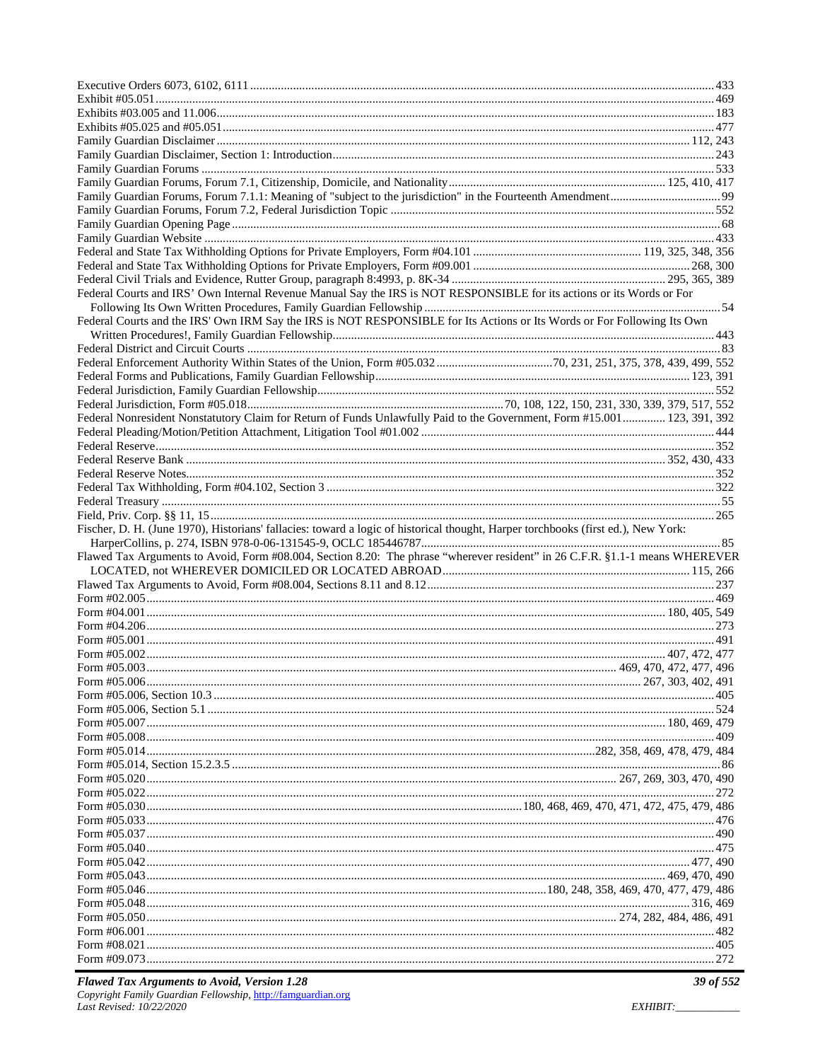Executive Orders 6073, 6102, 6111 ........ 433
Exhibit #05.051 ........ 469
Exhibits #03.005 and 11.006 ........ 183
Exhibits #05.025 and #05.051 ........ 477
Family Guardian Disclaimer ........ 112, 243
Family Guardian Disclaimer, Section 1: Introduction ........ 243
Family Guardian Forums ........ 533
Family Guardian Forums, Forum 7.1, Citizenship, Domicile, and Nationality ........ 125, 410, 417
Family Guardian Forums, Forum 7.1.1: Meaning of "subject to the jurisdiction" in the Fourteenth Amendment ........ 99
Family Guardian Forums, Forum 7.2, Federal Jurisdiction Topic ........ 552
Family Guardian Opening Page ........ 68
Family Guardian Website ........ 433
Federal and State Tax Withholding Options for Private Employers, Form #04.101 ........ 119, 325, 348, 356
Federal and State Tax Withholding Options for Private Employers, Form #09.001 ........ 268, 300
Federal Civil Trials and Evidence, Rutter Group, paragraph 8:4993, p. 8K-34 ........ 295, 365, 389
Federal Courts and IRS' Own Internal Revenue Manual Say the IRS is NOT RESPONSIBLE for its actions or its Words or For Following Its Own Written Procedures, Family Guardian Fellowship ........ 54
Federal Courts and the IRS' Own IRM Say the IRS is NOT RESPONSIBLE for Its Actions or Its Words or For Following Its Own Written Procedures!, Family Guardian Fellowship ........ 443
Federal District and Circuit Courts ........ 83
Federal Enforcement Authority Within States of the Union, Form #05.032 ........ 70, 231, 251, 375, 378, 439, 499, 552
Federal Forms and Publications, Family Guardian Fellowship ........ 123, 391
Federal Jurisdiction, Family Guardian Fellowship ........ 552
Federal Jurisdiction, Form #05.018 ........ 70, 108, 122, 150, 231, 330, 339, 379, 517, 552
Federal Nonresident Nonstatutory Claim for Return of Funds Unlawfully Paid to the Government, Form #15.001 ........ 123, 391, 392
Federal Pleading/Motion/Petition Attachment, Litigation Tool #01.002 ........ 444
Federal Reserve ........ 352
Federal Reserve Bank ........ 352, 430, 433
Federal Reserve Notes ........ 352
Federal Tax Withholding, Form #04.102, Section 3 ........ 322
Federal Treasury ........ 55
Field, Priv. Corp. §§ 11, 15 ........ 265
Fischer, D. H. (June 1970), Historians' fallacies: toward a logic of historical thought, Harper torchbooks (first ed.), New York: HarperCollins, p. 274, ISBN 978-0-06-131545-9, OCLC 185446787 ........ 85
Flawed Tax Arguments to Avoid, Form #08.004, Section 8.20: The phrase "wherever resident" in 26 C.F.R. §1.1-1 means WHEREVER LOCATED, not WHEREVER DOMICILED OR LOCATED ABROAD ........ 115, 266
Flawed Tax Arguments to Avoid, Form #08.004, Sections 8.11 and 8.12 ........ 237
Form #02.005 ........ 469
Form #04.001 ........ 180, 405, 549
Form #04.206 ........ 273
Form #05.001 ........ 491
Form #05.002 ........ 407, 472, 477
Form #05.003 ........ 469, 470, 472, 477, 496
Form #05.006 ........ 267, 303, 402, 491
Form #05.006, Section 10.3 ........ 405
Form #05.006, Section 5.1 ........ 524
Form #05.007 ........ 180, 469, 479
Form #05.008 ........ 409
Form #05.014 ........ 282, 358, 469, 478, 479, 484
Form #05.014, Section 15.2.3.5 ........ 86
Form #05.020 ........ 267, 269, 303, 470, 490
Form #05.022 ........ 272
Form #05.030 ........ 180, 468, 469, 470, 471, 472, 475, 479, 486
Form #05.033 ........ 476
Form #05.037 ........ 490
Form #05.040 ........ 475
Form #05.042 ........ 477, 490
Form #05.043 ........ 469, 470, 490
Form #05.046 ........ 180, 248, 358, 469, 470, 477, 479, 486
Form #05.048 ........ 316, 469
Form #05.050 ........ 274, 282, 484, 486, 491
Form #06.001 ........ 482
Form #08.021 ........ 405
Form #09.073 ........ 272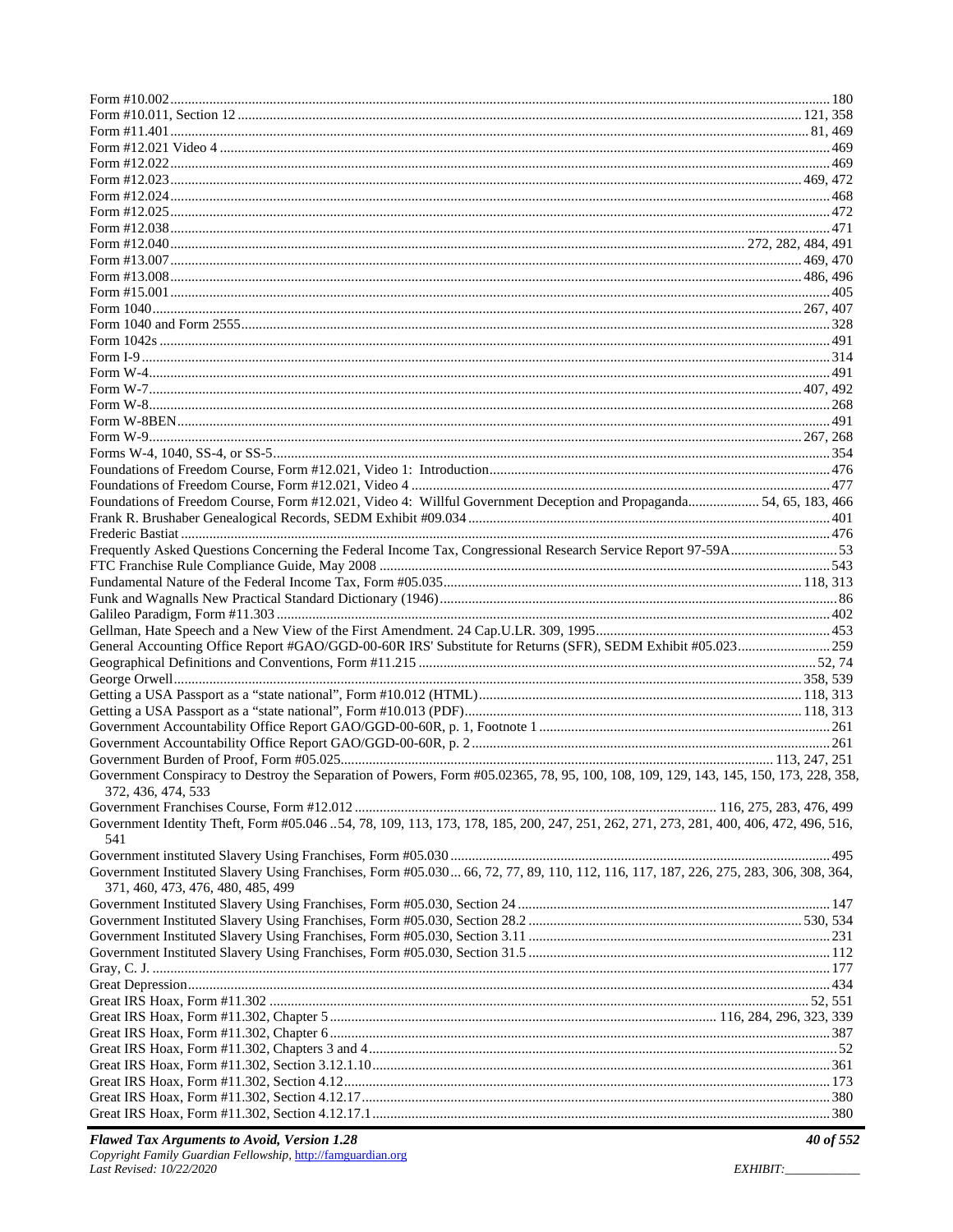Form #10.002 ........ 180
Form #10.011, Section 12 ........ 121, 358
Form #11.401 ........ 81, 469
Form #12.021 Video 4 ........ 469
Form #12.022 ........ 469
Form #12.023 ........ 469, 472
Form #12.024 ........ 468
Form #12.025 ........ 472
Form #12.038 ........ 471
Form #12.040 ........ 272, 282, 484, 491
Form #13.007 ........ 469, 470
Form #13.008 ........ 486, 496
Form #15.001 ........ 405
Form 1040 ........ 267, 407
Form 1040 and Form 2555 ........ 328
Form 1042s ........ 491
Form I-9 ........ 314
Form W-4 ........ 491
Form W-7 ........ 407, 492
Form W-8 ........ 268
Form W-8BEN ........ 491
Form W-9 ........ 267, 268
Forms W-4, 1040, SS-4, or SS-5 ........ 354
Foundations of Freedom Course, Form #12.021, Video 1: Introduction ........ 476
Foundations of Freedom Course, Form #12.021, Video 4 ........ 477
Foundations of Freedom Course, Form #12.021, Video 4: Willful Government Deception and Propaganda ........ 54, 65, 183, 466
Frank R. Brushaber Genealogical Records, SEDM Exhibit #09.034 ........ 401
Frederic Bastiat ........ 476
Frequently Asked Questions Concerning the Federal Income Tax, Congressional Research Service Report 97-59A ........ 53
FTC Franchise Rule Compliance Guide, May 2008 ........ 543
Fundamental Nature of the Federal Income Tax, Form #05.035 ........ 118, 313
Funk and Wagnalls New Practical Standard Dictionary (1946) ........ 86
Galileo Paradigm, Form #11.303 ........ 402
Gellman, Hate Speech and a New View of the First Amendment. 24 Cap.U.LR. 309, 1995 ........ 453
General Accounting Office Report #GAO/GGD-00-60R IRS' Substitute for Returns (SFR), SEDM Exhibit #05.023 ........ 259
Geographical Definitions and Conventions, Form #11.215 ........ 52, 74
George Orwell ........ 358, 539
Getting a USA Passport as a "state national", Form #10.012 (HTML) ........ 118, 313
Getting a USA Passport as a "state national", Form #10.013 (PDF) ........ 118, 313
Government Accountability Office Report GAO/GGD-00-60R, p. 1, Footnote 1 ........ 261
Government Accountability Office Report GAO/GGD-00-60R, p. 2 ........ 261
Government Burden of Proof, Form #05.025 ........ 113, 247, 251
Government Conspiracy to Destroy the Separation of Powers, Form #05.023 ........ 65, 78, 95, 100, 108, 109, 129, 143, 145, 150, 173, 228, 358, 372, 436, 474, 533
Government Franchises Course, Form #12.012 ........ 116, 275, 283, 476, 499
Government Identity Theft, Form #05.046 ..54, 78, 109, 113, 173, 178, 185, 200, 247, 251, 262, 271, 273, 281, 400, 406, 472, 496, 516, 541
Government instituted Slavery Using Franchises, Form #05.030 ........ 495
Government Instituted Slavery Using Franchises, Form #05.030 ... 66, 72, 77, 89, 110, 112, 116, 117, 187, 226, 275, 283, 306, 308, 364, 371, 460, 473, 476, 480, 485, 499
Government Instituted Slavery Using Franchises, Form #05.030, Section 24 ........ 147
Government Instituted Slavery Using Franchises, Form #05.030, Section 28.2 ........ 530, 534
Government Instituted Slavery Using Franchises, Form #05.030, Section 3.11 ........ 231
Government Instituted Slavery Using Franchises, Form #05.030, Section 31.5 ........ 112
Gray, C. J. ........ 177
Great Depression ........ 434
Great IRS Hoax, Form #11.302 ........ 52, 551
Great IRS Hoax, Form #11.302, Chapter 5 ........ 116, 284, 296, 323, 339
Great IRS Hoax, Form #11.302, Chapter 6 ........ 387
Great IRS Hoax, Form #11.302, Chapters 3 and 4 ........ 52
Great IRS Hoax, Form #11.302, Section 3.12.1.10 ........ 361
Great IRS Hoax, Form #11.302, Section 4.12 ........ 173
Great IRS Hoax, Form #11.302, Section 4.12.17 ........ 380
Great IRS Hoax, Form #11.302, Section 4.12.17.1 ........ 380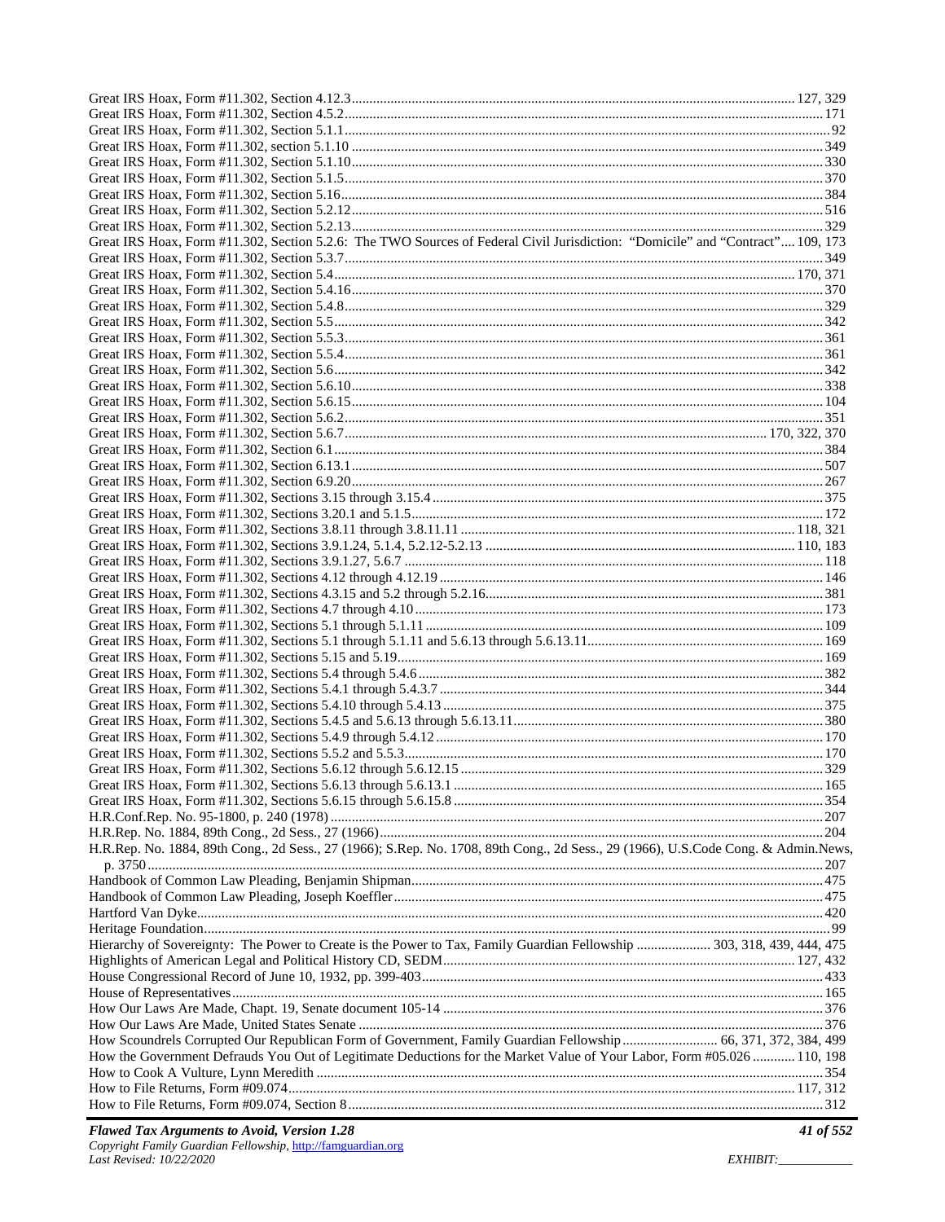Great IRS Hoax, Form #11.302, Section 4.12.3 ........ 127, 329
Great IRS Hoax, Form #11.302, Section 4.5.2 ........ 171
Great IRS Hoax, Form #11.302, Section 5.1.1 ........ 92
Great IRS Hoax, Form #11.302, section 5.1.10 ........ 349
Great IRS Hoax, Form #11.302, Section 5.1.10 ........ 330
Great IRS Hoax, Form #11.302, Section 5.1.5 ........ 370
Great IRS Hoax, Form #11.302, Section 5.16 ........ 384
Great IRS Hoax, Form #11.302, Section 5.2.12 ........ 516
Great IRS Hoax, Form #11.302, Section 5.2.13 ........ 329
Great IRS Hoax, Form #11.302, Section 5.2.6: The TWO Sources of Federal Civil Jurisdiction: "Domicile" and "Contract" .... 109, 173
Great IRS Hoax, Form #11.302, Section 5.3.7 ........ 349
Great IRS Hoax, Form #11.302, Section 5.4 ........ 170, 371
Great IRS Hoax, Form #11.302, Section 5.4.16 ........ 370
Great IRS Hoax, Form #11.302, Section 5.4.8 ........ 329
Great IRS Hoax, Form #11.302, Section 5.5 ........ 342
Great IRS Hoax, Form #11.302, Section 5.5.3 ........ 361
Great IRS Hoax, Form #11.302, Section 5.5.4 ........ 361
Great IRS Hoax, Form #11.302, Section 5.6 ........ 342
Great IRS Hoax, Form #11.302, Section 5.6.10 ........ 338
Great IRS Hoax, Form #11.302, Section 5.6.15 ........ 104
Great IRS Hoax, Form #11.302, Section 5.6.2 ........ 351
Great IRS Hoax, Form #11.302, Section 5.6.7 ........ 170, 322, 370
Great IRS Hoax, Form #11.302, Section 6.1 ........ 384
Great IRS Hoax, Form #11.302, Section 6.13.1 ........ 507
Great IRS Hoax, Form #11.302, Section 6.9.20 ........ 267
Great IRS Hoax, Form #11.302, Sections 3.15 through 3.15.4 ........ 375
Great IRS Hoax, Form #11.302, Sections 3.20.1 and 5.1.5 ........ 172
Great IRS Hoax, Form #11.302, Sections 3.8.11 through 3.8.11.11 ........ 118, 321
Great IRS Hoax, Form #11.302, Sections 3.9.1.24, 5.1.4, 5.2.12-5.2.13 ........ 110, 183
Great IRS Hoax, Form #11.302, Sections 3.9.1.27, 5.6.7 ........ 118
Great IRS Hoax, Form #11.302, Sections 4.12 through 4.12.19 ........ 146
Great IRS Hoax, Form #11.302, Sections 4.3.15 and 5.2 through 5.2.16 ........ 381
Great IRS Hoax, Form #11.302, Sections 4.7 through 4.10 ........ 173
Great IRS Hoax, Form #11.302, Sections 5.1 through 5.1.11 ........ 109
Great IRS Hoax, Form #11.302, Sections 5.1 through 5.1.11 and 5.6.13 through 5.6.13.11 ........ 169
Great IRS Hoax, Form #11.302, Sections 5.15 and 5.19 ........ 169
Great IRS Hoax, Form #11.302, Sections 5.4 through 5.4.6 ........ 382
Great IRS Hoax, Form #11.302, Sections 5.4.1 through 5.4.3.7 ........ 344
Great IRS Hoax, Form #11.302, Sections 5.4.10 through 5.4.13 ........ 375
Great IRS Hoax, Form #11.302, Sections 5.4.5 and 5.6.13 through 5.6.13.11 ........ 380
Great IRS Hoax, Form #11.302, Sections 5.4.9 through 5.4.12 ........ 170
Great IRS Hoax, Form #11.302, Sections 5.5.2 and 5.5.3 ........ 170
Great IRS Hoax, Form #11.302, Sections 5.6.12 through 5.6.12.15 ........ 329
Great IRS Hoax, Form #11.302, Sections 5.6.13 through 5.6.13.1 ........ 165
Great IRS Hoax, Form #11.302, Sections 5.6.15 through 5.6.15.8 ........ 354
H.R.Conf.Rep. No. 95-1800, p. 240 (1978) ........ 207
H.R.Rep. No. 1884, 89th Cong., 2d Sess., 27 (1966) ........ 204
H.R.Rep. No. 1884, 89th Cong., 2d Sess., 27 (1966); S.Rep. No. 1708, 89th Cong., 2d Sess., 29 (1966), U.S.Code Cong. & Admin.News, p. 3750 ........ 207
Handbook of Common Law Pleading, Benjamin Shipman ........ 475
Handbook of Common Law Pleading, Joseph Koeffler ........ 475
Hartford Van Dyke ........ 420
Heritage Foundation ........ 99
Hierarchy of Sovereignty: The Power to Create is the Power to Tax, Family Guardian Fellowship ........ 303, 318, 439, 444, 475
Highlights of American Legal and Political History CD, SEDM ........ 127, 432
House Congressional Record of June 10, 1932, pp. 399-403 ........ 433
House of Representatives ........ 165
How Our Laws Are Made, Chapt. 19, Senate document 105-14 ........ 376
How Our Laws Are Made, United States Senate ........ 376
How Scoundrels Corrupted Our Republican Form of Government, Family Guardian Fellowship ........ 66, 371, 372, 384, 499
How the Government Defrauds You Out of Legitimate Deductions for the Market Value of Your Labor, Form #05.026 ........ 110, 198
How to Cook A Vulture, Lynn Meredith ........ 354
How to File Returns, Form #09.074 ........ 117, 312
How to File Returns, Form #09.074, Section 8 ........ 312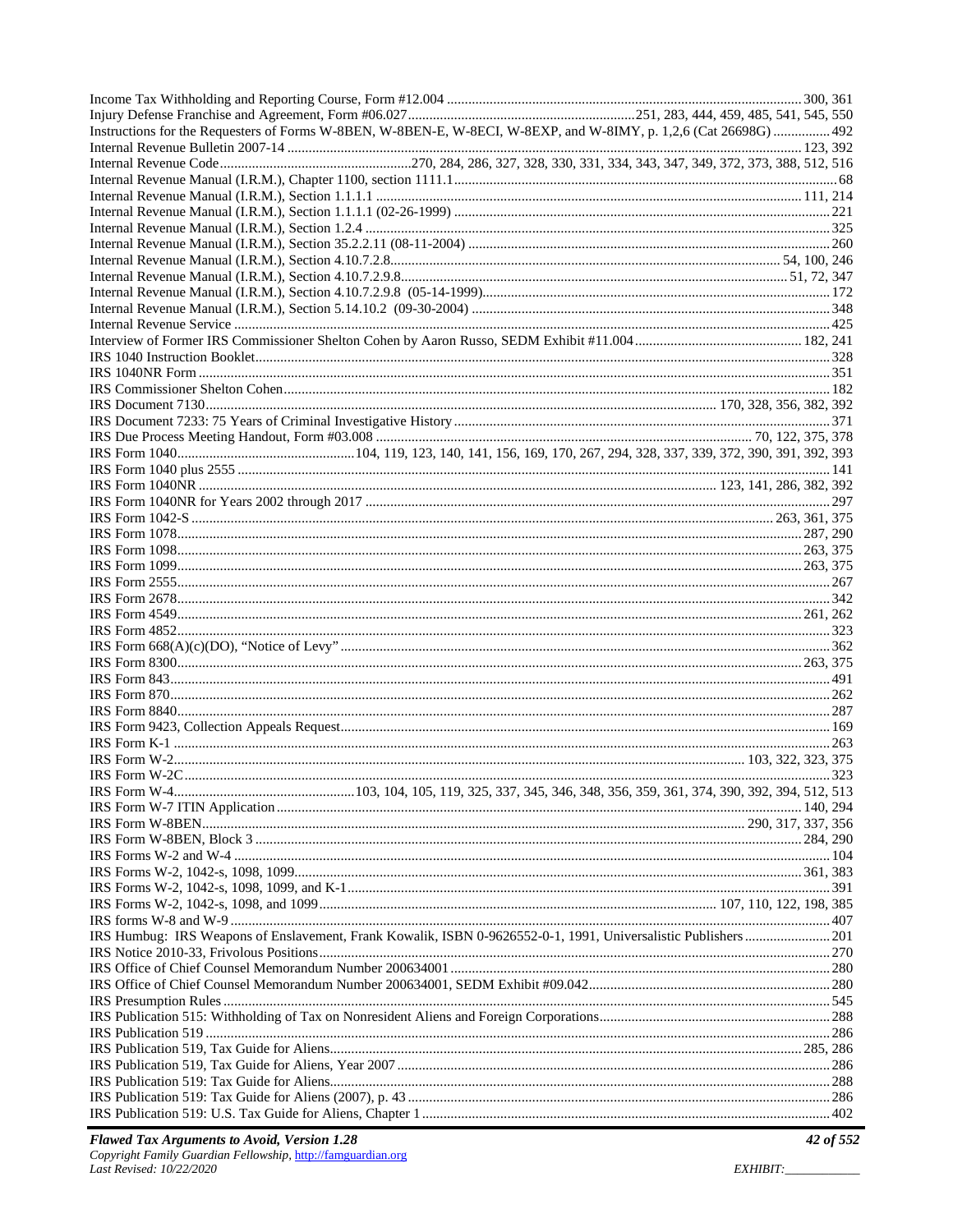Income Tax Withholding and Reporting Course, Form #12.004 .................................................................................................. 300, 361
Injury Defense Franchise and Agreement, Form #06.027................................................................251, 283, 444, 459, 485, 541, 545, 550
Instructions for the Requesters of Forms W-8BEN, W-8BEN-E, W-8ECI, W-8EXP, and W-8IMY, p. 1,2,6 (Cat 26698G) ................ 492
Internal Revenue Bulletin 2007-14 ................................................................................................................................................ 123, 392
Internal Revenue Code......................................................270, 284, 286, 327, 328, 330, 331, 334, 343, 347, 349, 372, 373, 388, 512, 516
Internal Revenue Manual (I.R.M.), Chapter 1100, section 1111.1........................................................................................................... 68
Internal Revenue Manual (I.R.M.), Section 1.1.1.1 ........................................................................................................................ 111, 214
Internal Revenue Manual (I.R.M.), Section 1.1.1.1 (02-26-1999) ......................................................................................................... 221
Internal Revenue Manual (I.R.M.), Section 1.2.4 .................................................................................................................................. 325
Internal Revenue Manual (I.R.M.), Section 35.2.2.11 (08-11-2004) ..................................................................................................... 260
Internal Revenue Manual (I.R.M.), Section 4.10.7.2.8............................................................................................................ 54, 100, 246
Internal Revenue Manual (I.R.M.), Section 4.10.7.2.9.8.......................................................................................................... 51, 72, 347
Internal Revenue Manual (I.R.M.), Section 4.10.7.2.9.8 (05-14-1999)................................................................................................. 172
Internal Revenue Manual (I.R.M.), Section 5.14.10.2 (09-30-2004) .................................................................................................... 348
Internal Revenue Service ....................................................................................................................................................................... 425
Interview of Former IRS Commissioner Shelton Cohen by Aaron Russo, SEDM Exhibit #11.004............................................... 182, 241
IRS 1040 Instruction Booklet................................................................................................................................................................. 328
IRS 1040NR Form ................................................................................................................................................................................. 351
IRS Commissioner Shelton Cohen......................................................................................................................................................... 182
IRS Document 7130.............................................................................................................................................. 170, 328, 356, 382, 392
IRS Document 7233: 75 Years of Criminal Investigative History ......................................................................................................... 371
IRS Due Process Meeting Handout, Form #03.008 ........................................................................................................ 70, 122, 375, 378
IRS Form 1040.................................................104, 119, 123, 140, 141, 156, 169, 170, 267, 294, 328, 337, 339, 372, 390, 391, 392, 393
IRS Form 1040 plus 2555 ...................................................................................................................................................................... 141
IRS Form 1040NR ................................................................................................................................................ 123, 141, 286, 382, 392
IRS Form 1040NR for Years 2002 through 2017 .................................................................................................................................. 297
IRS Form 1042-S ........................................................................................................................................................... 263, 361, 375
IRS Form 1078................................................................................................................................................................................ 287, 290
IRS Form 1098................................................................................................................................................................................ 263, 375
IRS Form 1099................................................................................................................................................................................ 263, 375
IRS Form 2555....................................................................................................................................................................................... 267
IRS Form 2678....................................................................................................................................................................................... 342
IRS Form 4549................................................................................................................................................................................ 261, 262
IRS Form 4852....................................................................................................................................................................................... 323
IRS Form 668(A)(c)(DO), "Notice of Levy" ........................................................................................................................................ 362
IRS Form 8300................................................................................................................................................................................ 263, 375
IRS Form 843......................................................................................................................................................................................... 491
IRS Form 870......................................................................................................................................................................................... 262
IRS Form 8840....................................................................................................................................................................................... 287
IRS Form 9423, Collection Appeals Request........................................................................................................................................ 169
IRS Form K-1 ........................................................................................................................................................................................ 263
IRS Form W-2........................................................................................................................................................... 103, 322, 323, 375
IRS Form W-2C..................................................................................................................................................................................... 323
IRS Form W-4..................................................103, 104, 105, 119, 325, 337, 345, 346, 348, 356, 359, 361, 374, 390, 392, 394, 512, 513
IRS Form W-7 ITIN Application .................................................................................................................................................... 140, 294
IRS Form W-8BEN........................................................................................................................................................ 290, 317, 337, 356
IRS Form W-8BEN, Block 3 ........................................................................................................................................................... 284, 290
IRS Forms W-2 and W-4 ....................................................................................................................................................................... 104
IRS Forms W-2, 1042-s, 1098, 1099..................................................................................................................................................361, 383
IRS Forms W-2, 1042-s, 1098, 1099, and K-1....................................................................................................................................... 391
IRS Forms W-2, 1042-s, 1098, and 1099.................................................................................................................. 107, 110, 122, 198, 385
IRS forms W-8 and W-9 ....................................................................................................................................................................... 407
IRS Humbug: IRS Weapons of Enslavement, Frank Kowalik, ISBN 0-9626552-0-1, 1991, Universalistic Publishers ........................ 201
IRS Notice 2010-33, Frivolous Positions............................................................................................................................................... 270
IRS Office of Chief Counsel Memorandum Number 200634001 .......................................................................................................... 280
IRS Office of Chief Counsel Memorandum Number 200634001, SEDM Exhibit #09.042.................................................................... 280
IRS Presumption Rules .......................................................................................................................................................................... 545
IRS Publication 515: Withholding of Tax on Nonresident Aliens and Foreign Corporations................................................................. 288
IRS Publication 519 ............................................................................................................................................................................... 286
IRS Publication 519, Tax Guide for Aliens..................................................................................................................................... 285, 286
IRS Publication 519, Tax Guide for Aliens, Year 2007 ......................................................................................................................... 286
IRS Publication 519: Tax Guide for Aliens............................................................................................................................................ 288
IRS Publication 519: Tax Guide for Aliens (2007), p. 43 ...................................................................................................................... 286
IRS Publication 519: U.S. Tax Guide for Aliens, Chapter 1 .................................................................................................................. 402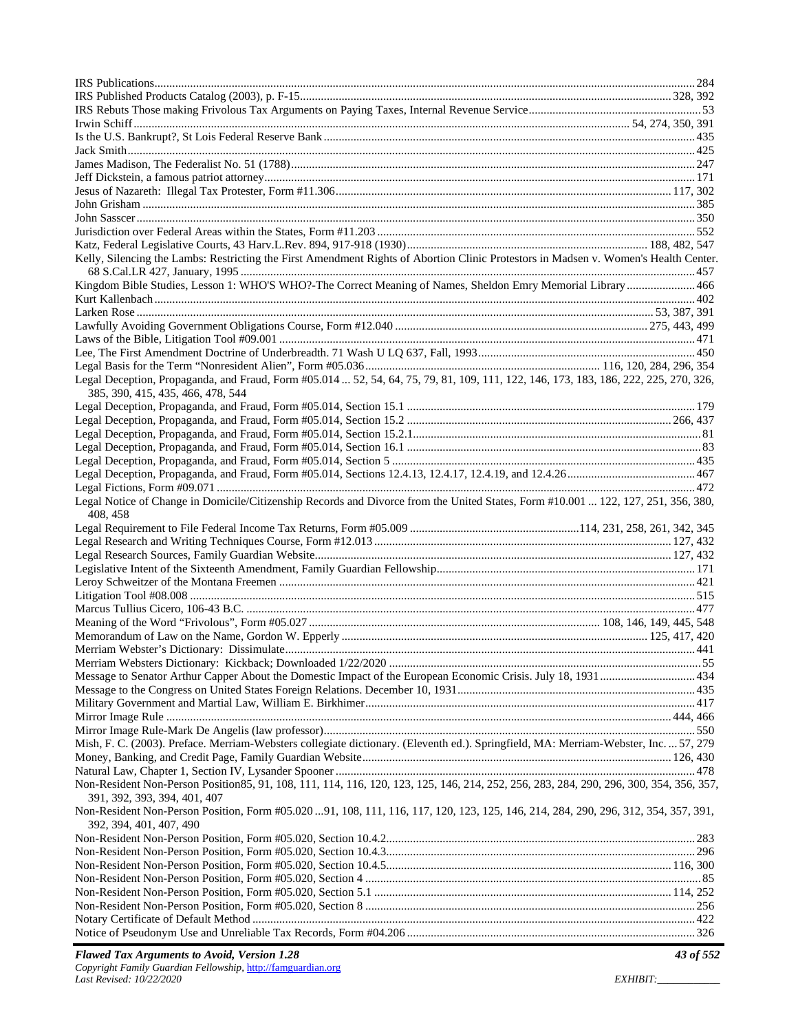IRS Publications....... 284
IRS Published Products Catalog (2003), p. F-15....... 328, 392
IRS Rebuts Those making Frivolous Tax Arguments on Paying Taxes, Internal Revenue Service....... 53
Irwin Schiff....... 54, 274, 350, 391
Is the U.S. Bankrupt?, St Lois Federal Reserve Bank....... 435
Jack Smith....... 425
James Madison, The Federalist No. 51 (1788)....... 247
Jeff Dickstein, a famous patriot attorney....... 171
Jesus of Nazareth: Illegal Tax Protester, Form #11.306....... 117, 302
John Grisham....... 385
John Sasscer....... 350
Jurisdiction over Federal Areas within the States, Form #11.203....... 552
Katz, Federal Legislative Courts, 43 Harv.L.Rev. 894, 917-918 (1930)....... 188, 482, 547
Kelly, Silencing the Lambs: Restricting the First Amendment Rights of Abortion Clinic Protestors in Madsen v. Women's Health Center. 68 S.Cal.LR 427, January, 1995....... 457
Kingdom Bible Studies, Lesson 1: WHO'S WHO?-The Correct Meaning of Names, Sheldon Emry Memorial Library....... 466
Kurt Kallenbach....... 402
Larken Rose....... 53, 387, 391
Lawfully Avoiding Government Obligations Course, Form #12.040....... 275, 443, 499
Laws of the Bible, Litigation Tool #09.001....... 471
Lee, The First Amendment Doctrine of Underbreadth. 71 Wash U LQ 637, Fall, 1993....... 450
Legal Basis for the Term "Nonresident Alien", Form #05.036....... 116, 120, 284, 296, 354
Legal Deception, Propaganda, and Fraud, Form #05.014 ... 52, 54, 64, 75, 79, 81, 109, 111, 122, 146, 173, 183, 186, 222, 225, 270, 326, 385, 390, 415, 435, 466, 478, 544
Legal Deception, Propaganda, and Fraud, Form #05.014, Section 15.1....... 179
Legal Deception, Propaganda, and Fraud, Form #05.014, Section 15.2....... 266, 437
Legal Deception, Propaganda, and Fraud, Form #05.014, Section 15.2.1....... 81
Legal Deception, Propaganda, and Fraud, Form #05.014, Section 16.1....... 83
Legal Deception, Propaganda, and Fraud, Form #05.014, Section 5....... 435
Legal Deception, Propaganda, and Fraud, Form #05.014, Sections 12.4.13, 12.4.17, 12.4.19, and 12.4.26....... 467
Legal Fictions, Form #09.071....... 472
Legal Notice of Change in Domicile/Citizenship Records and Divorce from the United States, Form #10.001 ... 122, 127, 251, 356, 380, 408, 458
Legal Requirement to File Federal Income Tax Returns, Form #05.009.......114, 231, 258, 261, 342, 345
Legal Research and Writing Techniques Course, Form #12.013....... 127, 432
Legal Research Sources, Family Guardian Website....... 127, 432
Legislative Intent of the Sixteenth Amendment, Family Guardian Fellowship....... 171
Leroy Schweitzer of the Montana Freemen....... 421
Litigation Tool #08.008....... 515
Marcus Tullius Cicero, 106-43 B.C....... 477
Meaning of the Word "Frivolous", Form #05.027....... 108, 146, 149, 445, 548
Memorandum of Law on the Name, Gordon W. Epperly....... 125, 417, 420
Merriam Webster's Dictionary: Dissimulate....... 441
Merriam Websters Dictionary: Kickback; Downloaded 1/22/2020....... 55
Message to Senator Arthur Capper About the Domestic Impact of the European Economic Crisis. July 18, 1931....... 434
Message to the Congress on United States Foreign Relations. December 10, 1931....... 435
Military Government and Martial Law, William E. Birkhimer....... 417
Mirror Image Rule....... 444, 466
Mirror Image Rule-Mark De Angelis (law professor)....... 550
Mish, F. C. (2003). Preface. Merriam-Websters collegiate dictionary. (Eleventh ed.). Springfield, MA: Merriam-Webster, Inc. ... 57, 279
Money, Banking, and Credit Page, Family Guardian Website....... 126, 430
Natural Law, Chapter 1, Section IV, Lysander Spooner....... 478
Non-Resident Non-Person Position85, 91, 108, 111, 114, 116, 120, 123, 125, 146, 214, 252, 256, 283, 284, 290, 296, 300, 354, 356, 357, 391, 392, 393, 394, 401, 407
Non-Resident Non-Person Position, Form #05.020 ...91, 108, 111, 116, 117, 120, 123, 125, 146, 214, 284, 290, 296, 312, 354, 357, 391, 392, 394, 401, 407, 490
Non-Resident Non-Person Position, Form #05.020, Section 10.4.2....... 283
Non-Resident Non-Person Position, Form #05.020, Section 10.4.3....... 296
Non-Resident Non-Person Position, Form #05.020, Section 10.4.5....... 116, 300
Non-Resident Non-Person Position, Form #05.020, Section 4....... 85
Non-Resident Non-Person Position, Form #05.020, Section 5.1....... 114, 252
Non-Resident Non-Person Position, Form #05.020, Section 8....... 256
Notary Certificate of Default Method....... 422
Notice of Pseudonym Use and Unreliable Tax Records, Form #04.206....... 326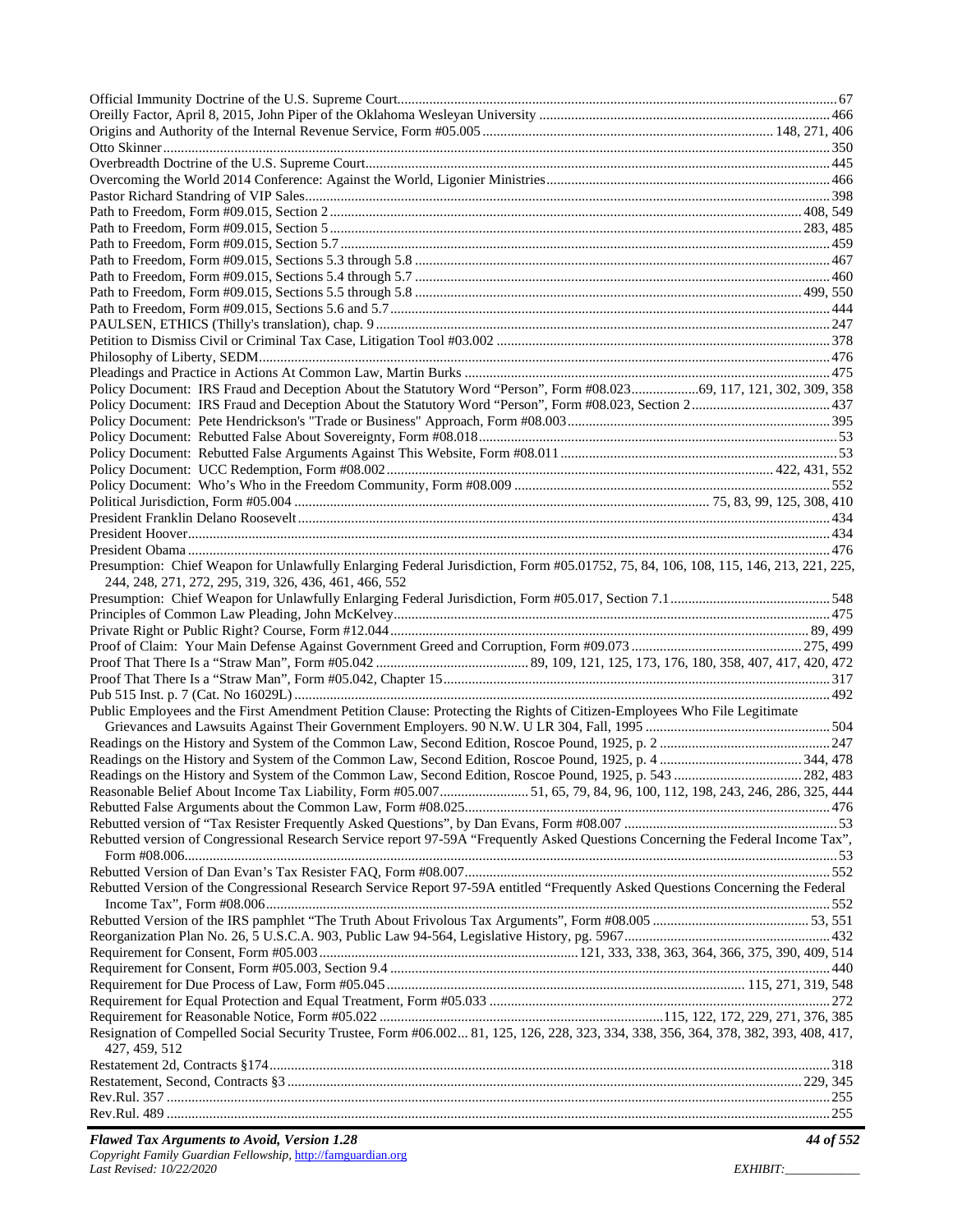Official Immunity Doctrine of the U.S. Supreme Court.......................................................................................................................67
Oreilly Factor, April 8, 2015, John Piper of the Oklahoma Wesleyan University ...............................................................................466
Origins and Authority of the Internal Revenue Service, Form #05.005 ................................................................................ 148, 271, 406
Otto Skinner.........................................................................................................................................................................................350
Overbreadth Doctrine of the U.S. Supreme Court...............................................................................................................................445
Overcoming the World 2014 Conference: Against the World, Ligonier Ministries..............................................................................466
Pastor Richard Standring of VIP Sales.................................................................................................................................................398
Path to Freedom, Form #09.015, Section 2 ................................................................................................................................ 408, 549
Path to Freedom, Form #09.015, Section 5 ................................................................................................................................. 283, 485
Path to Freedom, Form #09.015, Section 5.7 .......................................................................................................................................459
Path to Freedom, Form #09.015, Sections 5.3 through 5.8 ..................................................................................................................467
Path to Freedom, Form #09.015, Sections 5.4 through 5.7 ..................................................................................................................460
Path to Freedom, Form #09.015, Sections 5.5 through 5.8 ......................................................................................................... 499, 550
Path to Freedom, Form #09.015, Sections 5.6 and 5.7.........................................................................................................................444
PAULSEN, ETHICS (Thilly's translation), chap. 9 .............................................................................................................................247
Petition to Dismiss Civil or Criminal Tax Case, Litigation Tool #03.002 ...........................................................................................378
Philosophy of Liberty, SEDM..............................................................................................................................................................476
Pleadings and Practice in Actions At Common Law, Martin Burks .....................................................................................................475
Policy Document: IRS Fraud and Deception About the Statutory Word "Person", Form #08.023..................69, 117, 121, 302, 309, 358
Policy Document: IRS Fraud and Deception About the Statutory Word "Person", Form #08.023, Section 2......................................437
Policy Document: Pete Hendrickson's "Trade or Business" Approach, Form #08.003.........................................................................395
Policy Document: Rebutted False About Sovereignty, Form #08.018..................................................................................................53
Policy Document: Rebutted False Arguments Against This Website, Form #08.011 ............................................................................53
Policy Document: UCC Redemption, Form #08.002 ......................................................................................................... 422, 431, 552
Policy Document: Who's Who in the Freedom Community, Form #08.009 .......................................................................................552
Political Jurisdiction, Form #05.004 .................................................................................................. 75, 83, 99, 125, 308, 410
President Franklin Delano Roosevelt...................................................................................................................................................434
President Hoover..................................................................................................................................................................................434
President Obama ..................................................................................................................................................................................476
Presumption: Chief Weapon for Unlawfully Enlarging Federal Jurisdiction, Form #05.01752, 75, 84, 106, 108, 115, 146, 213, 221, 225, 244, 248, 271, 272, 295, 319, 326, 436, 461, 466, 552
Presumption: Chief Weapon for Unlawfully Enlarging Federal Jurisdiction, Form #05.017, Section 7.1............................................548
Principles of Common Law Pleading, John McKelvey........................................................................................................................475
Private Right or Public Right? Course, Form #12.044 ................................................................................................................... 89, 499
Proof of Claim: Your Main Defense Against Government Greed and Corruption, Form #09.073 ............................................... 275, 499
Proof That There Is a "Straw Man", Form #05.042 .......................................... 89, 109, 121, 125, 173, 176, 180, 358, 407, 417, 420, 472
Proof That There Is a "Straw Man", Form #05.042, Chapter 15..........................................................................................................317
Pub 515 Inst. p. 7 (Cat. No 16029L) ....................................................................................................................................................492
Public Employees and the First Amendment Petition Clause: Protecting the Rights of Citizen-Employees Who File Legitimate Grievances and Lawsuits Against Their Government Employers. 90 N.W. U LR 304, Fall, 1995 ...................................................504
Readings on the History and System of the Common Law, Second Edition, Roscoe Pound, 1925, p. 2 ...............................................247
Readings on the History and System of the Common Law, Second Edition, Roscoe Pound, 1925, p. 4 ........................................ 344, 478
Readings on the History and System of the Common Law, Second Edition, Roscoe Pound, 1925, p. 543 ................................... 282, 483
Reasonable Belief About Income Tax Liability, Form #05.007........................ 51, 65, 79, 84, 96, 100, 112, 198, 243, 246, 286, 325, 444
Rebutted False Arguments about the Common Law, Form #08.025....................................................................................................476
Rebutted version of "Tax Resister Frequently Asked Questions", by Dan Evans, Form #08.007 ...........................................................53
Rebutted version of Congressional Research Service report 97-59A "Frequently Asked Questions Concerning the Federal Income Tax", Form #08.006.....................................................................................................................................................................................53
Rebutted Version of Dan Evan's Tax Resister FAQ, Form #08.007.....................................................................................................552
Rebutted Version of the Congressional Research Service Report 97-59A entitled "Frequently Asked Questions Concerning the Federal Income Tax", Form #08.006...........................................................................................................................................................552
Rebutted Version of the IRS pamphlet "The Truth About Frivolous Tax Arguments", Form #08.005 ........................................... 53, 551
Reorganization Plan No. 26, 5 U.S.C.A. 903, Public Law 94-564, Legislative History, pg. 5967.........................................................432
Requirement for Consent, Form #05.003 ........................................................................ 121, 333, 338, 363, 364, 366, 375, 390, 409, 514
Requirement for Consent, Form #05.003, Section 9.4 .........................................................................................................................440
Requirement for Due Process of Law, Form #05.045.................................................................................................. 115, 271, 319, 548
Requirement for Equal Protection and Equal Treatment, Form #05.033 .............................................................................................272
Requirement for Reasonable Notice, Form #05.022 ...............................................................................115, 122, 172, 229, 271, 376, 385
Resignation of Compelled Social Security Trustee, Form #06.002... 81, 125, 126, 228, 323, 334, 338, 356, 364, 378, 382, 393, 408, 417, 427, 459, 512
Restatement 2d, Contracts §174...........................................................................................................................................................318
Restatement, Second, Contracts §3 ............................................................................................................................................ 229, 345
Rev.Rul. 357 ........................................................................................................................................................................................255
Rev.Rul. 489 ........................................................................................................................................................................................255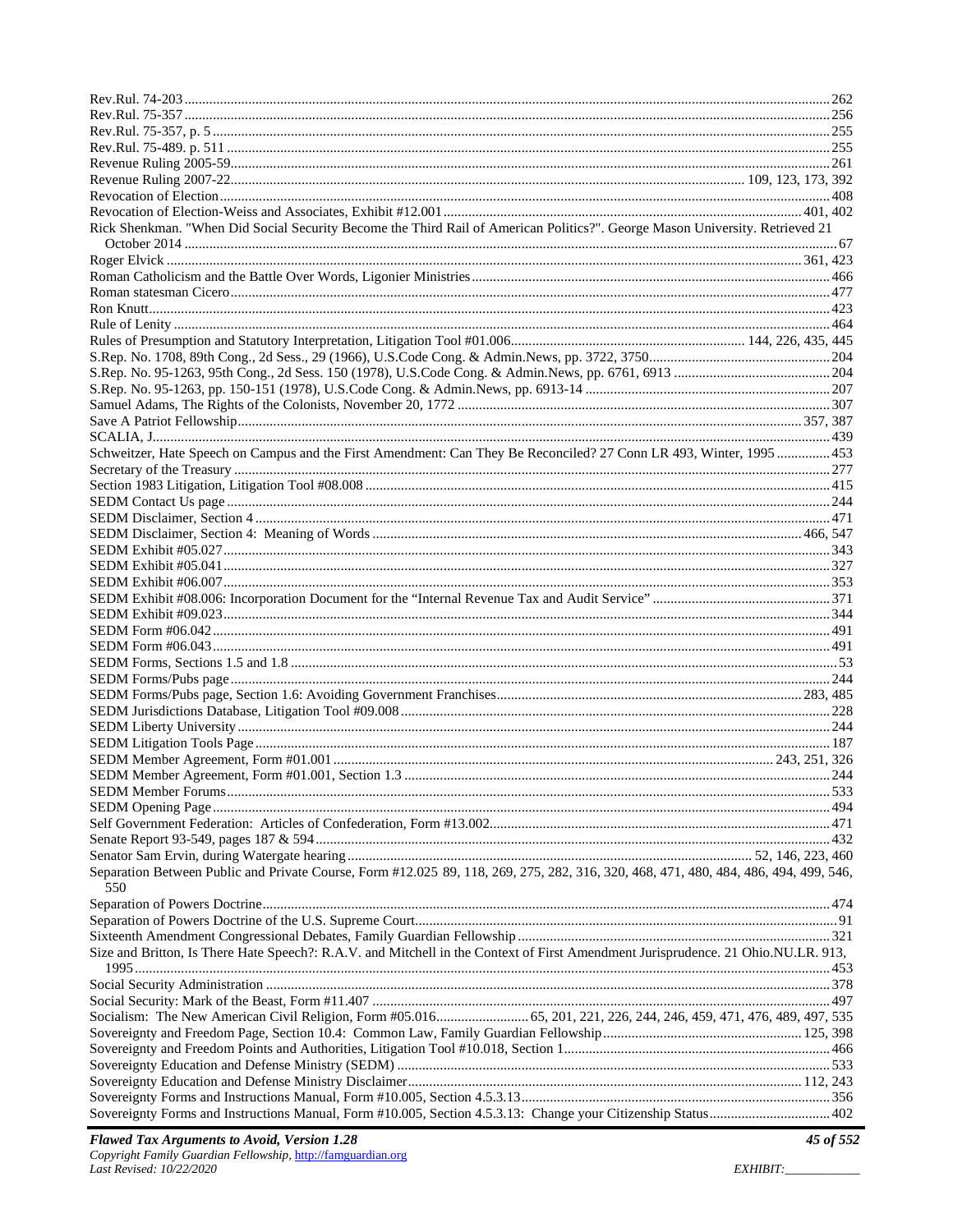Rev.Rul. 74-203 ........ 262
Rev.Rul. 75-357 ........ 256
Rev.Rul. 75-357, p. 5 ........ 255
Rev.Rul. 75-489. p. 511 ........ 255
Revenue Ruling 2005-59 ........ 261
Revenue Ruling 2007-22 ........ 109, 123, 173, 392
Revocation of Election ........ 408
Revocation of Election-Weiss and Associates, Exhibit #12.001 ........ 401, 402
Rick Shenkman. "When Did Social Security Become the Third Rail of American Politics?". George Mason University. Retrieved 21 October 2014 ........ 67
Roger Elvick ........ 361, 423
Roman Catholicism and the Battle Over Words, Ligonier Ministries ........ 466
Roman statesman Cicero ........ 477
Ron Knutt ........ 423
Rule of Lenity ........ 464
Rules of Presumption and Statutory Interpretation, Litigation Tool #01.006 ........ 144, 226, 435, 445
S.Rep. No. 1708, 89th Cong., 2d Sess., 29 (1966), U.S.Code Cong. & Admin.News, pp. 3722, 3750 ........ 204
S.Rep. No. 95-1263, 95th Cong., 2d Sess. 150 (1978), U.S.Code Cong. & Admin.News, pp. 6761, 6913 ........ 204
S.Rep. No. 95-1263, pp. 150-151 (1978), U.S.Code Cong. & Admin.News, pp. 6913-14 ........ 207
Samuel Adams, The Rights of the Colonists, November 20, 1772 ........ 307
Save A Patriot Fellowship ........ 357, 387
SCALIA, J. ........ 439
Schweitzer, Hate Speech on Campus and the First Amendment: Can They Be Reconciled? 27 Conn LR 493, Winter, 1995 ........ 453
Secretary of the Treasury ........ 277
Section 1983 Litigation, Litigation Tool #08.008 ........ 415
SEDM Contact Us page ........ 244
SEDM Disclaimer, Section 4 ........ 471
SEDM Disclaimer, Section 4: Meaning of Words ........ 466, 547
SEDM Exhibit #05.027 ........ 343
SEDM Exhibit #05.041 ........ 327
SEDM Exhibit #06.007 ........ 353
SEDM Exhibit #08.006: Incorporation Document for the "Internal Revenue Tax and Audit Service" ........ 371
SEDM Exhibit #09.023 ........ 344
SEDM Form #06.042 ........ 491
SEDM Form #06.043 ........ 491
SEDM Forms, Sections 1.5 and 1.8 ........ 53
SEDM Forms/Pubs page ........ 244
SEDM Forms/Pubs page, Section 1.6: Avoiding Government Franchises ........ 283, 485
SEDM Jurisdictions Database, Litigation Tool #09.008 ........ 228
SEDM Liberty University ........ 244
SEDM Litigation Tools Page ........ 187
SEDM Member Agreement, Form #01.001 ........ 243, 251, 326
SEDM Member Agreement, Form #01.001, Section 1.3 ........ 244
SEDM Member Forums ........ 533
SEDM Opening Page ........ 494
Self Government Federation: Articles of Confederation, Form #13.002 ........ 471
Senate Report 93-549, pages 187 & 594 ........ 432
Senator Sam Ervin, during Watergate hearing ........ 52, 146, 223, 460
Separation Between Public and Private Course, Form #12.025 89, 118, 269, 275, 282, 316, 320, 468, 471, 480, 484, 486, 494, 499, 546, 550
Separation of Powers Doctrine ........ 474
Separation of Powers Doctrine of the U.S. Supreme Court ........ 91
Sixteenth Amendment Congressional Debates, Family Guardian Fellowship ........ 321
Size and Britton, Is There Hate Speech?: R.A.V. and Mitchell in the Context of First Amendment Jurisprudence. 21 Ohio.NU.LR. 913, 1995 ........ 453
Social Security Administration ........ 378
Social Security: Mark of the Beast, Form #11.407 ........ 497
Socialism: The New American Civil Religion, Form #05.016 ........ 65, 201, 221, 226, 244, 246, 459, 471, 476, 489, 497, 535
Sovereignty and Freedom Page, Section 10.4: Common Law, Family Guardian Fellowship ........ 125, 398
Sovereignty and Freedom Points and Authorities, Litigation Tool #10.018, Section 1 ........ 466
Sovereignty Education and Defense Ministry (SEDM) ........ 533
Sovereignty Education and Defense Ministry Disclaimer ........ 112, 243
Sovereignty Forms and Instructions Manual, Form #10.005, Section 4.5.3.13 ........ 356
Sovereignty Forms and Instructions Manual, Form #10.005, Section 4.5.3.13: Change your Citizenship Status ........ 402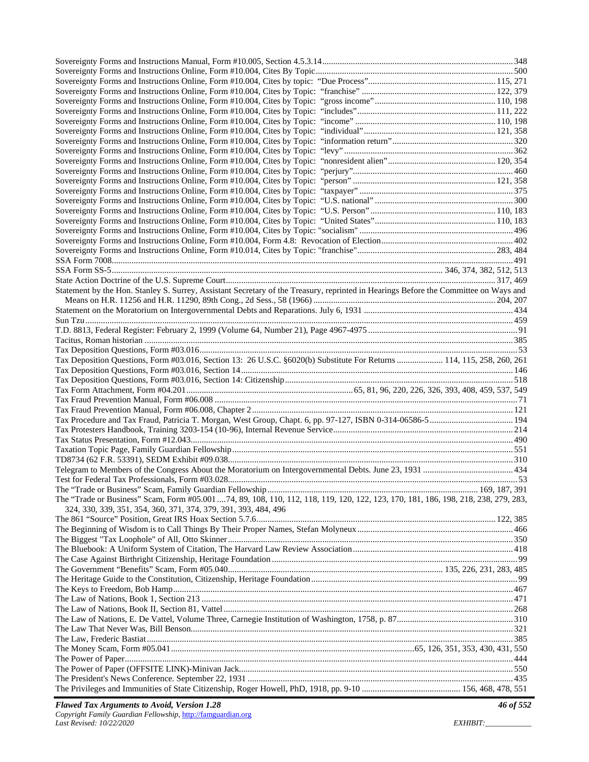Sovereignty Forms and Instructions Manual, Form #10.005, Section 4.5.3.14 ........ 348
Sovereignty Forms and Instructions Online, Form #10.004, Cites By Topic ........ 500
Sovereignty Forms and Instructions Online, Form #10.004, Cites by topic: "Due Process" ........ 115, 271
Sovereignty Forms and Instructions Online, Form #10.004, Cites by Topic: "franchise" ........ 122, 379
Sovereignty Forms and Instructions Online, Form #10.004, Cites by Topic: "gross income" ........ 110, 198
Sovereignty Forms and Instructions Online, Form #10.004, Cites by Topic: "includes" ........ 111, 222
Sovereignty Forms and Instructions Online, Form #10.004, Cites by Topic: "income" ........ 110, 198
Sovereignty Forms and Instructions Online, Form #10.004, Cites by Topic: "individual" ........ 121, 358
Sovereignty Forms and Instructions Online, Form #10.004, Cites by Topic: "information return" ........ 320
Sovereignty Forms and Instructions Online, Form #10.004, Cites by Topic: "levy" ........ 362
Sovereignty Forms and Instructions Online, Form #10.004, Cites by Topic: "nonresident alien" ........ 120, 354
Sovereignty Forms and Instructions Online, Form #10.004, Cites by Topic: "perjury" ........ 460
Sovereignty Forms and Instructions Online, Form #10.004, Cites by Topic: "person" ........ 121, 358
Sovereignty Forms and Instructions Online, Form #10.004, Cites by Topic: "taxpayer" ........ 375
Sovereignty Forms and Instructions Online, Form #10.004, Cites by Topic: "U.S. national" ........ 300
Sovereignty Forms and Instructions Online, Form #10.004, Cites by Topic: "U.S. Person" ........ 110, 183
Sovereignty Forms and Instructions Online, Form #10.004, Cites by Topic: "United States" ........ 110, 183
Sovereignty Forms and Instructions Online, Form #10.004, Cites by Topic: "socialism" ........ 496
Sovereignty Forms and Instructions Online, Form #10.004, Form 4.8: Revocation of Election ........ 402
Sovereignty Forms and Instructions Online, Form #10.014, Cites by Topic: "franchise" ........ 283, 484
SSA Form 7008 ........ 491
SSA Form SS-5 ........ 346, 374, 382, 512, 513
State Action Doctrine of the U.S. Supreme Court ........ 317, 469
Statement by the Hon. Stanley S. Surrey, Assistant Secretary of the Treasury, reprinted in Hearings Before the Committee on Ways and Means on H.R. 11256 and H.R. 11290, 89th Cong., 2d Sess., 58 (1966) ........ 204, 207
Statement on the Moratorium on Intergovernmental Debts and Reparations. July 6, 1931 ........ 434
Sun Tzu ........ 459
T.D. 8813, Federal Register: February 2, 1999 (Volume 64, Number 21), Page 4967-4975 ........ 91
Tacitus, Roman historian ........ 385
Tax Deposition Questions, Form #03.016 ........ 53
Tax Deposition Questions, Form #03.016, Section 13: 26 U.S.C. §6020(b) Substitute For Returns ........ 114, 115, 258, 260, 261
Tax Deposition Questions, Form #03.016, Section 14 ........ 146
Tax Deposition Questions, Form #03.016, Section 14: Citizenship ........ 518
Tax Form Attachment, Form #04.201 ........ 65, 81, 96, 220, 226, 326, 393, 408, 459, 537, 549
Tax Fraud Prevention Manual, Form #06.008 ........ 71
Tax Fraud Prevention Manual, Form #06.008, Chapter 2 ........ 121
Tax Procedure and Tax Fraud, Patricia T. Morgan, West Group, Chapt. 6, pp. 97-127, ISBN 0-314-06586-5 ........ 194
Tax Protesters Handbook, Training 3203-154 (10-96), Internal Revenue Service ........ 214
Tax Status Presentation, Form #12.043 ........ 490
Taxation Topic Page, Family Guardian Fellowship ........ 551
TD8734 (62 F.R. 53391), SEDM Exhibit #09.038 ........ 310
Telegram to Members of the Congress About the Moratorium on Intergovernmental Debts. June 23, 1931 ........ 434
Test for Federal Tax Professionals, Form #03.028 ........ 53
The "Trade or Business" Scam, Family Guardian Fellowship ........ 169, 187, 391
The "Trade or Business" Scam, Form #05.001 ....74, 89, 108, 110, 112, 118, 119, 120, 122, 123, 170, 181, 186, 198, 218, 238, 279, 283, 324, 330, 339, 351, 354, 360, 371, 374, 379, 391, 393, 484, 496
The 861 "Source" Position, Great IRS Hoax Section 5.7.6 ........ 122, 385
The Beginning of Wisdom is to Call Things By Their Proper Names, Stefan Molyneux ........ 466
The Biggest "Tax Loophole" of All, Otto Skinner ........ 350
The Bluebook: A Uniform System of Citation, The Harvard Law Review Association ........ 418
The Case Against Birthright Citizenship, Heritage Foundation ........ 99
The Government "Benefits" Scam, Form #05.040 ........ 135, 226, 231, 283, 485
The Heritage Guide to the Constitution, Citizenship, Heritage Foundation ........ 99
The Keys to Freedom, Bob Hamp ........ 467
The Law of Nations, Book 1, Section 213 ........ 471
The Law of Nations, Book II, Section 81, Vattel ........ 268
The Law of Nations, E. De Vattel, Volume Three, Carnegie Institution of Washington, 1758, p. 87 ........ 310
The Law That Never Was, Bill Benson ........ 321
The Law, Frederic Bastiat ........ 385
The Money Scam, Form #05.041 ........ 65, 126, 351, 353, 430, 431, 550
The Power of Paper ........ 444
The Power of Paper (OFFSITE LINK)-Minivan Jack ........ 550
The President's News Conference. September 22, 1931 ........ 435
The Privileges and Immunities of State Citizenship, Roger Howell, PhD, 1918, pp. 9-10 ........ 156, 468, 478, 551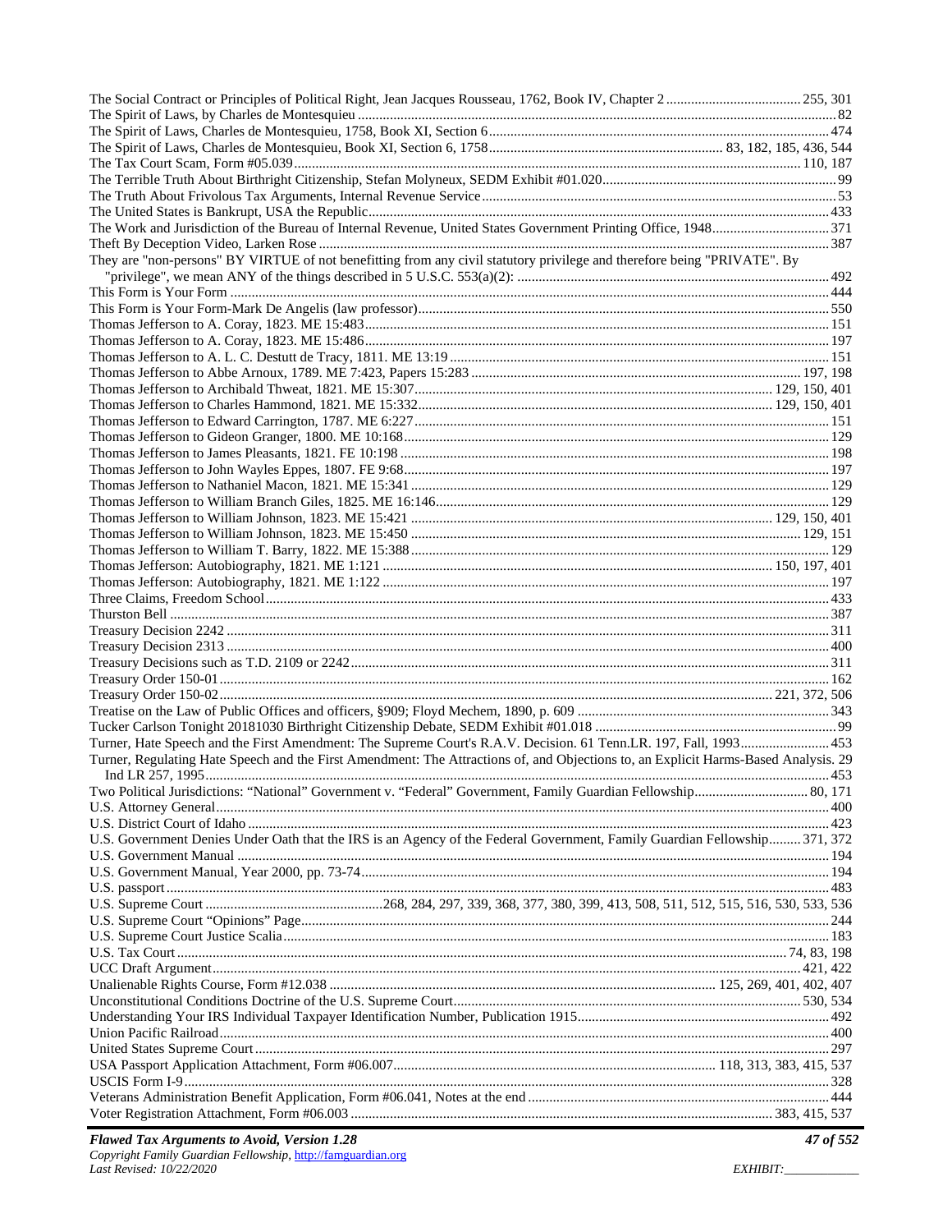The Social Contract or Principles of Political Right, Jean Jacques Rousseau, 1762, Book IV, Chapter 2 ....................................... 255, 301
The Spirit of Laws, by Charles de Montesquieu ....................................... 82
The Spirit of Laws, Charles de Montesquieu, 1758, Book XI, Section 6 ....................................... 474
The Spirit of Laws, Charles de Montesquieu, Book XI, Section 6, 1758 ....................................... 83, 182, 185, 436, 544
The Tax Court Scam, Form #05.039 ....................................... 110, 187
The Terrible Truth About Birthright Citizenship, Stefan Molyneux, SEDM Exhibit #01.020 ....................................... 99
The Truth About Frivolous Tax Arguments, Internal Revenue Service ....................................... 53
The United States is Bankrupt, USA the Republic ....................................... 433
The Work and Jurisdiction of the Bureau of Internal Revenue, United States Government Printing Office, 1948 ....................................... 371
Theft By Deception Video, Larken Rose ....................................... 387
They are "non-persons" BY VIRTUE of not benefitting from any civil statutory privilege and therefore being "PRIVATE". By "privilege", we mean ANY of the things described in 5 U.S.C. 553(a)(2): ....................................... 492
This Form is Your Form ....................................... 444
This Form is Your Form-Mark De Angelis (law professor) ....................................... 550
Thomas Jefferson to A. Coray, 1823. ME 15:483 ....................................... 151
Thomas Jefferson to A. Coray, 1823. ME 15:486 ....................................... 197
Thomas Jefferson to A. L. C. Destutt de Tracy, 1811. ME 13:19 ....................................... 151
Thomas Jefferson to Abbe Arnoux, 1789. ME 7:423, Papers 15:283 ....................................... 197, 198
Thomas Jefferson to Archibald Thweat, 1821. ME 15:307 ....................................... 129, 150, 401
Thomas Jefferson to Charles Hammond, 1821. ME 15:332 ....................................... 129, 150, 401
Thomas Jefferson to Edward Carrington, 1787. ME 6:227 ....................................... 151
Thomas Jefferson to Gideon Granger, 1800. ME 10:168 ....................................... 129
Thomas Jefferson to James Pleasants, 1821. FE 10:198 ....................................... 198
Thomas Jefferson to John Wayles Eppes, 1807. FE 9:68 ....................................... 197
Thomas Jefferson to Nathaniel Macon, 1821. ME 15:341 ....................................... 129
Thomas Jefferson to William Branch Giles, 1825. ME 16:146 ....................................... 129
Thomas Jefferson to William Johnson, 1823. ME 15:421 ....................................... 129, 150, 401
Thomas Jefferson to William Johnson, 1823. ME 15:450 ....................................... 129, 151
Thomas Jefferson to William T. Barry, 1822. ME 15:388 ....................................... 129
Thomas Jefferson: Autobiography, 1821. ME 1:121 ....................................... 150, 197, 401
Thomas Jefferson: Autobiography, 1821. ME 1:122 ....................................... 197
Three Claims, Freedom School ....................................... 433
Thurston Bell ....................................... 387
Treasury Decision 2242 ....................................... 311
Treasury Decision 2313 ....................................... 400
Treasury Decisions such as T.D. 2109 or 2242 ....................................... 311
Treasury Order 150-01 ....................................... 162
Treasury Order 150-02 ....................................... 221, 372, 506
Treatise on the Law of Public Offices and officers, §909; Floyd Mechem, 1890, p. 609 ....................................... 343
Tucker Carlson Tonight 20181030 Birthright Citizenship Debate, SEDM Exhibit #01.018 ....................................... 99
Turner, Hate Speech and the First Amendment: The Supreme Court's R.A.V. Decision. 61 Tenn.LR. 197, Fall, 1993 ....................................... 453
Turner, Regulating Hate Speech and the First Amendment: The Attractions of, and Objections to, an Explicit Harms-Based Analysis. 29 Ind LR 257, 1995 ....................................... 453
Two Political Jurisdictions: "National" Government v. "Federal" Government, Family Guardian Fellowship ....................................... 80, 171
U.S. Attorney General ....................................... 400
U.S. District Court of Idaho ....................................... 423
U.S. Government Denies Under Oath that the IRS is an Agency of the Federal Government, Family Guardian Fellowship ....................................... 371, 372
U.S. Government Manual ....................................... 194
U.S. Government Manual, Year 2000, pp. 73-74 ....................................... 194
U.S. passport ....................................... 483
U.S. Supreme Court ....................................... 268, 284, 297, 339, 368, 377, 380, 399, 413, 508, 511, 512, 515, 516, 530, 533, 536
U.S. Supreme Court "Opinions" Page ....................................... 244
U.S. Supreme Court Justice Scalia ....................................... 183
U.S. Tax Court ....................................... 74, 83, 198
UCC Draft Argument ....................................... 421, 422
Unalienable Rights Course, Form #12.038 ....................................... 125, 269, 401, 402, 407
Unconstitutional Conditions Doctrine of the U.S. Supreme Court ....................................... 530, 534
Understanding Your IRS Individual Taxpayer Identification Number, Publication 1915 ....................................... 492
Union Pacific Railroad ....................................... 400
United States Supreme Court ....................................... 297
USA Passport Application Attachment, Form #06.007 ....................................... 118, 313, 383, 415, 537
USCIS Form I-9 ....................................... 328
Veterans Administration Benefit Application, Form #06.041, Notes at the end ....................................... 444
Voter Registration Attachment, Form #06.003 ....................................... 383, 415, 537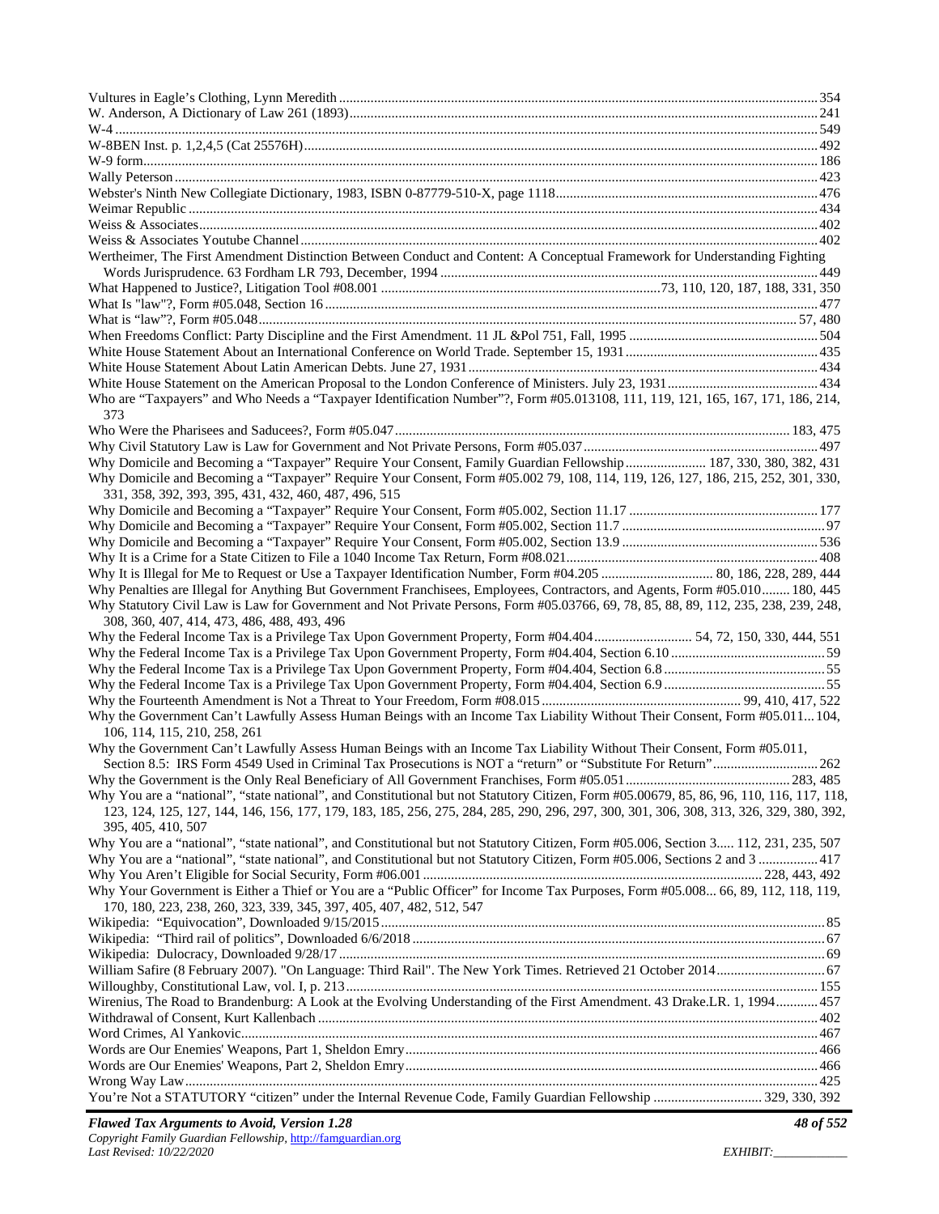Vultures in Eagle's Clothing, Lynn Meredith ........ 354
W. Anderson, A Dictionary of Law 261 (1893) ........ 241
W-4 ........ 549
W-8BEN Inst. p. 1,2,4,5 (Cat 25576H) ........ 492
W-9 form ........ 186
Wally Peterson ........ 423
Webster's Ninth New Collegiate Dictionary, 1983, ISBN 0-87779-510-X, page 1118 ........ 476
Weimar Republic ........ 434
Weiss & Associates ........ 402
Weiss & Associates Youtube Channel ........ 402
Wertheimer, The First Amendment Distinction Between Conduct and Content: A Conceptual Framework for Understanding Fighting Words Jurisprudence. 63 Fordham LR 793, December, 1994 ........ 449
What Happened to Justice?, Litigation Tool #08.001 ........ 73, 110, 120, 187, 188, 331, 350
What Is "law"?, Form #05.048, Section 16 ........ 477
What is "law"?, Form #05.048 ........ 57, 480
When Freedoms Conflict: Party Discipline and the First Amendment. 11 JL &Pol 751, Fall, 1995 ........ 504
White House Statement About an International Conference on World Trade. September 15, 1931 ........ 435
White House Statement About Latin American Debts. June 27, 1931 ........ 434
White House Statement on the American Proposal to the London Conference of Ministers. July 23, 1931 ........ 434
Who are "Taxpayers" and Who Needs a "Taxpayer Identification Number"?, Form #05.013108, 111, 119, 121, 165, 167, 171, 186, 214, 373
Who Were the Pharisees and Saducees?, Form #05.047 ........ 183, 475
Why Civil Statutory Law is Law for Government and Not Private Persons, Form #05.037 ........ 497
Why Domicile and Becoming a "Taxpayer" Require Your Consent, Family Guardian Fellowship ........ 187, 330, 380, 382, 431
Why Domicile and Becoming a "Taxpayer" Require Your Consent, Form #05.002 79, 108, 114, 119, 126, 127, 186, 215, 252, 301, 330, 331, 358, 392, 393, 395, 431, 432, 460, 487, 496, 515
Why Domicile and Becoming a "Taxpayer" Require Your Consent, Form #05.002, Section 11.17 ........ 177
Why Domicile and Becoming a "Taxpayer" Require Your Consent, Form #05.002, Section 11.7 ........ 97
Why Domicile and Becoming a "Taxpayer" Require Your Consent, Form #05.002, Section 13.9 ........ 536
Why It is a Crime for a State Citizen to File a 1040 Income Tax Return, Form #08.021 ........ 408
Why It is Illegal for Me to Request or Use a Taxpayer Identification Number, Form #04.205 ........ 80, 186, 228, 289, 444
Why Penalties are Illegal for Anything But Government Franchisees, Employees, Contractors, and Agents, Form #05.010 ........ 180, 445
Why Statutory Civil Law is Law for Government and Not Private Persons, Form #05.03766, 69, 78, 85, 88, 89, 112, 235, 238, 239, 248, 308, 360, 407, 414, 473, 486, 488, 493, 496
Why the Federal Income Tax is a Privilege Tax Upon Government Property, Form #04.404 ........ 54, 72, 150, 330, 444, 551
Why the Federal Income Tax is a Privilege Tax Upon Government Property, Form #04.404, Section 6.10 ........ 59
Why the Federal Income Tax is a Privilege Tax Upon Government Property, Form #04.404, Section 6.8 ........ 55
Why the Federal Income Tax is a Privilege Tax Upon Government Property, Form #04.404, Section 6.9 ........ 55
Why the Fourteenth Amendment is Not a Threat to Your Freedom, Form #08.015 ........ 99, 410, 417, 522
Why the Government Can't Lawfully Assess Human Beings with an Income Tax Liability Without Their Consent, Form #05.011 ... 104, 106, 114, 115, 210, 258, 261
Why the Government Can't Lawfully Assess Human Beings with an Income Tax Liability Without Their Consent, Form #05.011, Section 8.5: IRS Form 4549 Used in Criminal Tax Prosecutions is NOT a "return" or "Substitute For Return" ........ 262
Why the Government is the Only Real Beneficiary of All Government Franchises, Form #05.051 ........ 283, 485
Why You are a "national", "state national", and Constitutional but not Statutory Citizen, Form #05.00679, 85, 86, 96, 110, 116, 117, 118, 123, 124, 125, 127, 144, 146, 156, 177, 179, 183, 185, 256, 275, 284, 285, 290, 296, 297, 300, 301, 306, 308, 313, 326, 329, 380, 392, 395, 405, 410, 507
Why You are a "national", "state national", and Constitutional but not Statutory Citizen, Form #05.006, Section 3 ..... 112, 231, 235, 507
Why You are a "national", "state national", and Constitutional but not Statutory Citizen, Form #05.006, Sections 2 and 3 ........ 417
Why You Aren't Eligible for Social Security, Form #06.001 ........ 228, 443, 492
Why Your Government is Either a Thief or You are a "Public Officer" for Income Tax Purposes, Form #05.008 ... 66, 89, 112, 118, 119, 170, 180, 223, 238, 260, 323, 339, 345, 397, 405, 407, 482, 512, 547
Wikipedia: "Equivocation", Downloaded 9/15/2015 ........ 85
Wikipedia: "Third rail of politics", Downloaded 6/6/2018 ........ 67
Wikipedia: Dulocracy, Downloaded 9/28/17 ........ 69
William Safire (8 February 2007). "On Language: Third Rail". The New York Times. Retrieved 21 October 2014 ........ 67
Willoughby, Constitutional Law, vol. I, p. 213 ........ 155
Wirenius, The Road to Brandenburg: A Look at the Evolving Understanding of the First Amendment. 43 Drake.LR. 1, 1994 ........ 457
Withdrawal of Consent, Kurt Kallenbach ........ 402
Word Crimes, Al Yankovic ........ 467
Words are Our Enemies' Weapons, Part 1, Sheldon Emry ........ 466
Words are Our Enemies' Weapons, Part 2, Sheldon Emry ........ 466
Wrong Way Law ........ 425
You're Not a STATUTORY "citizen" under the Internal Revenue Code, Family Guardian Fellowship ........ 329, 330, 392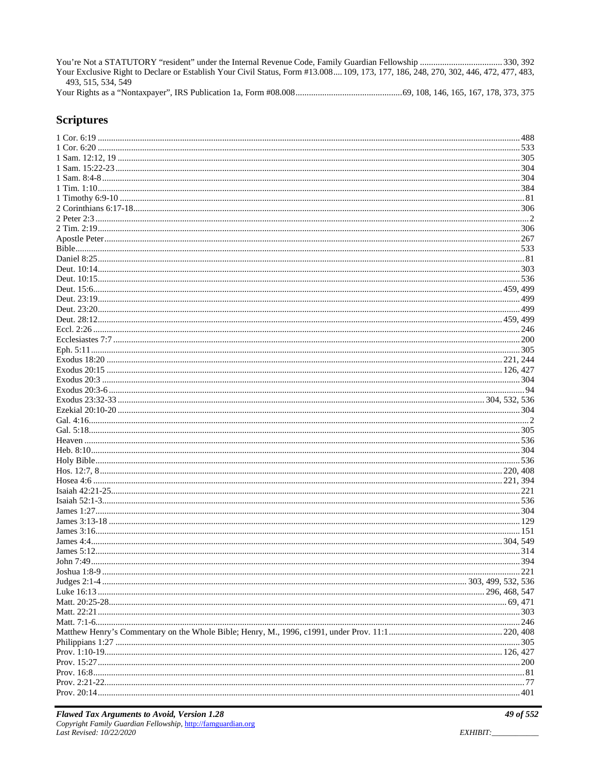You're Not a STATUTORY "resident" under the Internal Revenue Code, Family Guardian Fellowship ..................................... 330, 392
Your Exclusive Right to Declare or Establish Your Civil Status, Form #13.008.... 109, 173, 177, 186, 248, 270, 302, 446, 472, 477, 483, 493, 515, 534, 549
Your Rights as a "Nontaxpayer", IRS Publication 1a, Form #08.008................................................69, 108, 146, 165, 167, 178, 373, 375

## Scriptures

1 Cor. 6:19 ........................................................................................................................................................................ 488
1 Cor. 6:20 ........................................................................................................................................................................ 533
1 Sam. 12:12, 19 ................................................................................................................................................................ 305
1 Sam. 15:22-23 ................................................................................................................................................................ 304
1 Sam. 8:4-8 ...................................................................................................................................................................... 304
1 Tim. 1:10 ........................................................................................................................................................................ 384
1 Timothy 6:9-10 ................................................................................................................................................................ 81
2 Corinthians 6:17-18 ........................................................................................................................................................ 306
2 Peter 2:3 ............................................................................................................................................................................ 2
2 Tim. 2:19 ........................................................................................................................................................................ 306
Apostle Peter ..................................................................................................................................................................... 267
Bible .................................................................................................................................................................................. 533
Daniel 8:25 .......................................................................................................................................................................... 81
Deut. 10:14 ........................................................................................................................................................................ 303
Deut. 10:15 ........................................................................................................................................................................ 536
Deut. 15:6 ................................................................................................................................................................. 459, 499
Deut. 23:19 ........................................................................................................................................................................ 499
Deut. 23:20 ........................................................................................................................................................................ 499
Deut. 28:12 ............................................................................................................................................................... 459, 499
Eccl. 2:26 .......................................................................................................................................................................... 246
Ecclesiastes 7:7 ................................................................................................................................................................. 200
Eph. 5:11 ........................................................................................................................................................................... 305
Exodus 18:20 ............................................................................................................................................................ 221, 244
Exodus 20:15 ............................................................................................................................................................ 126, 427
Exodus 20:3 ...................................................................................................................................................................... 304
Exodus 20:3-6 ...................................................................................................................................................................... 94
Exodus 23:32-33 ............................................................................................................................................... 304, 532, 536
Ezekial 20:10-20 ............................................................................................................................................................... 304
Gal. 4:16 ................................................................................................................................................................................ 2
Gal. 5:18 ............................................................................................................................................................................ 305
Heaven .............................................................................................................................................................................. 536
Heb. 8:10 ........................................................................................................................................................................... 304
Holy Bible ......................................................................................................................................................................... 536
Hos. 12:7, 8 .............................................................................................................................................................. 220, 408
Hosea 4:6 .................................................................................................................................................................. 221, 394
Isaiah 42:21-25 .................................................................................................................................................................. 221
Isaiah 52:1-3 ...................................................................................................................................................................... 536
James 1:27 ......................................................................................................................................................................... 304
James 3:13-18 .................................................................................................................................................................... 129
James 3:16 ......................................................................................................................................................................... 151
James 4:4 .................................................................................................................................................................. 304, 549
James 5:12 ......................................................................................................................................................................... 314
John 7:49 ........................................................................................................................................................................... 394
Joshua 1:8-9 ...................................................................................................................................................................... 221
Judges 2:1-4 ............................................................................................................................................... 303, 499, 532, 536
Luke 16:13 ....................................................................................................................................................... 296, 468, 547
Matt. 20:25-28 ............................................................................................................................................................ 69, 471
Matt. 22:21 ........................................................................................................................................................................ 303
Matt. 7:1-6 ......................................................................................................................................................................... 246
Matthew Henry's Commentary on the Whole Bible; Henry, M., 1996, c1991, under Prov. 11:1 .................................................. 220, 408
Philippians 1:27 ................................................................................................................................................................. 305
Prov. 1:10-19 ............................................................................................................................................................. 126, 427
Prov. 15:27 ........................................................................................................................................................................ 200
Prov. 16:8 ............................................................................................................................................................................ 81
Prov. 2:21-22 ....................................................................................................................................................................... 77
Prov. 20:14 ........................................................................................................................................................................ 401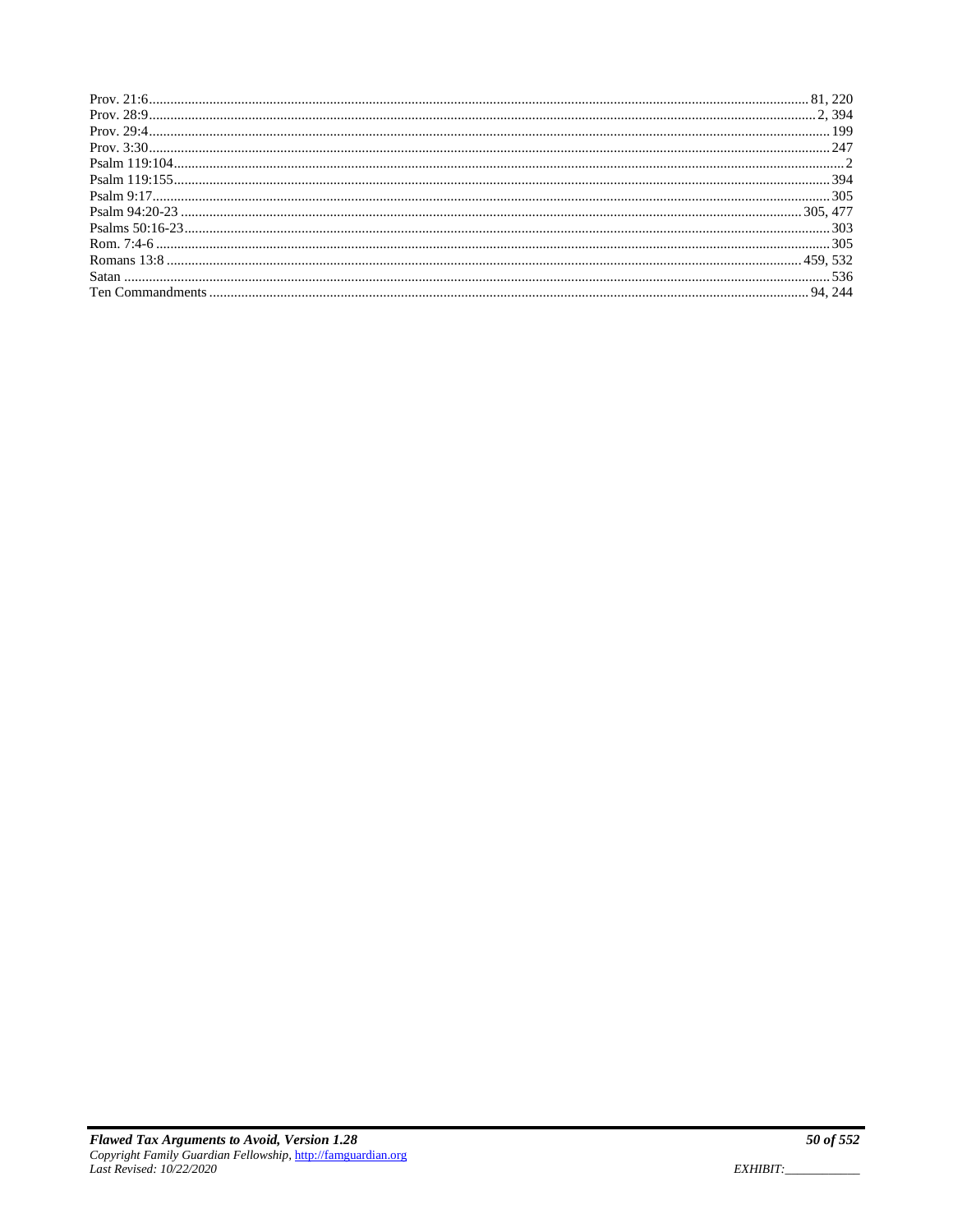Prov. 21:6 .......... 81, 220
Prov. 28:9 .......... 2, 394
Prov. 29:4 .......... 199
Prov. 3:30 .......... 247
Psalm 119:104 .......... 2
Psalm 119:155 .......... 394
Psalm 9:17 .......... 305
Psalm 94:20-23 .......... 305, 477
Psalms 50:16-23 .......... 303
Rom. 7:4-6 .......... 305
Romans 13:8 .......... 459, 532
Satan .......... 536
Ten Commandments .......... 94, 244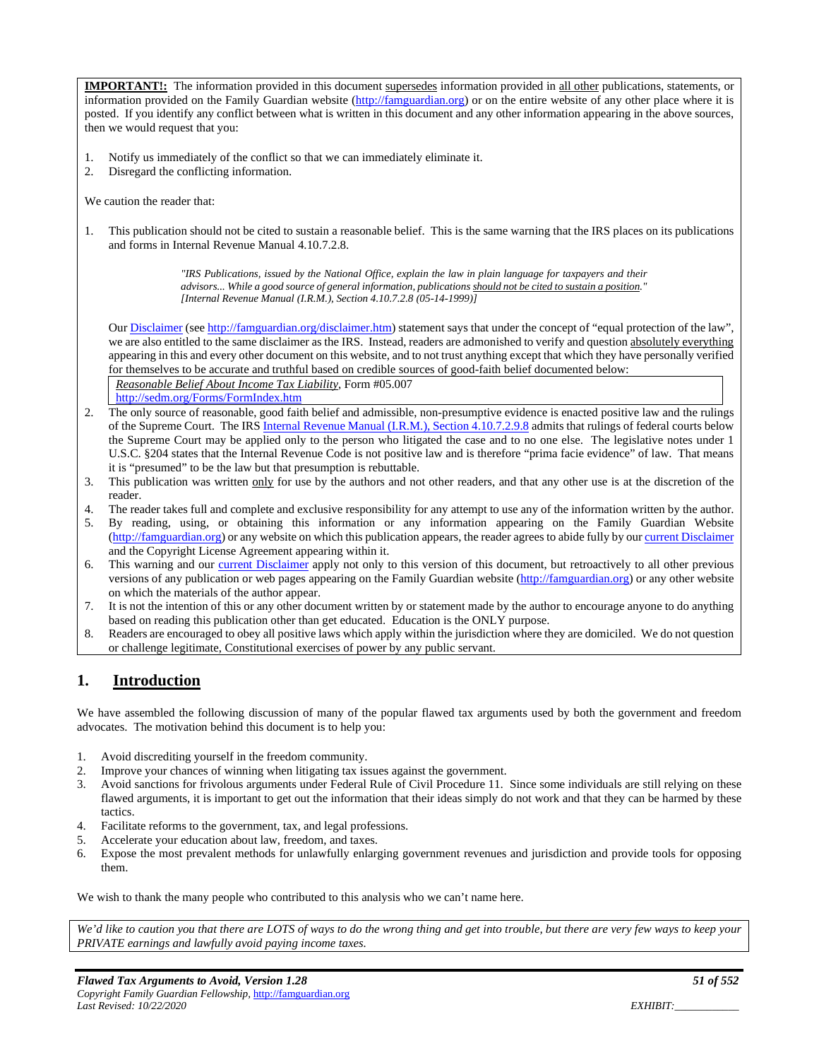**IMPORTANT!:** The information provided in this document supersedes information provided in all other publications, statements, or information provided on the Family Guardian website (http://famguardian.org) or on the entire website of any other place where it is posted. If you identify any conflict between what is written in this document and any other information appearing in the above sources, then we would request that you:

1. Notify us immediately of the conflict so that we can immediately eliminate it.
2. Disregard the conflicting information.

We caution the reader that:

1. This publication should not be cited to sustain a reasonable belief. This is the same warning that the IRS places on its publications and forms in Internal Revenue Manual 4.10.7.2.8.

   > *"IRS Publications, issued by the National Office, explain the law in plain language for taxpayers and their advisors... While a good source of general information, publications should not be cited to sustain a position."*
   > *[Internal Revenue Manual (I.R.M.), Section 4.10.7.2.8 (05-14-1999)]*

   Our Disclaimer (see http://famguardian.org/disclaimer.htm) statement says that under the concept of "equal protection of the law", we are also entitled to the same disclaimer as the IRS. Instead, readers are admonished to verify and question absolutely everything appearing in this and every other document on this website, and to not trust anything except that which they have personally verified for themselves to be accurate and truthful based on credible sources of good-faith belief documented below:

   | *Reasonable Belief About Income Tax Liability*, Form #05.007 http://sedm.org/Forms/FormIndex.htm |
   |---|

2. The only source of reasonable, good faith belief and admissible, non-presumptive evidence is enacted positive law and the rulings of the Supreme Court. The IRS Internal Revenue Manual (I.R.M.), Section 4.10.7.2.9.8 admits that rulings of federal courts below the Supreme Court may be applied only to the person who litigated the case and to no one else. The legislative notes under 1 U.S.C. §204 states that the Internal Revenue Code is not positive law and is therefore "prima facie evidence" of law. That means it is "presumed" to be the law but that presumption is rebuttable.
3. This publication was written only for use by the authors and not other readers, and that any other use is at the discretion of the reader.
4. The reader takes full and complete and exclusive responsibility for any attempt to use any of the information written by the author.
5. By reading, using, or obtaining this information or any information appearing on the Family Guardian Website (http://famguardian.org) or any website on which this publication appears, the reader agrees to abide fully by our current Disclaimer and the Copyright License Agreement appearing within it.
6. This warning and our current Disclaimer apply not only to this version of this document, but retroactively to all other previous versions of any publication or web pages appearing on the Family Guardian website (http://famguardian.org) or any other website on which the materials of the author appear.
7. It is not the intention of this or any other document written by or statement made by the author to encourage anyone to do anything based on reading this publication other than get educated. Education is the ONLY purpose.
8. Readers are encouraged to obey all positive laws which apply within the jurisdiction where they are domiciled. We do not question or challenge legitimate, Constitutional exercises of power by any public servant.

# 1. Introduction

We have assembled the following discussion of many of the popular flawed tax arguments used by both the government and freedom advocates. The motivation behind this document is to help you:

1. Avoid discrediting yourself in the freedom community.
2. Improve your chances of winning when litigating tax issues against the government.
3. Avoid sanctions for frivolous arguments under Federal Rule of Civil Procedure 11. Since some individuals are still relying on these flawed arguments, it is important to get out the information that their ideas simply do not work and that they can be harmed by these tactics.
4. Facilitate reforms to the government, tax, and legal professions.
5. Accelerate your education about law, freedom, and taxes.
6. Expose the most prevalent methods for unlawfully enlarging government revenues and jurisdiction and provide tools for opposing them.

We wish to thank the many people who contributed to this analysis who we can't name here.

| *We'd like to caution you that there are LOTS of ways to do the wrong thing and get into trouble, but there are very few ways to keep your PRIVATE earnings and lawfully avoid paying income taxes.* |
|---|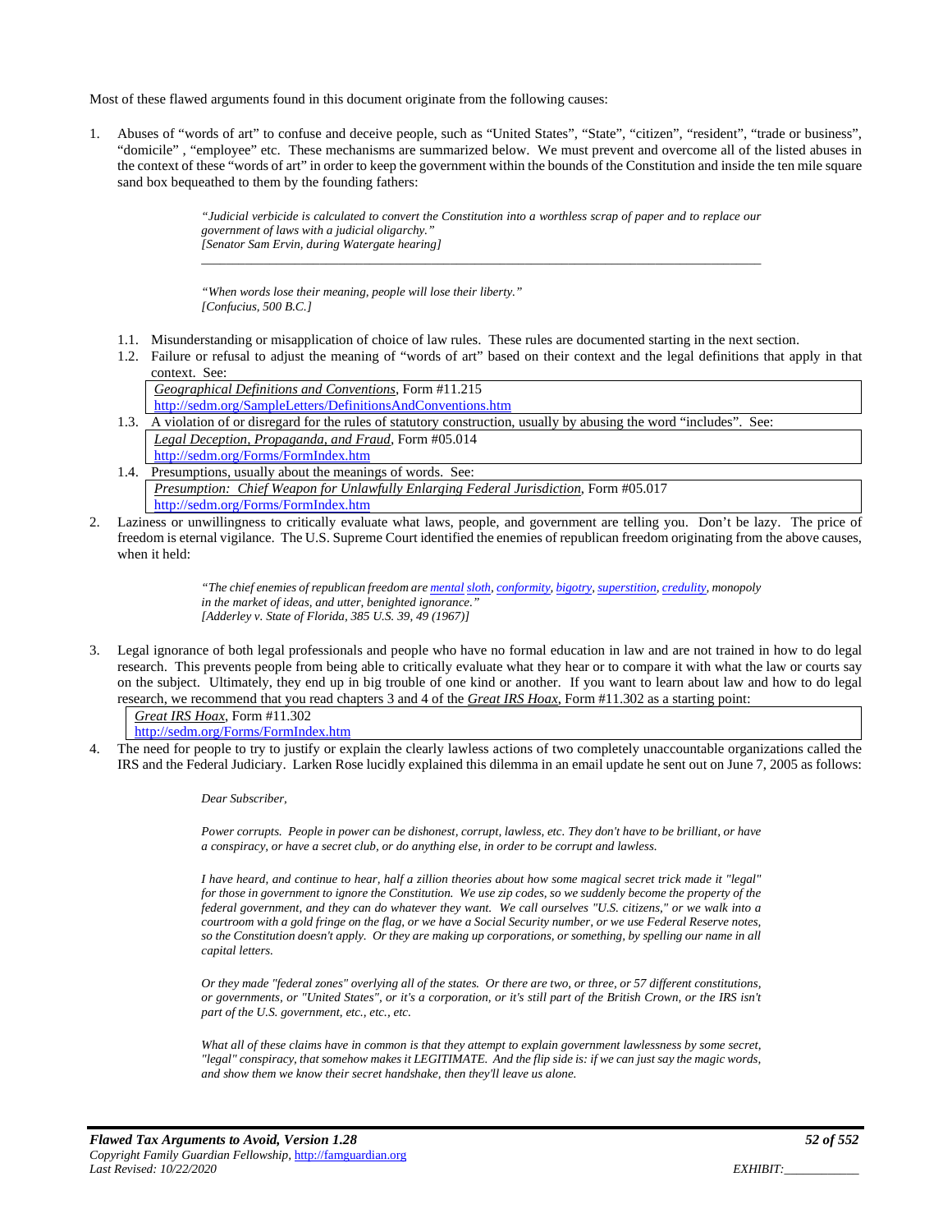Most of these flawed arguments found in this document originate from the following causes:

1. Abuses of "words of art" to confuse and deceive people, such as "United States", "State", "citizen", "resident", "trade or business", "domicile" , "employee" etc. These mechanisms are summarized below. We must prevent and overcome all of the listed abuses in the context of these "words of art" in order to keep the government within the bounds of the Constitution and inside the ten mile square sand box bequeathed to them by the founding fathers:

   > *"Judicial verbicide is calculated to convert the Constitution into a worthless scrap of paper and to replace our government of laws with a judicial oligarchy."*
   > *[Senator Sam Ervin, during Watergate hearing]*

   ---

   > *"When words lose their meaning, people will lose their liberty."*
   > *[Confucius, 500 B.C.]*

   1.1. Misunderstanding or misapplication of choice of law rules. These rules are documented starting in the next section.
   1.2. Failure or refusal to adjust the meaning of "words of art" based on their context and the legal definitions that apply in that context. See:

   | *Geographical Definitions and Conventions*, Form #11.215 http://sedm.org/SampleLetters/DefinitionsAndConventions.htm |
   |---|

   1.3. A violation of or disregard for the rules of statutory construction, usually by abusing the word "includes". See:

   | *Legal Deception, Propaganda, and Fraud*, Form #05.014 http://sedm.org/Forms/FormIndex.htm |
   |---|

   1.4. Presumptions, usually about the meanings of words. See:

   | *Presumption: Chief Weapon for Unlawfully Enlarging Federal Jurisdiction*, Form #05.017 http://sedm.org/Forms/FormIndex.htm |
   |---|

2. Laziness or unwillingness to critically evaluate what laws, people, and government are telling you. Don't be lazy. The price of freedom is eternal vigilance. The U.S. Supreme Court identified the enemies of republican freedom originating from the above causes, when it held:

   > *"The chief enemies of republican freedom are mental sloth, conformity, bigotry, superstition, credulity, monopoly in the market of ideas, and utter, benighted ignorance."*
   > *[Adderley v. State of Florida, 385 U.S. 39, 49 (1967)]*

3. Legal ignorance of both legal professionals and people who have no formal education in law and are not trained in how to do legal research. This prevents people from being able to critically evaluate what they hear or to compare it with what the law or courts say on the subject. Ultimately, they end up in big trouble of one kind or another. If you want to learn about law and how to do legal research, we recommend that you read chapters 3 and 4 of the *Great IRS Hoax*, Form #11.302 as a starting point:

   | *Great IRS Hoax*, Form #11.302 http://sedm.org/Forms/FormIndex.htm |
   |---|

4. The need for people to try to justify or explain the clearly lawless actions of two completely unaccountable organizations called the IRS and the Federal Judiciary. Larken Rose lucidly explained this dilemma in an email update he sent out on June 7, 2005 as follows:

   > *Dear Subscriber,*
   >
   > *Power corrupts. People in power can be dishonest, corrupt, lawless, etc. They don't have to be brilliant, or have a conspiracy, or have a secret club, or do anything else, in order to be corrupt and lawless.*
   >
   > *I have heard, and continue to hear, half a zillion theories about how some magical secret trick made it "legal" for those in government to ignore the Constitution. We use zip codes, so we suddenly become the property of the federal government, and they can do whatever they want. We call ourselves "U.S. citizens," or we walk into a courtroom with a gold fringe on the flag, or we have a Social Security number, or we use Federal Reserve notes, so the Constitution doesn't apply. Or they are making up corporations, or something, by spelling our name in all capital letters.*
   >
   > *Or they made "federal zones" overlying all of the states. Or there are two, or three, or 57 different constitutions, or governments, or "United States", or it's a corporation, or it's still part of the British Crown, or the IRS isn't part of the U.S. government, etc., etc., etc.*
   >
   > *What all of these claims have in common is that they attempt to explain government lawlessness by some secret, "legal" conspiracy, that somehow makes it LEGITIMATE. And the flip side is: if we can just say the magic words, and show them we know their secret handshake, then they'll leave us alone.*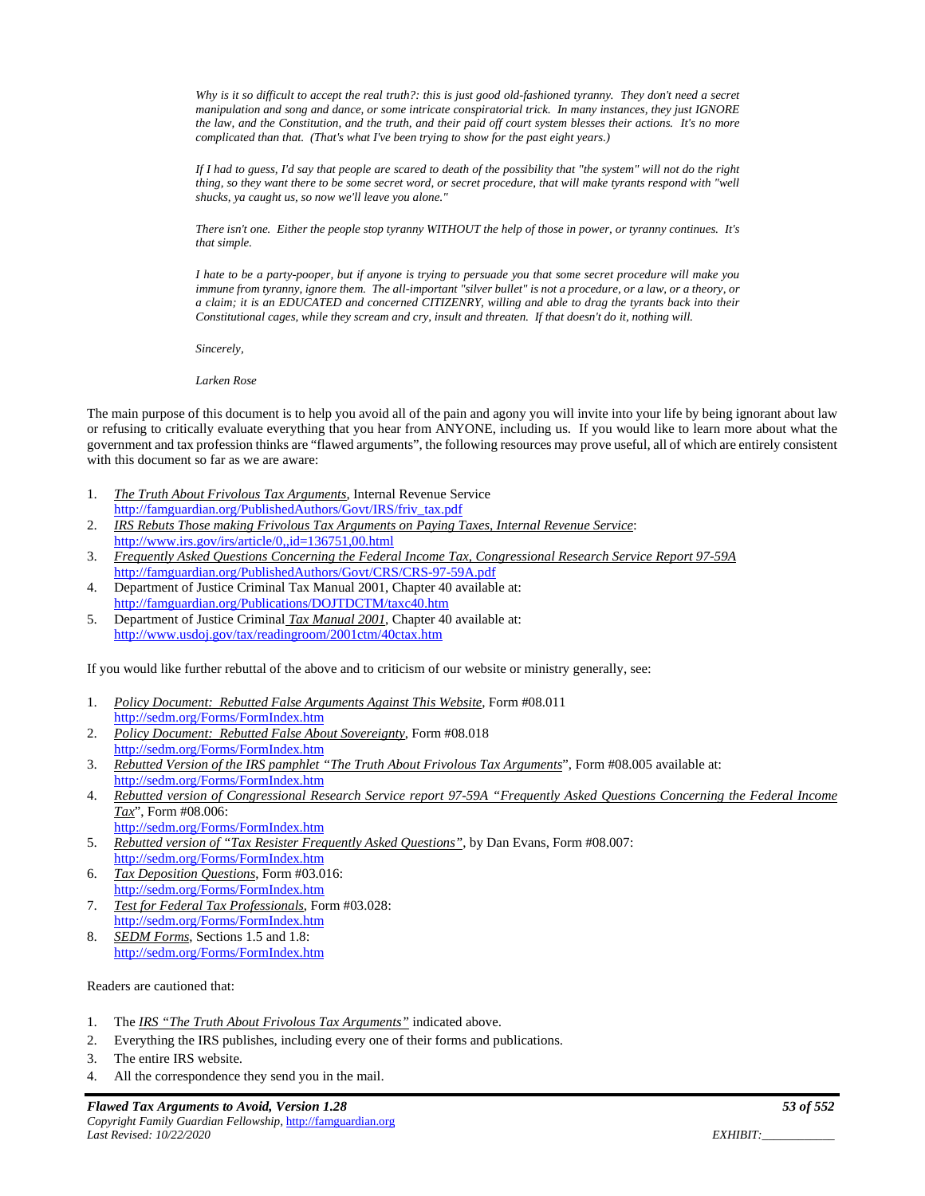*Why is it so difficult to accept the real truth?: this is just good old-fashioned tyranny. They don't need a secret manipulation and song and dance, or some intricate conspiratorial trick. In many instances, they just IGNORE the law, and the Constitution, and the truth, and their paid off court system blesses their actions. It's no more complicated than that. (That's what I've been trying to show for the past eight years.)*

*If I had to guess, I'd say that people are scared to death of the possibility that "the system" will not do the right thing, so they want there to be some secret word, or secret procedure, that will make tyrants respond with "well shucks, ya caught us, so now we'll leave you alone."*

*There isn't one. Either the people stop tyranny WITHOUT the help of those in power, or tyranny continues. It's that simple.*

*I hate to be a party-pooper, but if anyone is trying to persuade you that some secret procedure will make you immune from tyranny, ignore them. The all-important "silver bullet" is not a procedure, or a law, or a theory, or a claim; it is an EDUCATED and concerned CITIZENRY, willing and able to drag the tyrants back into their Constitutional cages, while they scream and cry, insult and threaten. If that doesn't do it, nothing will.*

*Sincerely,*

*Larken Rose*

The main purpose of this document is to help you avoid all of the pain and agony you will invite into your life by being ignorant about law or refusing to critically evaluate everything that you hear from ANYONE, including us. If you would like to learn more about what the government and tax profession thinks are "flawed arguments", the following resources may prove useful, all of which are entirely consistent with this document so far as we are aware:

1. *The Truth About Frivolous Tax Arguments*, Internal Revenue Service
http://famguardian.org/PublishedAuthors/Govt/IRS/friv_tax.pdf
2. *IRS Rebuts Those making Frivolous Tax Arguments on Paying Taxes, Internal Revenue Service*:
http://www.irs.gov/irs/article/0,,id=136751,00.html
3. *Frequently Asked Questions Concerning the Federal Income Tax, Congressional Research Service Report 97-59A*
http://famguardian.org/PublishedAuthors/Govt/CRS/CRS-97-59A.pdf
4. Department of Justice Criminal Tax Manual 2001, Chapter 40 available at:
http://famguardian.org/Publications/DOJTDCTM/taxc40.htm
5. Department of Justice Criminal *Tax Manual 2001*, Chapter 40 available at:
http://www.usdoj.gov/tax/readingroom/2001ctm/40ctax.htm

If you would like further rebuttal of the above and to criticism of our website or ministry generally, see:

1. *Policy Document: Rebutted False Arguments Against This Website*, Form #08.011
http://sedm.org/Forms/FormIndex.htm
2. *Policy Document: Rebutted False About Sovereignty*, Form #08.018
http://sedm.org/Forms/FormIndex.htm
3. *Rebutted Version of the IRS pamphlet "The Truth About Frivolous Tax Arguments"*, Form #08.005 available at:
http://sedm.org/Forms/FormIndex.htm
4. *Rebutted version of Congressional Research Service report 97-59A "Frequently Asked Questions Concerning the Federal Income Tax"*, Form #08.006:
http://sedm.org/Forms/FormIndex.htm
5. *Rebutted version of "Tax Resister Frequently Asked Questions"*, by Dan Evans, Form #08.007:
http://sedm.org/Forms/FormIndex.htm
6. *Tax Deposition Questions*, Form #03.016:
http://sedm.org/Forms/FormIndex.htm
7. *Test for Federal Tax Professionals*, Form #03.028:
http://sedm.org/Forms/FormIndex.htm
8. *SEDM Forms*, Sections 1.5 and 1.8:
http://sedm.org/Forms/FormIndex.htm

Readers are cautioned that:

1. The *IRS "The Truth About Frivolous Tax Arguments"* indicated above.
2. Everything the IRS publishes, including every one of their forms and publications.
3. The entire IRS website.
4. All the correspondence they send you in the mail.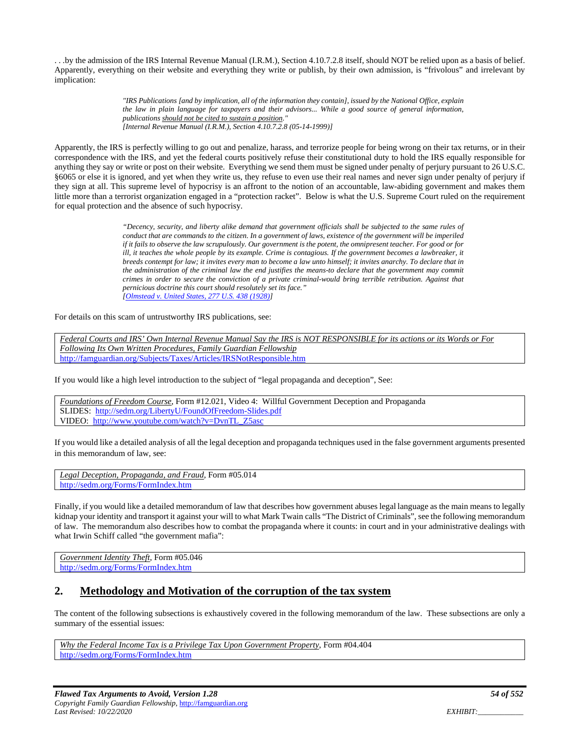. . .by the admission of the IRS Internal Revenue Manual (I.R.M.), Section 4.10.7.2.8 itself, should NOT be relied upon as a basis of belief. Apparently, everything on their website and everything they write or publish, by their own admission, is "frivolous" and irrelevant by implication:

> *"IRS Publications [and by implication, all of the information they contain], issued by the National Office, explain the law in plain language for taxpayers and their advisors... While a good source of general information, publications should not be cited to sustain a position."*
> *[Internal Revenue Manual (I.R.M.), Section 4.10.7.2.8 (05-14-1999)]*

Apparently, the IRS is perfectly willing to go out and penalize, harass, and terrorize people for being wrong on their tax returns, or in their correspondence with the IRS, and yet the federal courts positively refuse their constitutional duty to hold the IRS equally responsible for anything they say or write or post on their website. Everything we send them must be signed under penalty of perjury pursuant to 26 U.S.C. §6065 or else it is ignored, and yet when they write us, they refuse to even use their real names and never sign under penalty of perjury if they sign at all. This supreme level of hypocrisy is an affront to the notion of an accountable, law-abiding government and makes them little more than a terrorist organization engaged in a "protection racket". Below is what the U.S. Supreme Court ruled on the requirement for equal protection and the absence of such hypocrisy.

> *"Decency, security, and liberty alike demand that government officials shall be subjected to the same rules of conduct that are commands to the citizen. In a government of laws, existence of the government will be imperiled if it fails to observe the law scrupulously. Our government is the potent, the omnipresent teacher. For good or for ill, it teaches the whole people by its example. Crime is contagious. If the government becomes a lawbreaker, it breeds contempt for law; it invites every man to become a law unto himself; it invites anarchy. To declare that in the administration of the criminal law the end justifies the means-to declare that the government may commit crimes in order to secure the conviction of a private criminal-would bring terrible retribution. Against that pernicious doctrine this court should resolutely set its face."*
> *[Olmstead v. United States, 277 U.S. 438 (1928)]*

For details on this scam of untrustworthy IRS publications, see:

> *Federal Courts and IRS' Own Internal Revenue Manual Say the IRS is NOT RESPONSIBLE for its actions or its Words or For Following Its Own Written Procedures, Family Guardian Fellowship*
> http://famguardian.org/Subjects/Taxes/Articles/IRSNotResponsible.htm

If you would like a high level introduction to the subject of "legal propaganda and deception", See:

> *Foundations of Freedom Course*, Form #12.021, Video 4: Willful Government Deception and Propaganda
> SLIDES: http://sedm.org/LibertyU/FoundOfFreedom-Slides.pdf
> VIDEO: http://www.youtube.com/watch?v=DvnTL_Z5asc

If you would like a detailed analysis of all the legal deception and propaganda techniques used in the false government arguments presented in this memorandum of law, see:

> *Legal Deception, Propaganda, and Fraud*, Form #05.014
> http://sedm.org/Forms/FormIndex.htm

Finally, if you would like a detailed memorandum of law that describes how government abuses legal language as the main means to legally kidnap your identity and transport it against your will to what Mark Twain calls "The District of Criminals", see the following memorandum of law. The memorandum also describes how to combat the propaganda where it counts: in court and in your administrative dealings with what Irwin Schiff called "the government mafia":

> *Government Identity Theft*, Form #05.046
> http://sedm.org/Forms/FormIndex.htm

## 2. Methodology and Motivation of the corruption of the tax system

The content of the following subsections is exhaustively covered in the following memorandum of the law. These subsections are only a summary of the essential issues:

> *Why the Federal Income Tax is a Privilege Tax Upon Government Property*, Form #04.404
> http://sedm.org/Forms/FormIndex.htm